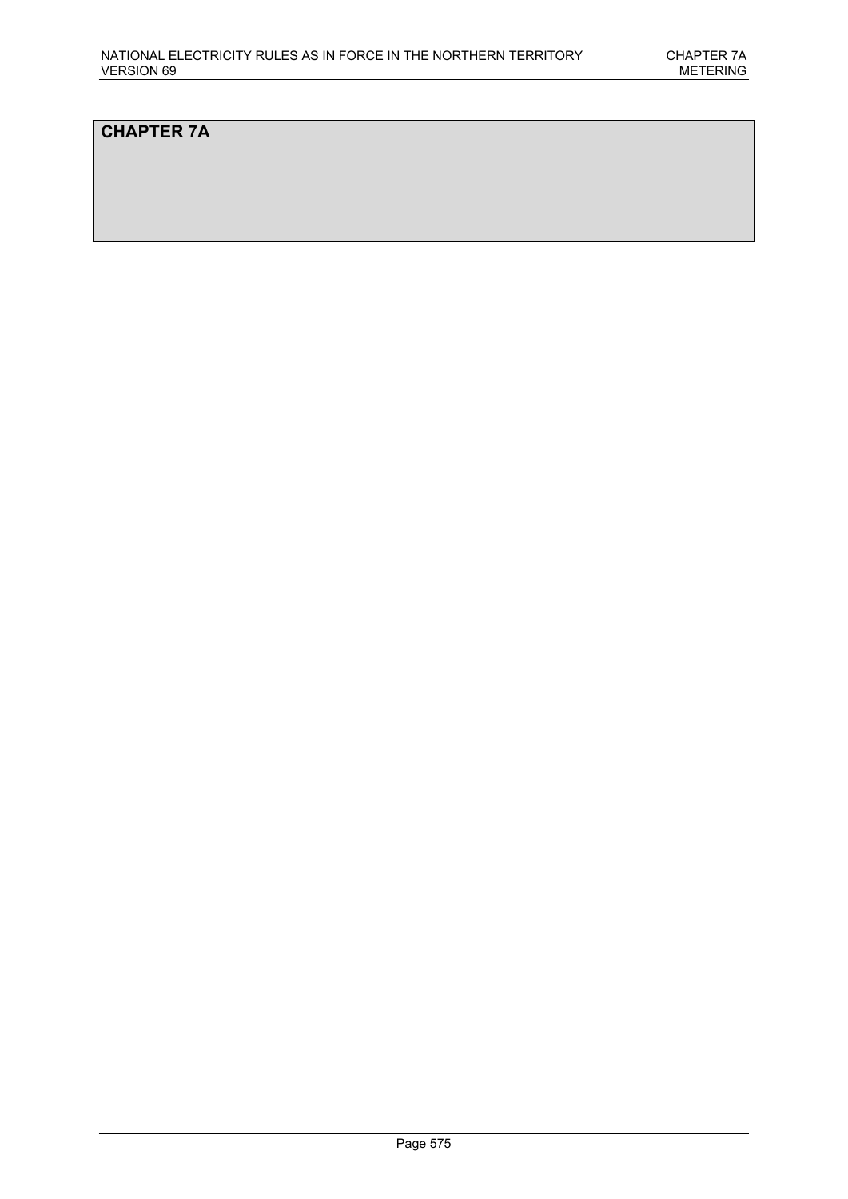# CHAPTER 7A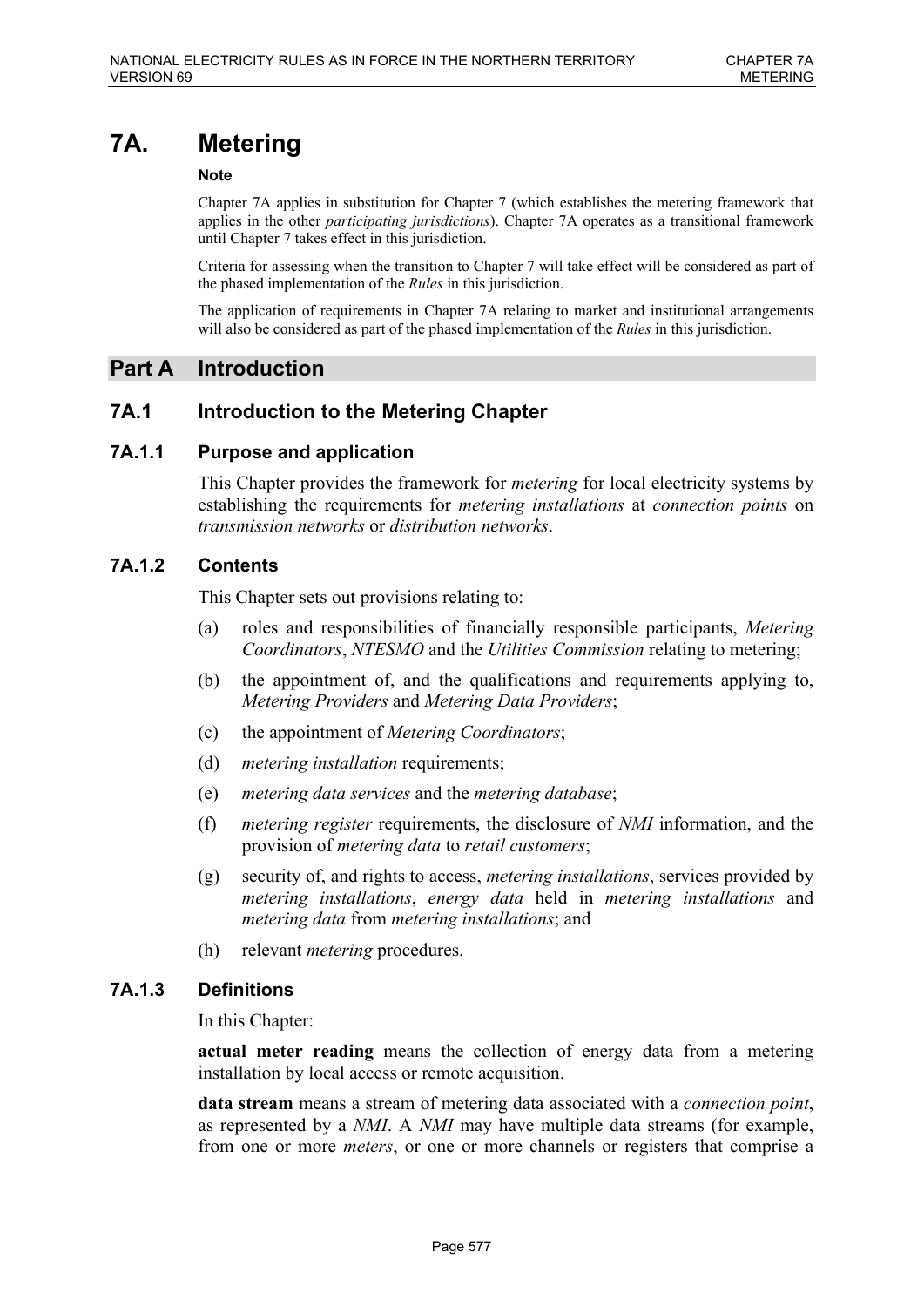# 7A. Metering

**Note**

Chapter 7A applies in substitution for Chapter 7 (which establishes the metering framework that applies in the other *participating jurisdictions*). Chapter 7A operates as a transitional framework until Chapter 7 takes effect in this jurisdiction.

Criteria for assessing when the transition to Chapter 7 will take effect will be considered as part of the phased implementation of the *Rules* in this jurisdiction.

The application of requirements in Chapter 7A relating to market and institutional arrangements will also be considered as part of the phased implementation of the *Rules* in this jurisdiction.

## Part A Introduction

### 7A.1 Introduction to the Metering Chapter

#### 7A.1.1 Purpose and application

This Chapter provides the framework for *metering* for local electricity systems by establishing the requirements for *metering installations* at *connection points* on *transmission networks* or *distribution networks*.

#### 7A.1.2 Contents

This Chapter sets out provisions relating to:

(a) roles and responsibilities of financially responsible participants, *Metering Coordinators*, *NTESMO* and the *Utilities Commission* relating to metering;

(b) the appointment of, and the qualifications and requirements applying to, *Metering Providers* and *Metering Data Providers*;

(c) the appointment of *Metering Coordinators*;

(d) *metering installation* requirements;

(e) *metering data services* and the *metering database*;

(f) *metering register* requirements, the disclosure of *NMI* information, and the provision of *metering data* to *retail customers*;

(g) security of, and rights to access, *metering installations*, services provided by *metering installations*, *energy data* held in *metering installations* and *metering data* from *metering installations*; and

(h) relevant *metering* procedures.

#### 7A.1.3 Definitions

In this Chapter:

**actual meter reading** means the collection of energy data from a metering installation by local access or remote acquisition.

**data stream** means a stream of metering data associated with a *connection point*, as represented by a *NMI*. A *NMI* may have multiple data streams (for example, from one or more *meters*, or one or more channels or registers that comprise a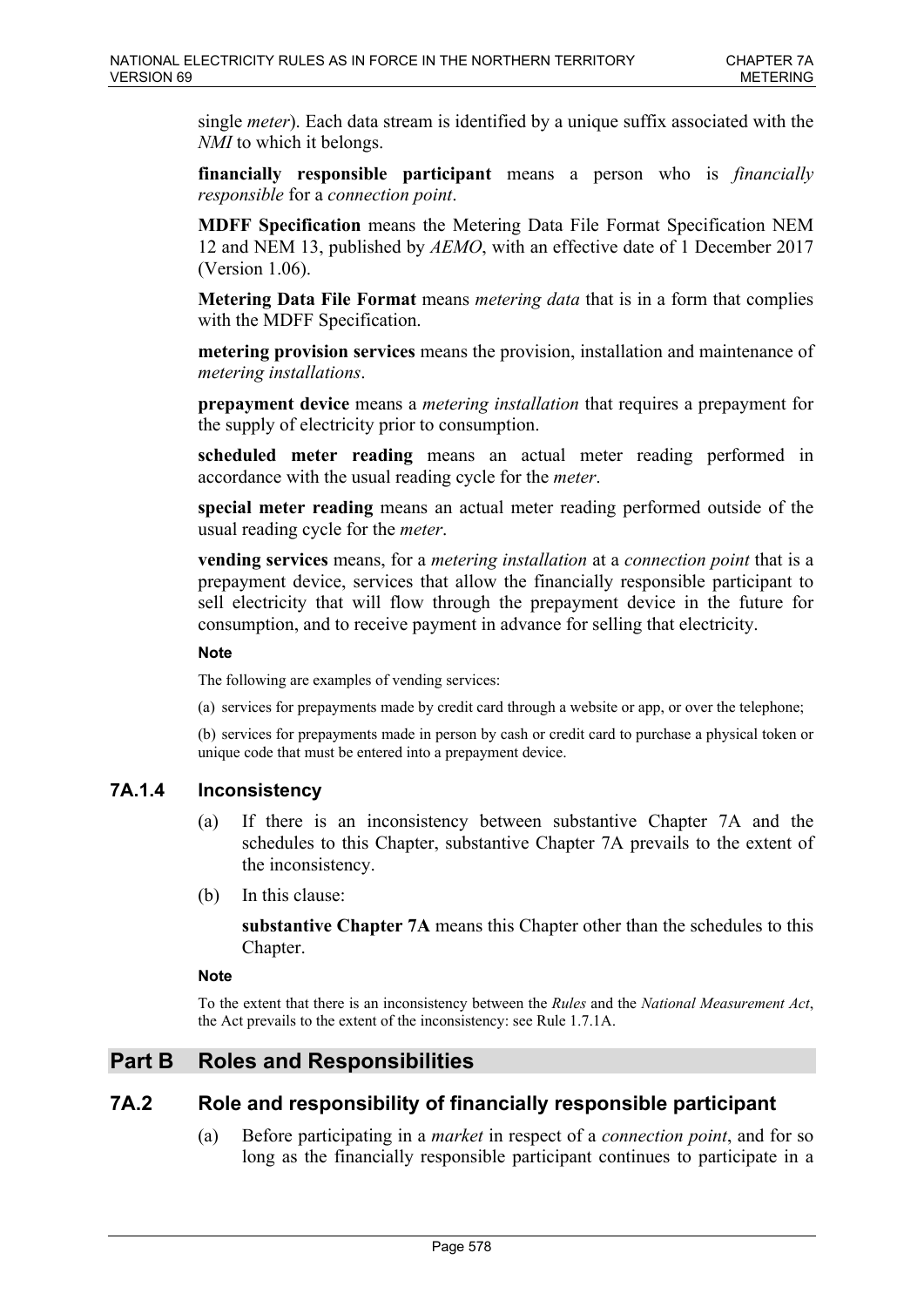single *meter*). Each data stream is identified by a unique suffix associated with the *NMI* to which it belongs.

**financially responsible participant** means a person who is *financially responsible* for a *connection point*.

**MDFF Specification** means the Metering Data File Format Specification NEM 12 and NEM 13, published by *AEMO*, with an effective date of 1 December 2017 (Version 1.06).

**Metering Data File Format** means *metering data* that is in a form that complies with the MDFF Specification.

**metering provision services** means the provision, installation and maintenance of *metering installations*.

**prepayment device** means a *metering installation* that requires a prepayment for the supply of electricity prior to consumption.

**scheduled meter reading** means an actual meter reading performed in accordance with the usual reading cycle for the *meter*.

**special meter reading** means an actual meter reading performed outside of the usual reading cycle for the *meter*.

**vending services** means, for a *metering installation* at a *connection point* that is a prepayment device, services that allow the financially responsible participant to sell electricity that will flow through the prepayment device in the future for consumption, and to receive payment in advance for selling that electricity.

**Note**

The following are examples of vending services:

(a) services for prepayments made by credit card through a website or app, or over the telephone;

(b) services for prepayments made in person by cash or credit card to purchase a physical token or unique code that must be entered into a prepayment device.

### 7A.1.4 Inconsistency

(a) If there is an inconsistency between substantive Chapter 7A and the schedules to this Chapter, substantive Chapter 7A prevails to the extent of the inconsistency.

(b) In this clause:

**substantive Chapter 7A** means this Chapter other than the schedules to this Chapter.

**Note**

To the extent that there is an inconsistency between the *Rules* and the *National Measurement Act*, the Act prevails to the extent of the inconsistency: see Rule 1.7.1A.

## Part B Roles and Responsibilities

## 7A.2 Role and responsibility of financially responsible participant

(a) Before participating in a *market* in respect of a *connection point*, and for so long as the financially responsible participant continues to participate in a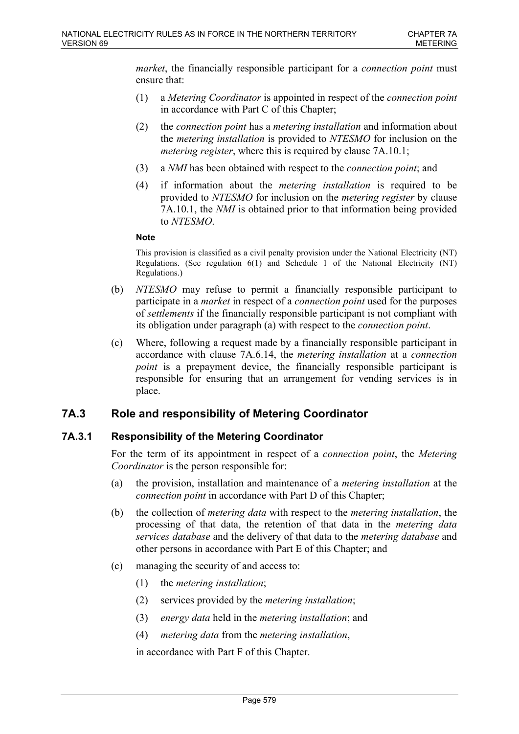*market*, the financially responsible participant for a *connection point* must ensure that:

(1) a *Metering Coordinator* is appointed in respect of the *connection point* in accordance with Part C of this Chapter;

(2) the *connection point* has a *metering installation* and information about the *metering installation* is provided to *NTESMO* for inclusion on the *metering register*, where this is required by clause 7A.10.1;

(3) a *NMI* has been obtained with respect to the *connection point*; and

(4) if information about the *metering installation* is required to be provided to *NTESMO* for inclusion on the *metering register* by clause 7A.10.1, the *NMI* is obtained prior to that information being provided to *NTESMO*.

**Note**

This provision is classified as a civil penalty provision under the National Electricity (NT) Regulations. (See regulation 6(1) and Schedule 1 of the National Electricity (NT) Regulations.)

(b) *NTESMO* may refuse to permit a financially responsible participant to participate in a *market* in respect of a *connection point* used for the purposes of *settlements* if the financially responsible participant is not compliant with its obligation under paragraph (a) with respect to the *connection point*.

(c) Where, following a request made by a financially responsible participant in accordance with clause 7A.6.14, the *metering installation* at a *connection point* is a prepayment device, the financially responsible participant is responsible for ensuring that an arrangement for vending services is in place.

## 7A.3 Role and responsibility of Metering Coordinator

### 7A.3.1 Responsibility of the Metering Coordinator

For the term of its appointment in respect of a *connection point*, the *Metering Coordinator* is the person responsible for:

(a) the provision, installation and maintenance of a *metering installation* at the *connection point* in accordance with Part D of this Chapter;

(b) the collection of *metering data* with respect to the *metering installation*, the processing of that data, the retention of that data in the *metering data services database* and the delivery of that data to the *metering database* and other persons in accordance with Part E of this Chapter; and

(c) managing the security of and access to:

(1) the *metering installation*;

(2) services provided by the *metering installation*;

(3) *energy data* held in the *metering installation*; and

(4) *metering data* from the *metering installation*,

in accordance with Part F of this Chapter.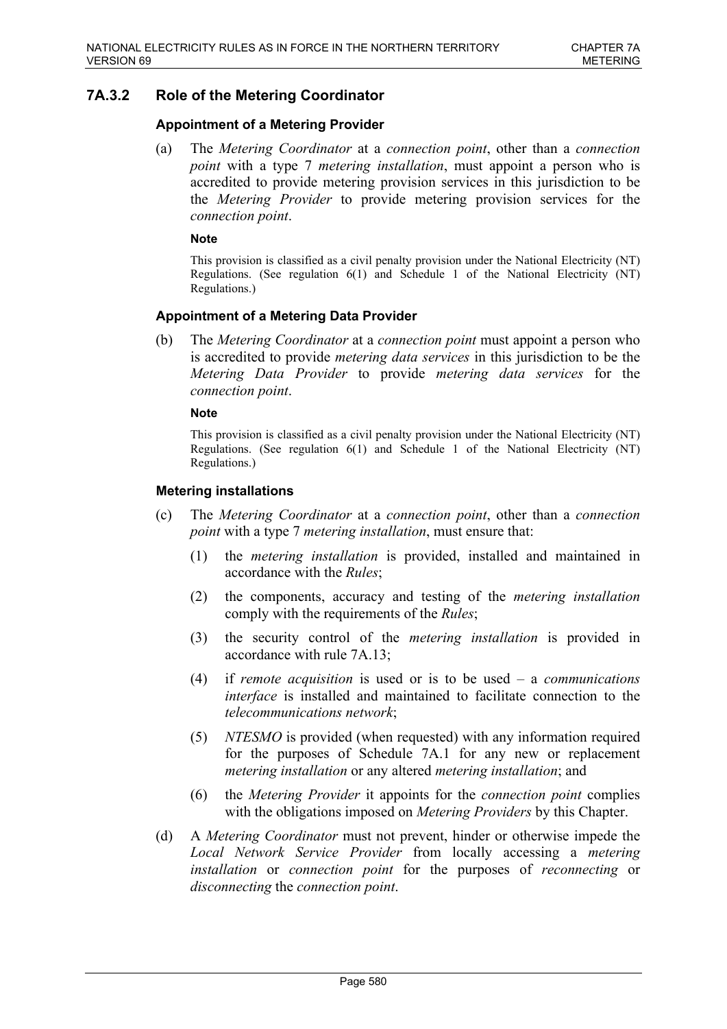## 7A.3.2 Role of the Metering Coordinator

### Appointment of a Metering Provider

(a) The *Metering Coordinator* at a *connection point*, other than a *connection point* with a type 7 *metering installation*, must appoint a person who is accredited to provide metering provision services in this jurisdiction to be the *Metering Provider* to provide metering provision services for the *connection point*.

**Note**

This provision is classified as a civil penalty provision under the National Electricity (NT) Regulations. (See regulation 6(1) and Schedule 1 of the National Electricity (NT) Regulations.)

### Appointment of a Metering Data Provider

(b) The *Metering Coordinator* at a *connection point* must appoint a person who is accredited to provide *metering data services* in this jurisdiction to be the *Metering Data Provider* to provide *metering data services* for the *connection point*.

**Note**

This provision is classified as a civil penalty provision under the National Electricity (NT) Regulations. (See regulation 6(1) and Schedule 1 of the National Electricity (NT) Regulations.)

### Metering installations

(c) The *Metering Coordinator* at a *connection point*, other than a *connection point* with a type 7 *metering installation*, must ensure that:

(1) the *metering installation* is provided, installed and maintained in accordance with the *Rules*;

(2) the components, accuracy and testing of the *metering installation* comply with the requirements of the *Rules*;

(3) the security control of the *metering installation* is provided in accordance with rule 7A.13;

(4) if *remote acquisition* is used or is to be used – a *communications interface* is installed and maintained to facilitate connection to the *telecommunications network*;

(5) *NTESMO* is provided (when requested) with any information required for the purposes of Schedule 7A.1 for any new or replacement *metering installation* or any altered *metering installation*; and

(6) the *Metering Provider* it appoints for the *connection point* complies with the obligations imposed on *Metering Providers* by this Chapter.

(d) A *Metering Coordinator* must not prevent, hinder or otherwise impede the *Local Network Service Provider* from locally accessing a *metering installation* or *connection point* for the purposes of *reconnecting* or *disconnecting* the *connection point*.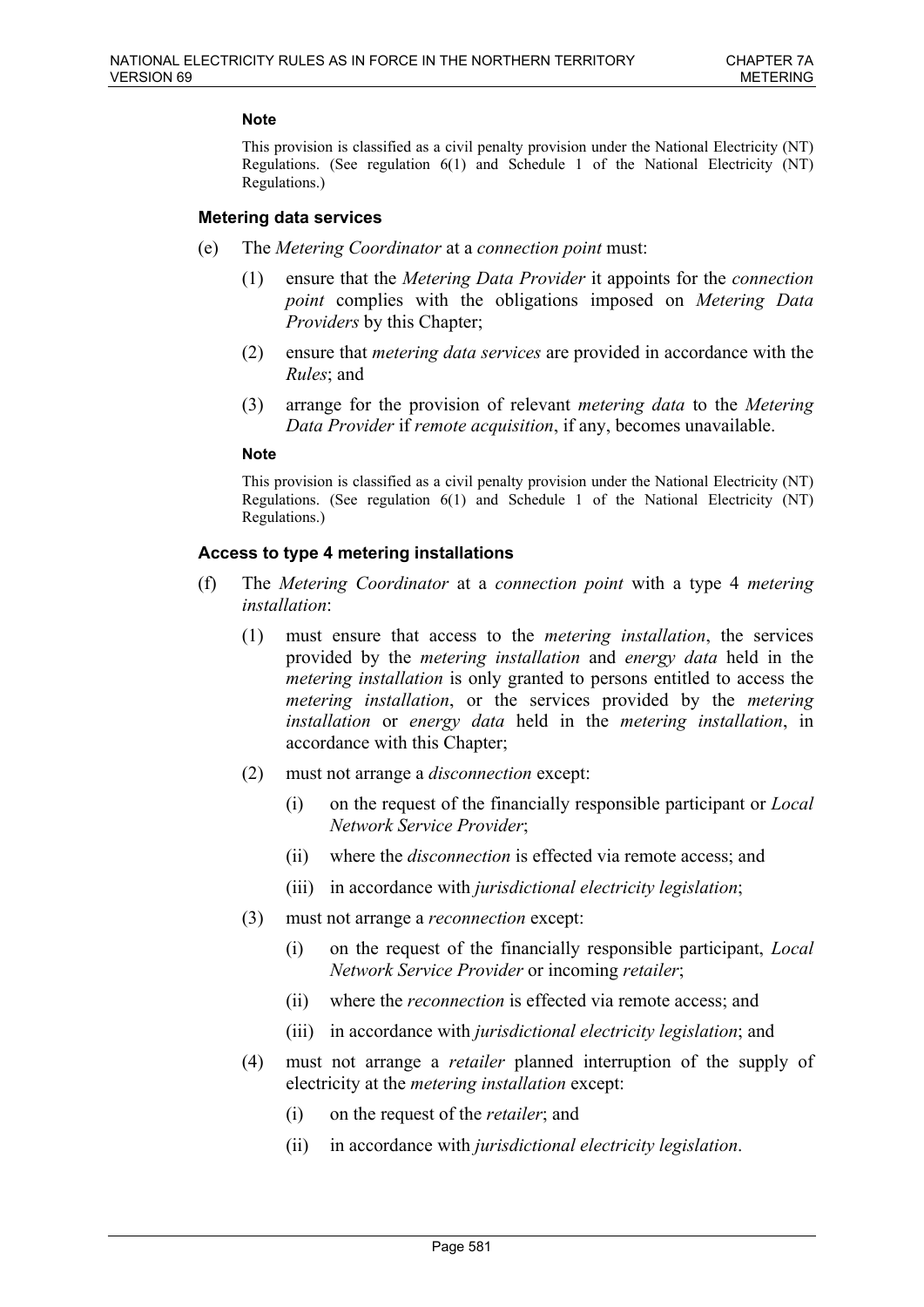**Note**

This provision is classified as a civil penalty provision under the National Electricity (NT) Regulations. (See regulation 6(1) and Schedule 1 of the National Electricity (NT) Regulations.)

### Metering data services

(e) The *Metering Coordinator* at a *connection point* must:

  (1) ensure that the *Metering Data Provider* it appoints for the *connection point* complies with the obligations imposed on *Metering Data Providers* by this Chapter;

  (2) ensure that *metering data services* are provided in accordance with the *Rules*; and

  (3) arrange for the provision of relevant *metering data* to the *Metering Data Provider* if *remote acquisition*, if any, becomes unavailable.

**Note**

This provision is classified as a civil penalty provision under the National Electricity (NT) Regulations. (See regulation 6(1) and Schedule 1 of the National Electricity (NT) Regulations.)

### Access to type 4 metering installations

(f) The *Metering Coordinator* at a *connection point* with a type 4 *metering installation*:

  (1) must ensure that access to the *metering installation*, the services provided by the *metering installation* and *energy data* held in the *metering installation* is only granted to persons entitled to access the *metering installation*, or the services provided by the *metering installation* or *energy data* held in the *metering installation*, in accordance with this Chapter;

  (2) must not arrange a *disconnection* except:

    (i) on the request of the financially responsible participant or *Local Network Service Provider*;

    (ii) where the *disconnection* is effected via remote access; and

    (iii) in accordance with *jurisdictional electricity legislation*;

  (3) must not arrange a *reconnection* except:

    (i) on the request of the financially responsible participant, *Local Network Service Provider* or incoming *retailer*;

    (ii) where the *reconnection* is effected via remote access; and

    (iii) in accordance with *jurisdictional electricity legislation*; and

  (4) must not arrange a *retailer* planned interruption of the supply of electricity at the *metering installation* except:

    (i) on the request of the *retailer*; and

    (ii) in accordance with *jurisdictional electricity legislation*.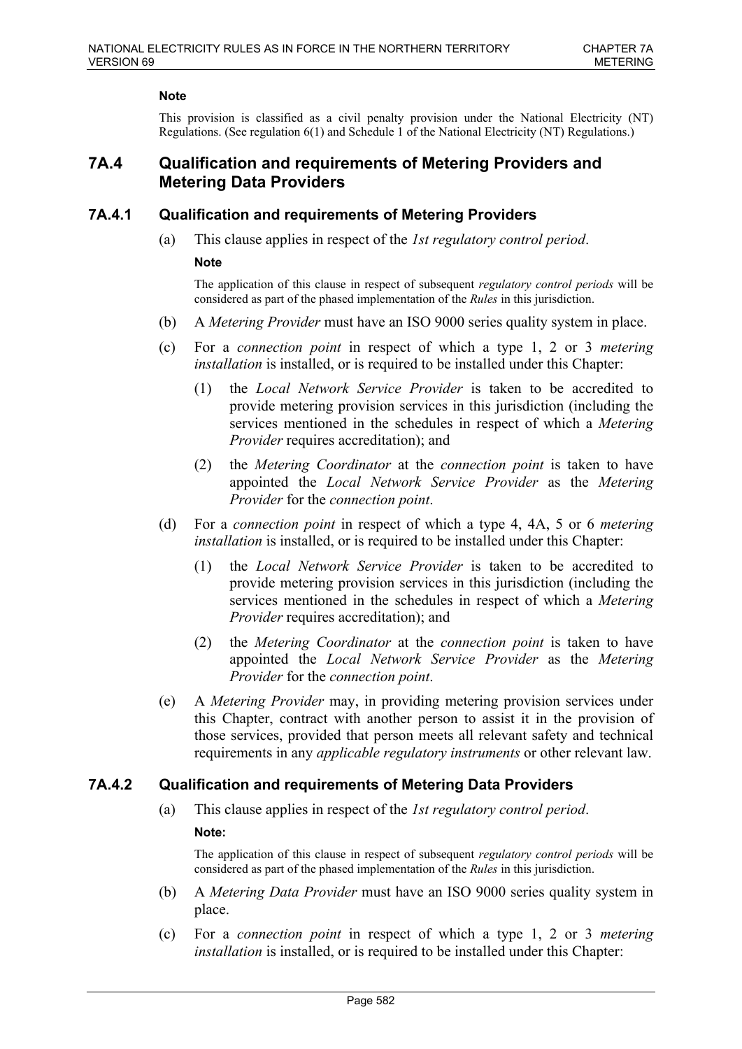**Note**

This provision is classified as a civil penalty provision under the National Electricity (NT) Regulations. (See regulation 6(1) and Schedule 1 of the National Electricity (NT) Regulations.)

## 7A.4 Qualification and requirements of Metering Providers and Metering Data Providers

### 7A.4.1 Qualification and requirements of Metering Providers

(a) This clause applies in respect of the *1st regulatory control period*.

**Note**

The application of this clause in respect of subsequent *regulatory control periods* will be considered as part of the phased implementation of the *Rules* in this jurisdiction.

(b) A *Metering Provider* must have an ISO 9000 series quality system in place.

(c) For a *connection point* in respect of which a type 1, 2 or 3 *metering installation* is installed, or is required to be installed under this Chapter:

(1) the *Local Network Service Provider* is taken to be accredited to provide metering provision services in this jurisdiction (including the services mentioned in the schedules in respect of which a *Metering Provider* requires accreditation); and

(2) the *Metering Coordinator* at the *connection point* is taken to have appointed the *Local Network Service Provider* as the *Metering Provider* for the *connection point*.

(d) For a *connection point* in respect of which a type 4, 4A, 5 or 6 *metering installation* is installed, or is required to be installed under this Chapter:

(1) the *Local Network Service Provider* is taken to be accredited to provide metering provision services in this jurisdiction (including the services mentioned in the schedules in respect of which a *Metering Provider* requires accreditation); and

(2) the *Metering Coordinator* at the *connection point* is taken to have appointed the *Local Network Service Provider* as the *Metering Provider* for the *connection point*.

(e) A *Metering Provider* may, in providing metering provision services under this Chapter, contract with another person to assist it in the provision of those services, provided that person meets all relevant safety and technical requirements in any *applicable regulatory instruments* or other relevant law.

### 7A.4.2 Qualification and requirements of Metering Data Providers

(a) This clause applies in respect of the *1st regulatory control period*.

**Note:**

The application of this clause in respect of subsequent *regulatory control periods* will be considered as part of the phased implementation of the *Rules* in this jurisdiction.

(b) A *Metering Data Provider* must have an ISO 9000 series quality system in place.

(c) For a *connection point* in respect of which a type 1, 2 or 3 *metering installation* is installed, or is required to be installed under this Chapter: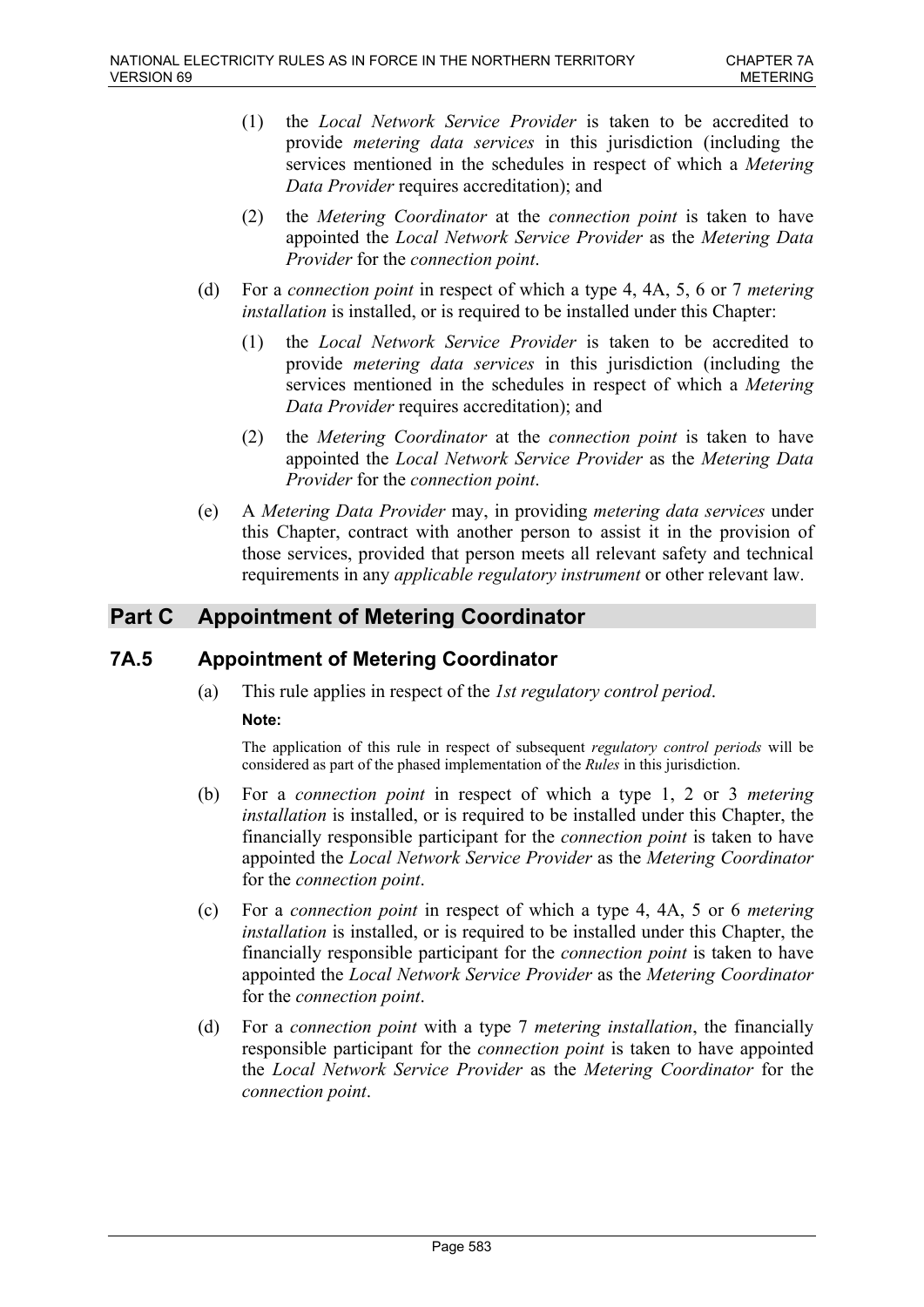(1) the *Local Network Service Provider* is taken to be accredited to provide *metering data services* in this jurisdiction (including the services mentioned in the schedules in respect of which a *Metering Data Provider* requires accreditation); and

(2) the *Metering Coordinator* at the *connection point* is taken to have appointed the *Local Network Service Provider* as the *Metering Data Provider* for the *connection point*.

(d) For a *connection point* in respect of which a type 4, 4A, 5, 6 or 7 *metering installation* is installed, or is required to be installed under this Chapter:

(1) the *Local Network Service Provider* is taken to be accredited to provide *metering data services* in this jurisdiction (including the services mentioned in the schedules in respect of which a *Metering Data Provider* requires accreditation); and

(2) the *Metering Coordinator* at the *connection point* is taken to have appointed the *Local Network Service Provider* as the *Metering Data Provider* for the *connection point*.

(e) A *Metering Data Provider* may, in providing *metering data services* under this Chapter, contract with another person to assist it in the provision of those services, provided that person meets all relevant safety and technical requirements in any *applicable regulatory instrument* or other relevant law.

## Part C Appointment of Metering Coordinator

### 7A.5 Appointment of Metering Coordinator

(a) This rule applies in respect of the *1st regulatory control period*.

**Note:**

The application of this rule in respect of subsequent *regulatory control periods* will be considered as part of the phased implementation of the *Rules* in this jurisdiction.

(b) For a *connection point* in respect of which a type 1, 2 or 3 *metering installation* is installed, or is required to be installed under this Chapter, the financially responsible participant for the *connection point* is taken to have appointed the *Local Network Service Provider* as the *Metering Coordinator* for the *connection point*.

(c) For a *connection point* in respect of which a type 4, 4A, 5 or 6 *metering installation* is installed, or is required to be installed under this Chapter, the financially responsible participant for the *connection point* is taken to have appointed the *Local Network Service Provider* as the *Metering Coordinator* for the *connection point*.

(d) For a *connection point* with a type 7 *metering installation*, the financially responsible participant for the *connection point* is taken to have appointed the *Local Network Service Provider* as the *Metering Coordinator* for the *connection point*.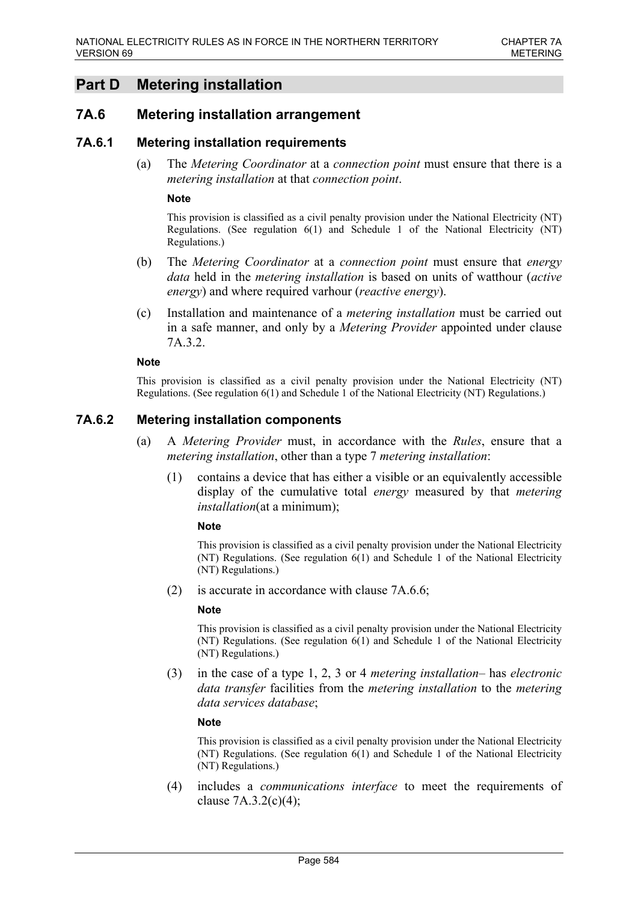# Part D Metering installation

## 7A.6 Metering installation arrangement

### 7A.6.1 Metering installation requirements

(a) The *Metering Coordinator* at a *connection point* must ensure that there is a *metering installation* at that *connection point*.

**Note**

This provision is classified as a civil penalty provision under the National Electricity (NT) Regulations. (See regulation 6(1) and Schedule 1 of the National Electricity (NT) Regulations.)

(b) The *Metering Coordinator* at a *connection point* must ensure that *energy data* held in the *metering installation* is based on units of watthour (*active energy*) and where required varhour (*reactive energy*).

(c) Installation and maintenance of a *metering installation* must be carried out in a safe manner, and only by a *Metering Provider* appointed under clause 7A.3.2.

**Note**

This provision is classified as a civil penalty provision under the National Electricity (NT) Regulations. (See regulation 6(1) and Schedule 1 of the National Electricity (NT) Regulations.)

### 7A.6.2 Metering installation components

(a) A *Metering Provider* must, in accordance with the *Rules*, ensure that a *metering installation*, other than a type 7 *metering installation*:

(1) contains a device that has either a visible or an equivalently accessible display of the cumulative total *energy* measured by that *metering installation*(at a minimum);

**Note**

This provision is classified as a civil penalty provision under the National Electricity (NT) Regulations. (See regulation 6(1) and Schedule 1 of the National Electricity (NT) Regulations.)

(2) is accurate in accordance with clause 7A.6.6;

**Note**

This provision is classified as a civil penalty provision under the National Electricity (NT) Regulations. (See regulation 6(1) and Schedule 1 of the National Electricity (NT) Regulations.)

(3) in the case of a type 1, 2, 3 or 4 *metering installation*– has *electronic data transfer* facilities from the *metering installation* to the *metering data services database*;

**Note**

This provision is classified as a civil penalty provision under the National Electricity (NT) Regulations. (See regulation 6(1) and Schedule 1 of the National Electricity (NT) Regulations.)

(4) includes a *communications interface* to meet the requirements of clause 7A.3.2(c)(4);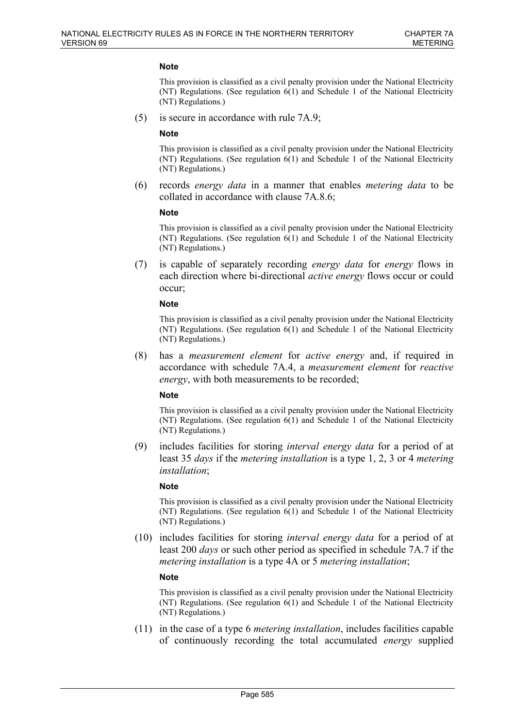**Note**

This provision is classified as a civil penalty provision under the National Electricity (NT) Regulations. (See regulation 6(1) and Schedule 1 of the National Electricity (NT) Regulations.)

(5) is secure in accordance with rule 7A.9;

**Note**

This provision is classified as a civil penalty provision under the National Electricity (NT) Regulations. (See regulation 6(1) and Schedule 1 of the National Electricity (NT) Regulations.)

(6) records *energy data* in a manner that enables *metering data* to be collated in accordance with clause 7A.8.6;

**Note**

This provision is classified as a civil penalty provision under the National Electricity (NT) Regulations. (See regulation 6(1) and Schedule 1 of the National Electricity (NT) Regulations.)

(7) is capable of separately recording *energy data* for *energy* flows in each direction where bi-directional *active energy* flows occur or could occur;

**Note**

This provision is classified as a civil penalty provision under the National Electricity (NT) Regulations. (See regulation 6(1) and Schedule 1 of the National Electricity (NT) Regulations.)

(8) has a *measurement element* for *active energy* and, if required in accordance with schedule 7A.4, a *measurement element* for *reactive energy*, with both measurements to be recorded;

**Note**

This provision is classified as a civil penalty provision under the National Electricity (NT) Regulations. (See regulation 6(1) and Schedule 1 of the National Electricity (NT) Regulations.)

(9) includes facilities for storing *interval energy data* for a period of at least 35 *days* if the *metering installation* is a type 1, 2, 3 or 4 *metering installation*;

**Note**

This provision is classified as a civil penalty provision under the National Electricity (NT) Regulations. (See regulation 6(1) and Schedule 1 of the National Electricity (NT) Regulations.)

(10) includes facilities for storing *interval energy data* for a period of at least 200 *days* or such other period as specified in schedule 7A.7 if the *metering installation* is a type 4A or 5 *metering installation*;

**Note**

This provision is classified as a civil penalty provision under the National Electricity (NT) Regulations. (See regulation 6(1) and Schedule 1 of the National Electricity (NT) Regulations.)

(11) in the case of a type 6 *metering installation*, includes facilities capable of continuously recording the total accumulated *energy* supplied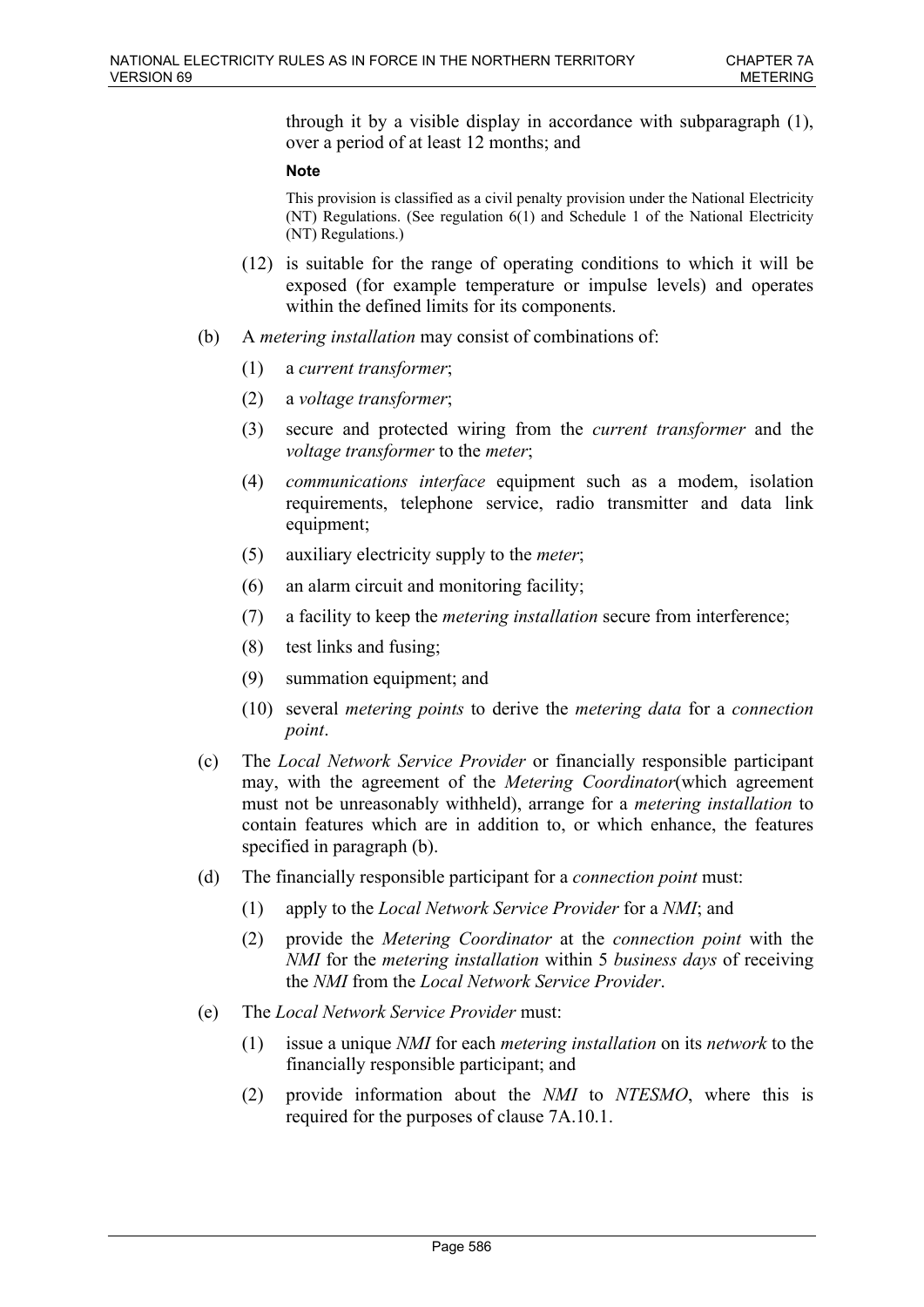through it by a visible display in accordance with subparagraph (1), over a period of at least 12 months; and

**Note**

This provision is classified as a civil penalty provision under the National Electricity (NT) Regulations. (See regulation 6(1) and Schedule 1 of the National Electricity (NT) Regulations.)

(12) is suitable for the range of operating conditions to which it will be exposed (for example temperature or impulse levels) and operates within the defined limits for its components.

(b) A *metering installation* may consist of combinations of:

(1) a *current transformer*;

(2) a *voltage transformer*;

(3) secure and protected wiring from the *current transformer* and the *voltage transformer* to the *meter*;

(4) *communications interface* equipment such as a modem, isolation requirements, telephone service, radio transmitter and data link equipment;

(5) auxiliary electricity supply to the *meter*;

(6) an alarm circuit and monitoring facility;

(7) a facility to keep the *metering installation* secure from interference;

(8) test links and fusing;

(9) summation equipment; and

(10) several *metering points* to derive the *metering data* for a *connection point*.

(c) The *Local Network Service Provider* or financially responsible participant may, with the agreement of the *Metering Coordinator*(which agreement must not be unreasonably withheld), arrange for a *metering installation* to contain features which are in addition to, or which enhance, the features specified in paragraph (b).

(d) The financially responsible participant for a *connection point* must:

(1) apply to the *Local Network Service Provider* for a *NMI*; and

(2) provide the *Metering Coordinator* at the *connection point* with the *NMI* for the *metering installation* within 5 *business days* of receiving the *NMI* from the *Local Network Service Provider*.

(e) The *Local Network Service Provider* must:

(1) issue a unique *NMI* for each *metering installation* on its *network* to the financially responsible participant; and

(2) provide information about the *NMI* to *NTESMO*, where this is required for the purposes of clause 7A.10.1.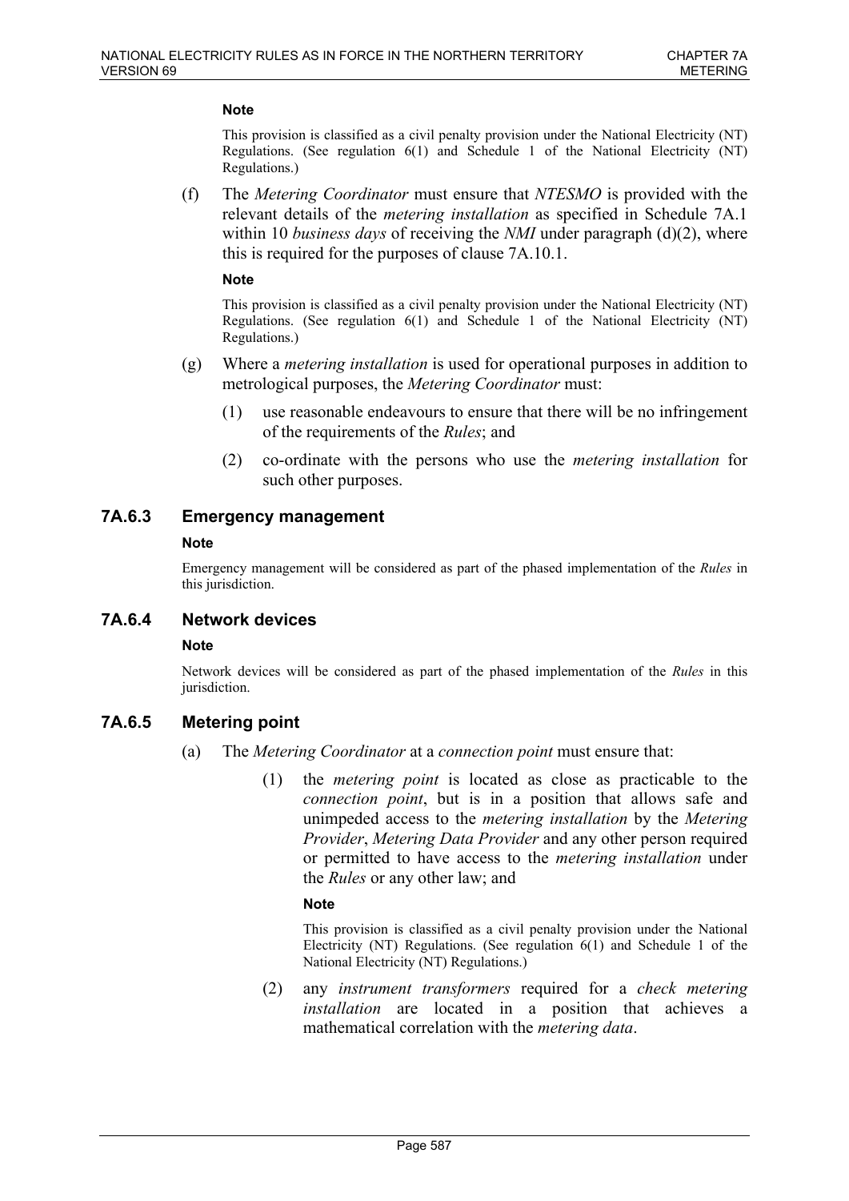**Note**

This provision is classified as a civil penalty provision under the National Electricity (NT) Regulations. (See regulation 6(1) and Schedule 1 of the National Electricity (NT) Regulations.)

(f) The *Metering Coordinator* must ensure that *NTESMO* is provided with the relevant details of the *metering installation* as specified in Schedule 7A.1 within 10 *business days* of receiving the *NMI* under paragraph (d)(2), where this is required for the purposes of clause 7A.10.1.

**Note**

This provision is classified as a civil penalty provision under the National Electricity (NT) Regulations. (See regulation 6(1) and Schedule 1 of the National Electricity (NT) Regulations.)

(g) Where a *metering installation* is used for operational purposes in addition to metrological purposes, the *Metering Coordinator* must:

(1) use reasonable endeavours to ensure that there will be no infringement of the requirements of the *Rules*; and

(2) co-ordinate with the persons who use the *metering installation* for such other purposes.

### 7A.6.3 Emergency management

**Note**

Emergency management will be considered as part of the phased implementation of the *Rules* in this jurisdiction.

### 7A.6.4 Network devices

**Note**

Network devices will be considered as part of the phased implementation of the *Rules* in this jurisdiction.

### 7A.6.5 Metering point

(a) The *Metering Coordinator* at a *connection point* must ensure that:

(1) the *metering point* is located as close as practicable to the *connection point*, but is in a position that allows safe and unimpeded access to the *metering installation* by the *Metering Provider*, *Metering Data Provider* and any other person required or permitted to have access to the *metering installation* under the *Rules* or any other law; and

**Note**

This provision is classified as a civil penalty provision under the National Electricity (NT) Regulations. (See regulation 6(1) and Schedule 1 of the National Electricity (NT) Regulations.)

(2) any *instrument transformers* required for a *check metering installation* are located in a position that achieves a mathematical correlation with the *metering data*.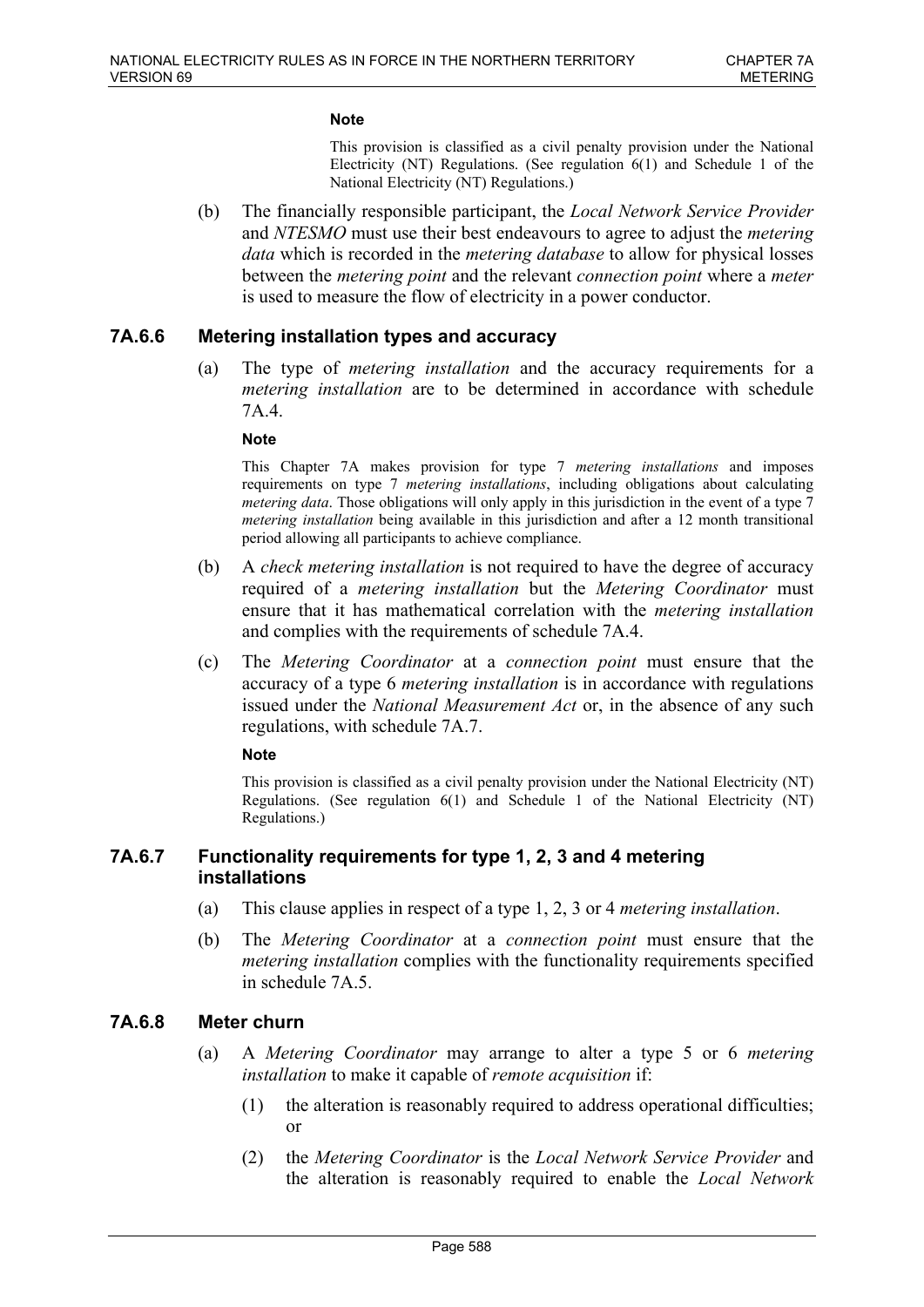**Note**

This provision is classified as a civil penalty provision under the National Electricity (NT) Regulations. (See regulation 6(1) and Schedule 1 of the National Electricity (NT) Regulations.)

(b) The financially responsible participant, the *Local Network Service Provider* and *NTESMO* must use their best endeavours to agree to adjust the *metering data* which is recorded in the *metering database* to allow for physical losses between the *metering point* and the relevant *connection point* where a *meter* is used to measure the flow of electricity in a power conductor.

### 7A.6.6 Metering installation types and accuracy

(a) The type of *metering installation* and the accuracy requirements for a *metering installation* are to be determined in accordance with schedule 7A.4.

**Note**

This Chapter 7A makes provision for type 7 *metering installations* and imposes requirements on type 7 *metering installations*, including obligations about calculating *metering data*. Those obligations will only apply in this jurisdiction in the event of a type 7 *metering installation* being available in this jurisdiction and after a 12 month transitional period allowing all participants to achieve compliance.

(b) A *check metering installation* is not required to have the degree of accuracy required of a *metering installation* but the *Metering Coordinator* must ensure that it has mathematical correlation with the *metering installation* and complies with the requirements of schedule 7A.4.

(c) The *Metering Coordinator* at a *connection point* must ensure that the accuracy of a type 6 *metering installation* is in accordance with regulations issued under the *National Measurement Act* or, in the absence of any such regulations, with schedule 7A.7.

**Note**

This provision is classified as a civil penalty provision under the National Electricity (NT) Regulations. (See regulation 6(1) and Schedule 1 of the National Electricity (NT) Regulations.)

### 7A.6.7 Functionality requirements for type 1, 2, 3 and 4 metering installations

(a) This clause applies in respect of a type 1, 2, 3 or 4 *metering installation*.

(b) The *Metering Coordinator* at a *connection point* must ensure that the *metering installation* complies with the functionality requirements specified in schedule 7A.5.

### 7A.6.8 Meter churn

(a) A *Metering Coordinator* may arrange to alter a type 5 or 6 *metering installation* to make it capable of *remote acquisition* if:

(1) the alteration is reasonably required to address operational difficulties; or

(2) the *Metering Coordinator* is the *Local Network Service Provider* and the alteration is reasonably required to enable the *Local Network*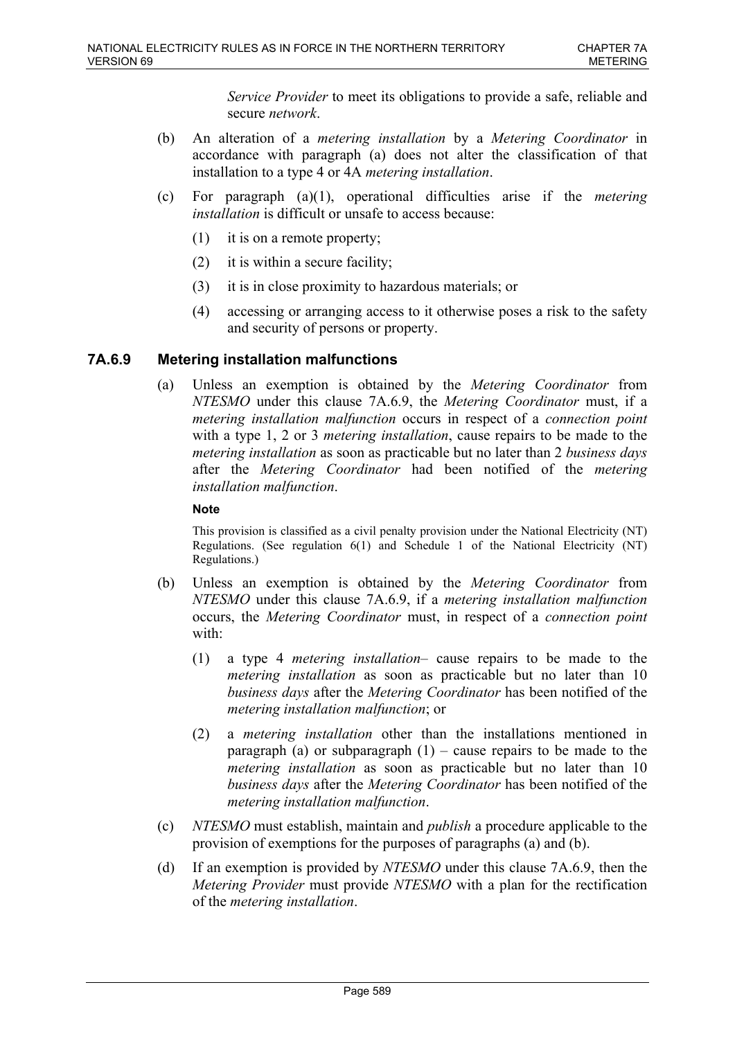*Service Provider* to meet its obligations to provide a safe, reliable and secure *network*.

(b) An alteration of a *metering installation* by a *Metering Coordinator* in accordance with paragraph (a) does not alter the classification of that installation to a type 4 or 4A *metering installation*.

(c) For paragraph (a)(1), operational difficulties arise if the *metering installation* is difficult or unsafe to access because:

(1) it is on a remote property;

(2) it is within a secure facility;

(3) it is in close proximity to hazardous materials; or

(4) accessing or arranging access to it otherwise poses a risk to the safety and security of persons or property.

### 7A.6.9 Metering installation malfunctions

(a) Unless an exemption is obtained by the *Metering Coordinator* from *NTESMO* under this clause 7A.6.9, the *Metering Coordinator* must, if a *metering installation malfunction* occurs in respect of a *connection point* with a type 1, 2 or 3 *metering installation*, cause repairs to be made to the *metering installation* as soon as practicable but no later than 2 *business days* after the *Metering Coordinator* had been notified of the *metering installation malfunction*.

**Note**

This provision is classified as a civil penalty provision under the National Electricity (NT) Regulations. (See regulation 6(1) and Schedule 1 of the National Electricity (NT) Regulations.)

(b) Unless an exemption is obtained by the *Metering Coordinator* from *NTESMO* under this clause 7A.6.9, if a *metering installation malfunction* occurs, the *Metering Coordinator* must, in respect of a *connection point* with:

(1) a type 4 *metering installation*– cause repairs to be made to the *metering installation* as soon as practicable but no later than 10 *business days* after the *Metering Coordinator* has been notified of the *metering installation malfunction*; or

(2) a *metering installation* other than the installations mentioned in paragraph (a) or subparagraph (1) – cause repairs to be made to the *metering installation* as soon as practicable but no later than 10 *business days* after the *Metering Coordinator* has been notified of the *metering installation malfunction*.

(c) *NTESMO* must establish, maintain and *publish* a procedure applicable to the provision of exemptions for the purposes of paragraphs (a) and (b).

(d) If an exemption is provided by *NTESMO* under this clause 7A.6.9, then the *Metering Provider* must provide *NTESMO* with a plan for the rectification of the *metering installation*.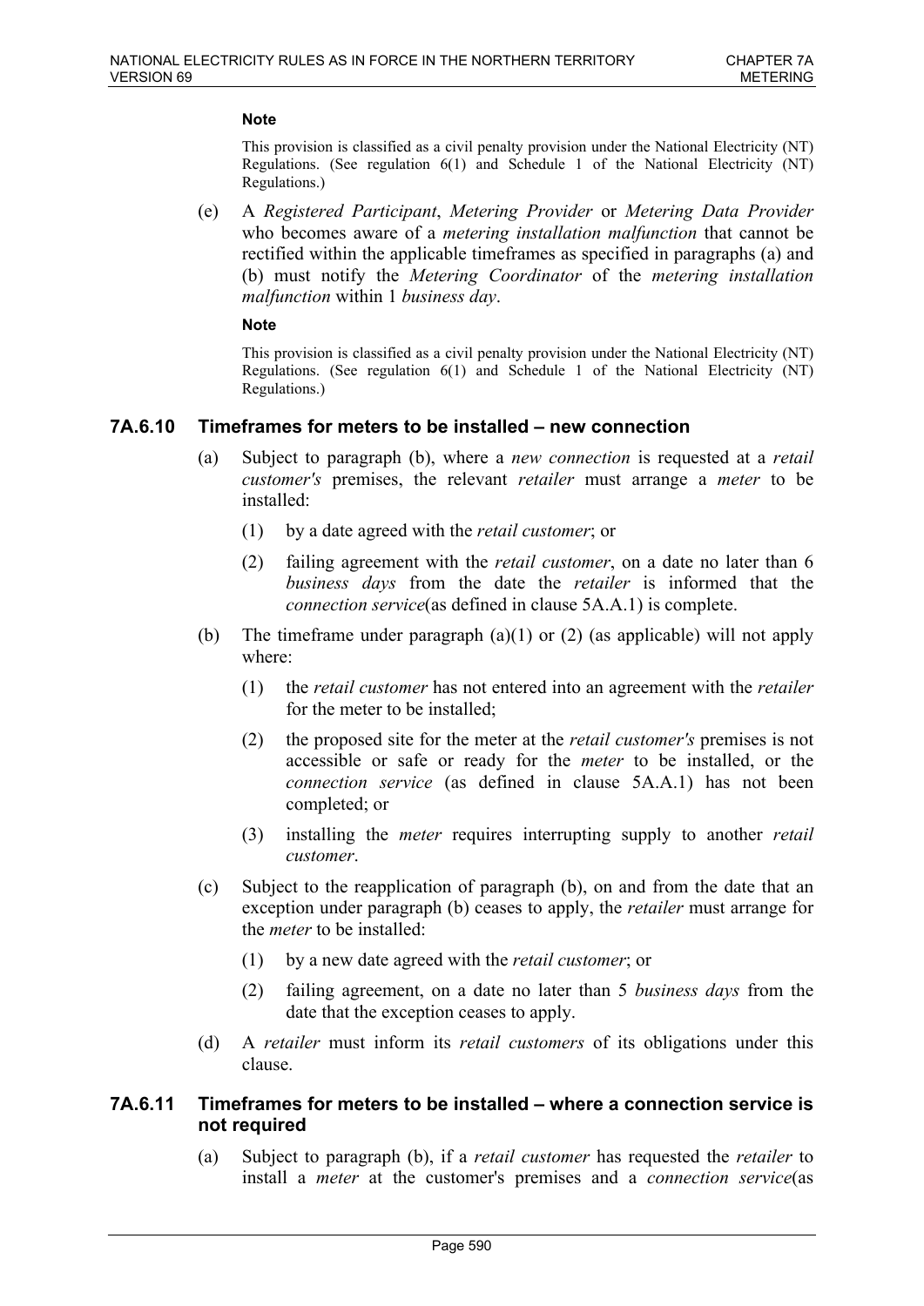**Note**

This provision is classified as a civil penalty provision under the National Electricity (NT) Regulations. (See regulation 6(1) and Schedule 1 of the National Electricity (NT) Regulations.)

(e) A *Registered Participant*, *Metering Provider* or *Metering Data Provider* who becomes aware of a *metering installation malfunction* that cannot be rectified within the applicable timeframes as specified in paragraphs (a) and (b) must notify the *Metering Coordinator* of the *metering installation malfunction* within 1 *business day*.

**Note**

This provision is classified as a civil penalty provision under the National Electricity (NT) Regulations. (See regulation 6(1) and Schedule 1 of the National Electricity (NT) Regulations.)

### 7A.6.10 Timeframes for meters to be installed – new connection

(a) Subject to paragraph (b), where a *new connection* is requested at a *retail customer's* premises, the relevant *retailer* must arrange a *meter* to be installed:

(1) by a date agreed with the *retail customer*; or

(2) failing agreement with the *retail customer*, on a date no later than 6 *business days* from the date the *retailer* is informed that the *connection service*(as defined in clause 5A.A.1) is complete.

(b) The timeframe under paragraph (a)(1) or (2) (as applicable) will not apply where:

(1) the *retail customer* has not entered into an agreement with the *retailer* for the meter to be installed;

(2) the proposed site for the meter at the *retail customer's* premises is not accessible or safe or ready for the *meter* to be installed, or the *connection service* (as defined in clause 5A.A.1) has not been completed; or

(3) installing the *meter* requires interrupting supply to another *retail customer*.

(c) Subject to the reapplication of paragraph (b), on and from the date that an exception under paragraph (b) ceases to apply, the *retailer* must arrange for the *meter* to be installed:

(1) by a new date agreed with the *retail customer*; or

(2) failing agreement, on a date no later than 5 *business days* from the date that the exception ceases to apply.

(d) A *retailer* must inform its *retail customers* of its obligations under this clause.

### 7A.6.11 Timeframes for meters to be installed – where a connection service is not required

(a) Subject to paragraph (b), if a *retail customer* has requested the *retailer* to install a *meter* at the customer's premises and a *connection service*(as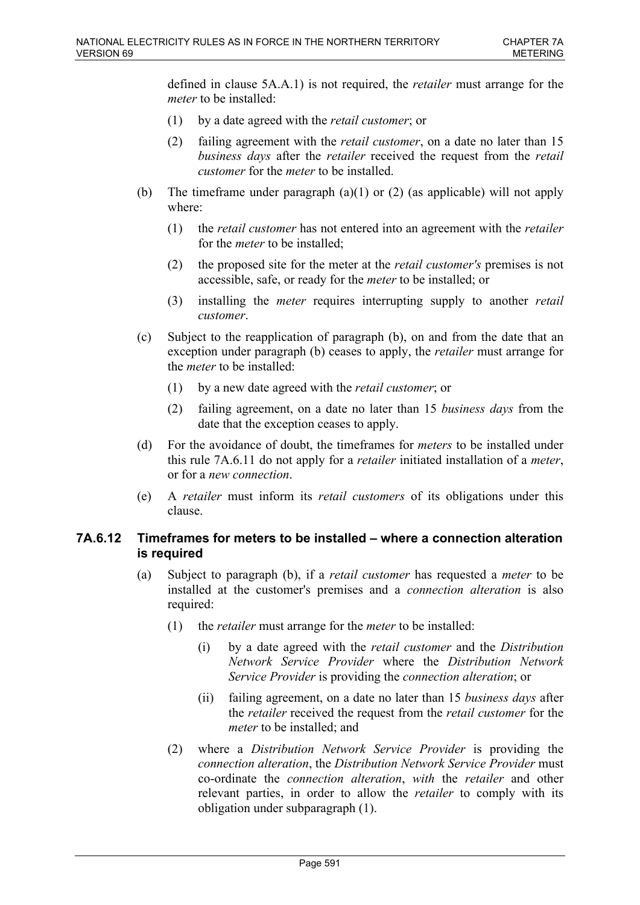defined in clause 5A.A.1) is not required, the *retailer* must arrange for the *meter* to be installed:

(1) by a date agreed with the *retail customer*; or

(2) failing agreement with the *retail customer*, on a date no later than 15 *business days* after the *retailer* received the request from the *retail customer* for the *meter* to be installed.

(b) The timeframe under paragraph (a)(1) or (2) (as applicable) will not apply where:

(1) the *retail customer* has not entered into an agreement with the *retailer* for the *meter* to be installed;

(2) the proposed site for the meter at the *retail customer's* premises is not accessible, safe, or ready for the *meter* to be installed; or

(3) installing the *meter* requires interrupting supply to another *retail customer*.

(c) Subject to the reapplication of paragraph (b), on and from the date that an exception under paragraph (b) ceases to apply, the *retailer* must arrange for the *meter* to be installed:

(1) by a new date agreed with the *retail customer*; or

(2) failing agreement, on a date no later than 15 *business days* from the date that the exception ceases to apply.

(d) For the avoidance of doubt, the timeframes for *meters* to be installed under this rule 7A.6.11 do not apply for a *retailer* initiated installation of a *meter*, or for a *new connection*.

(e) A *retailer* must inform its *retail customers* of its obligations under this clause.

### 7A.6.12 Timeframes for meters to be installed – where a connection alteration is required

(a) Subject to paragraph (b), if a *retail customer* has requested a *meter* to be installed at the customer's premises and a *connection alteration* is also required:

(1) the *retailer* must arrange for the *meter* to be installed:

(i) by a date agreed with the *retail customer* and the *Distribution Network Service Provider* where the *Distribution Network Service Provider* is providing the *connection alteration*; or

(ii) failing agreement, on a date no later than 15 *business days* after the *retailer* received the request from the *retail customer* for the *meter* to be installed; and

(2) where a *Distribution Network Service Provider* is providing the *connection alteration*, the *Distribution Network Service Provider* must co-ordinate the *connection alteration*, *with* the *retailer* and other relevant parties, in order to allow the *retailer* to comply with its obligation under subparagraph (1).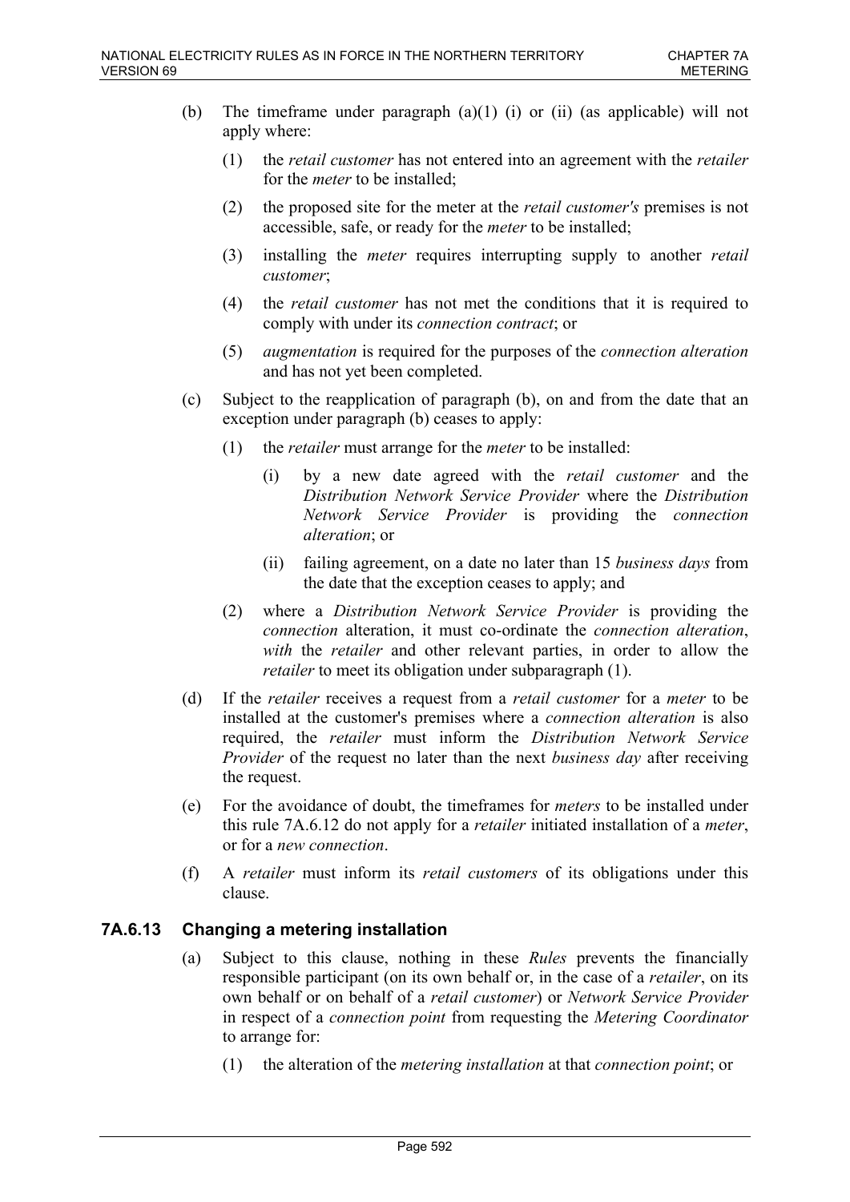(b) The timeframe under paragraph (a)(1) (i) or (ii) (as applicable) will not apply where:

(1) the *retail customer* has not entered into an agreement with the *retailer* for the *meter* to be installed;

(2) the proposed site for the meter at the *retail customer's* premises is not accessible, safe, or ready for the *meter* to be installed;

(3) installing the *meter* requires interrupting supply to another *retail customer*;

(4) the *retail customer* has not met the conditions that it is required to comply with under its *connection contract*; or

(5) *augmentation* is required for the purposes of the *connection alteration* and has not yet been completed.

(c) Subject to the reapplication of paragraph (b), on and from the date that an exception under paragraph (b) ceases to apply:

(1) the *retailer* must arrange for the *meter* to be installed:

(i) by a new date agreed with the *retail customer* and the *Distribution Network Service Provider* where the *Distribution Network Service Provider* is providing the *connection alteration*; or

(ii) failing agreement, on a date no later than 15 *business days* from the date that the exception ceases to apply; and

(2) where a *Distribution Network Service Provider* is providing the *connection* alteration, it must co-ordinate the *connection alteration*, *with* the *retailer* and other relevant parties, in order to allow the *retailer* to meet its obligation under subparagraph (1).

(d) If the *retailer* receives a request from a *retail customer* for a *meter* to be installed at the customer's premises where a *connection alteration* is also required, the *retailer* must inform the *Distribution Network Service Provider* of the request no later than the next *business day* after receiving the request.

(e) For the avoidance of doubt, the timeframes for *meters* to be installed under this rule 7A.6.12 do not apply for a *retailer* initiated installation of a *meter*, or for a *new connection*.

(f) A *retailer* must inform its *retail customers* of its obligations under this clause.

### 7A.6.13 Changing a metering installation

(a) Subject to this clause, nothing in these *Rules* prevents the financially responsible participant (on its own behalf or, in the case of a *retailer*, on its own behalf or on behalf of a *retail customer*) or *Network Service Provider* in respect of a *connection point* from requesting the *Metering Coordinator* to arrange for:

(1) the alteration of the *metering installation* at that *connection point*; or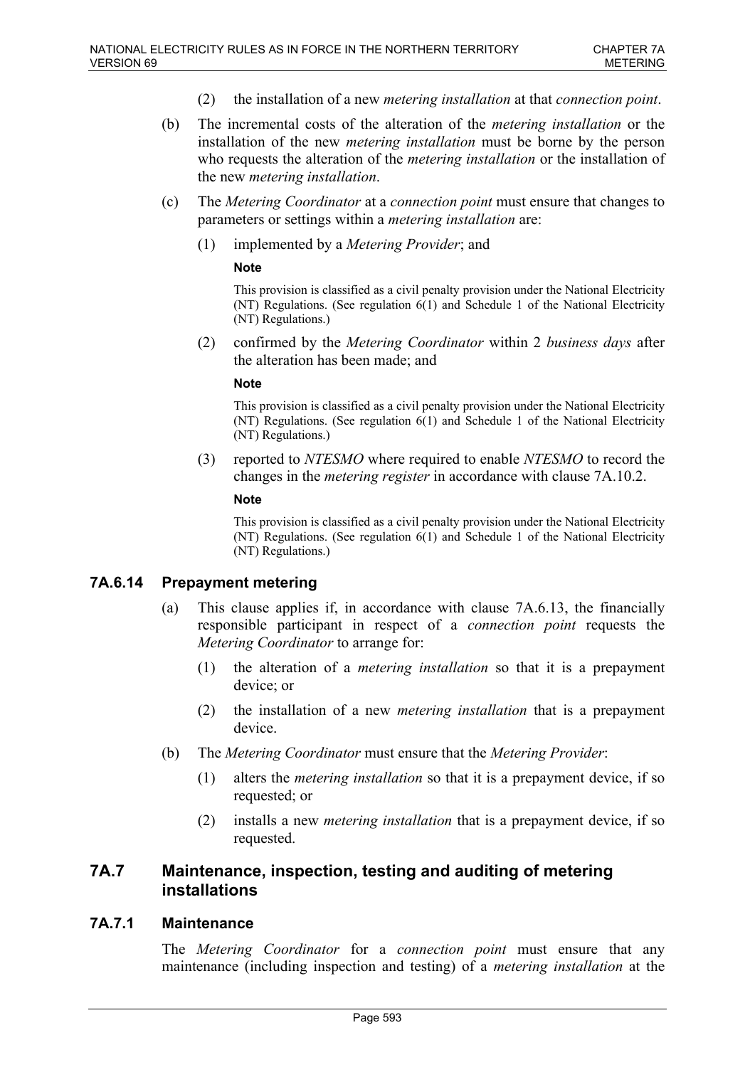(2) the installation of a new *metering installation* at that *connection point*.

(b) The incremental costs of the alteration of the *metering installation* or the installation of the new *metering installation* must be borne by the person who requests the alteration of the *metering installation* or the installation of the new *metering installation*.

(c) The *Metering Coordinator* at a *connection point* must ensure that changes to parameters or settings within a *metering installation* are:

(1) implemented by a *Metering Provider*; and

**Note**

This provision is classified as a civil penalty provision under the National Electricity (NT) Regulations. (See regulation 6(1) and Schedule 1 of the National Electricity (NT) Regulations.)

(2) confirmed by the *Metering Coordinator* within 2 *business days* after the alteration has been made; and

**Note**

This provision is classified as a civil penalty provision under the National Electricity (NT) Regulations. (See regulation 6(1) and Schedule 1 of the National Electricity (NT) Regulations.)

(3) reported to *NTESMO* where required to enable *NTESMO* to record the changes in the *metering register* in accordance with clause 7A.10.2.

**Note**

This provision is classified as a civil penalty provision under the National Electricity (NT) Regulations. (See regulation 6(1) and Schedule 1 of the National Electricity (NT) Regulations.)

### 7A.6.14 Prepayment metering

(a) This clause applies if, in accordance with clause 7A.6.13, the financially responsible participant in respect of a *connection point* requests the *Metering Coordinator* to arrange for:

(1) the alteration of a *metering installation* so that it is a prepayment device; or

(2) the installation of a new *metering installation* that is a prepayment device.

(b) The *Metering Coordinator* must ensure that the *Metering Provider*:

(1) alters the *metering installation* so that it is a prepayment device, if so requested; or

(2) installs a new *metering installation* that is a prepayment device, if so requested.

## 7A.7 Maintenance, inspection, testing and auditing of metering installations

### 7A.7.1 Maintenance

The *Metering Coordinator* for a *connection point* must ensure that any maintenance (including inspection and testing) of a *metering installation* at the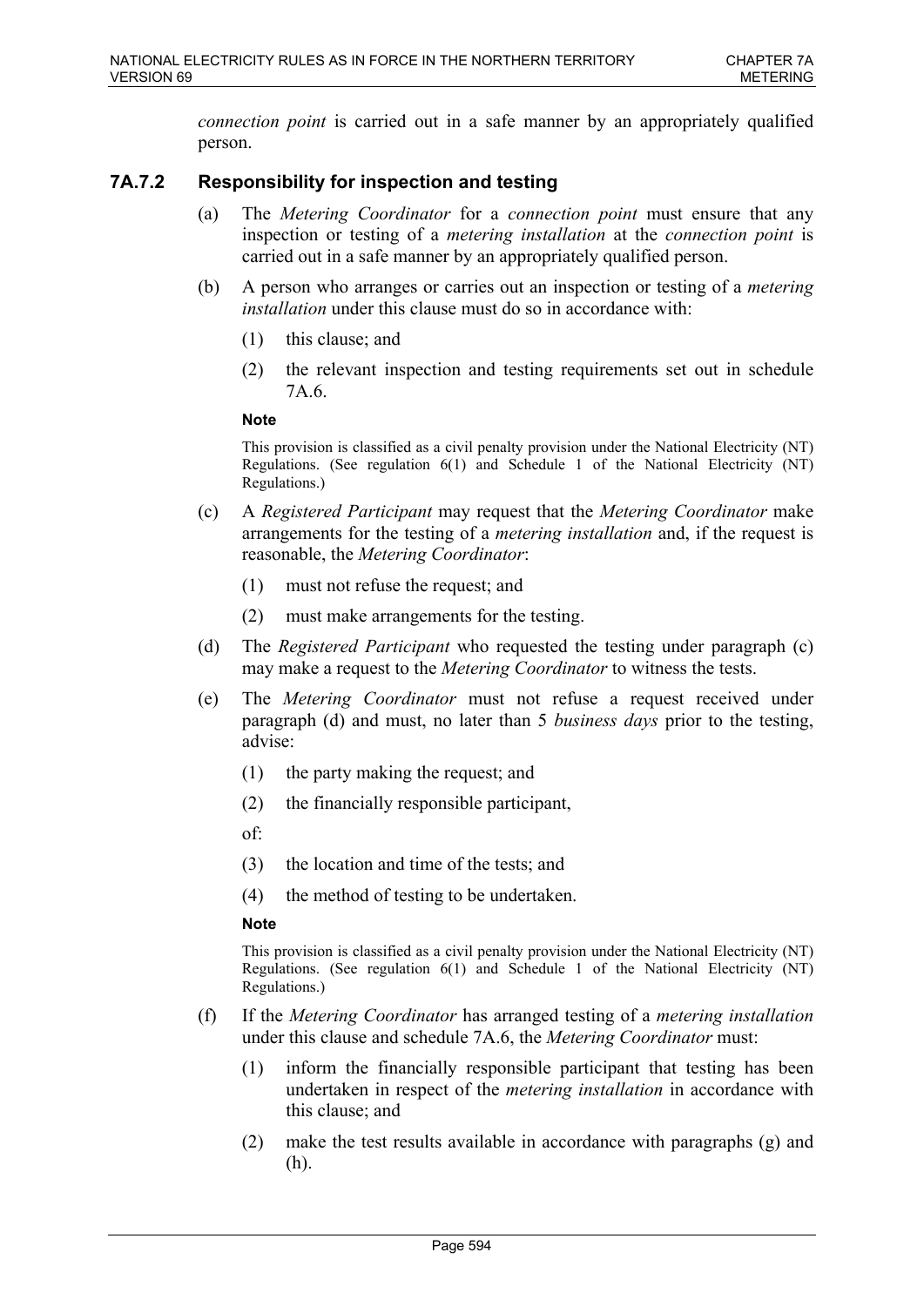*connection point* is carried out in a safe manner by an appropriately qualified person.

### 7A.7.2 Responsibility for inspection and testing

(a) The *Metering Coordinator* for a *connection point* must ensure that any inspection or testing of a *metering installation* at the *connection point* is carried out in a safe manner by an appropriately qualified person.

(b) A person who arranges or carries out an inspection or testing of a *metering installation* under this clause must do so in accordance with:

  (1) this clause; and

  (2) the relevant inspection and testing requirements set out in schedule 7A.6.

**Note**

This provision is classified as a civil penalty provision under the National Electricity (NT) Regulations. (See regulation 6(1) and Schedule 1 of the National Electricity (NT) Regulations.)

(c) A *Registered Participant* may request that the *Metering Coordinator* make arrangements for the testing of a *metering installation* and, if the request is reasonable, the *Metering Coordinator*:

  (1) must not refuse the request; and

  (2) must make arrangements for the testing.

(d) The *Registered Participant* who requested the testing under paragraph (c) may make a request to the *Metering Coordinator* to witness the tests.

(e) The *Metering Coordinator* must not refuse a request received under paragraph (d) and must, no later than 5 *business days* prior to the testing, advise:

  (1) the party making the request; and

  (2) the financially responsible participant,

  of:

  (3) the location and time of the tests; and

  (4) the method of testing to be undertaken.

**Note**

This provision is classified as a civil penalty provision under the National Electricity (NT) Regulations. (See regulation 6(1) and Schedule 1 of the National Electricity (NT) Regulations.)

(f) If the *Metering Coordinator* has arranged testing of a *metering installation* under this clause and schedule 7A.6, the *Metering Coordinator* must:

  (1) inform the financially responsible participant that testing has been undertaken in respect of the *metering installation* in accordance with this clause; and

  (2) make the test results available in accordance with paragraphs (g) and (h).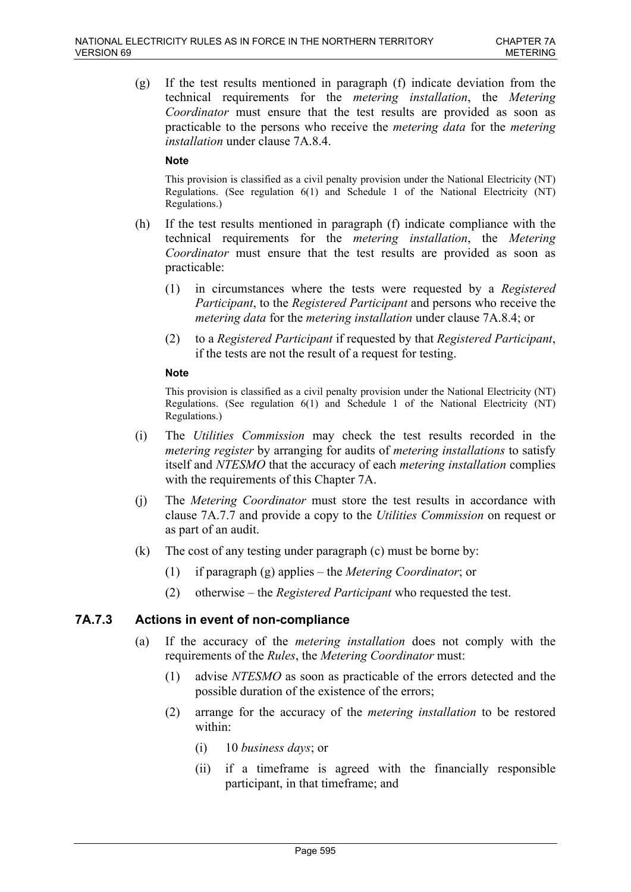(g) If the test results mentioned in paragraph (f) indicate deviation from the technical requirements for the *metering installation*, the *Metering Coordinator* must ensure that the test results are provided as soon as practicable to the persons who receive the *metering data* for the *metering installation* under clause 7A.8.4.

**Note**

This provision is classified as a civil penalty provision under the National Electricity (NT) Regulations. (See regulation 6(1) and Schedule 1 of the National Electricity (NT) Regulations.)

(h) If the test results mentioned in paragraph (f) indicate compliance with the technical requirements for the *metering installation*, the *Metering Coordinator* must ensure that the test results are provided as soon as practicable:

(1) in circumstances where the tests were requested by a *Registered Participant*, to the *Registered Participant* and persons who receive the *metering data* for the *metering installation* under clause 7A.8.4; or

(2) to a *Registered Participant* if requested by that *Registered Participant*, if the tests are not the result of a request for testing.

**Note**

This provision is classified as a civil penalty provision under the National Electricity (NT) Regulations. (See regulation 6(1) and Schedule 1 of the National Electricity (NT) Regulations.)

(i) The *Utilities Commission* may check the test results recorded in the *metering register* by arranging for audits of *metering installations* to satisfy itself and *NTESMO* that the accuracy of each *metering installation* complies with the requirements of this Chapter 7A.

(j) The *Metering Coordinator* must store the test results in accordance with clause 7A.7.7 and provide a copy to the *Utilities Commission* on request or as part of an audit.

(k) The cost of any testing under paragraph (c) must be borne by:

(1) if paragraph (g) applies – the *Metering Coordinator*; or

(2) otherwise – the *Registered Participant* who requested the test.

### 7A.7.3 Actions in event of non-compliance

(a) If the accuracy of the *metering installation* does not comply with the requirements of the *Rules*, the *Metering Coordinator* must:

(1) advise *NTESMO* as soon as practicable of the errors detected and the possible duration of the existence of the errors;

(2) arrange for the accuracy of the *metering installation* to be restored within:

(i) 10 *business days*; or

(ii) if a timeframe is agreed with the financially responsible participant, in that timeframe; and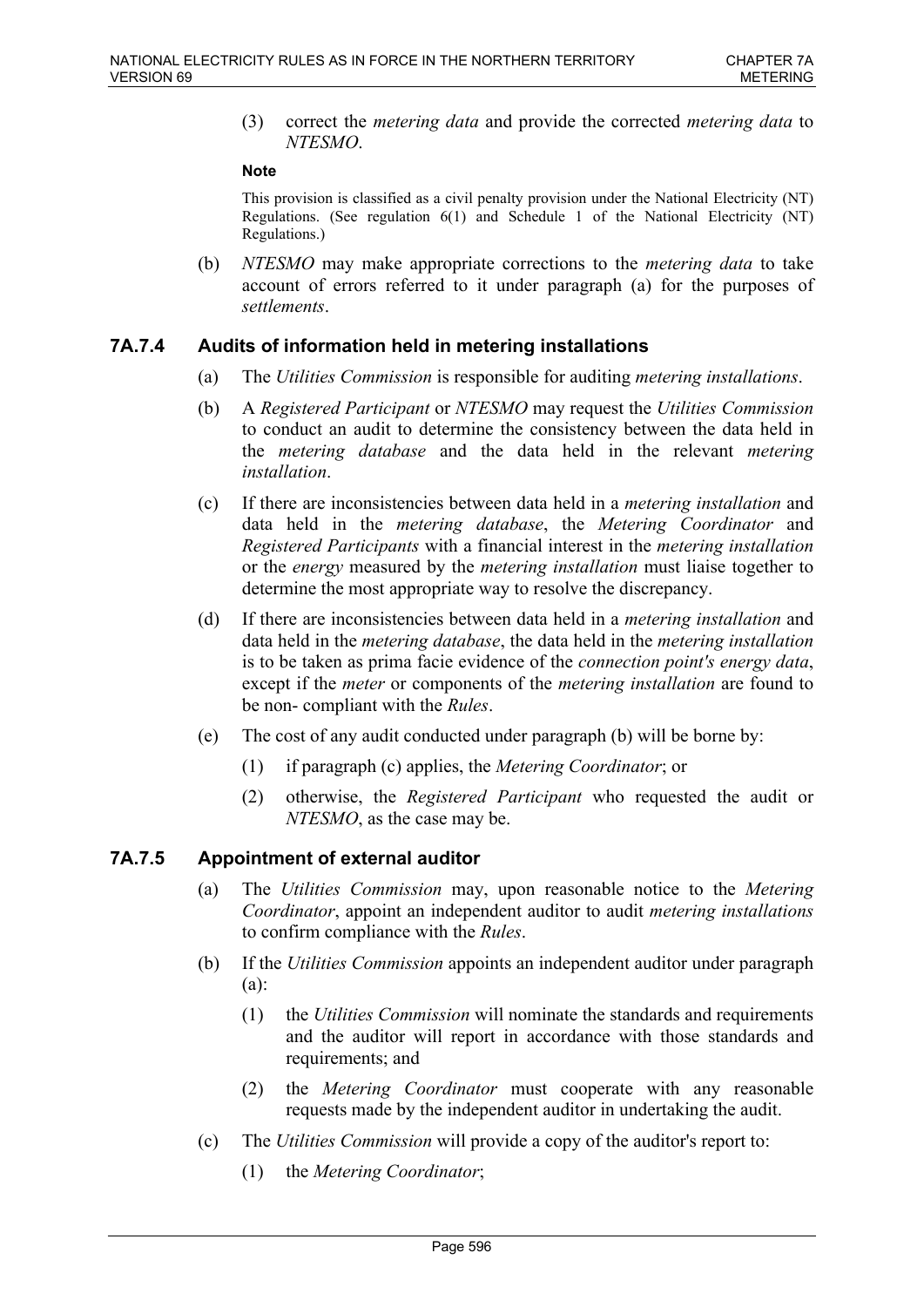(3) correct the *metering data* and provide the corrected *metering data* to *NTESMO*.

**Note**

This provision is classified as a civil penalty provision under the National Electricity (NT) Regulations. (See regulation 6(1) and Schedule 1 of the National Electricity (NT) Regulations.)

(b) *NTESMO* may make appropriate corrections to the *metering data* to take account of errors referred to it under paragraph (a) for the purposes of *settlements*.

### 7A.7.4 Audits of information held in metering installations

(a) The *Utilities Commission* is responsible for auditing *metering installations*.

(b) A *Registered Participant* or *NTESMO* may request the *Utilities Commission* to conduct an audit to determine the consistency between the data held in the *metering database* and the data held in the relevant *metering installation*.

(c) If there are inconsistencies between data held in a *metering installation* and data held in the *metering database*, the *Metering Coordinator* and *Registered Participants* with a financial interest in the *metering installation* or the *energy* measured by the *metering installation* must liaise together to determine the most appropriate way to resolve the discrepancy.

(d) If there are inconsistencies between data held in a *metering installation* and data held in the *metering database*, the data held in the *metering installation* is to be taken as prima facie evidence of the *connection point's energy data*, except if the *meter* or components of the *metering installation* are found to be non- compliant with the *Rules*.

(e) The cost of any audit conducted under paragraph (b) will be borne by:

(1) if paragraph (c) applies, the *Metering Coordinator*; or

(2) otherwise, the *Registered Participant* who requested the audit or *NTESMO*, as the case may be.

### 7A.7.5 Appointment of external auditor

(a) The *Utilities Commission* may, upon reasonable notice to the *Metering Coordinator*, appoint an independent auditor to audit *metering installations* to confirm compliance with the *Rules*.

(b) If the *Utilities Commission* appoints an independent auditor under paragraph (a):

(1) the *Utilities Commission* will nominate the standards and requirements and the auditor will report in accordance with those standards and requirements; and

(2) the *Metering Coordinator* must cooperate with any reasonable requests made by the independent auditor in undertaking the audit.

(c) The *Utilities Commission* will provide a copy of the auditor's report to:

(1) the *Metering Coordinator*;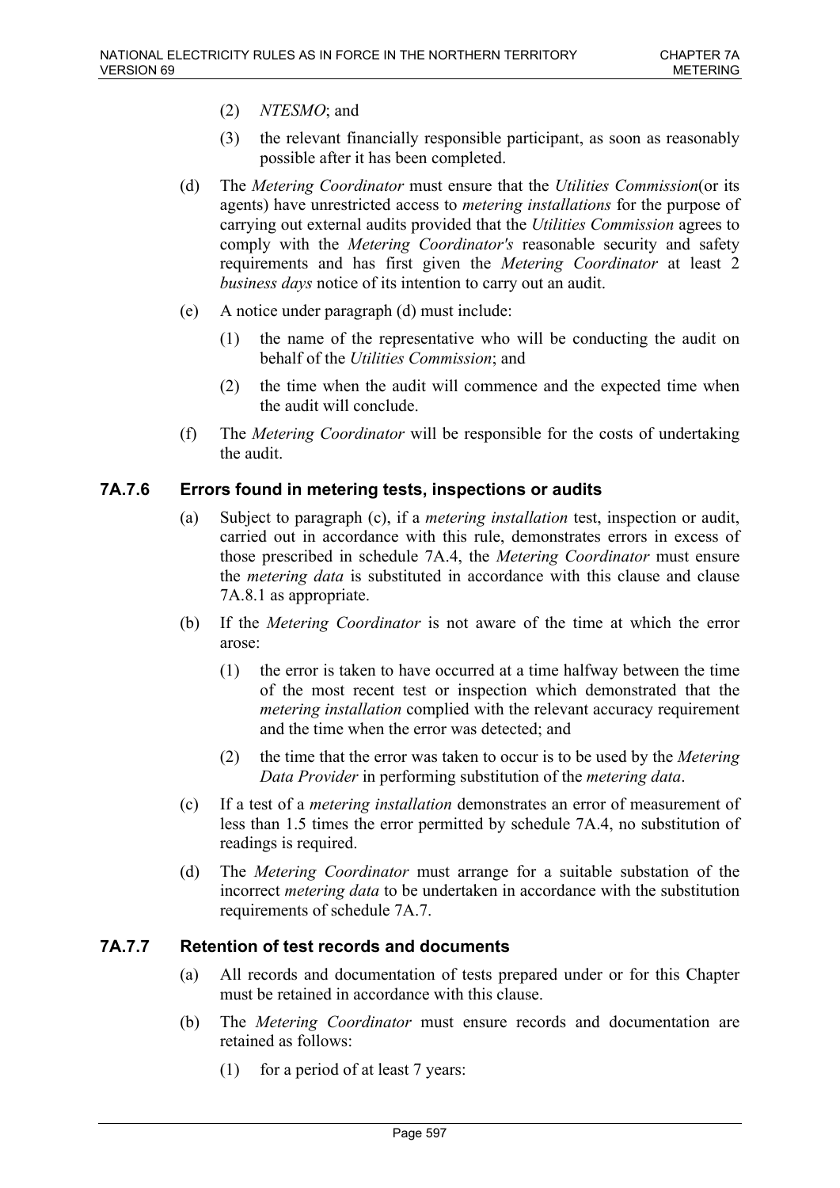(2) *NTESMO*; and

(3) the relevant financially responsible participant, as soon as reasonably possible after it has been completed.

(d) The *Metering Coordinator* must ensure that the *Utilities Commission*(or its agents) have unrestricted access to *metering installations* for the purpose of carrying out external audits provided that the *Utilities Commission* agrees to comply with the *Metering Coordinator's* reasonable security and safety requirements and has first given the *Metering Coordinator* at least 2 *business days* notice of its intention to carry out an audit.

(e) A notice under paragraph (d) must include:

(1) the name of the representative who will be conducting the audit on behalf of the *Utilities Commission*; and

(2) the time when the audit will commence and the expected time when the audit will conclude.

(f) The *Metering Coordinator* will be responsible for the costs of undertaking the audit.

### 7A.7.6 Errors found in metering tests, inspections or audits

(a) Subject to paragraph (c), if a *metering installation* test, inspection or audit, carried out in accordance with this rule, demonstrates errors in excess of those prescribed in schedule 7A.4, the *Metering Coordinator* must ensure the *metering data* is substituted in accordance with this clause and clause 7A.8.1 as appropriate.

(b) If the *Metering Coordinator* is not aware of the time at which the error arose:

(1) the error is taken to have occurred at a time halfway between the time of the most recent test or inspection which demonstrated that the *metering installation* complied with the relevant accuracy requirement and the time when the error was detected; and

(2) the time that the error was taken to occur is to be used by the *Metering Data Provider* in performing substitution of the *metering data*.

(c) If a test of a *metering installation* demonstrates an error of measurement of less than 1.5 times the error permitted by schedule 7A.4, no substitution of readings is required.

(d) The *Metering Coordinator* must arrange for a suitable substation of the incorrect *metering data* to be undertaken in accordance with the substitution requirements of schedule 7A.7.

### 7A.7.7 Retention of test records and documents

(a) All records and documentation of tests prepared under or for this Chapter must be retained in accordance with this clause.

(b) The *Metering Coordinator* must ensure records and documentation are retained as follows:

(1) for a period of at least 7 years: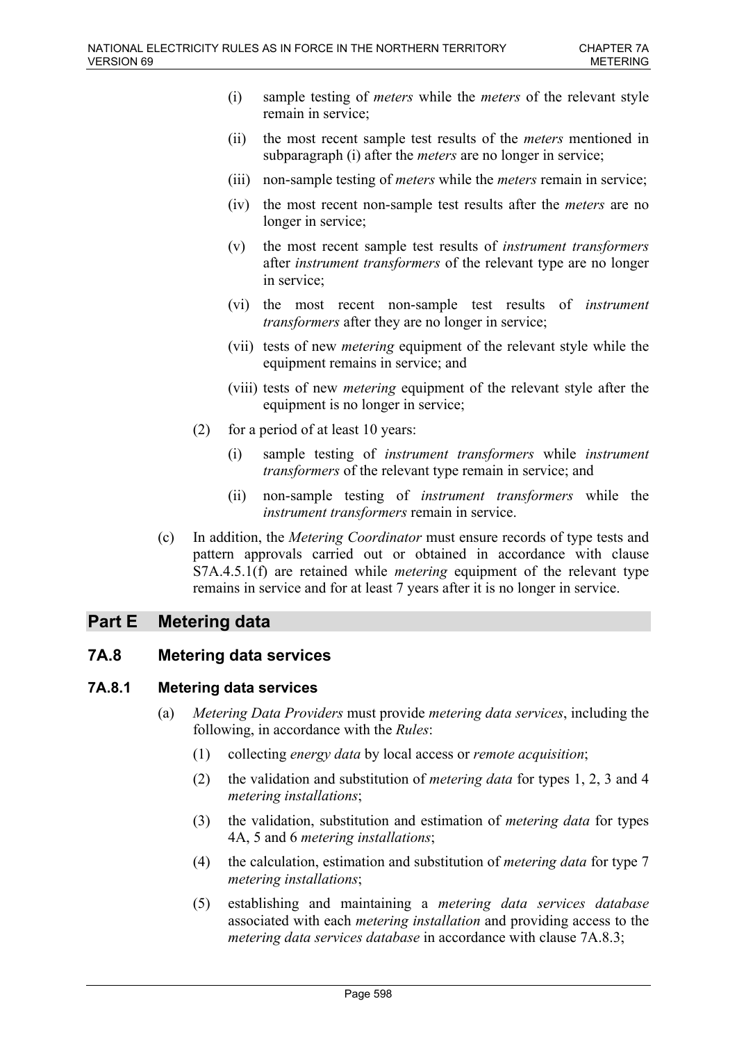(i) sample testing of *meters* while the *meters* of the relevant style remain in service;

(ii) the most recent sample test results of the *meters* mentioned in subparagraph (i) after the *meters* are no longer in service;

(iii) non-sample testing of *meters* while the *meters* remain in service;

(iv) the most recent non-sample test results after the *meters* are no longer in service;

(v) the most recent sample test results of *instrument transformers* after *instrument transformers* of the relevant type are no longer in service;

(vi) the most recent non-sample test results of *instrument transformers* after they are no longer in service;

(vii) tests of new *metering* equipment of the relevant style while the equipment remains in service; and

(viii) tests of new *metering* equipment of the relevant style after the equipment is no longer in service;

(2) for a period of at least 10 years:

(i) sample testing of *instrument transformers* while *instrument transformers* of the relevant type remain in service; and

(ii) non-sample testing of *instrument transformers* while the *instrument transformers* remain in service.

(c) In addition, the *Metering Coordinator* must ensure records of type tests and pattern approvals carried out or obtained in accordance with clause S7A.4.5.1(f) are retained while *metering* equipment of the relevant type remains in service and for at least 7 years after it is no longer in service.

# Part E Metering data

## 7A.8 Metering data services

### 7A.8.1 Metering data services

(a) *Metering Data Providers* must provide *metering data services*, including the following, in accordance with the *Rules*:

(1) collecting *energy data* by local access or *remote acquisition*;

(2) the validation and substitution of *metering data* for types 1, 2, 3 and 4 *metering installations*;

(3) the validation, substitution and estimation of *metering data* for types 4A, 5 and 6 *metering installations*;

(4) the calculation, estimation and substitution of *metering data* for type 7 *metering installations*;

(5) establishing and maintaining a *metering data services database* associated with each *metering installation* and providing access to the *metering data services database* in accordance with clause 7A.8.3;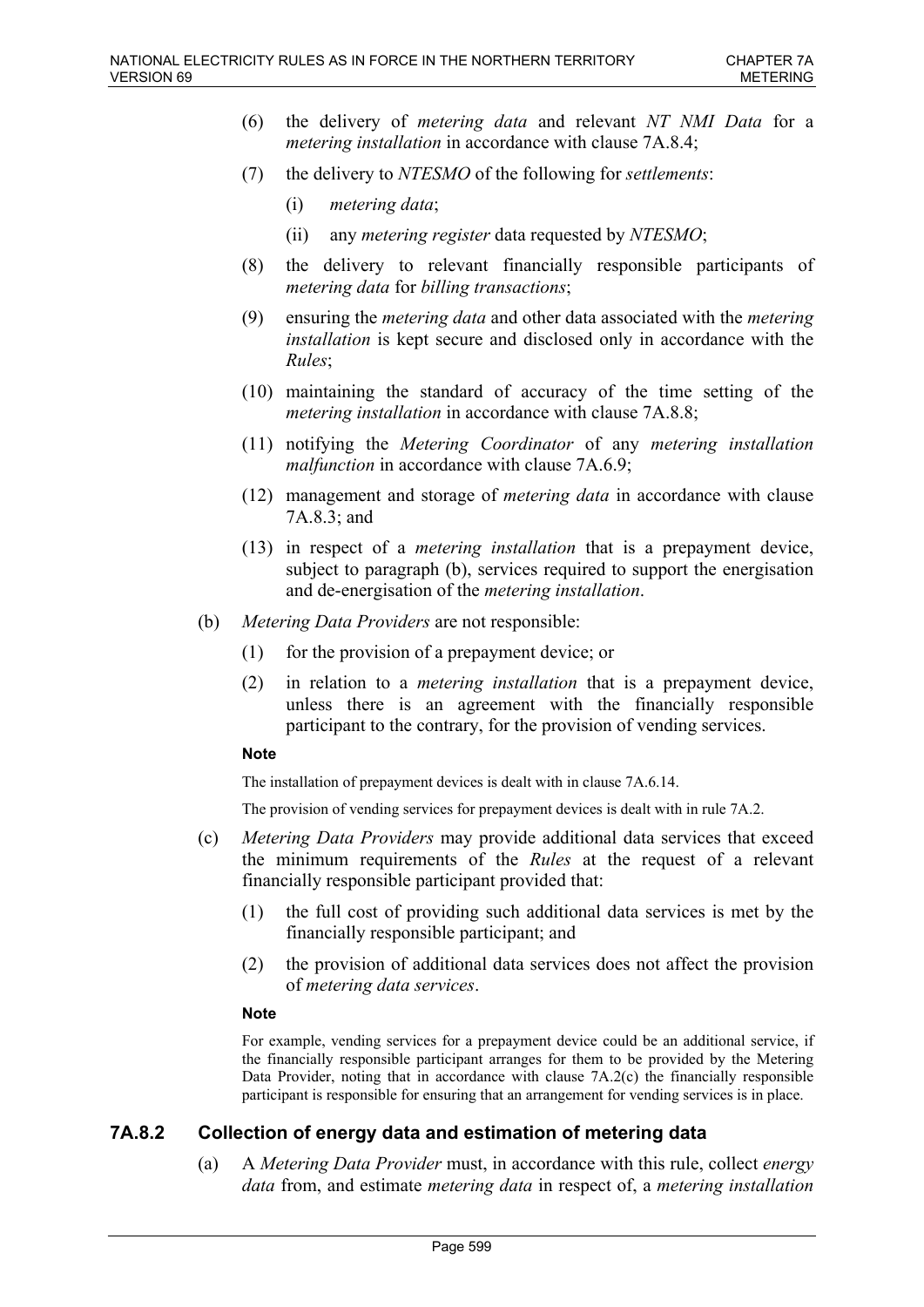(6) the delivery of *metering data* and relevant *NT NMI Data* for a *metering installation* in accordance with clause 7A.8.4;

(7) the delivery to *NTESMO* of the following for *settlements*:

  (i) *metering data*;

  (ii) any *metering register* data requested by *NTESMO*;

(8) the delivery to relevant financially responsible participants of *metering data* for *billing transactions*;

(9) ensuring the *metering data* and other data associated with the *metering installation* is kept secure and disclosed only in accordance with the *Rules*;

(10) maintaining the standard of accuracy of the time setting of the *metering installation* in accordance with clause 7A.8.8;

(11) notifying the *Metering Coordinator* of any *metering installation malfunction* in accordance with clause 7A.6.9;

(12) management and storage of *metering data* in accordance with clause 7A.8.3; and

(13) in respect of a *metering installation* that is a prepayment device, subject to paragraph (b), services required to support the energisation and de-energisation of the *metering installation*.

(b) *Metering Data Providers* are not responsible:

  (1) for the provision of a prepayment device; or

  (2) in relation to a *metering installation* that is a prepayment device, unless there is an agreement with the financially responsible participant to the contrary, for the provision of vending services.

**Note**

The installation of prepayment devices is dealt with in clause 7A.6.14.

The provision of vending services for prepayment devices is dealt with in rule 7A.2.

(c) *Metering Data Providers* may provide additional data services that exceed the minimum requirements of the *Rules* at the request of a relevant financially responsible participant provided that:

  (1) the full cost of providing such additional data services is met by the financially responsible participant; and

  (2) the provision of additional data services does not affect the provision of *metering data services*.

**Note**

For example, vending services for a prepayment device could be an additional service, if the financially responsible participant arranges for them to be provided by the Metering Data Provider, noting that in accordance with clause 7A.2(c) the financially responsible participant is responsible for ensuring that an arrangement for vending services is in place.

### 7A.8.2 Collection of energy data and estimation of metering data

(a) A *Metering Data Provider* must, in accordance with this rule, collect *energy data* from, and estimate *metering data* in respect of, a *metering installation*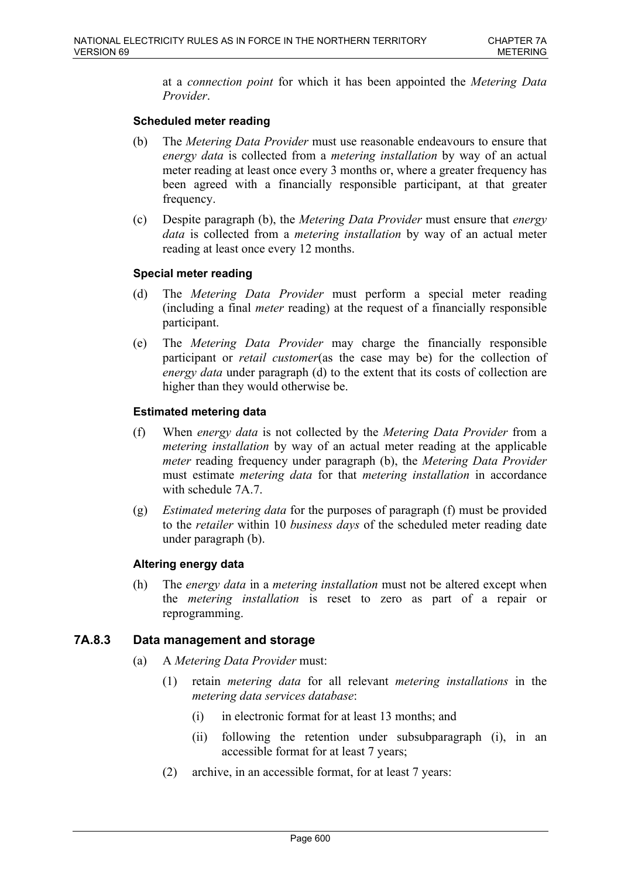at a *connection point* for which it has been appointed the *Metering Data Provider*.

**Scheduled meter reading**

(b) The *Metering Data Provider* must use reasonable endeavours to ensure that *energy data* is collected from a *metering installation* by way of an actual meter reading at least once every 3 months or, where a greater frequency has been agreed with a financially responsible participant, at that greater frequency.

(c) Despite paragraph (b), the *Metering Data Provider* must ensure that *energy data* is collected from a *metering installation* by way of an actual meter reading at least once every 12 months.

**Special meter reading**

(d) The *Metering Data Provider* must perform a special meter reading (including a final *meter* reading) at the request of a financially responsible participant.

(e) The *Metering Data Provider* may charge the financially responsible participant or *retail customer*(as the case may be) for the collection of *energy data* under paragraph (d) to the extent that its costs of collection are higher than they would otherwise be.

**Estimated metering data**

(f) When *energy data* is not collected by the *Metering Data Provider* from a *metering installation* by way of an actual meter reading at the applicable *meter* reading frequency under paragraph (b), the *Metering Data Provider* must estimate *metering data* for that *metering installation* in accordance with schedule 7A.7.

(g) *Estimated metering data* for the purposes of paragraph (f) must be provided to the *retailer* within 10 *business days* of the scheduled meter reading date under paragraph (b).

**Altering energy data**

(h) The *energy data* in a *metering installation* must not be altered except when the *metering installation* is reset to zero as part of a repair or reprogramming.

### 7A.8.3 Data management and storage

(a) A *Metering Data Provider* must:

(1) retain *metering data* for all relevant *metering installations* in the *metering data services database*:

(i) in electronic format for at least 13 months; and

(ii) following the retention under subsubparagraph (i), in an accessible format for at least 7 years;

(2) archive, in an accessible format, for at least 7 years: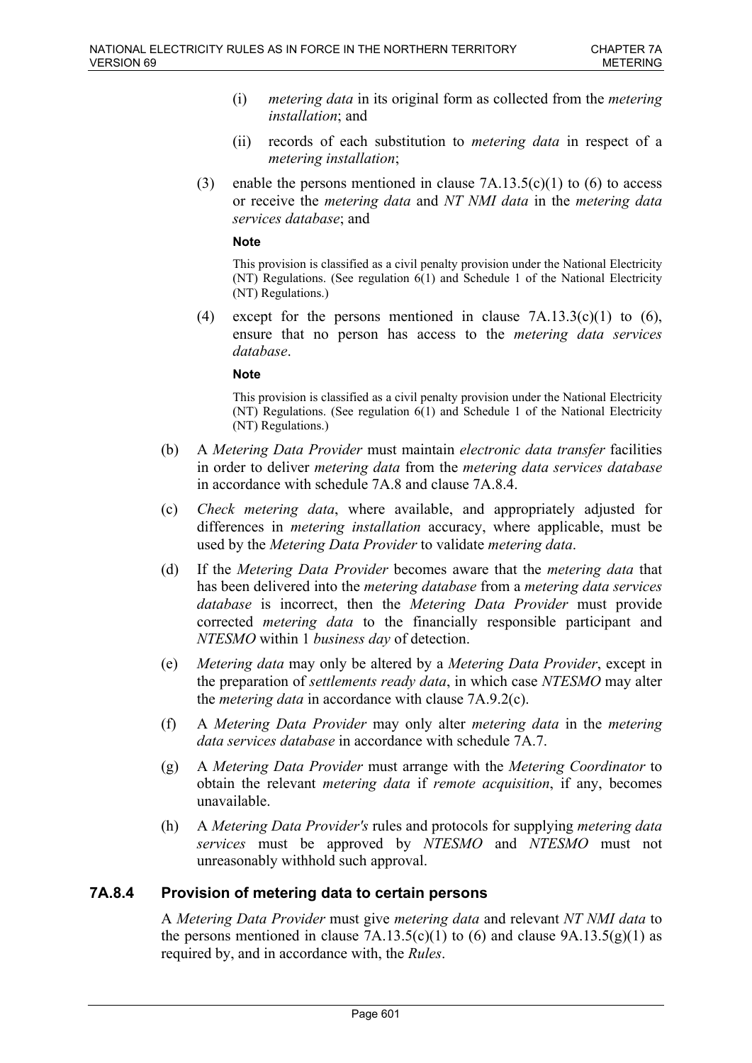- (i) *metering data* in its original form as collected from the *metering installation*; and
- (ii) records of each substitution to *metering data* in respect of a *metering installation*;

(3) enable the persons mentioned in clause 7A.13.5(c)(1) to (6) to access or receive the *metering data* and *NT NMI data* in the *metering data services database*; and

**Note**

This provision is classified as a civil penalty provision under the National Electricity (NT) Regulations. (See regulation 6(1) and Schedule 1 of the National Electricity (NT) Regulations.)

(4) except for the persons mentioned in clause 7A.13.3(c)(1) to (6), ensure that no person has access to the *metering data services database*.

**Note**

This provision is classified as a civil penalty provision under the National Electricity (NT) Regulations. (See regulation 6(1) and Schedule 1 of the National Electricity (NT) Regulations.)

(b) A *Metering Data Provider* must maintain *electronic data transfer* facilities in order to deliver *metering data* from the *metering data services database* in accordance with schedule 7A.8 and clause 7A.8.4.

(c) *Check metering data*, where available, and appropriately adjusted for differences in *metering installation* accuracy, where applicable, must be used by the *Metering Data Provider* to validate *metering data*.

(d) If the *Metering Data Provider* becomes aware that the *metering data* that has been delivered into the *metering database* from a *metering data services database* is incorrect, then the *Metering Data Provider* must provide corrected *metering data* to the financially responsible participant and *NTESMO* within 1 *business day* of detection.

(e) *Metering data* may only be altered by a *Metering Data Provider*, except in the preparation of *settlements ready data*, in which case *NTESMO* may alter the *metering data* in accordance with clause 7A.9.2(c).

(f) A *Metering Data Provider* may only alter *metering data* in the *metering data services database* in accordance with schedule 7A.7.

(g) A *Metering Data Provider* must arrange with the *Metering Coordinator* to obtain the relevant *metering data* if *remote acquisition*, if any, becomes unavailable.

(h) A *Metering Data Provider's* rules and protocols for supplying *metering data services* must be approved by *NTESMO* and *NTESMO* must not unreasonably withhold such approval.

### 7A.8.4 Provision of metering data to certain persons

A *Metering Data Provider* must give *metering data* and relevant *NT NMI data* to the persons mentioned in clause 7A.13.5(c)(1) to (6) and clause 9A.13.5(g)(1) as required by, and in accordance with, the *Rules*.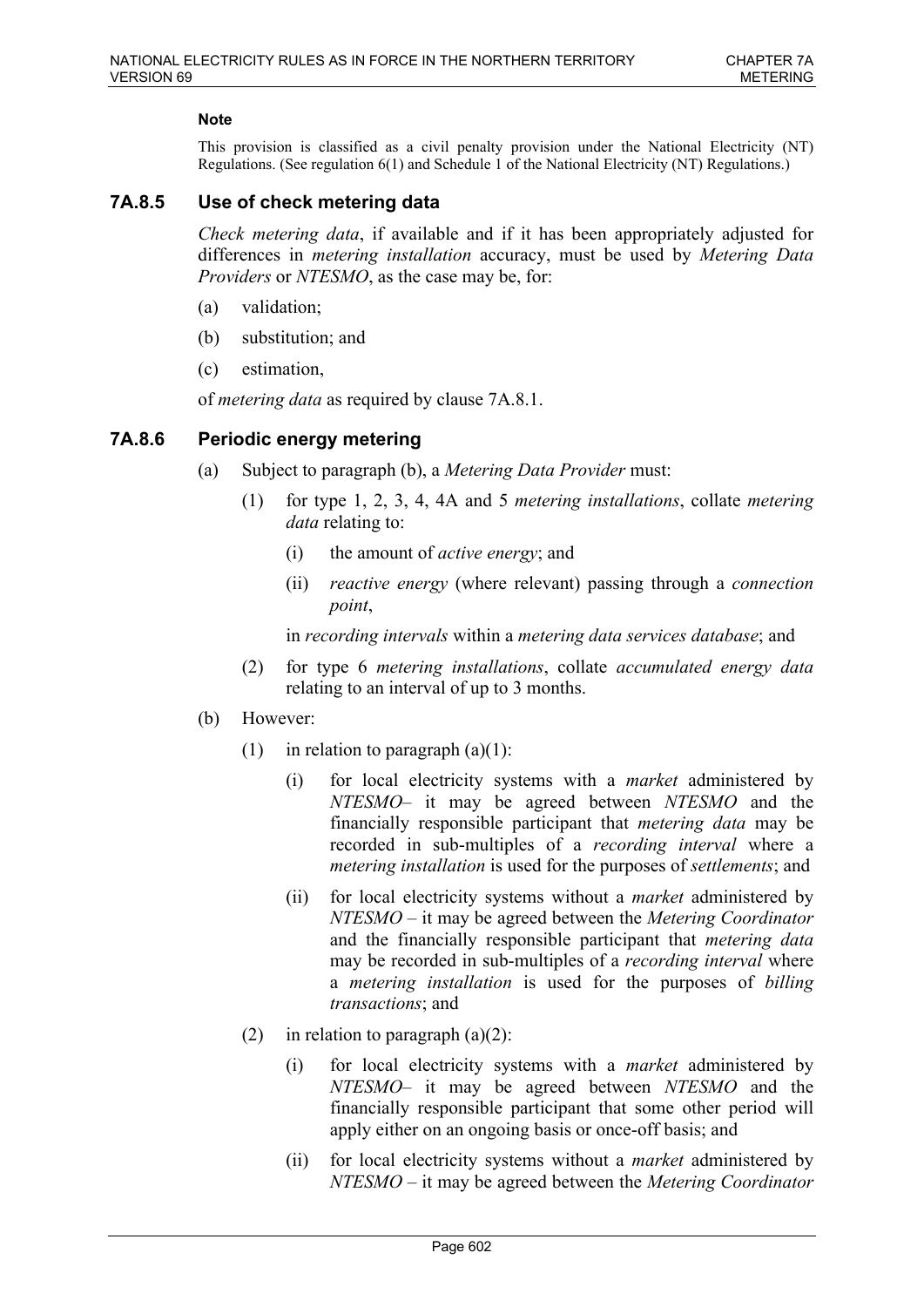#### Note

This provision is classified as a civil penalty provision under the National Electricity (NT) Regulations. (See regulation 6(1) and Schedule 1 of the National Electricity (NT) Regulations.)

### 7A.8.5 Use of check metering data

*Check metering data*, if available and if it has been appropriately adjusted for differences in *metering installation* accuracy, must be used by *Metering Data Providers* or *NTESMO*, as the case may be, for:

(a) validation;

(b) substitution; and

(c) estimation,

of *metering data* as required by clause 7A.8.1.

### 7A.8.6 Periodic energy metering

(a) Subject to paragraph (b), a *Metering Data Provider* must:

   (1) for type 1, 2, 3, 4, 4A and 5 *metering installations*, collate *metering data* relating to:

      (i) the amount of *active energy*; and

      (ii) *reactive energy* (where relevant) passing through a *connection point*,

   in *recording intervals* within a *metering data services database*; and

   (2) for type 6 *metering installations*, collate *accumulated energy data* relating to an interval of up to 3 months.

(b) However:

   (1) in relation to paragraph (a)(1):

      (i) for local electricity systems with a *market* administered by *NTESMO*– it may be agreed between *NTESMO* and the financially responsible participant that *metering data* may be recorded in sub-multiples of a *recording interval* where a *metering installation* is used for the purposes of *settlements*; and

      (ii) for local electricity systems without a *market* administered by *NTESMO* – it may be agreed between the *Metering Coordinator* and the financially responsible participant that *metering data* may be recorded in sub-multiples of a *recording interval* where a *metering installation* is used for the purposes of *billing transactions*; and

   (2) in relation to paragraph (a)(2):

      (i) for local electricity systems with a *market* administered by *NTESMO*– it may be agreed between *NTESMO* and the financially responsible participant that some other period will apply either on an ongoing basis or once-off basis; and

      (ii) for local electricity systems without a *market* administered by *NTESMO* – it may be agreed between the *Metering Coordinator*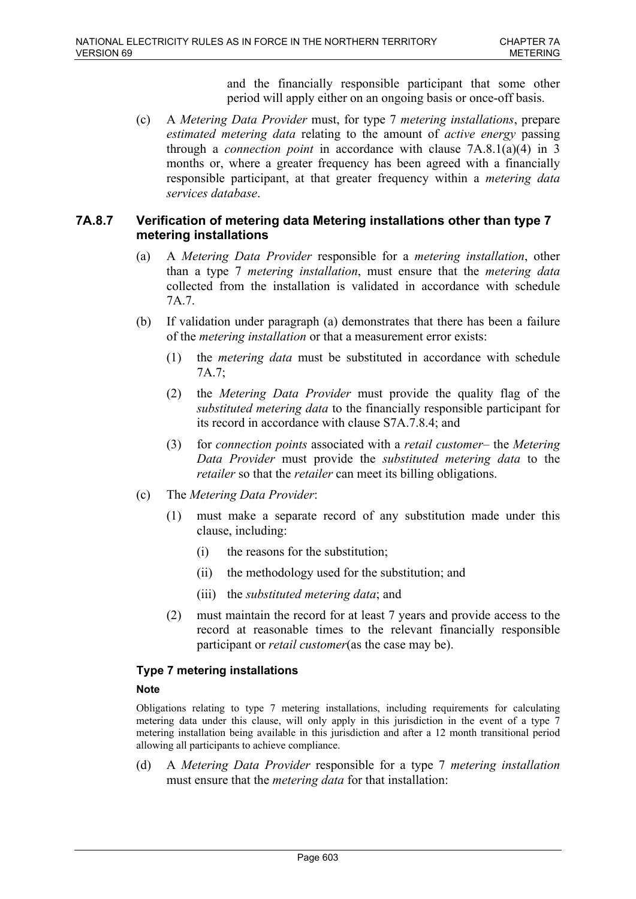and the financially responsible participant that some other period will apply either on an ongoing basis or once-off basis.

(c) A *Metering Data Provider* must, for type 7 *metering installations*, prepare *estimated metering data* relating to the amount of *active energy* passing through a *connection point* in accordance with clause 7A.8.1(a)(4) in 3 months or, where a greater frequency has been agreed with a financially responsible participant, at that greater frequency within a *metering data services database*.

### 7A.8.7 Verification of metering data Metering installations other than type 7 metering installations

(a) A *Metering Data Provider* responsible for a *metering installation*, other than a type 7 *metering installation*, must ensure that the *metering data* collected from the installation is validated in accordance with schedule 7A.7.

(b) If validation under paragraph (a) demonstrates that there has been a failure of the *metering installation* or that a measurement error exists:

(1) the *metering data* must be substituted in accordance with schedule 7A.7;

(2) the *Metering Data Provider* must provide the quality flag of the *substituted metering data* to the financially responsible participant for its record in accordance with clause S7A.7.8.4; and

(3) for *connection points* associated with a *retail customer*– the *Metering Data Provider* must provide the *substituted metering data* to the *retailer* so that the *retailer* can meet its billing obligations.

(c) The *Metering Data Provider*:

(1) must make a separate record of any substitution made under this clause, including:

(i) the reasons for the substitution;

(ii) the methodology used for the substitution; and

(iii) the *substituted metering data*; and

(2) must maintain the record for at least 7 years and provide access to the record at reasonable times to the relevant financially responsible participant or *retail customer*(as the case may be).

#### Type 7 metering installations

**Note**

Obligations relating to type 7 metering installations, including requirements for calculating metering data under this clause, will only apply in this jurisdiction in the event of a type 7 metering installation being available in this jurisdiction and after a 12 month transitional period allowing all participants to achieve compliance.

(d) A *Metering Data Provider* responsible for a type 7 *metering installation* must ensure that the *metering data* for that installation: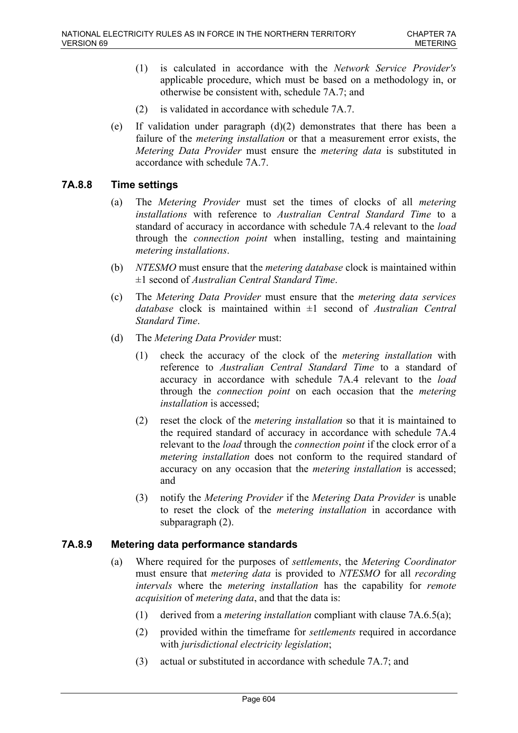(1) is calculated in accordance with the *Network Service Provider's* applicable procedure, which must be based on a methodology in, or otherwise be consistent with, schedule 7A.7; and

(2) is validated in accordance with schedule 7A.7.

(e) If validation under paragraph (d)(2) demonstrates that there has been a failure of the *metering installation* or that a measurement error exists, the *Metering Data Provider* must ensure the *metering data* is substituted in accordance with schedule 7A.7.

### 7A.8.8 Time settings

(a) The *Metering Provider* must set the times of clocks of all *metering installations* with reference to *Australian Central Standard Time* to a standard of accuracy in accordance with schedule 7A.4 relevant to the *load* through the *connection point* when installing, testing and maintaining *metering installations*.

(b) *NTESMO* must ensure that the *metering database* clock is maintained within ±1 second of *Australian Central Standard Time*.

(c) The *Metering Data Provider* must ensure that the *metering data services database* clock is maintained within ±1 second of *Australian Central Standard Time*.

(d) The *Metering Data Provider* must:

(1) check the accuracy of the clock of the *metering installation* with reference to *Australian Central Standard Time* to a standard of accuracy in accordance with schedule 7A.4 relevant to the *load* through the *connection point* on each occasion that the *metering installation* is accessed;

(2) reset the clock of the *metering installation* so that it is maintained to the required standard of accuracy in accordance with schedule 7A.4 relevant to the *load* through the *connection point* if the clock error of a *metering installation* does not conform to the required standard of accuracy on any occasion that the *metering installation* is accessed; and

(3) notify the *Metering Provider* if the *Metering Data Provider* is unable to reset the clock of the *metering installation* in accordance with subparagraph (2).

### 7A.8.9 Metering data performance standards

(a) Where required for the purposes of *settlements*, the *Metering Coordinator* must ensure that *metering data* is provided to *NTESMO* for all *recording intervals* where the *metering installation* has the capability for *remote acquisition* of *metering data*, and that the data is:

(1) derived from a *metering installation* compliant with clause 7A.6.5(a);

(2) provided within the timeframe for *settlements* required in accordance with *jurisdictional electricity legislation*;

(3) actual or substituted in accordance with schedule 7A.7; and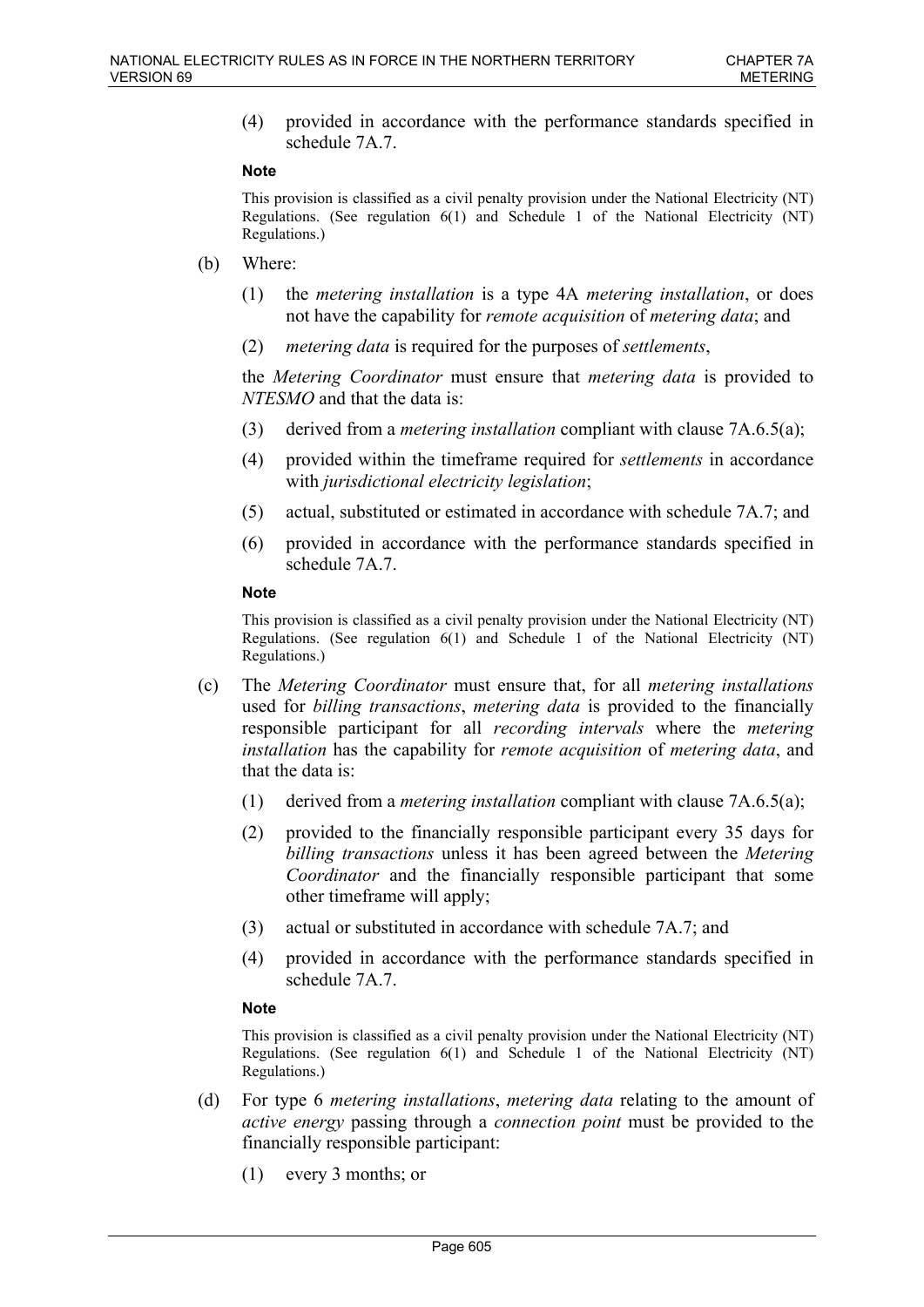(4) provided in accordance with the performance standards specified in schedule 7A.7.

**Note**

This provision is classified as a civil penalty provision under the National Electricity (NT) Regulations. (See regulation 6(1) and Schedule 1 of the National Electricity (NT) Regulations.)

(b) Where:

(1) the *metering installation* is a type 4A *metering installation*, or does not have the capability for *remote acquisition* of *metering data*; and

(2) *metering data* is required for the purposes of *settlements*,

the *Metering Coordinator* must ensure that *metering data* is provided to *NTESMO* and that the data is:

(3) derived from a *metering installation* compliant with clause 7A.6.5(a);

(4) provided within the timeframe required for *settlements* in accordance with *jurisdictional electricity legislation*;

(5) actual, substituted or estimated in accordance with schedule 7A.7; and

(6) provided in accordance with the performance standards specified in schedule 7A.7.

**Note**

This provision is classified as a civil penalty provision under the National Electricity (NT) Regulations. (See regulation 6(1) and Schedule 1 of the National Electricity (NT) Regulations.)

(c) The *Metering Coordinator* must ensure that, for all *metering installations* used for *billing transactions*, *metering data* is provided to the financially responsible participant for all *recording intervals* where the *metering installation* has the capability for *remote acquisition* of *metering data*, and that the data is:

(1) derived from a *metering installation* compliant with clause 7A.6.5(a);

(2) provided to the financially responsible participant every 35 days for *billing transactions* unless it has been agreed between the *Metering Coordinator* and the financially responsible participant that some other timeframe will apply;

(3) actual or substituted in accordance with schedule 7A.7; and

(4) provided in accordance with the performance standards specified in schedule 7A.7.

**Note**

This provision is classified as a civil penalty provision under the National Electricity (NT) Regulations. (See regulation 6(1) and Schedule 1 of the National Electricity (NT) Regulations.)

(d) For type 6 *metering installations*, *metering data* relating to the amount of *active energy* passing through a *connection point* must be provided to the financially responsible participant:

(1) every 3 months; or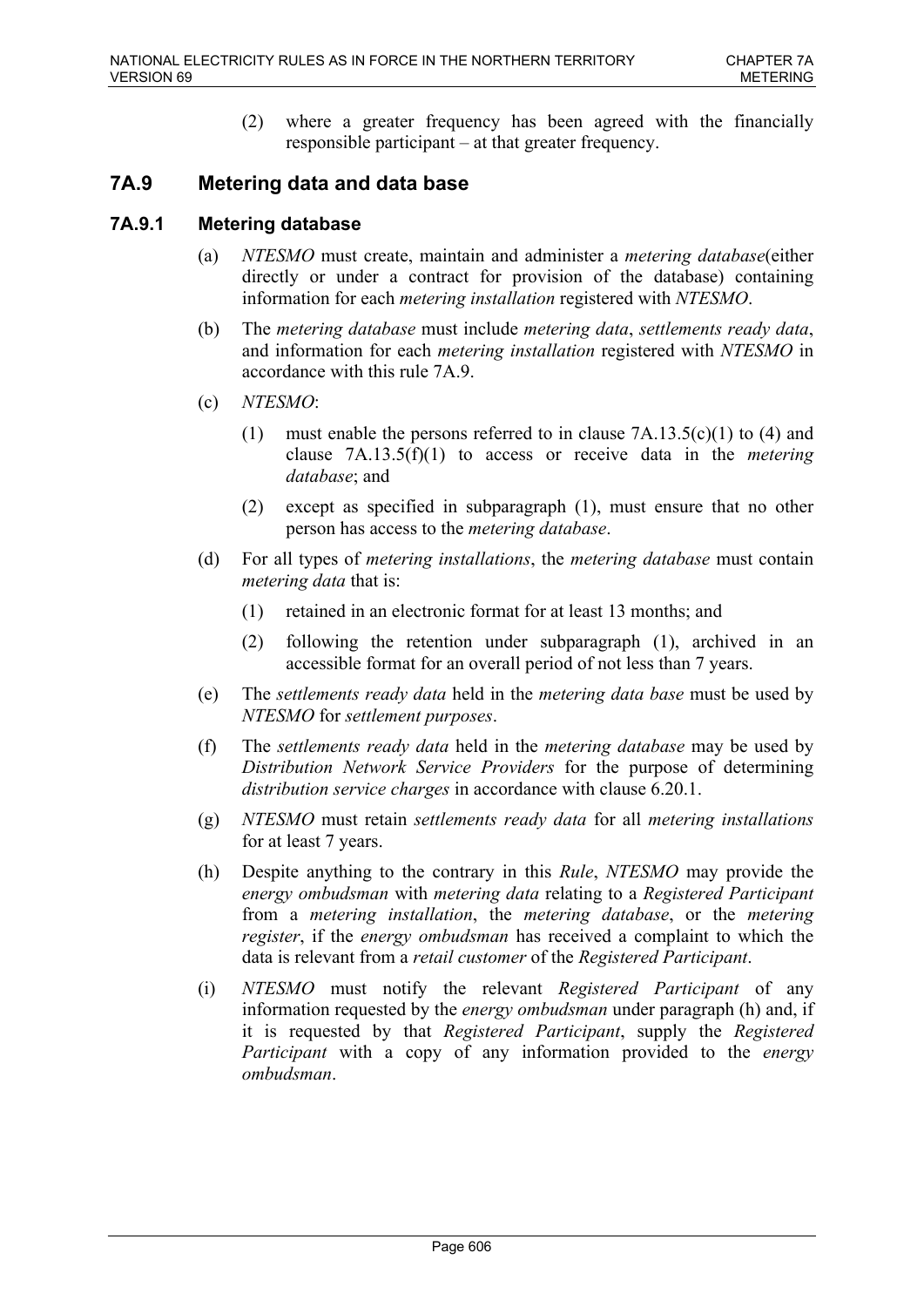(2) where a greater frequency has been agreed with the financially responsible participant – at that greater frequency.

## 7A.9 Metering data and data base

### 7A.9.1 Metering database

(a) *NTESMO* must create, maintain and administer a *metering database*(either directly or under a contract for provision of the database) containing information for each *metering installation* registered with *NTESMO*.

(b) The *metering database* must include *metering data*, *settlements ready data*, and information for each *metering installation* registered with *NTESMO* in accordance with this rule 7A.9.

(c) *NTESMO*:

(1) must enable the persons referred to in clause 7A.13.5(c)(1) to (4) and clause 7A.13.5(f)(1) to access or receive data in the *metering database*; and

(2) except as specified in subparagraph (1), must ensure that no other person has access to the *metering database*.

(d) For all types of *metering installations*, the *metering database* must contain *metering data* that is:

(1) retained in an electronic format for at least 13 months; and

(2) following the retention under subparagraph (1), archived in an accessible format for an overall period of not less than 7 years.

(e) The *settlements ready data* held in the *metering data base* must be used by *NTESMO* for *settlement purposes*.

(f) The *settlements ready data* held in the *metering database* may be used by *Distribution Network Service Providers* for the purpose of determining *distribution service charges* in accordance with clause 6.20.1.

(g) *NTESMO* must retain *settlements ready data* for all *metering installations* for at least 7 years.

(h) Despite anything to the contrary in this *Rule*, *NTESMO* may provide the *energy ombudsman* with *metering data* relating to a *Registered Participant* from a *metering installation*, the *metering database*, or the *metering register*, if the *energy ombudsman* has received a complaint to which the data is relevant from a *retail customer* of the *Registered Participant*.

(i) *NTESMO* must notify the relevant *Registered Participant* of any information requested by the *energy ombudsman* under paragraph (h) and, if it is requested by that *Registered Participant*, supply the *Registered Participant* with a copy of any information provided to the *energy ombudsman*.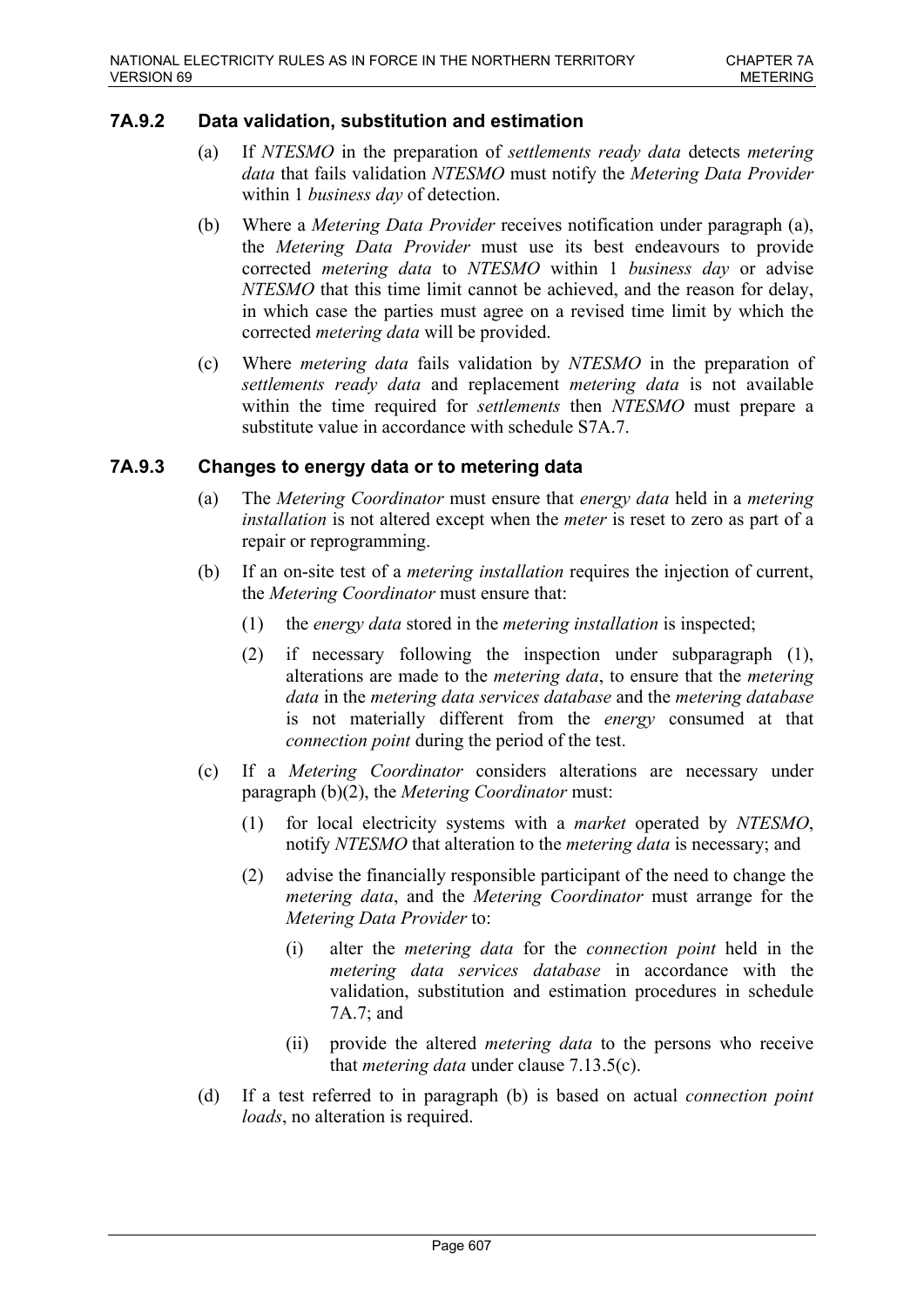### 7A.9.2 Data validation, substitution and estimation

(a) If *NTESMO* in the preparation of *settlements ready data* detects *metering data* that fails validation *NTESMO* must notify the *Metering Data Provider* within 1 *business day* of detection.

(b) Where a *Metering Data Provider* receives notification under paragraph (a), the *Metering Data Provider* must use its best endeavours to provide corrected *metering data* to *NTESMO* within 1 *business day* or advise *NTESMO* that this time limit cannot be achieved, and the reason for delay, in which case the parties must agree on a revised time limit by which the corrected *metering data* will be provided.

(c) Where *metering data* fails validation by *NTESMO* in the preparation of *settlements ready data* and replacement *metering data* is not available within the time required for *settlements* then *NTESMO* must prepare a substitute value in accordance with schedule S7A.7.

### 7A.9.3 Changes to energy data or to metering data

(a) The *Metering Coordinator* must ensure that *energy data* held in a *metering installation* is not altered except when the *meter* is reset to zero as part of a repair or reprogramming.

(b) If an on-site test of a *metering installation* requires the injection of current, the *Metering Coordinator* must ensure that:

  (1) the *energy data* stored in the *metering installation* is inspected;

  (2) if necessary following the inspection under subparagraph (1), alterations are made to the *metering data*, to ensure that the *metering data* in the *metering data services database* and the *metering database* is not materially different from the *energy* consumed at that *connection point* during the period of the test.

(c) If a *Metering Coordinator* considers alterations are necessary under paragraph (b)(2), the *Metering Coordinator* must:

  (1) for local electricity systems with a *market* operated by *NTESMO*, notify *NTESMO* that alteration to the *metering data* is necessary; and

  (2) advise the financially responsible participant of the need to change the *metering data*, and the *Metering Coordinator* must arrange for the *Metering Data Provider* to:

    (i) alter the *metering data* for the *connection point* held in the *metering data services database* in accordance with the validation, substitution and estimation procedures in schedule 7A.7; and

    (ii) provide the altered *metering data* to the persons who receive that *metering data* under clause 7.13.5(c).

(d) If a test referred to in paragraph (b) is based on actual *connection point loads*, no alteration is required.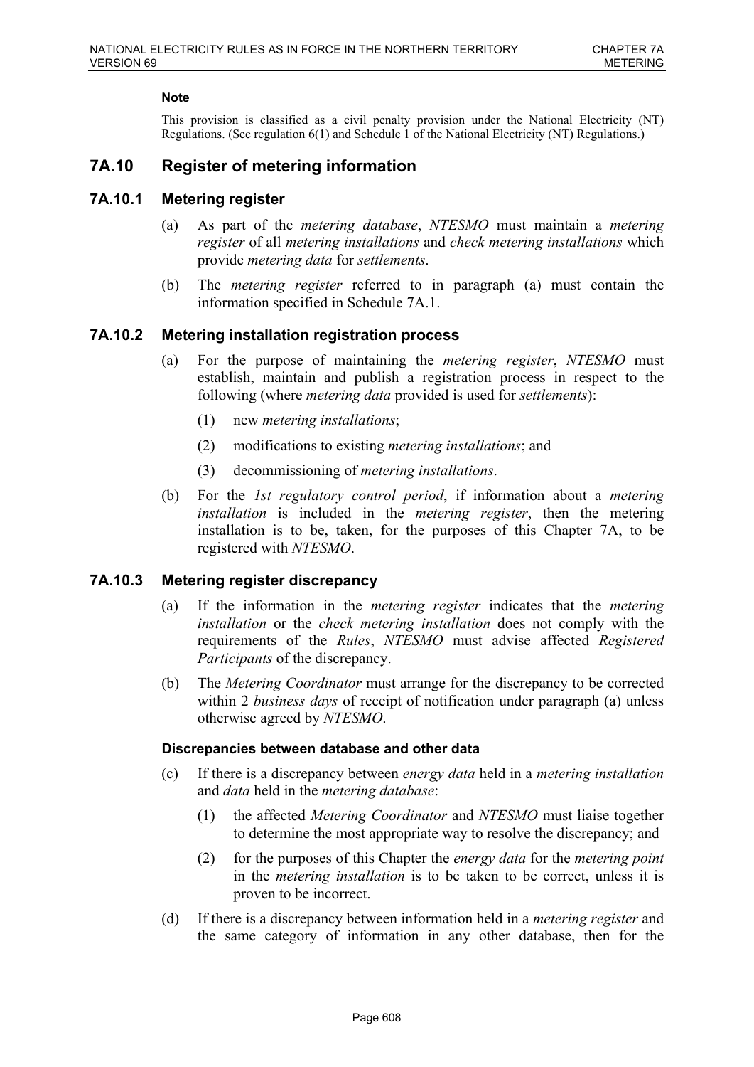#### Note

This provision is classified as a civil penalty provision under the National Electricity (NT) Regulations. (See regulation 6(1) and Schedule 1 of the National Electricity (NT) Regulations.)

## 7A.10 Register of metering information

### 7A.10.1 Metering register

(a) As part of the *metering database*, *NTESMO* must maintain a *metering register* of all *metering installations* and *check metering installations* which provide *metering data* for *settlements*.

(b) The *metering register* referred to in paragraph (a) must contain the information specified in Schedule 7A.1.

### 7A.10.2 Metering installation registration process

(a) For the purpose of maintaining the *metering register*, *NTESMO* must establish, maintain and publish a registration process in respect to the following (where *metering data* provided is used for *settlements*):

(1) new *metering installations*;

(2) modifications to existing *metering installations*; and

(3) decommissioning of *metering installations*.

(b) For the *1st regulatory control period*, if information about a *metering installation* is included in the *metering register*, then the metering installation is to be, taken, for the purposes of this Chapter 7A, to be registered with *NTESMO*.

### 7A.10.3 Metering register discrepancy

(a) If the information in the *metering register* indicates that the *metering installation* or the *check metering installation* does not comply with the requirements of the *Rules*, *NTESMO* must advise affected *Registered Participants* of the discrepancy.

(b) The *Metering Coordinator* must arrange for the discrepancy to be corrected within 2 *business days* of receipt of notification under paragraph (a) unless otherwise agreed by *NTESMO*.

#### Discrepancies between database and other data

(c) If there is a discrepancy between *energy data* held in a *metering installation* and *data* held in the *metering database*:

(1) the affected *Metering Coordinator* and *NTESMO* must liaise together to determine the most appropriate way to resolve the discrepancy; and

(2) for the purposes of this Chapter the *energy data* for the *metering point* in the *metering installation* is to be taken to be correct, unless it is proven to be incorrect.

(d) If there is a discrepancy between information held in a *metering register* and the same category of information in any other database, then for the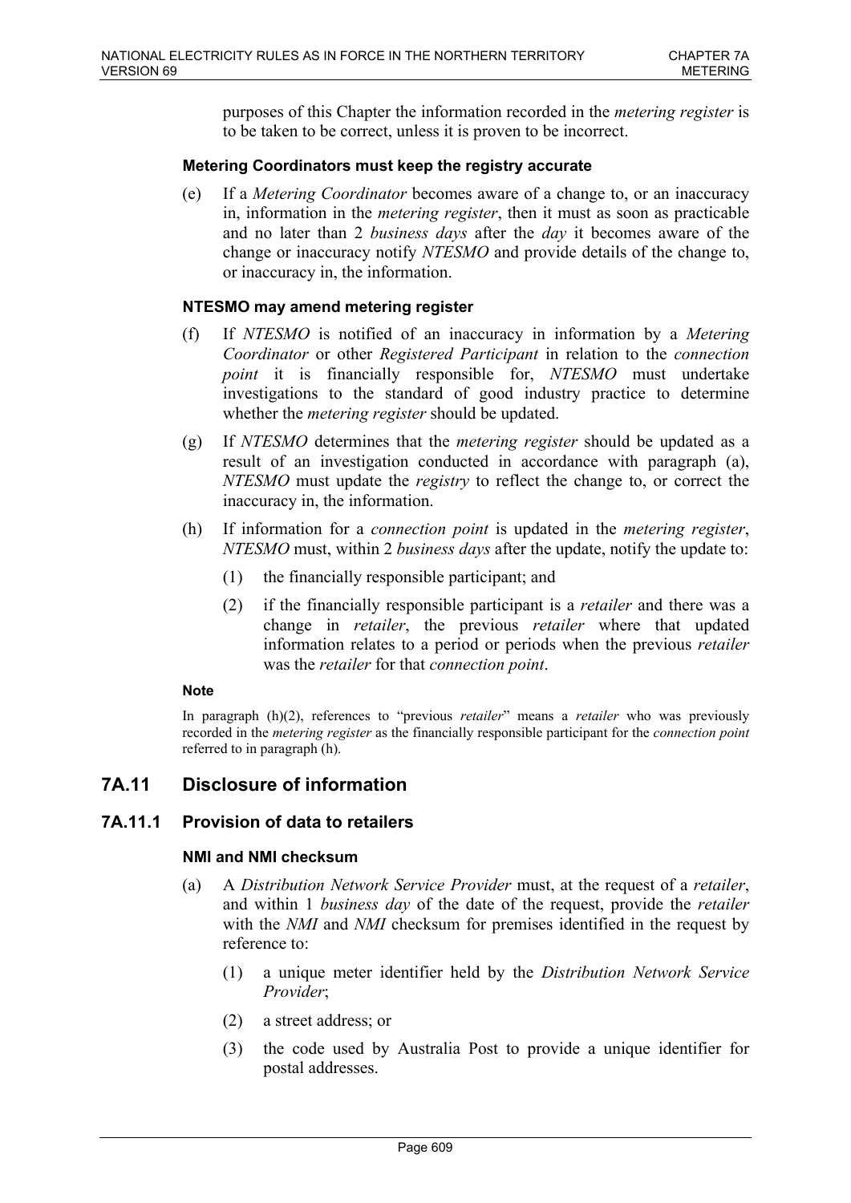purposes of this Chapter the information recorded in the *metering register* is to be taken to be correct, unless it is proven to be incorrect.

**Metering Coordinators must keep the registry accurate**

(e) If a *Metering Coordinator* becomes aware of a change to, or an inaccuracy in, information in the *metering register*, then it must as soon as practicable and no later than 2 *business days* after the *day* it becomes aware of the change or inaccuracy notify *NTESMO* and provide details of the change to, or inaccuracy in, the information.

**NTESMO may amend metering register**

(f) If *NTESMO* is notified of an inaccuracy in information by a *Metering Coordinator* or other *Registered Participant* in relation to the *connection point* it is financially responsible for, *NTESMO* must undertake investigations to the standard of good industry practice to determine whether the *metering register* should be updated.

(g) If *NTESMO* determines that the *metering register* should be updated as a result of an investigation conducted in accordance with paragraph (a), *NTESMO* must update the *registry* to reflect the change to, or correct the inaccuracy in, the information.

(h) If information for a *connection point* is updated in the *metering register*, *NTESMO* must, within 2 *business days* after the update, notify the update to:

(1) the financially responsible participant; and

(2) if the financially responsible participant is a *retailer* and there was a change in *retailer*, the previous *retailer* where that updated information relates to a period or periods when the previous *retailer* was the *retailer* for that *connection point*.

**Note**

In paragraph (h)(2), references to "previous *retailer*" means a *retailer* who was previously recorded in the *metering register* as the financially responsible participant for the *connection point* referred to in paragraph (h).

## 7A.11 Disclosure of information

### 7A.11.1 Provision of data to retailers

**NMI and NMI checksum**

(a) A *Distribution Network Service Provider* must, at the request of a *retailer*, and within 1 *business day* of the date of the request, provide the *retailer* with the *NMI* and *NMI* checksum for premises identified in the request by reference to:

(1) a unique meter identifier held by the *Distribution Network Service Provider*;

(2) a street address; or

(3) the code used by Australia Post to provide a unique identifier for postal addresses.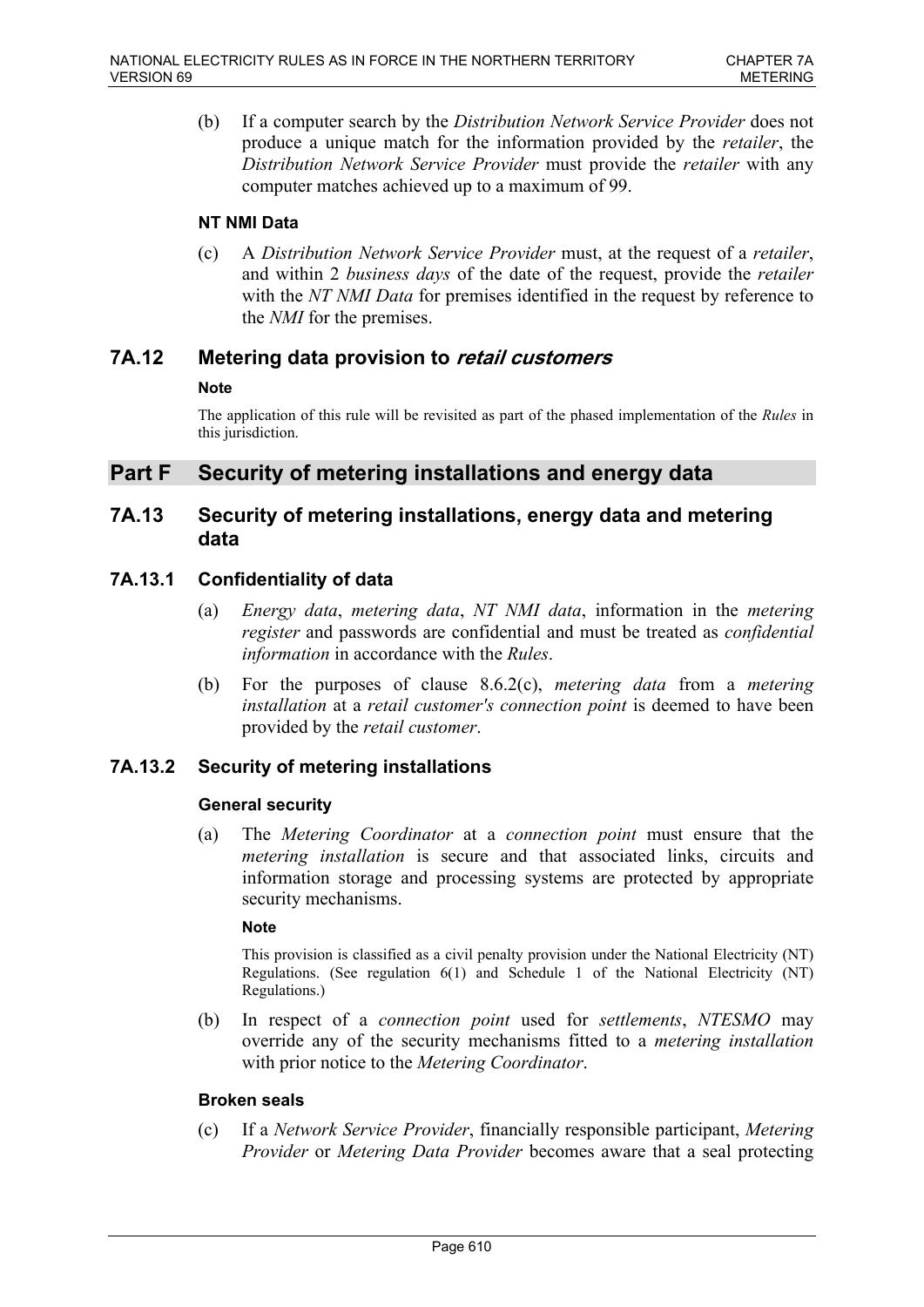(b) If a computer search by the *Distribution Network Service Provider* does not produce a unique match for the information provided by the *retailer*, the *Distribution Network Service Provider* must provide the *retailer* with any computer matches achieved up to a maximum of 99.

**NT NMI Data**

(c) A *Distribution Network Service Provider* must, at the request of a *retailer*, and within 2 *business days* of the date of the request, provide the *retailer* with the *NT NMI Data* for premises identified in the request by reference to the *NMI* for the premises.

## 7A.12 Metering data provision to *retail customers*

**Note**

The application of this rule will be revisited as part of the phased implementation of the *Rules* in this jurisdiction.

# Part F Security of metering installations and energy data

## 7A.13 Security of metering installations, energy data and metering data

### 7A.13.1 Confidentiality of data

(a) *Energy data*, *metering data*, *NT NMI data*, information in the *metering register* and passwords are confidential and must be treated as *confidential information* in accordance with the *Rules*.

(b) For the purposes of clause 8.6.2(c), *metering data* from a *metering installation* at a *retail customer's connection point* is deemed to have been provided by the *retail customer*.

### 7A.13.2 Security of metering installations

**General security**

(a) The *Metering Coordinator* at a *connection point* must ensure that the *metering installation* is secure and that associated links, circuits and information storage and processing systems are protected by appropriate security mechanisms.

**Note**

This provision is classified as a civil penalty provision under the National Electricity (NT) Regulations. (See regulation 6(1) and Schedule 1 of the National Electricity (NT) Regulations.)

(b) In respect of a *connection point* used for *settlements*, *NTESMO* may override any of the security mechanisms fitted to a *metering installation* with prior notice to the *Metering Coordinator*.

**Broken seals**

(c) If a *Network Service Provider*, financially responsible participant, *Metering Provider* or *Metering Data Provider* becomes aware that a seal protecting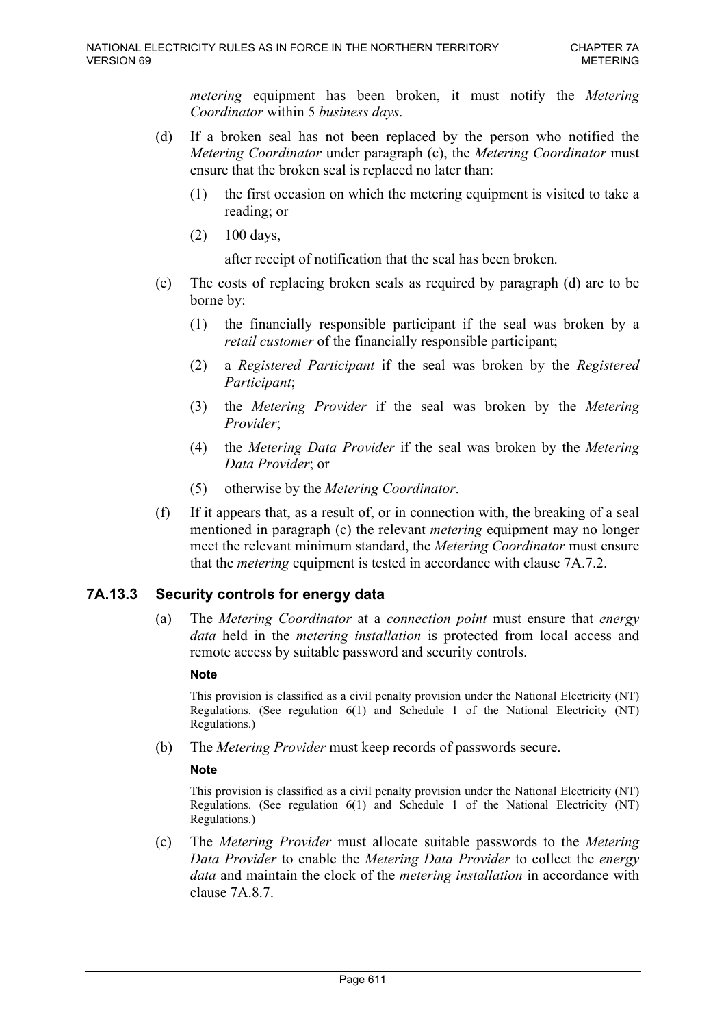*metering* equipment has been broken, it must notify the *Metering Coordinator* within 5 *business days*.

(d) If a broken seal has not been replaced by the person who notified the *Metering Coordinator* under paragraph (c), the *Metering Coordinator* must ensure that the broken seal is replaced no later than:

(1) the first occasion on which the metering equipment is visited to take a reading; or

(2) 100 days,

after receipt of notification that the seal has been broken.

(e) The costs of replacing broken seals as required by paragraph (d) are to be borne by:

(1) the financially responsible participant if the seal was broken by a *retail customer* of the financially responsible participant;

(2) a *Registered Participant* if the seal was broken by the *Registered Participant*;

(3) the *Metering Provider* if the seal was broken by the *Metering Provider*;

(4) the *Metering Data Provider* if the seal was broken by the *Metering Data Provider*; or

(5) otherwise by the *Metering Coordinator*.

(f) If it appears that, as a result of, or in connection with, the breaking of a seal mentioned in paragraph (c) the relevant *metering* equipment may no longer meet the relevant minimum standard, the *Metering Coordinator* must ensure that the *metering* equipment is tested in accordance with clause 7A.7.2.

### 7A.13.3 Security controls for energy data

(a) The *Metering Coordinator* at a *connection point* must ensure that *energy data* held in the *metering installation* is protected from local access and remote access by suitable password and security controls.

**Note**

This provision is classified as a civil penalty provision under the National Electricity (NT) Regulations. (See regulation 6(1) and Schedule 1 of the National Electricity (NT) Regulations.)

(b) The *Metering Provider* must keep records of passwords secure.

**Note**

This provision is classified as a civil penalty provision under the National Electricity (NT) Regulations. (See regulation 6(1) and Schedule 1 of the National Electricity (NT) Regulations.)

(c) The *Metering Provider* must allocate suitable passwords to the *Metering Data Provider* to enable the *Metering Data Provider* to collect the *energy data* and maintain the clock of the *metering installation* in accordance with clause 7A.8.7.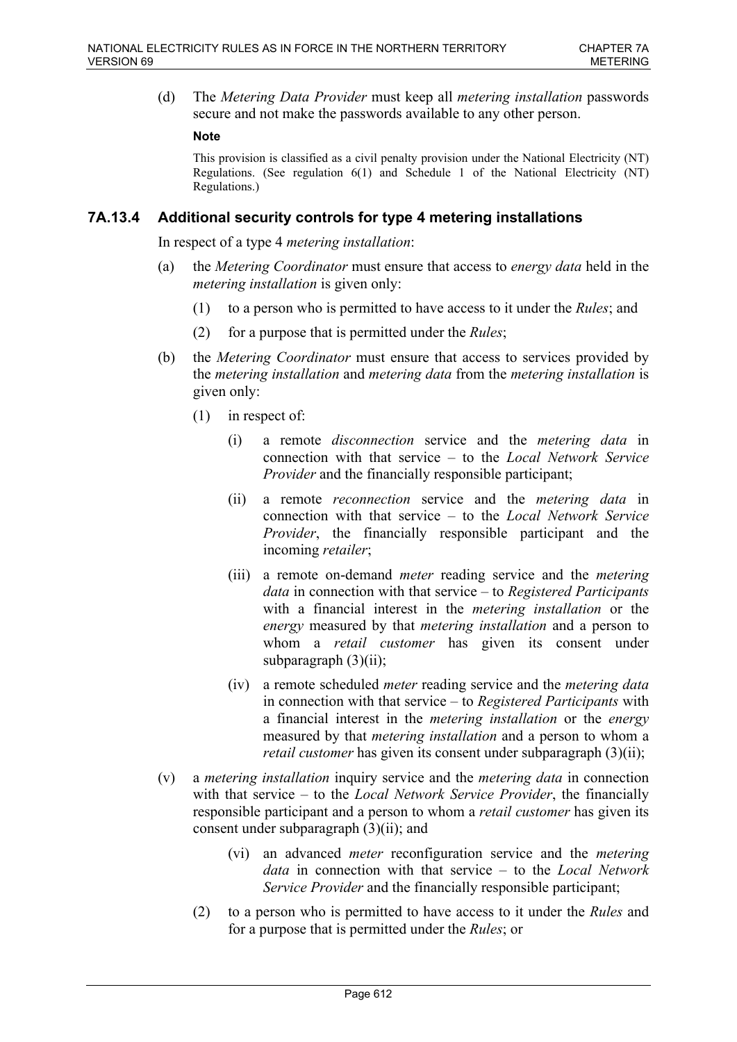(d) The *Metering Data Provider* must keep all *metering installation* passwords secure and not make the passwords available to any other person.

**Note**

This provision is classified as a civil penalty provision under the National Electricity (NT) Regulations. (See regulation 6(1) and Schedule 1 of the National Electricity (NT) Regulations.)

### 7A.13.4 Additional security controls for type 4 metering installations

In respect of a type 4 *metering installation*:

(a) the *Metering Coordinator* must ensure that access to *energy data* held in the *metering installation* is given only:

  (1) to a person who is permitted to have access to it under the *Rules*; and

  (2) for a purpose that is permitted under the *Rules*;

(b) the *Metering Coordinator* must ensure that access to services provided by the *metering installation* and *metering data* from the *metering installation* is given only:

  (1) in respect of:

    (i) a remote *disconnection* service and the *metering data* in connection with that service – to the *Local Network Service Provider* and the financially responsible participant;

    (ii) a remote *reconnection* service and the *metering data* in connection with that service – to the *Local Network Service Provider*, the financially responsible participant and the incoming *retailer*;

    (iii) a remote on-demand *meter* reading service and the *metering data* in connection with that service – to *Registered Participants* with a financial interest in the *metering installation* or the *energy* measured by that *metering installation* and a person to whom a *retail customer* has given its consent under subparagraph (3)(ii);

    (iv) a remote scheduled *meter* reading service and the *metering data* in connection with that service – to *Registered Participants* with a financial interest in the *metering installation* or the *energy* measured by that *metering installation* and a person to whom a *retail customer* has given its consent under subparagraph (3)(ii);

(v) a *metering installation* inquiry service and the *metering data* in connection with that service – to the *Local Network Service Provider*, the financially responsible participant and a person to whom a *retail customer* has given its consent under subparagraph (3)(ii); and

    (vi) an advanced *meter* reconfiguration service and the *metering data* in connection with that service – to the *Local Network Service Provider* and the financially responsible participant;

  (2) to a person who is permitted to have access to it under the *Rules* and for a purpose that is permitted under the *Rules*; or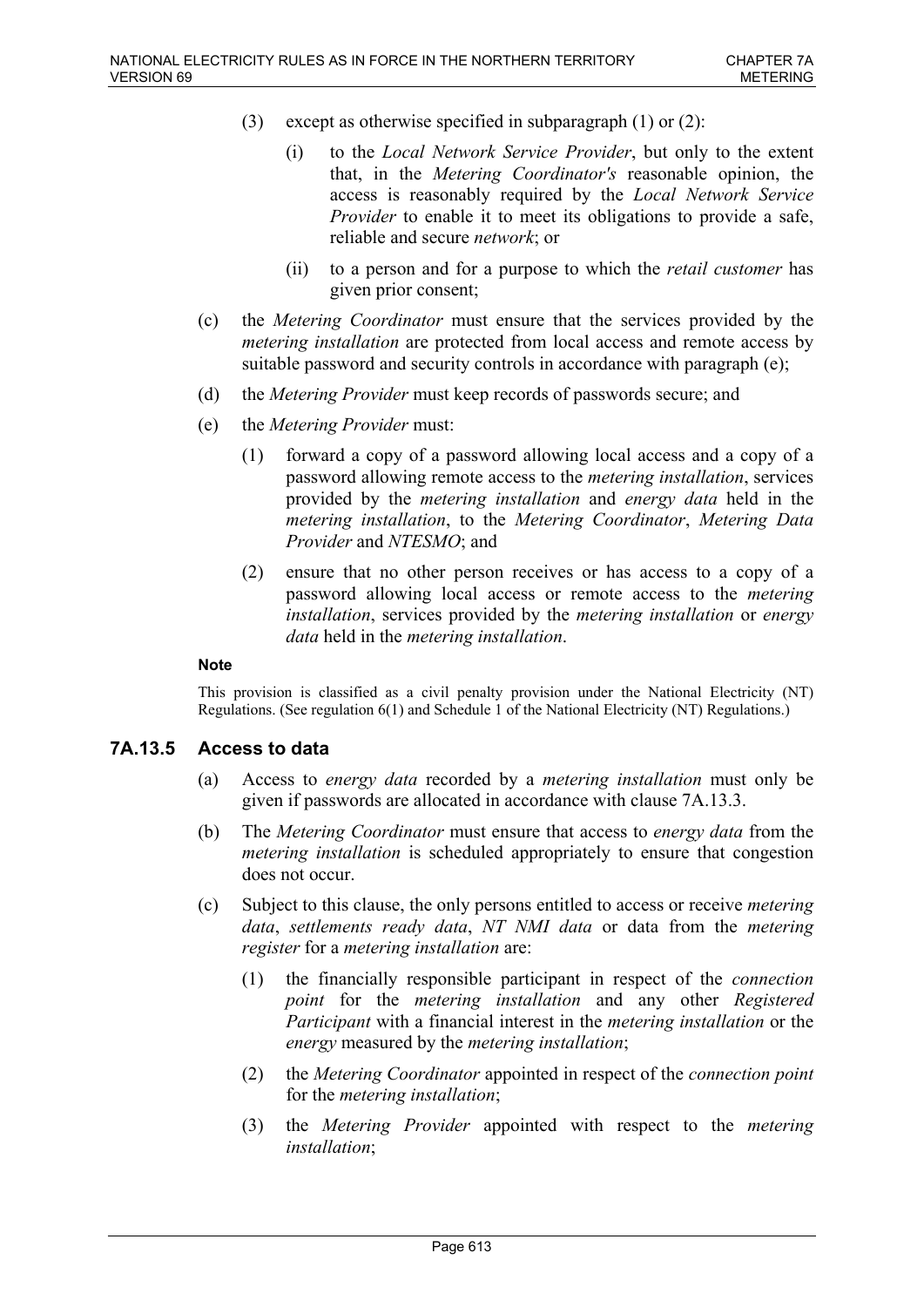(3) except as otherwise specified in subparagraph (1) or (2):

   (i) to the *Local Network Service Provider*, but only to the extent that, in the *Metering Coordinator's* reasonable opinion, the access is reasonably required by the *Local Network Service Provider* to enable it to meet its obligations to provide a safe, reliable and secure *network*; or

   (ii) to a person and for a purpose to which the *retail customer* has given prior consent;

(c) the *Metering Coordinator* must ensure that the services provided by the *metering installation* are protected from local access and remote access by suitable password and security controls in accordance with paragraph (e);

(d) the *Metering Provider* must keep records of passwords secure; and

(e) the *Metering Provider* must:

   (1) forward a copy of a password allowing local access and a copy of a password allowing remote access to the *metering installation*, services provided by the *metering installation* and *energy data* held in the *metering installation*, to the *Metering Coordinator*, *Metering Data Provider* and *NTESMO*; and

   (2) ensure that no other person receives or has access to a copy of a password allowing local access or remote access to the *metering installation*, services provided by the *metering installation* or *energy data* held in the *metering installation*.

**Note**

This provision is classified as a civil penalty provision under the National Electricity (NT) Regulations. (See regulation 6(1) and Schedule 1 of the National Electricity (NT) Regulations.)

### 7A.13.5 Access to data

(a) Access to *energy data* recorded by a *metering installation* must only be given if passwords are allocated in accordance with clause 7A.13.3.

(b) The *Metering Coordinator* must ensure that access to *energy data* from the *metering installation* is scheduled appropriately to ensure that congestion does not occur.

(c) Subject to this clause, the only persons entitled to access or receive *metering data*, *settlements ready data*, *NT NMI data* or data from the *metering register* for a *metering installation* are:

   (1) the financially responsible participant in respect of the *connection point* for the *metering installation* and any other *Registered Participant* with a financial interest in the *metering installation* or the *energy* measured by the *metering installation*;

   (2) the *Metering Coordinator* appointed in respect of the *connection point* for the *metering installation*;

   (3) the *Metering Provider* appointed with respect to the *metering installation*;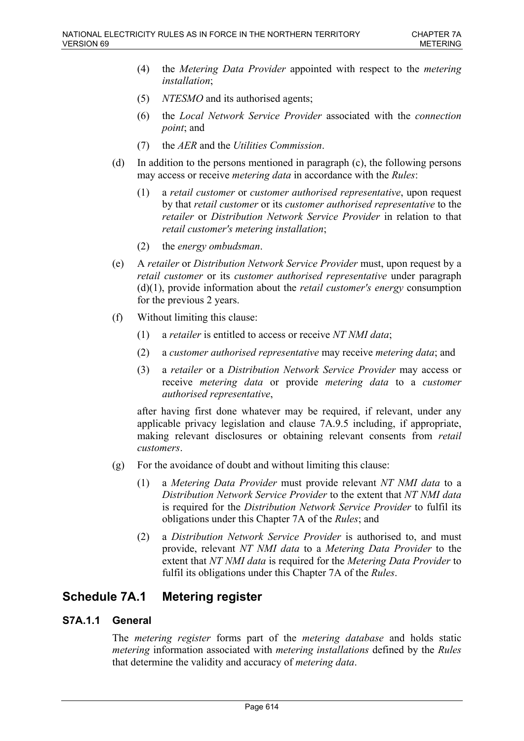(4) the *Metering Data Provider* appointed with respect to the *metering installation*;

(5) *NTESMO* and its authorised agents;

(6) the *Local Network Service Provider* associated with the *connection point*; and

(7) the *AER* and the *Utilities Commission*.

(d) In addition to the persons mentioned in paragraph (c), the following persons may access or receive *metering data* in accordance with the *Rules*:

(1) a *retail customer* or *customer authorised representative*, upon request by that *retail customer* or its *customer authorised representative* to the *retailer* or *Distribution Network Service Provider* in relation to that *retail customer's metering installation*;

(2) the *energy ombudsman*.

(e) A *retailer* or *Distribution Network Service Provider* must, upon request by a *retail customer* or its *customer authorised representative* under paragraph (d)(1), provide information about the *retail customer's energy* consumption for the previous 2 years.

(f) Without limiting this clause:

(1) a *retailer* is entitled to access or receive *NT NMI data*;

(2) a *customer authorised representative* may receive *metering data*; and

(3) a *retailer* or a *Distribution Network Service Provider* may access or receive *metering data* or provide *metering data* to a *customer authorised representative*,

after having first done whatever may be required, if relevant, under any applicable privacy legislation and clause 7A.9.5 including, if appropriate, making relevant disclosures or obtaining relevant consents from *retail customers*.

(g) For the avoidance of doubt and without limiting this clause:

(1) a *Metering Data Provider* must provide relevant *NT NMI data* to a *Distribution Network Service Provider* to the extent that *NT NMI data* is required for the *Distribution Network Service Provider* to fulfil its obligations under this Chapter 7A of the *Rules*; and

(2) a *Distribution Network Service Provider* is authorised to, and must provide, relevant *NT NMI data* to a *Metering Data Provider* to the extent that *NT NMI data* is required for the *Metering Data Provider* to fulfil its obligations under this Chapter 7A of the *Rules*.

## Schedule 7A.1 Metering register

### S7A.1.1 General

The *metering register* forms part of the *metering database* and holds static *metering* information associated with *metering installations* defined by the *Rules* that determine the validity and accuracy of *metering data*.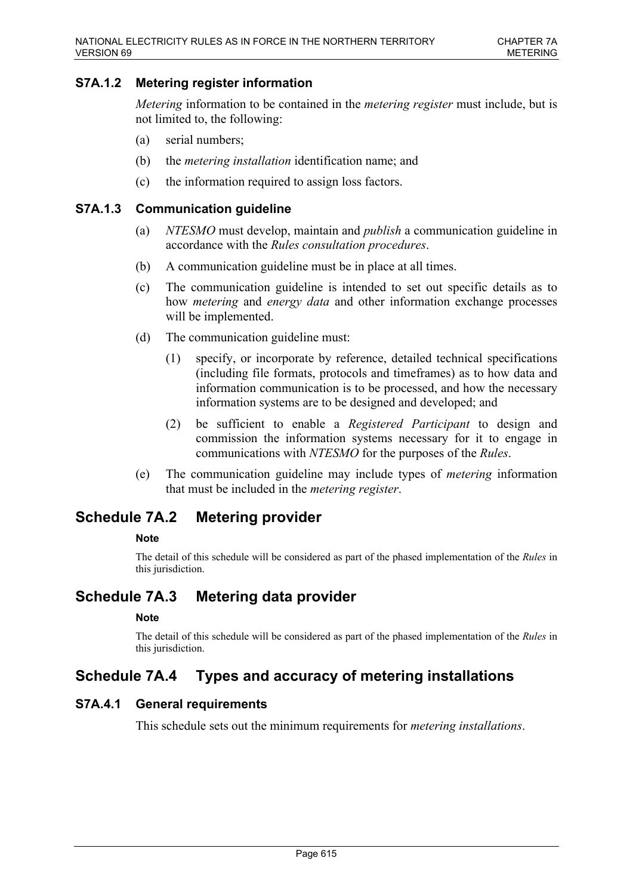### S7A.1.2 Metering register information

*Metering* information to be contained in the *metering register* must include, but is not limited to, the following:

(a) serial numbers;

(b) the *metering installation* identification name; and

(c) the information required to assign loss factors.

### S7A.1.3 Communication guideline

(a) *NTESMO* must develop, maintain and *publish* a communication guideline in accordance with the *Rules consultation procedures*.

(b) A communication guideline must be in place at all times.

(c) The communication guideline is intended to set out specific details as to how *metering* and *energy data* and other information exchange processes will be implemented.

(d) The communication guideline must:

(1) specify, or incorporate by reference, detailed technical specifications (including file formats, protocols and timeframes) as to how data and information communication is to be processed, and how the necessary information systems are to be designed and developed; and

(2) be sufficient to enable a *Registered Participant* to design and commission the information systems necessary for it to engage in communications with *NTESMO* for the purposes of the *Rules*.

(e) The communication guideline may include types of *metering* information that must be included in the *metering register*.

## Schedule 7A.2 Metering provider

**Note**

The detail of this schedule will be considered as part of the phased implementation of the *Rules* in this jurisdiction.

## Schedule 7A.3 Metering data provider

**Note**

The detail of this schedule will be considered as part of the phased implementation of the *Rules* in this jurisdiction.

## Schedule 7A.4 Types and accuracy of metering installations

### S7A.4.1 General requirements

This schedule sets out the minimum requirements for *metering installations*.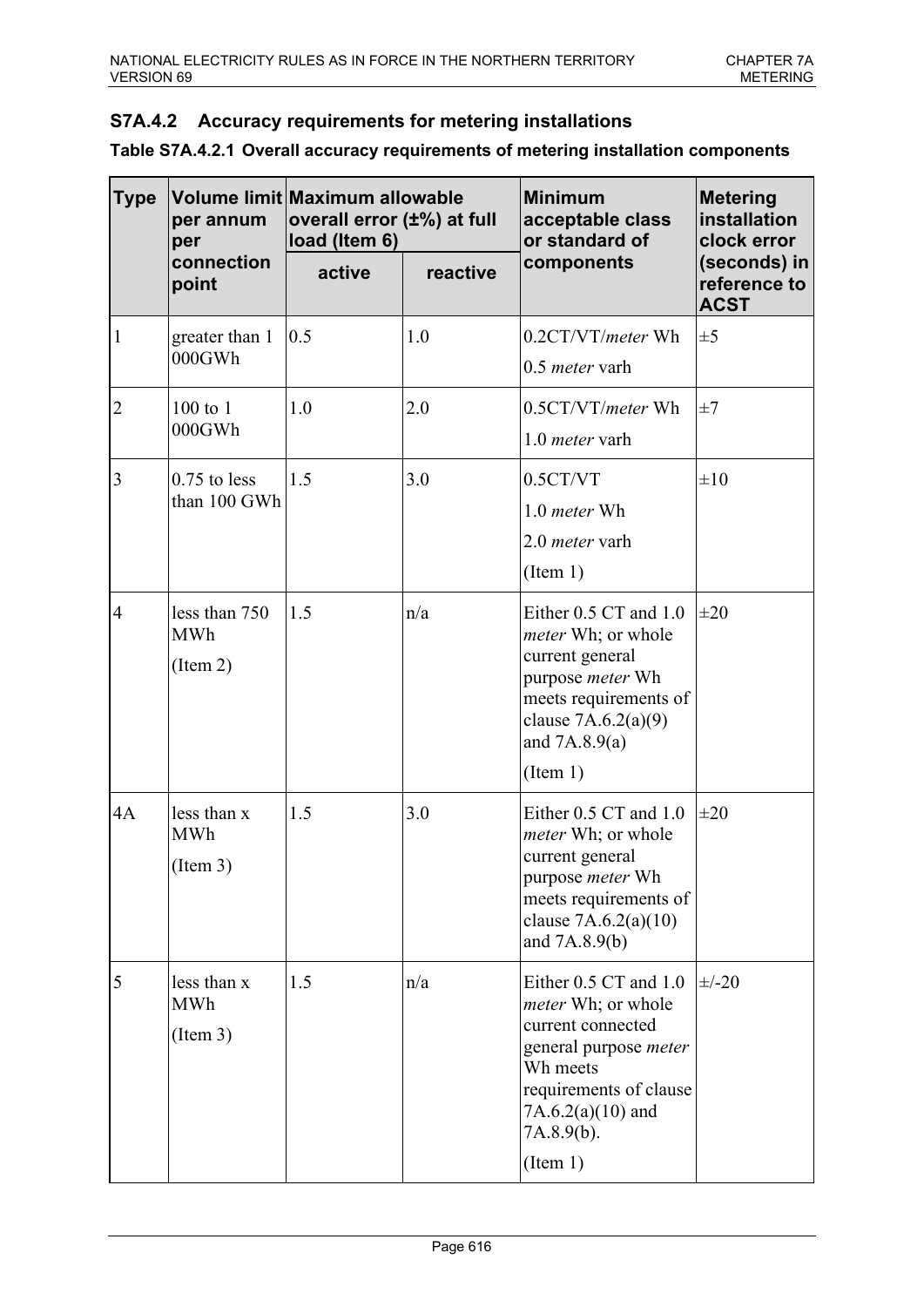### S7A.4.2 Accuracy requirements for metering installations

**Table S7A.4.2.1 Overall accuracy requirements of metering installation components**

| Type | Volume limit per annum per connection point | Maximum allowable overall error (±%) at full load (Item 6) | | Minimum acceptable class or standard of components | Metering installation clock error (seconds) in reference to ACST |
|---|---|---|---|---|---|
| | | active | reactive | | |
| 1 | greater than 1 000GWh | 0.5 | 1.0 | 0.2CT/VT/*meter* Wh<br>0.5 *meter* varh | ±5 |
| 2 | 100 to 1 000GWh | 1.0 | 2.0 | 0.5CT/VT/*meter* Wh<br>1.0 *meter* varh | ±7 |
| 3 | 0.75 to less than 100 GWh | 1.5 | 3.0 | 0.5CT/VT<br>1.0 *meter* Wh<br>2.0 *meter* varh<br>(Item 1) | ±10 |
| 4 | less than 750 MWh<br>(Item 2) | 1.5 | n/a | Either 0.5 CT and 1.0 *meter* Wh; or whole current general purpose *meter* Wh meets requirements of clause 7A.6.2(a)(9) and 7A.8.9(a)<br>(Item 1) | ±20 |
| 4A | less than x MWh<br>(Item 3) | 1.5 | 3.0 | Either 0.5 CT and 1.0 *meter* Wh; or whole current general purpose *meter* Wh meets requirements of clause 7A.6.2(a)(10) and 7A.8.9(b) | ±20 |
| 5 | less than x MWh<br>(Item 3) | 1.5 | n/a | Either 0.5 CT and 1.0 *meter* Wh; or whole current connected general purpose *meter* Wh meets requirements of clause 7A.6.2(a)(10) and 7A.8.9(b).<br>(Item 1) | ±/-20 |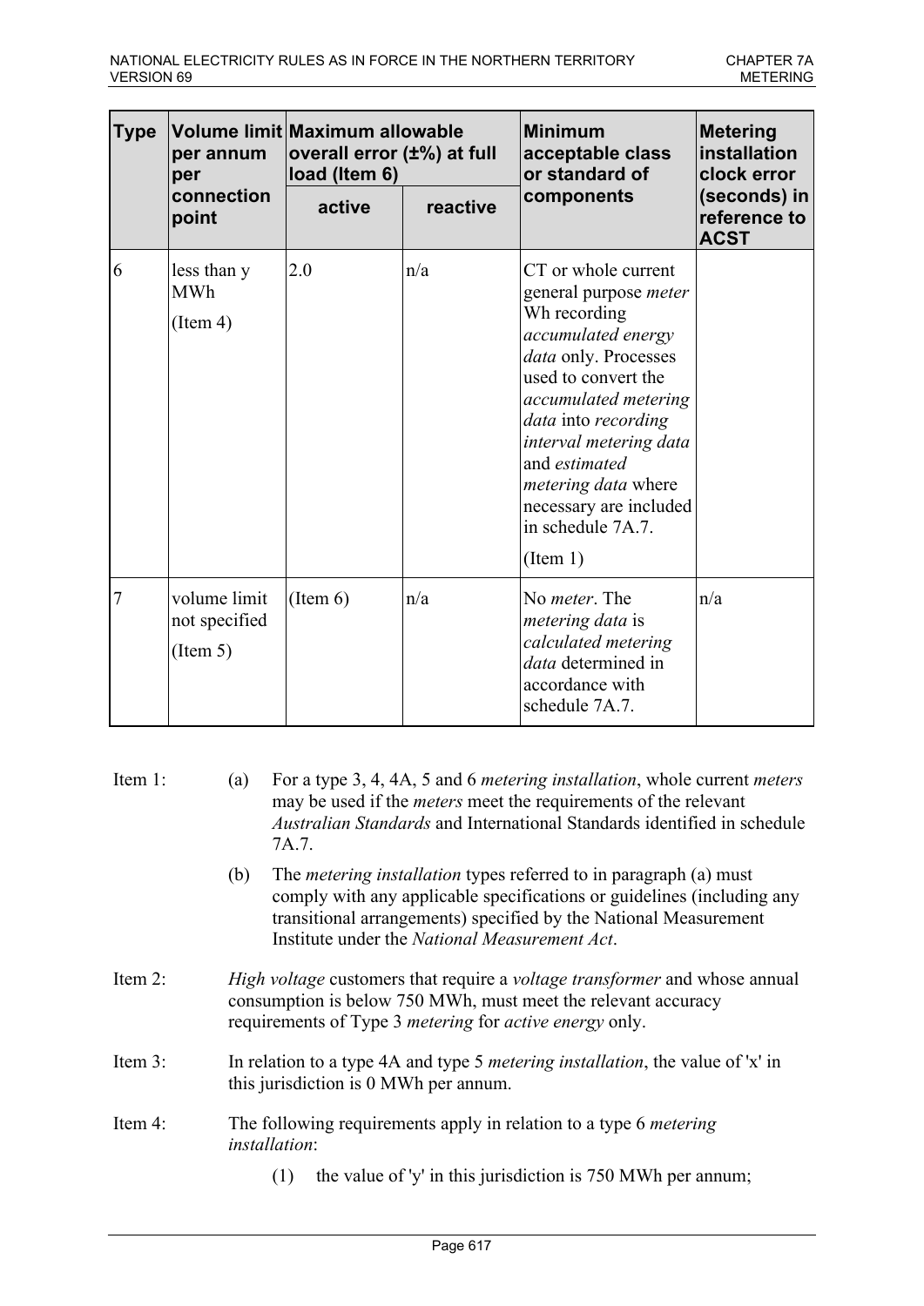| Type | Volume limit per annum per connection point | Maximum allowable overall error (±%) at full load (Item 6) | | Minimum acceptable class or standard of components | Metering installation clock error (seconds) in reference to ACST |
|---|---|---|---|---|---|
| | | active | reactive | | |
| 6 | less than y MWh (Item 4) | 2.0 | n/a | CT or whole current general purpose *meter* Wh recording *accumulated energy data* only. Processes used to convert the *accumulated metering data* into *recording interval metering data* and *estimated metering data* where necessary are included in schedule 7A.7. (Item 1) | |
| 7 | volume limit not specified (Item 5) | (Item 6) | n/a | No *meter*. The *metering data* is *calculated metering data* determined in accordance with schedule 7A.7. | n/a |

Item 1: (a) For a type 3, 4, 4A, 5 and 6 *metering installation*, whole current *meters* may be used if the *meters* meet the requirements of the relevant *Australian Standards* and International Standards identified in schedule 7A.7.

(b) The *metering installation* types referred to in paragraph (a) must comply with any applicable specifications or guidelines (including any transitional arrangements) specified by the National Measurement Institute under the *National Measurement Act*.

Item 2: *High voltage* customers that require a *voltage transformer* and whose annual consumption is below 750 MWh, must meet the relevant accuracy requirements of Type 3 *metering* for *active energy* only.

Item 3: In relation to a type 4A and type 5 *metering installation*, the value of 'x' in this jurisdiction is 0 MWh per annum.

Item 4: The following requirements apply in relation to a type 6 *metering installation*:

(1) the value of 'y' in this jurisdiction is 750 MWh per annum;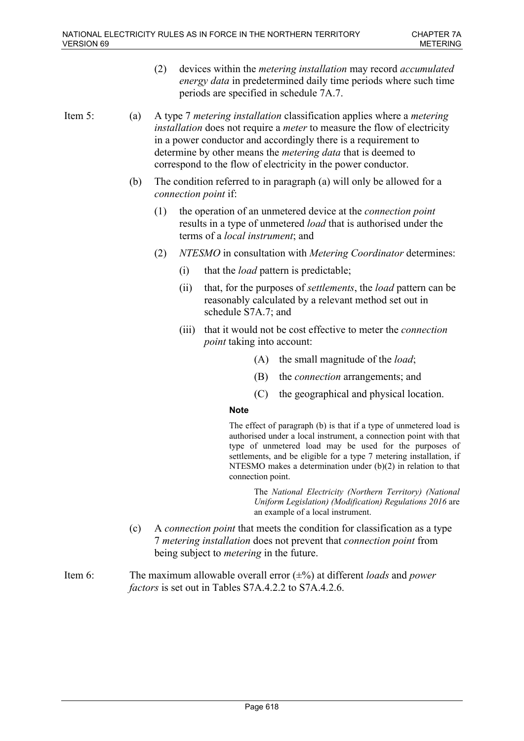(2) devices within the *metering installation* may record *accumulated energy data* in predetermined daily time periods where such time periods are specified in schedule 7A.7.

Item 5:

(a) A type 7 *metering installation* classification applies where a *metering installation* does not require a *meter* to measure the flow of electricity in a power conductor and accordingly there is a requirement to determine by other means the *metering data* that is deemed to correspond to the flow of electricity in the power conductor.

(b) The condition referred to in paragraph (a) will only be allowed for a *connection point* if:

(1) the operation of an unmetered device at the *connection point* results in a type of unmetered *load* that is authorised under the terms of a *local instrument*; and

(2) *NTESMO* in consultation with *Metering Coordinator* determines:

(i) that the *load* pattern is predictable;

(ii) that, for the purposes of *settlements*, the *load* pattern can be reasonably calculated by a relevant method set out in schedule S7A.7; and

(iii) that it would not be cost effective to meter the *connection point* taking into account:

(A) the small magnitude of the *load*;

(B) the *connection* arrangements; and

(C) the geographical and physical location.

**Note**

The effect of paragraph (b) is that if a type of unmetered load is authorised under a local instrument, a connection point with that type of unmetered load may be used for the purposes of settlements, and be eligible for a type 7 metering installation, if NTESMO makes a determination under (b)(2) in relation to that connection point.

The *National Electricity (Northern Territory) (National Uniform Legislation) (Modification) Regulations 2016* are an example of a local instrument.

(c) A *connection point* that meets the condition for classification as a type 7 *metering installation* does not prevent that *connection point* from being subject to *metering* in the future.

Item 6: The maximum allowable overall error (±%) at different *loads* and *power factors* is set out in Tables S7A.4.2.2 to S7A.4.2.6.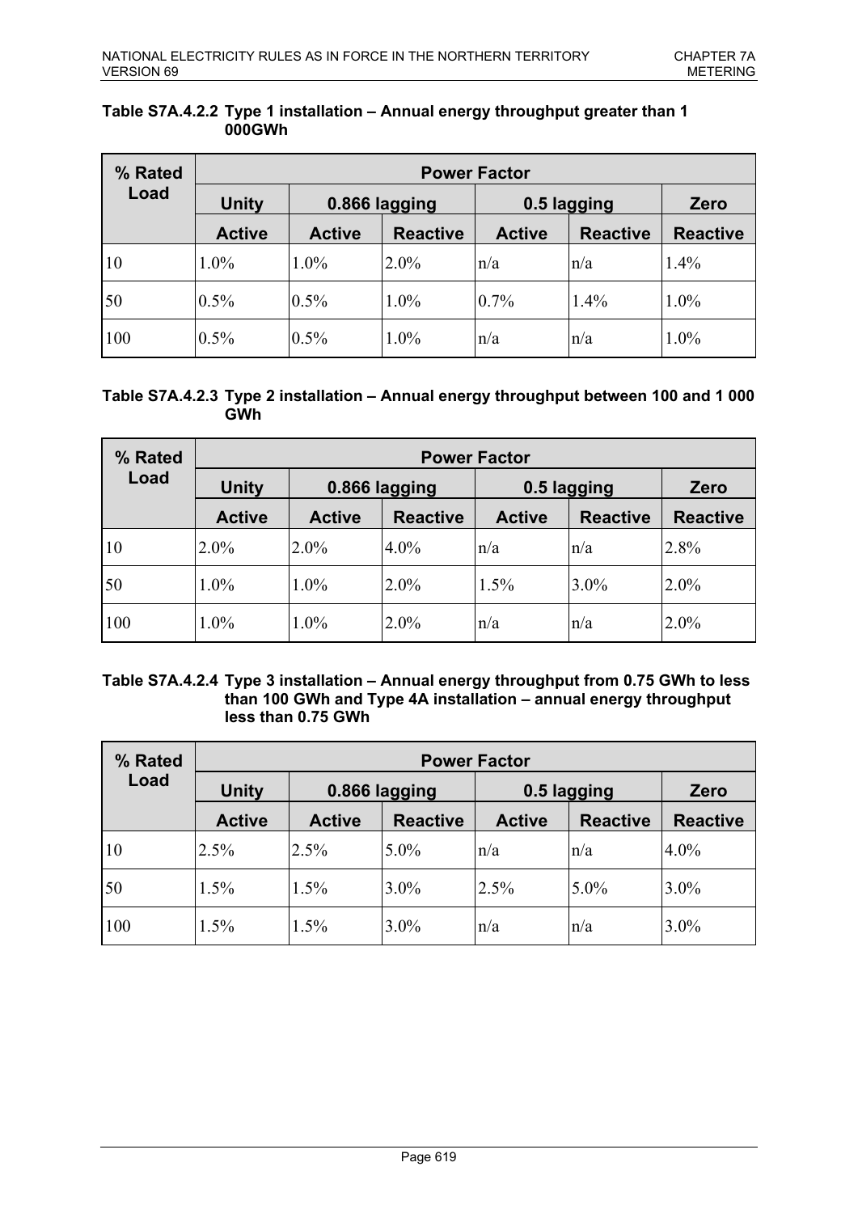**Table S7A.4.2.2 Type 1 installation – Annual energy throughput greater than 1 000GWh**

| % Rated Load | Power Factor | | | | | |
|---|---|---|---|---|---|---|
| | Unity | 0.866 lagging | | 0.5 lagging | | Zero |
| | Active | Active | Reactive | Active | Reactive | Reactive |
| 10 | 1.0% | 1.0% | 2.0% | n/a | n/a | 1.4% |
| 50 | 0.5% | 0.5% | 1.0% | 0.7% | 1.4% | 1.0% |
| 100 | 0.5% | 0.5% | 1.0% | n/a | n/a | 1.0% |

**Table S7A.4.2.3 Type 2 installation – Annual energy throughput between 100 and 1 000 GWh**

| % Rated Load | Power Factor | | | | | |
|---|---|---|---|---|---|---|
| | Unity | 0.866 lagging | | 0.5 lagging | | Zero |
| | Active | Active | Reactive | Active | Reactive | Reactive |
| 10 | 2.0% | 2.0% | 4.0% | n/a | n/a | 2.8% |
| 50 | 1.0% | 1.0% | 2.0% | 1.5% | 3.0% | 2.0% |
| 100 | 1.0% | 1.0% | 2.0% | n/a | n/a | 2.0% |

**Table S7A.4.2.4 Type 3 installation – Annual energy throughput from 0.75 GWh to less than 100 GWh and Type 4A installation – annual energy throughput less than 0.75 GWh**

| % Rated Load | Power Factor | | | | | |
|---|---|---|---|---|---|---|
| | Unity | 0.866 lagging | | 0.5 lagging | | Zero |
| | Active | Active | Reactive | Active | Reactive | Reactive |
| 10 | 2.5% | 2.5% | 5.0% | n/a | n/a | 4.0% |
| 50 | 1.5% | 1.5% | 3.0% | 2.5% | 5.0% | 3.0% |
| 100 | 1.5% | 1.5% | 3.0% | n/a | n/a | 3.0% |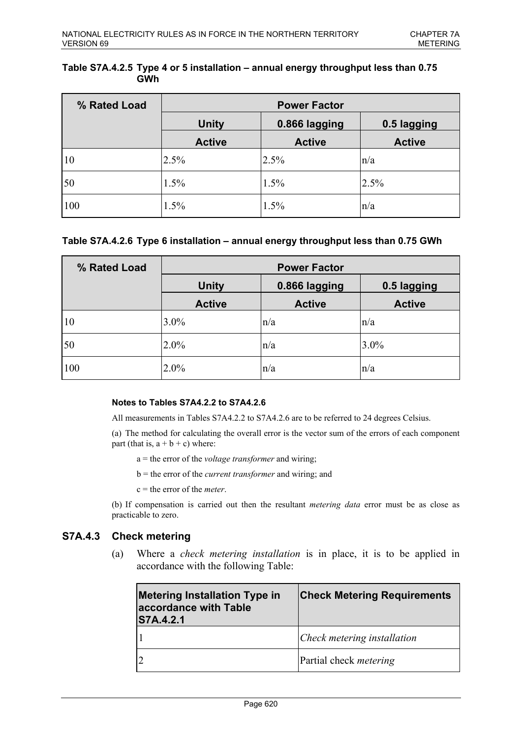**Table S7A.4.2.5 Type 4 or 5 installation – annual energy throughput less than 0.75 GWh**

| % Rated Load | Power Factor | | |
|---|---|---|---|
| | Unity | 0.866 lagging | 0.5 lagging |
| | Active | Active | Active |
| 10 | 2.5% | 2.5% | n/a |
| 50 | 1.5% | 1.5% | 2.5% |
| 100 | 1.5% | 1.5% | n/a |

**Table S7A.4.2.6 Type 6 installation – annual energy throughput less than 0.75 GWh**

| % Rated Load | Power Factor | | |
|---|---|---|---|
| | Unity | 0.866 lagging | 0.5 lagging |
| | Active | Active | Active |
| 10 | 3.0% | n/a | n/a |
| 50 | 2.0% | n/a | 3.0% |
| 100 | 2.0% | n/a | n/a |

**Notes to Tables S7A4.2.2 to S7A4.2.6**

All measurements in Tables S7A4.2.2 to S7A4.2.6 are to be referred to 24 degrees Celsius.

(a) The method for calculating the overall error is the vector sum of the errors of each component part (that is, a + b + c) where:

a = the error of the *voltage transformer* and wiring;

b = the error of the *current transformer* and wiring; and

c = the error of the *meter*.

(b) If compensation is carried out then the resultant *metering data* error must be as close as practicable to zero.

## S7A.4.3 Check metering

(a) Where a *check metering installation* is in place, it is to be applied in accordance with the following Table:

| Metering Installation Type in accordance with Table S7A.4.2.1 | Check Metering Requirements |
|---|---|
| 1 | *Check metering installation* |
| 2 | Partial check *metering* |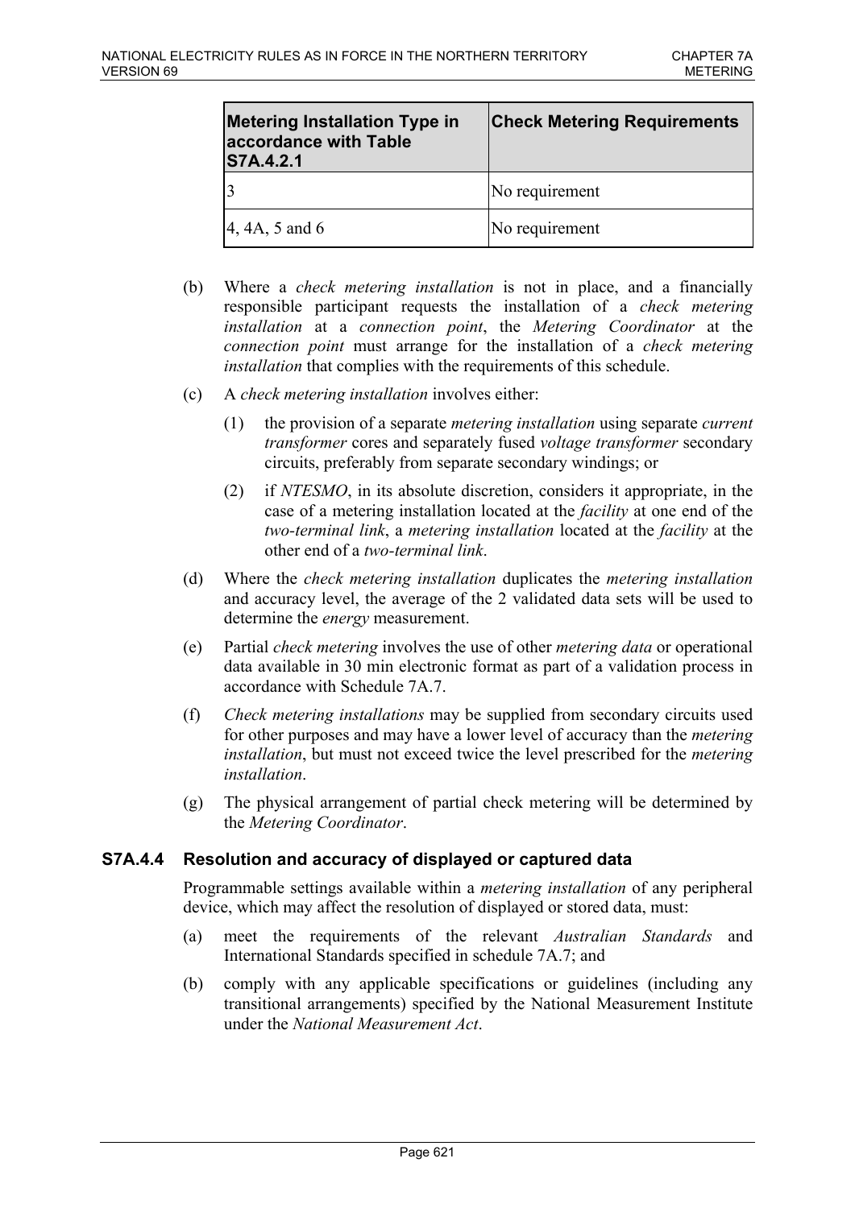| Metering Installation Type in accordance with Table S7A.4.2.1 | Check Metering Requirements |
|---|---|
| 3 | No requirement |
| 4, 4A, 5 and 6 | No requirement |

(b) Where a *check metering installation* is not in place, and a financially responsible participant requests the installation of a *check metering installation* at a *connection point*, the *Metering Coordinator* at the *connection point* must arrange for the installation of a *check metering installation* that complies with the requirements of this schedule.

(c) A *check metering installation* involves either:

(1) the provision of a separate *metering installation* using separate *current transformer* cores and separately fused *voltage transformer* secondary circuits, preferably from separate secondary windings; or

(2) if *NTESMO*, in its absolute discretion, considers it appropriate, in the case of a metering installation located at the *facility* at one end of the *two-terminal link*, a *metering installation* located at the *facility* at the other end of a *two-terminal link*.

(d) Where the *check metering installation* duplicates the *metering installation* and accuracy level, the average of the 2 validated data sets will be used to determine the *energy* measurement.

(e) Partial *check metering* involves the use of other *metering data* or operational data available in 30 min electronic format as part of a validation process in accordance with Schedule 7A.7.

(f) *Check metering installations* may be supplied from secondary circuits used for other purposes and may have a lower level of accuracy than the *metering installation*, but must not exceed twice the level prescribed for the *metering installation*.

(g) The physical arrangement of partial check metering will be determined by the *Metering Coordinator*.

### S7A.4.4 Resolution and accuracy of displayed or captured data

Programmable settings available within a *metering installation* of any peripheral device, which may affect the resolution of displayed or stored data, must:

(a) meet the requirements of the relevant *Australian Standards* and International Standards specified in schedule 7A.7; and

(b) comply with any applicable specifications or guidelines (including any transitional arrangements) specified by the National Measurement Institute under the *National Measurement Act*.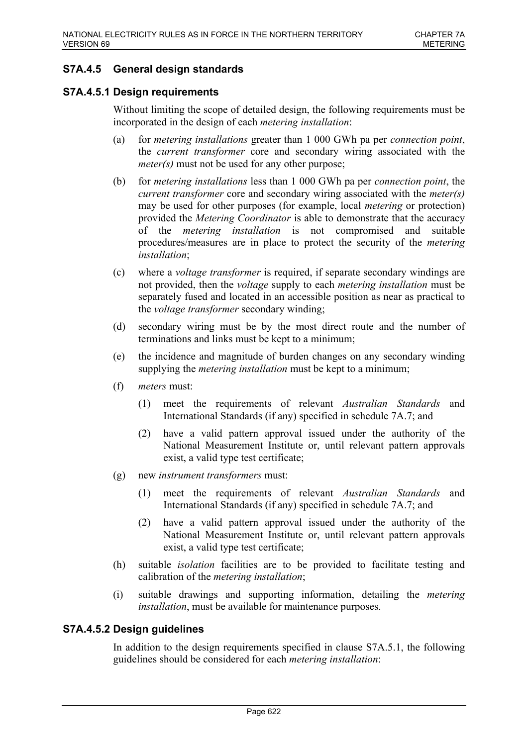## S7A.4.5 General design standards

### S7A.4.5.1 Design requirements

Without limiting the scope of detailed design, the following requirements must be incorporated in the design of each *metering installation*:

(a) for *metering installations* greater than 1 000 GWh pa per *connection point*, the *current transformer* core and secondary wiring associated with the *meter(s)* must not be used for any other purpose;

(b) for *metering installations* less than 1 000 GWh pa per *connection point*, the *current transformer* core and secondary wiring associated with the *meter(s)* may be used for other purposes (for example, local *metering* or protection) provided the *Metering Coordinator* is able to demonstrate that the accuracy of the *metering installation* is not compromised and suitable procedures/measures are in place to protect the security of the *metering installation*;

(c) where a *voltage transformer* is required, if separate secondary windings are not provided, then the *voltage* supply to each *metering installation* must be separately fused and located in an accessible position as near as practical to the *voltage transformer* secondary winding;

(d) secondary wiring must be by the most direct route and the number of terminations and links must be kept to a minimum;

(e) the incidence and magnitude of burden changes on any secondary winding supplying the *metering installation* must be kept to a minimum;

(f) *meters* must:

  (1) meet the requirements of relevant *Australian Standards* and International Standards (if any) specified in schedule 7A.7; and

  (2) have a valid pattern approval issued under the authority of the National Measurement Institute or, until relevant pattern approvals exist, a valid type test certificate;

(g) new *instrument transformers* must:

  (1) meet the requirements of relevant *Australian Standards* and International Standards (if any) specified in schedule 7A.7; and

  (2) have a valid pattern approval issued under the authority of the National Measurement Institute or, until relevant pattern approvals exist, a valid type test certificate;

(h) suitable *isolation* facilities are to be provided to facilitate testing and calibration of the *metering installation*;

(i) suitable drawings and supporting information, detailing the *metering installation*, must be available for maintenance purposes.

### S7A.4.5.2 Design guidelines

In addition to the design requirements specified in clause S7A.5.1, the following guidelines should be considered for each *metering installation*: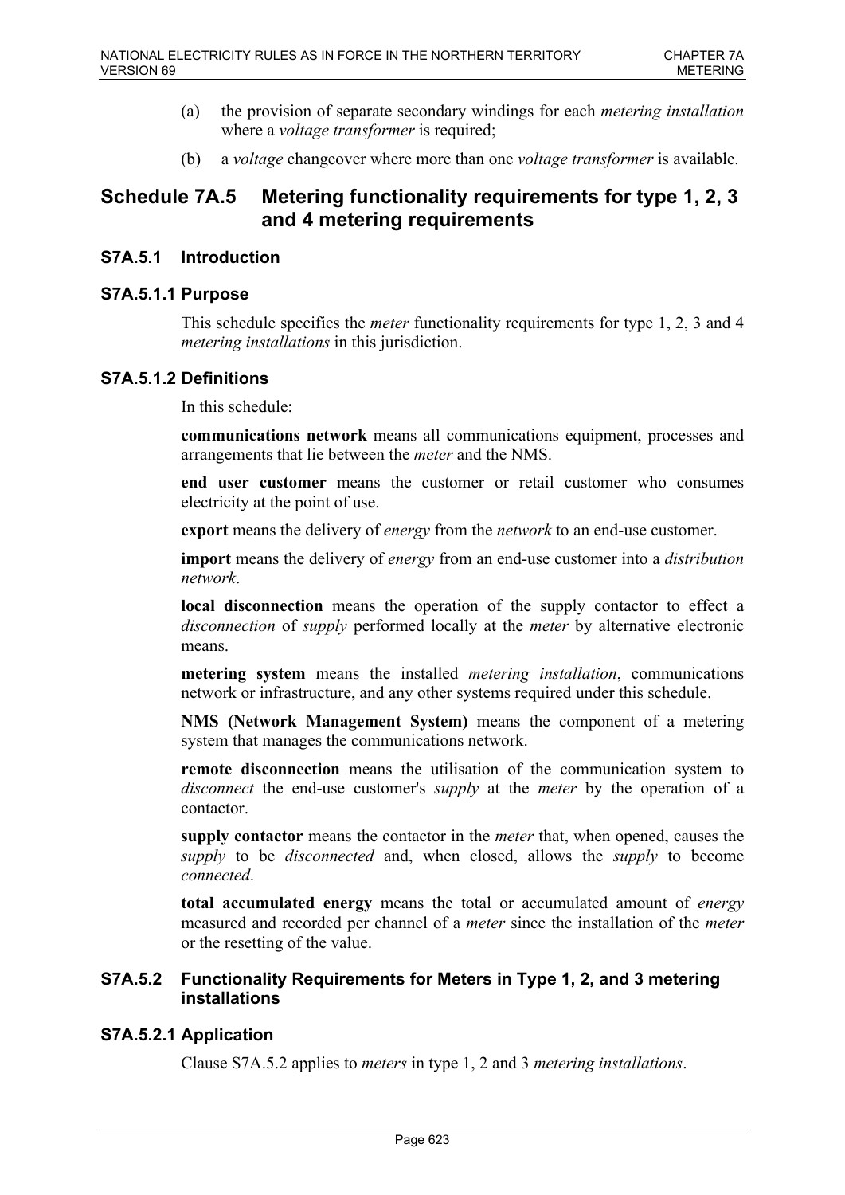(a) the provision of separate secondary windings for each *metering installation* where a *voltage transformer* is required;

(b) a *voltage* changeover where more than one *voltage transformer* is available.

# Schedule 7A.5 Metering functionality requirements for type 1, 2, 3 and 4 metering requirements

## S7A.5.1 Introduction

### S7A.5.1.1 Purpose

This schedule specifies the *meter* functionality requirements for type 1, 2, 3 and 4 *metering installations* in this jurisdiction.

### S7A.5.1.2 Definitions

In this schedule:

**communications network** means all communications equipment, processes and arrangements that lie between the *meter* and the NMS.

**end user customer** means the customer or retail customer who consumes electricity at the point of use.

**export** means the delivery of *energy* from the *network* to an end-use customer.

**import** means the delivery of *energy* from an end-use customer into a *distribution network*.

**local disconnection** means the operation of the supply contactor to effect a *disconnection* of *supply* performed locally at the *meter* by alternative electronic means.

**metering system** means the installed *metering installation*, communications network or infrastructure, and any other systems required under this schedule.

**NMS (Network Management System)** means the component of a metering system that manages the communications network.

**remote disconnection** means the utilisation of the communication system to *disconnect* the end-use customer's *supply* at the *meter* by the operation of a contactor.

**supply contactor** means the contactor in the *meter* that, when opened, causes the *supply* to be *disconnected* and, when closed, allows the *supply* to become *connected*.

**total accumulated energy** means the total or accumulated amount of *energy* measured and recorded per channel of a *meter* since the installation of the *meter* or the resetting of the value.

## S7A.5.2 Functionality Requirements for Meters in Type 1, 2, and 3 metering installations

### S7A.5.2.1 Application

Clause S7A.5.2 applies to *meters* in type 1, 2 and 3 *metering installations*.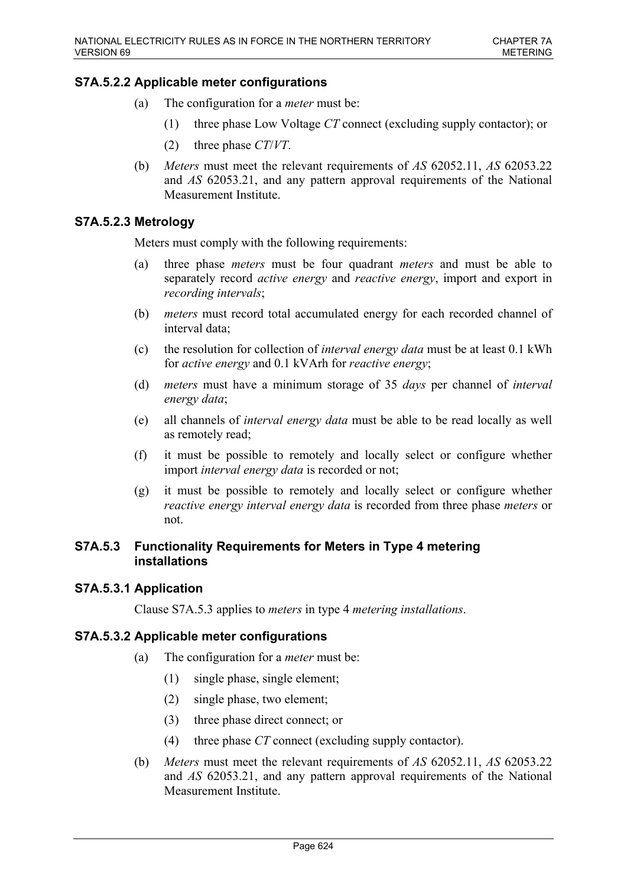### S7A.5.2.2 Applicable meter configurations

(a) The configuration for a *meter* must be:

(1) three phase Low Voltage *CT* connect (excluding supply contactor); or

(2) three phase *CT*/*VT*.

(b) *Meters* must meet the relevant requirements of *AS* 62052.11, *AS* 62053.22 and *AS* 62053.21, and any pattern approval requirements of the National Measurement Institute.

### S7A.5.2.3 Metrology

Meters must comply with the following requirements:

(a) three phase *meters* must be four quadrant *meters* and must be able to separately record *active energy* and *reactive energy*, import and export in *recording intervals*;

(b) *meters* must record total accumulated energy for each recorded channel of interval data;

(c) the resolution for collection of *interval energy data* must be at least 0.1 kWh for *active energy* and 0.1 kVArh for *reactive energy*;

(d) *meters* must have a minimum storage of 35 *days* per channel of *interval energy data*;

(e) all channels of *interval energy data* must be able to be read locally as well as remotely read;

(f) it must be possible to remotely and locally select or configure whether import *interval energy data* is recorded or not;

(g) it must be possible to remotely and locally select or configure whether *reactive energy interval energy data* is recorded from three phase *meters* or not.

## S7A.5.3 Functionality Requirements for Meters in Type 4 metering installations

### S7A.5.3.1 Application

Clause S7A.5.3 applies to *meters* in type 4 *metering installations*.

### S7A.5.3.2 Applicable meter configurations

(a) The configuration for a *meter* must be:

(1) single phase, single element;

(2) single phase, two element;

(3) three phase direct connect; or

(4) three phase *CT* connect (excluding supply contactor).

(b) *Meters* must meet the relevant requirements of *AS* 62052.11, *AS* 62053.22 and *AS* 62053.21, and any pattern approval requirements of the National Measurement Institute.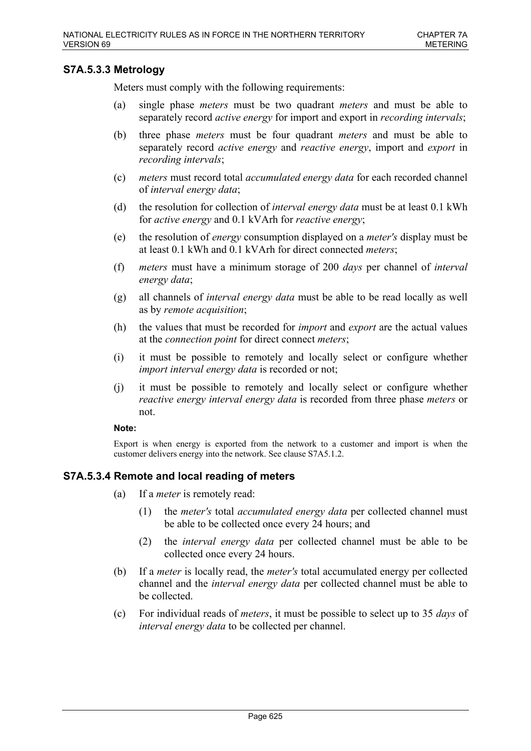### S7A.5.3.3 Metrology

Meters must comply with the following requirements:

(a) single phase *meters* must be two quadrant *meters* and must be able to separately record *active energy* for import and export in *recording intervals*;

(b) three phase *meters* must be four quadrant *meters* and must be able to separately record *active energy* and *reactive energy*, import and *export* in *recording intervals*;

(c) *meters* must record total *accumulated energy data* for each recorded channel of *interval energy data*;

(d) the resolution for collection of *interval energy data* must be at least 0.1 kWh for *active energy* and 0.1 kVArh for *reactive energy*;

(e) the resolution of *energy* consumption displayed on a *meter's* display must be at least 0.1 kWh and 0.1 kVArh for direct connected *meters*;

(f) *meters* must have a minimum storage of 200 *days* per channel of *interval energy data*;

(g) all channels of *interval energy data* must be able to be read locally as well as by *remote acquisition*;

(h) the values that must be recorded for *import* and *export* are the actual values at the *connection point* for direct connect *meters*;

(i) it must be possible to remotely and locally select or configure whether *import interval energy data* is recorded or not;

(j) it must be possible to remotely and locally select or configure whether *reactive energy interval energy data* is recorded from three phase *meters* or not.

**Note:**

Export is when energy is exported from the network to a customer and import is when the customer delivers energy into the network. See clause S7A5.1.2.

### S7A.5.3.4 Remote and local reading of meters

(a) If a *meter* is remotely read:

(1) the *meter's* total *accumulated energy data* per collected channel must be able to be collected once every 24 hours; and

(2) the *interval energy data* per collected channel must be able to be collected once every 24 hours.

(b) If a *meter* is locally read, the *meter's* total accumulated energy per collected channel and the *interval energy data* per collected channel must be able to be collected.

(c) For individual reads of *meters*, it must be possible to select up to 35 *days* of *interval energy data* to be collected per channel.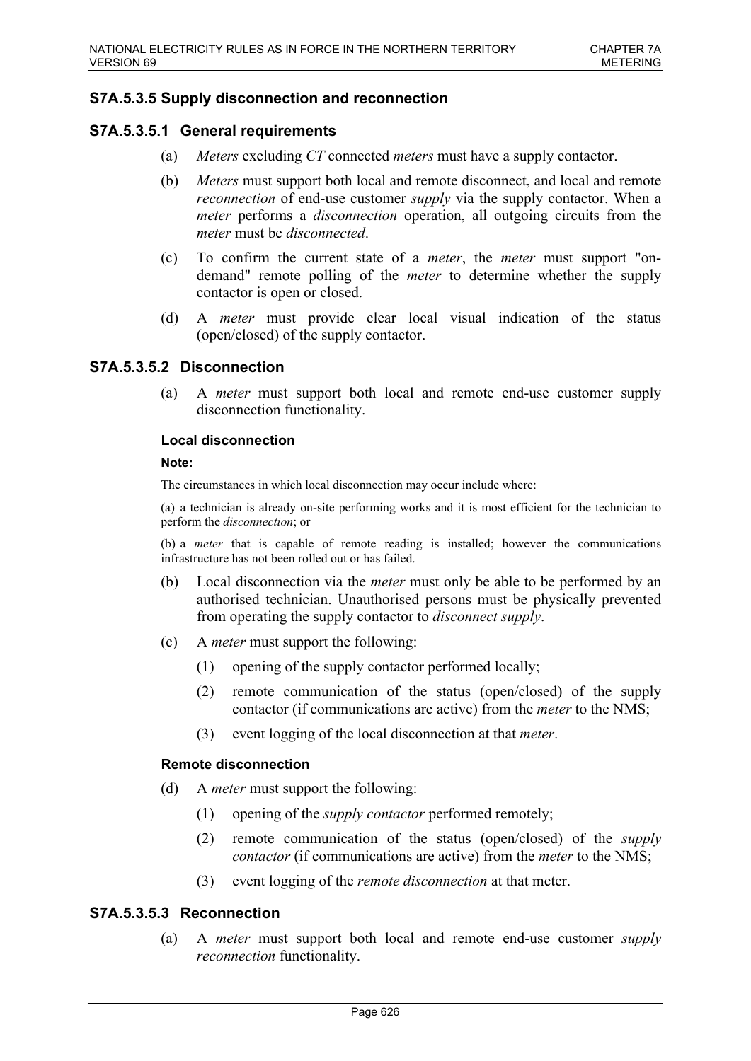## S7A.5.3.5 Supply disconnection and reconnection

### S7A.5.3.5.1 General requirements

(a) *Meters* excluding *CT* connected *meters* must have a supply contactor.

(b) *Meters* must support both local and remote disconnect, and local and remote *reconnection* of end-use customer *supply* via the supply contactor. When a *meter* performs a *disconnection* operation, all outgoing circuits from the *meter* must be *disconnected*.

(c) To confirm the current state of a *meter*, the *meter* must support "on-demand" remote polling of the *meter* to determine whether the supply contactor is open or closed.

(d) A *meter* must provide clear local visual indication of the status (open/closed) of the supply contactor.

### S7A.5.3.5.2 Disconnection

(a) A *meter* must support both local and remote end-use customer supply disconnection functionality.

#### Local disconnection

**Note:**

The circumstances in which local disconnection may occur include where:

(a) a technician is already on-site performing works and it is most efficient for the technician to perform the *disconnection*; or

(b) a *meter* that is capable of remote reading is installed; however the communications infrastructure has not been rolled out or has failed.

(b) Local disconnection via the *meter* must only be able to be performed by an authorised technician. Unauthorised persons must be physically prevented from operating the supply contactor to *disconnect supply*.

(c) A *meter* must support the following:

(1) opening of the supply contactor performed locally;

(2) remote communication of the status (open/closed) of the supply contactor (if communications are active) from the *meter* to the NMS;

(3) event logging of the local disconnection at that *meter*.

#### Remote disconnection

(d) A *meter* must support the following:

(1) opening of the *supply contactor* performed remotely;

(2) remote communication of the status (open/closed) of the *supply contactor* (if communications are active) from the *meter* to the NMS;

(3) event logging of the *remote disconnection* at that meter.

### S7A.5.3.5.3 Reconnection

(a) A *meter* must support both local and remote end-use customer *supply reconnection* functionality.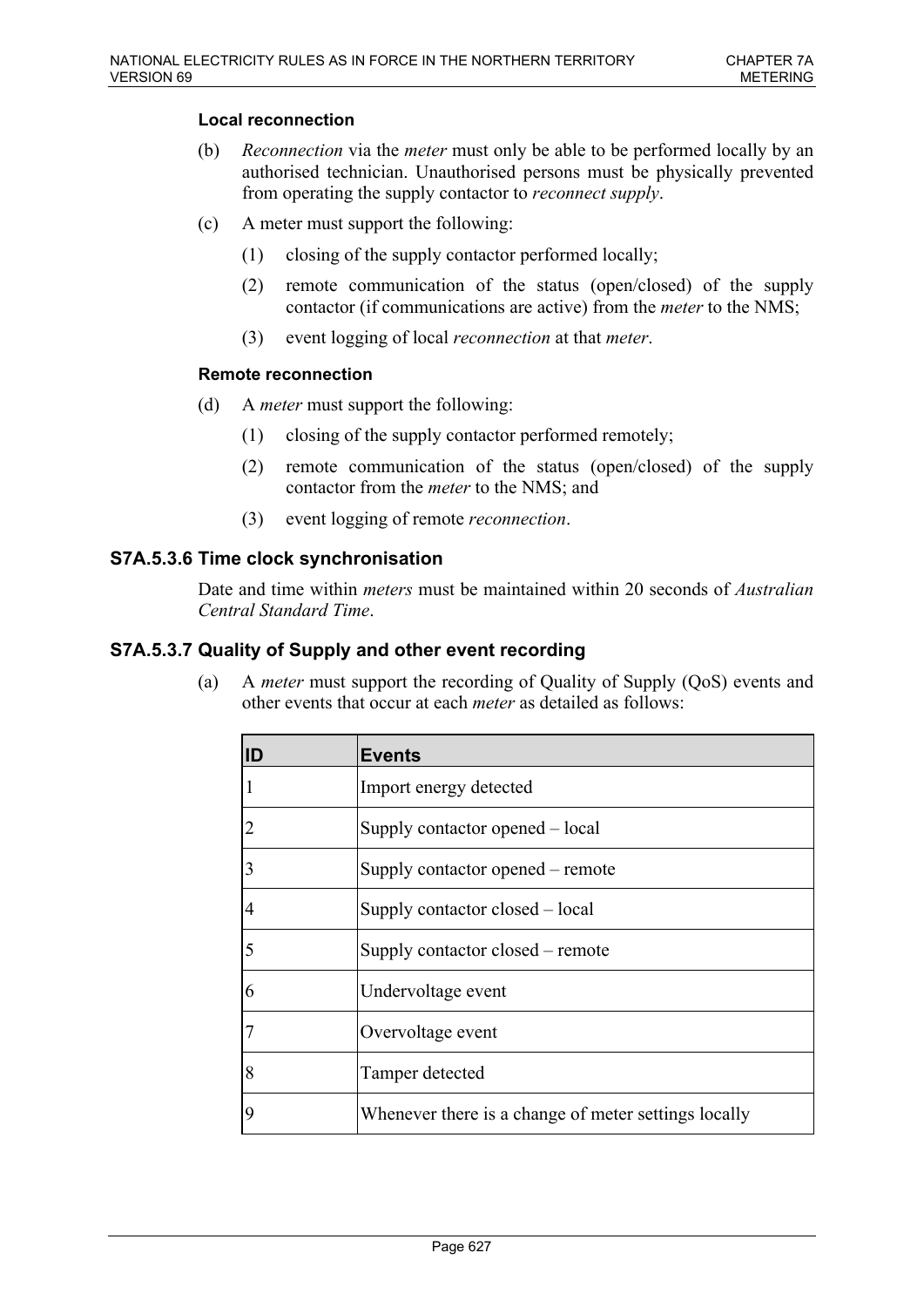#### Local reconnection

(b) *Reconnection* via the *meter* must only be able to be performed locally by an authorised technician. Unauthorised persons must be physically prevented from operating the supply contactor to *reconnect supply*.

(c) A meter must support the following:

(1) closing of the supply contactor performed locally;

(2) remote communication of the status (open/closed) of the supply contactor (if communications are active) from the *meter* to the NMS;

(3) event logging of local *reconnection* at that *meter*.

#### Remote reconnection

(d) A *meter* must support the following:

(1) closing of the supply contactor performed remotely;

(2) remote communication of the status (open/closed) of the supply contactor from the *meter* to the NMS; and

(3) event logging of remote *reconnection*.

### S7A.5.3.6 Time clock synchronisation

Date and time within *meters* must be maintained within 20 seconds of *Australian Central Standard Time*.

### S7A.5.3.7 Quality of Supply and other event recording

(a) A *meter* must support the recording of Quality of Supply (QoS) events and other events that occur at each *meter* as detailed as follows:

| ID | Events |
|---|---|
| 1 | Import energy detected |
| 2 | Supply contactor opened – local |
| 3 | Supply contactor opened – remote |
| 4 | Supply contactor closed – local |
| 5 | Supply contactor closed – remote |
| 6 | Undervoltage event |
| 7 | Overvoltage event |
| 8 | Tamper detected |
| 9 | Whenever there is a change of meter settings locally |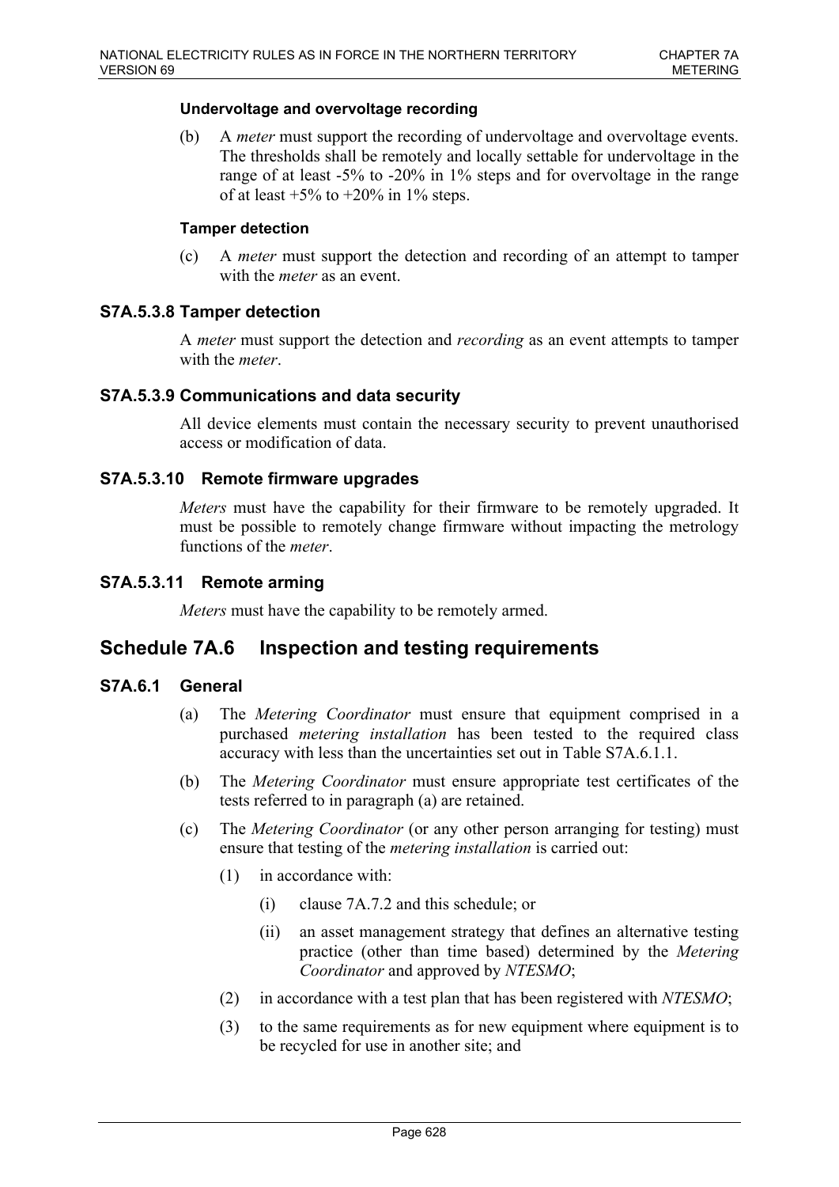**Undervoltage and overvoltage recording**

(b) A *meter* must support the recording of undervoltage and overvoltage events. The thresholds shall be remotely and locally settable for undervoltage in the range of at least -5% to -20% in 1% steps and for overvoltage in the range of at least +5% to +20% in 1% steps.

**Tamper detection**

(c) A *meter* must support the detection and recording of an attempt to tamper with the *meter* as an event.

### S7A.5.3.8 Tamper detection

A *meter* must support the detection and *recording* as an event attempts to tamper with the *meter*.

### S7A.5.3.9 Communications and data security

All device elements must contain the necessary security to prevent unauthorised access or modification of data.

### S7A.5.3.10 Remote firmware upgrades

*Meters* must have the capability for their firmware to be remotely upgraded. It must be possible to remotely change firmware without impacting the metrology functions of the *meter*.

### S7A.5.3.11 Remote arming

*Meters* must have the capability to be remotely armed.

## Schedule 7A.6 Inspection and testing requirements

### S7A.6.1 General

(a) The *Metering Coordinator* must ensure that equipment comprised in a purchased *metering installation* has been tested to the required class accuracy with less than the uncertainties set out in Table S7A.6.1.1.

(b) The *Metering Coordinator* must ensure appropriate test certificates of the tests referred to in paragraph (a) are retained.

(c) The *Metering Coordinator* (or any other person arranging for testing) must ensure that testing of the *metering installation* is carried out:

(1) in accordance with:

(i) clause 7A.7.2 and this schedule; or

(ii) an asset management strategy that defines an alternative testing practice (other than time based) determined by the *Metering Coordinator* and approved by *NTESMO*;

(2) in accordance with a test plan that has been registered with *NTESMO*;

(3) to the same requirements as for new equipment where equipment is to be recycled for use in another site; and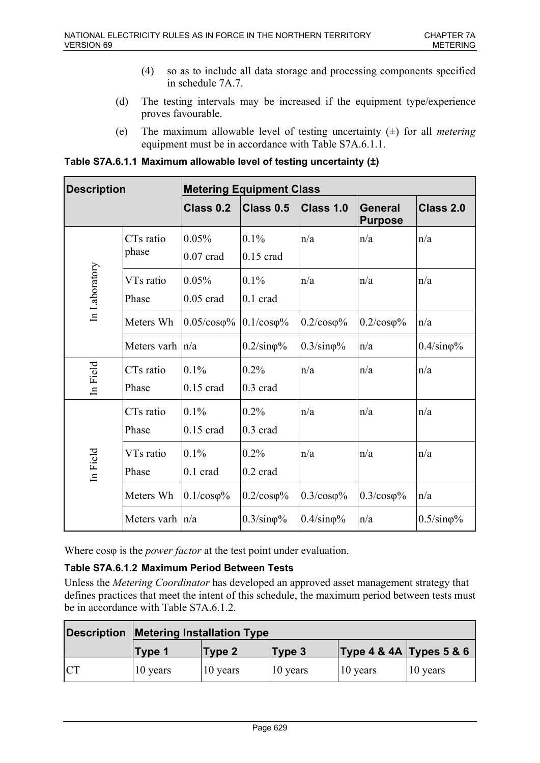(4) so as to include all data storage and processing components specified in schedule 7A.7.

(d) The testing intervals may be increased if the equipment type/experience proves favourable.

(e) The maximum allowable level of testing uncertainty (±) for all *metering* equipment must be in accordance with Table S7A.6.1.1.

**Table S7A.6.1.1 Maximum allowable level of testing uncertainty (±)**

| Description | | Metering Equipment Class | | | | |
|---|---|---|---|---|---|---|
| | | Class 0.2 | Class 0.5 | Class 1.0 | General Purpose | Class 2.0 |
| In Laboratory | CTs ratio phase | 0.05%<br>0.07 crad | 0.1%<br>0.15 crad | n/a | n/a | n/a |
| | VTs ratio Phase | 0.05%<br>0.05 crad | 0.1%<br>0.1 crad | n/a | n/a | n/a |
| | Meters Wh | 0.05/cosφ% | 0.1/cosφ% | 0.2/cosφ% | 0.2/cosφ% | n/a |
| | Meters varh | n/a | 0.2/sinφ% | 0.3/sinφ% | n/a | 0.4/sinφ% |
| In Field | CTs ratio Phase | 0.1%<br>0.15 crad | 0.2%<br>0.3 crad | n/a | n/a | n/a |
| In Field | CTs ratio Phase | 0.1%<br>0.15 crad | 0.2%<br>0.3 crad | n/a | n/a | n/a |
| | VTs ratio Phase | 0.1%<br>0.1 crad | 0.2%<br>0.2 crad | n/a | n/a | n/a |
| | Meters Wh | 0.1/cosφ% | 0.2/cosφ% | 0.3/cosφ% | 0.3/cosφ% | n/a |
| | Meters varh | n/a | 0.3/sinφ% | 0.4/sinφ% | n/a | 0.5/sinφ% |

Where cosφ is the *power factor* at the test point under evaluation.

**Table S7A.6.1.2 Maximum Period Between Tests**

Unless the *Metering Coordinator* has developed an approved asset management strategy that defines practices that meet the intent of this schedule, the maximum period between tests must be in accordance with Table S7A.6.1.2.

| Description | Metering Installation Type | | | | |
|---|---|---|---|---|---|
| | Type 1 | Type 2 | Type 3 | Type 4 & 4A | Types 5 & 6 |
| CT | 10 years | 10 years | 10 years | 10 years | 10 years |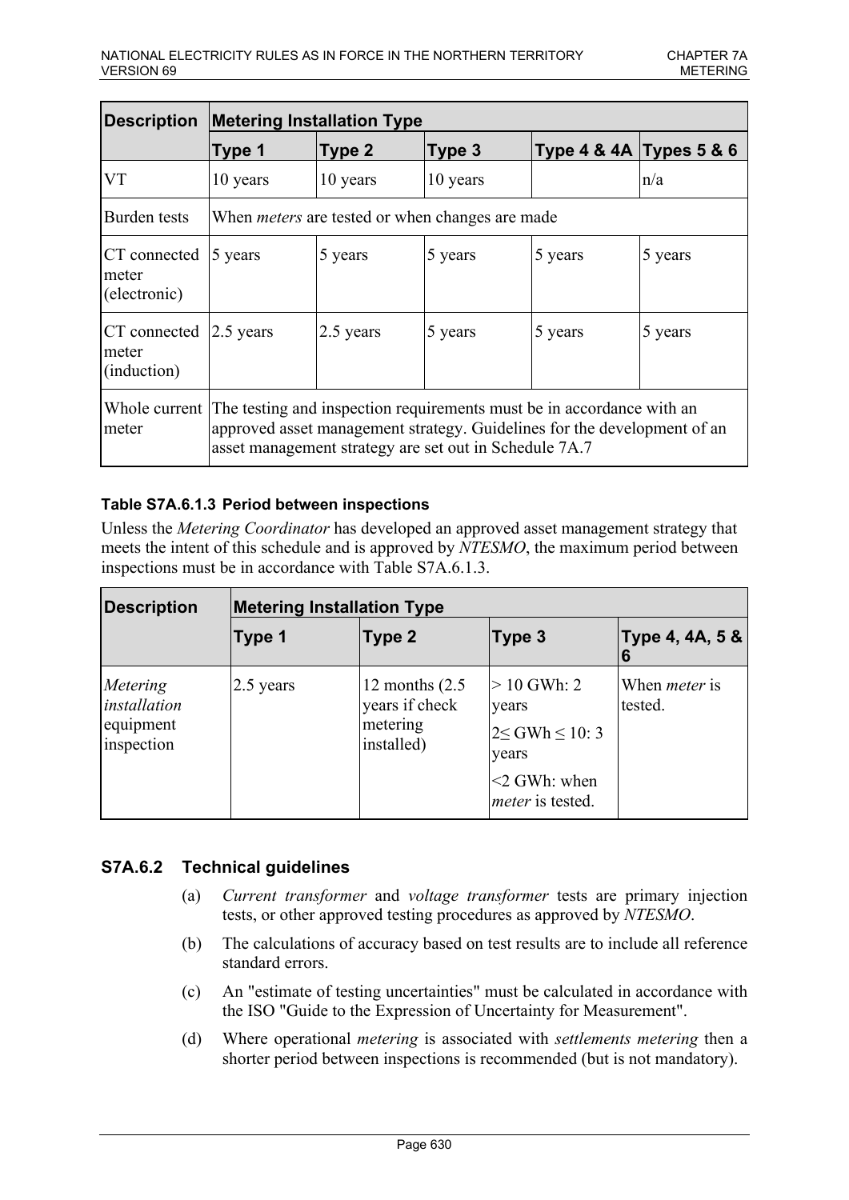| Description | Metering Installation Type | | | | |
|---|---|---|---|---|---|
| | **Type 1** | **Type 2** | **Type 3** | **Type 4 & 4A** | **Types 5 & 6** |
| VT | 10 years | 10 years | 10 years | | n/a |
| Burden tests | When *meters* are tested or when changes are made | | | | |
| CT connected meter (electronic) | 5 years | 5 years | 5 years | 5 years | 5 years |
| CT connected meter (induction) | 2.5 years | 2.5 years | 5 years | 5 years | 5 years |
| Whole current meter | The testing and inspection requirements must be in accordance with an approved asset management strategy. Guidelines for the development of an asset management strategy are set out in Schedule 7A.7 | | | | |

**Table S7A.6.1.3 Period between inspections**

Unless the *Metering Coordinator* has developed an approved asset management strategy that meets the intent of this schedule and is approved by *NTESMO*, the maximum period between inspections must be in accordance with Table S7A.6.1.3.

| Description | Metering Installation Type | | | |
|---|---|---|---|---|
| | **Type 1** | **Type 2** | **Type 3** | **Type 4, 4A, 5 & 6** |
| *Metering installation* equipment inspection | 2.5 years | 12 months (2.5 years if check metering installed) | > 10 GWh: 2 years<br>2≤ GWh ≤ 10: 3 years<br><2 GWh: when *meter* is tested. | When *meter* is tested. |

## S7A.6.2 Technical guidelines

(a) *Current transformer* and *voltage transformer* tests are primary injection tests, or other approved testing procedures as approved by *NTESMO*.

(b) The calculations of accuracy based on test results are to include all reference standard errors.

(c) An "estimate of testing uncertainties" must be calculated in accordance with the ISO "Guide to the Expression of Uncertainty for Measurement".

(d) Where operational *metering* is associated with *settlements metering* then a shorter period between inspections is recommended (but is not mandatory).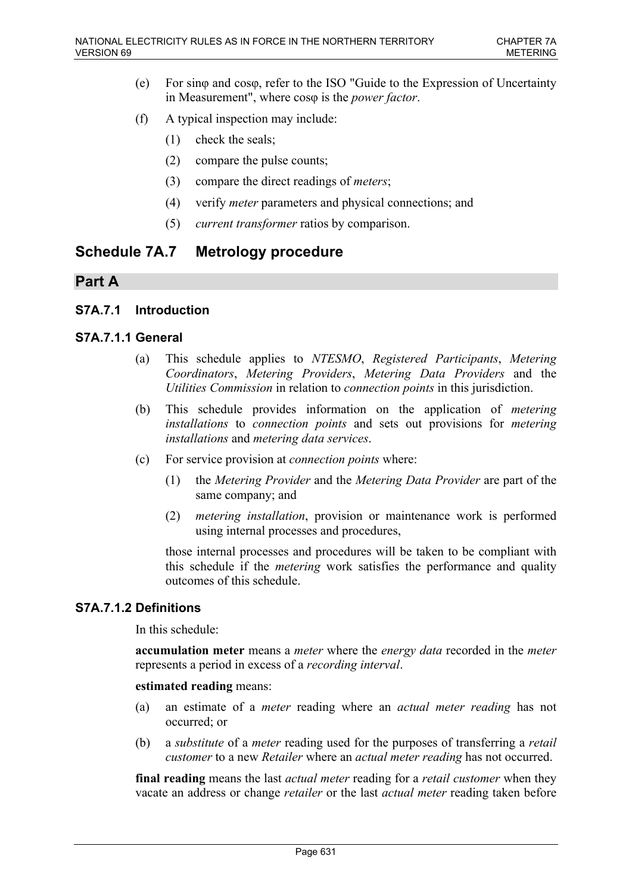(e) For sinφ and cosφ, refer to the ISO "Guide to the Expression of Uncertainty in Measurement", where cosφ is the *power factor*.

(f) A typical inspection may include:

  (1) check the seals;

  (2) compare the pulse counts;

  (3) compare the direct readings of *meters*;

  (4) verify *meter* parameters and physical connections; and

  (5) *current transformer* ratios by comparison.

# Schedule 7A.7 Metrology procedure

## Part A

### S7A.7.1 Introduction

### S7A.7.1.1 General

(a) This schedule applies to *NTESMO*, *Registered Participants*, *Metering Coordinators*, *Metering Providers*, *Metering Data Providers* and the *Utilities Commission* in relation to *connection points* in this jurisdiction.

(b) This schedule provides information on the application of *metering installations* to *connection points* and sets out provisions for *metering installations* and *metering data services*.

(c) For service provision at *connection points* where:

  (1) the *Metering Provider* and the *Metering Data Provider* are part of the same company; and

  (2) *metering installation*, provision or maintenance work is performed using internal processes and procedures,

those internal processes and procedures will be taken to be compliant with this schedule if the *metering* work satisfies the performance and quality outcomes of this schedule.

### S7A.7.1.2 Definitions

In this schedule:

**accumulation meter** means a *meter* where the *energy data* recorded in the *meter* represents a period in excess of a *recording interval*.

**estimated reading** means:

(a) an estimate of a *meter* reading where an *actual meter reading* has not occurred; or

(b) a *substitute* of a *meter* reading used for the purposes of transferring a *retail customer* to a new *Retailer* where an *actual meter reading* has not occurred.

**final reading** means the last *actual meter* reading for a *retail customer* when they vacate an address or change *retailer* or the last *actual meter* reading taken before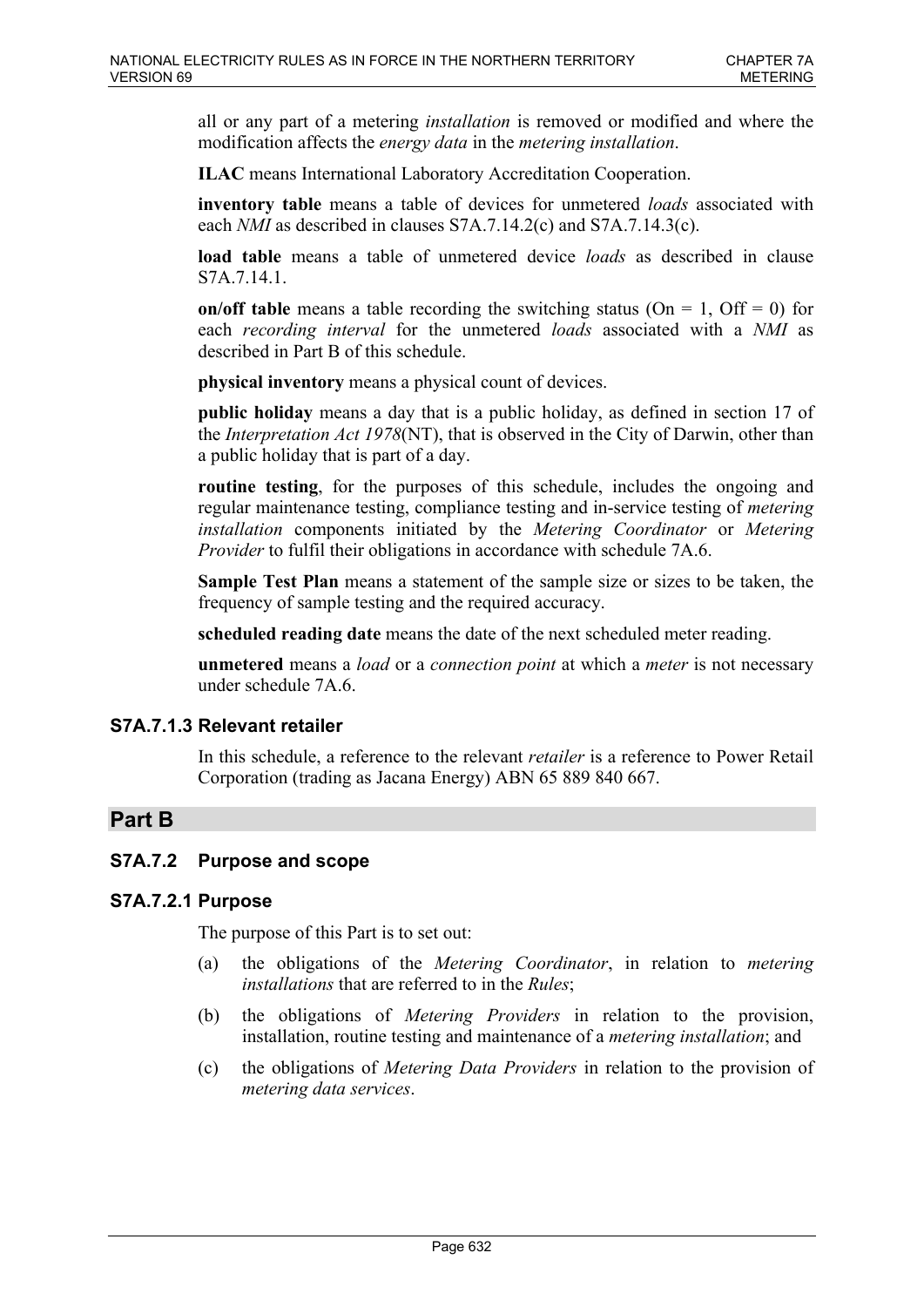all or any part of a metering *installation* is removed or modified and where the modification affects the *energy data* in the *metering installation*.

**ILAC** means International Laboratory Accreditation Cooperation.

**inventory table** means a table of devices for unmetered *loads* associated with each *NMI* as described in clauses S7A.7.14.2(c) and S7A.7.14.3(c).

**load table** means a table of unmetered device *loads* as described in clause S7A.7.14.1.

**on/off table** means a table recording the switching status (On = 1, Off = 0) for each *recording interval* for the unmetered *loads* associated with a *NMI* as described in Part B of this schedule.

**physical inventory** means a physical count of devices.

**public holiday** means a day that is a public holiday, as defined in section 17 of the *Interpretation Act 1978*(NT), that is observed in the City of Darwin, other than a public holiday that is part of a day.

**routine testing**, for the purposes of this schedule, includes the ongoing and regular maintenance testing, compliance testing and in-service testing of *metering installation* components initiated by the *Metering Coordinator* or *Metering Provider* to fulfil their obligations in accordance with schedule 7A.6.

**Sample Test Plan** means a statement of the sample size or sizes to be taken, the frequency of sample testing and the required accuracy.

**scheduled reading date** means the date of the next scheduled meter reading.

**unmetered** means a *load* or a *connection point* at which a *meter* is not necessary under schedule 7A.6.

### S7A.7.1.3 Relevant retailer

In this schedule, a reference to the relevant *retailer* is a reference to Power Retail Corporation (trading as Jacana Energy) ABN 65 889 840 667.

## Part B

### S7A.7.2 Purpose and scope

### S7A.7.2.1 Purpose

The purpose of this Part is to set out:

(a) the obligations of the *Metering Coordinator*, in relation to *metering installations* that are referred to in the *Rules*;

(b) the obligations of *Metering Providers* in relation to the provision, installation, routine testing and maintenance of a *metering installation*; and

(c) the obligations of *Metering Data Providers* in relation to the provision of *metering data services*.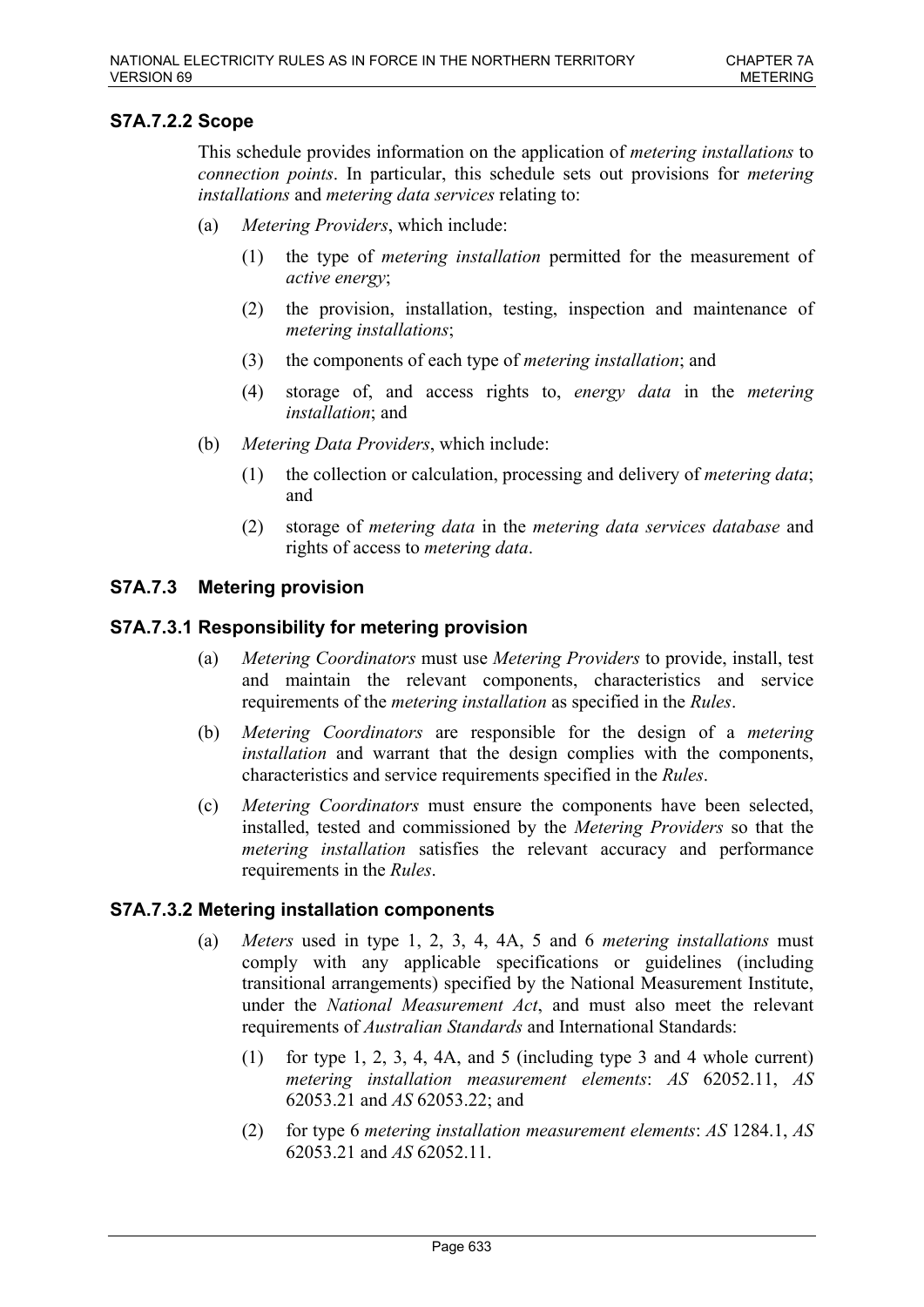### S7A.7.2.2 Scope

This schedule provides information on the application of *metering installations* to *connection points*. In particular, this schedule sets out provisions for *metering installations* and *metering data services* relating to:

(a) *Metering Providers*, which include:

(1) the type of *metering installation* permitted for the measurement of *active energy*;

(2) the provision, installation, testing, inspection and maintenance of *metering installations*;

(3) the components of each type of *metering installation*; and

(4) storage of, and access rights to, *energy data* in the *metering installation*; and

(b) *Metering Data Providers*, which include:

(1) the collection or calculation, processing and delivery of *metering data*; and

(2) storage of *metering data* in the *metering data services database* and rights of access to *metering data*.

## S7A.7.3 Metering provision

### S7A.7.3.1 Responsibility for metering provision

(a) *Metering Coordinators* must use *Metering Providers* to provide, install, test and maintain the relevant components, characteristics and service requirements of the *metering installation* as specified in the *Rules*.

(b) *Metering Coordinators* are responsible for the design of a *metering installation* and warrant that the design complies with the components, characteristics and service requirements specified in the *Rules*.

(c) *Metering Coordinators* must ensure the components have been selected, installed, tested and commissioned by the *Metering Providers* so that the *metering installation* satisfies the relevant accuracy and performance requirements in the *Rules*.

### S7A.7.3.2 Metering installation components

(a) *Meters* used in type 1, 2, 3, 4, 4A, 5 and 6 *metering installations* must comply with any applicable specifications or guidelines (including transitional arrangements) specified by the National Measurement Institute, under the *National Measurement Act*, and must also meet the relevant requirements of *Australian Standards* and International Standards:

(1) for type 1, 2, 3, 4, 4A, and 5 (including type 3 and 4 whole current) *metering installation measurement elements*: *AS* 62052.11, *AS* 62053.21 and *AS* 62053.22; and

(2) for type 6 *metering installation measurement elements*: *AS* 1284.1, *AS* 62053.21 and *AS* 62052.11.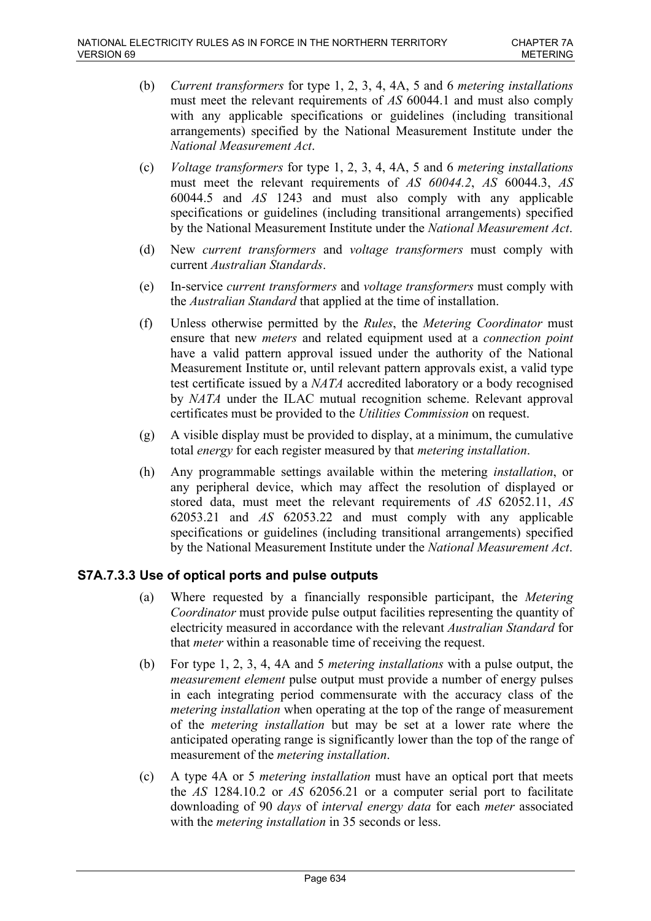(b) *Current transformers* for type 1, 2, 3, 4, 4A, 5 and 6 *metering installations* must meet the relevant requirements of *AS* 60044.1 and must also comply with any applicable specifications or guidelines (including transitional arrangements) specified by the National Measurement Institute under the *National Measurement Act*.

(c) *Voltage transformers* for type 1, 2, 3, 4, 4A, 5 and 6 *metering installations* must meet the relevant requirements of *AS 60044.2*, *AS* 60044.3, *AS* 60044.5 and *AS* 1243 and must also comply with any applicable specifications or guidelines (including transitional arrangements) specified by the National Measurement Institute under the *National Measurement Act*.

(d) New *current transformers* and *voltage transformers* must comply with current *Australian Standards*.

(e) In-service *current transformers* and *voltage transformers* must comply with the *Australian Standard* that applied at the time of installation.

(f) Unless otherwise permitted by the *Rules*, the *Metering Coordinator* must ensure that new *meters* and related equipment used at a *connection point* have a valid pattern approval issued under the authority of the National Measurement Institute or, until relevant pattern approvals exist, a valid type test certificate issued by a *NATA* accredited laboratory or a body recognised by *NATA* under the ILAC mutual recognition scheme. Relevant approval certificates must be provided to the *Utilities Commission* on request.

(g) A visible display must be provided to display, at a minimum, the cumulative total *energy* for each register measured by that *metering installation*.

(h) Any programmable settings available within the metering *installation*, or any peripheral device, which may affect the resolution of displayed or stored data, must meet the relevant requirements of *AS* 62052.11, *AS* 62053.21 and *AS* 62053.22 and must comply with any applicable specifications or guidelines (including transitional arrangements) specified by the National Measurement Institute under the *National Measurement Act*.

### S7A.7.3.3 Use of optical ports and pulse outputs

(a) Where requested by a financially responsible participant, the *Metering Coordinator* must provide pulse output facilities representing the quantity of electricity measured in accordance with the relevant *Australian Standard* for that *meter* within a reasonable time of receiving the request.

(b) For type 1, 2, 3, 4, 4A and 5 *metering installations* with a pulse output, the *measurement element* pulse output must provide a number of energy pulses in each integrating period commensurate with the accuracy class of the *metering installation* when operating at the top of the range of measurement of the *metering installation* but may be set at a lower rate where the anticipated operating range is significantly lower than the top of the range of measurement of the *metering installation*.

(c) A type 4A or 5 *metering installation* must have an optical port that meets the *AS* 1284.10.2 or *AS* 62056.21 or a computer serial port to facilitate downloading of 90 *days* of *interval energy data* for each *meter* associated with the *metering installation* in 35 seconds or less.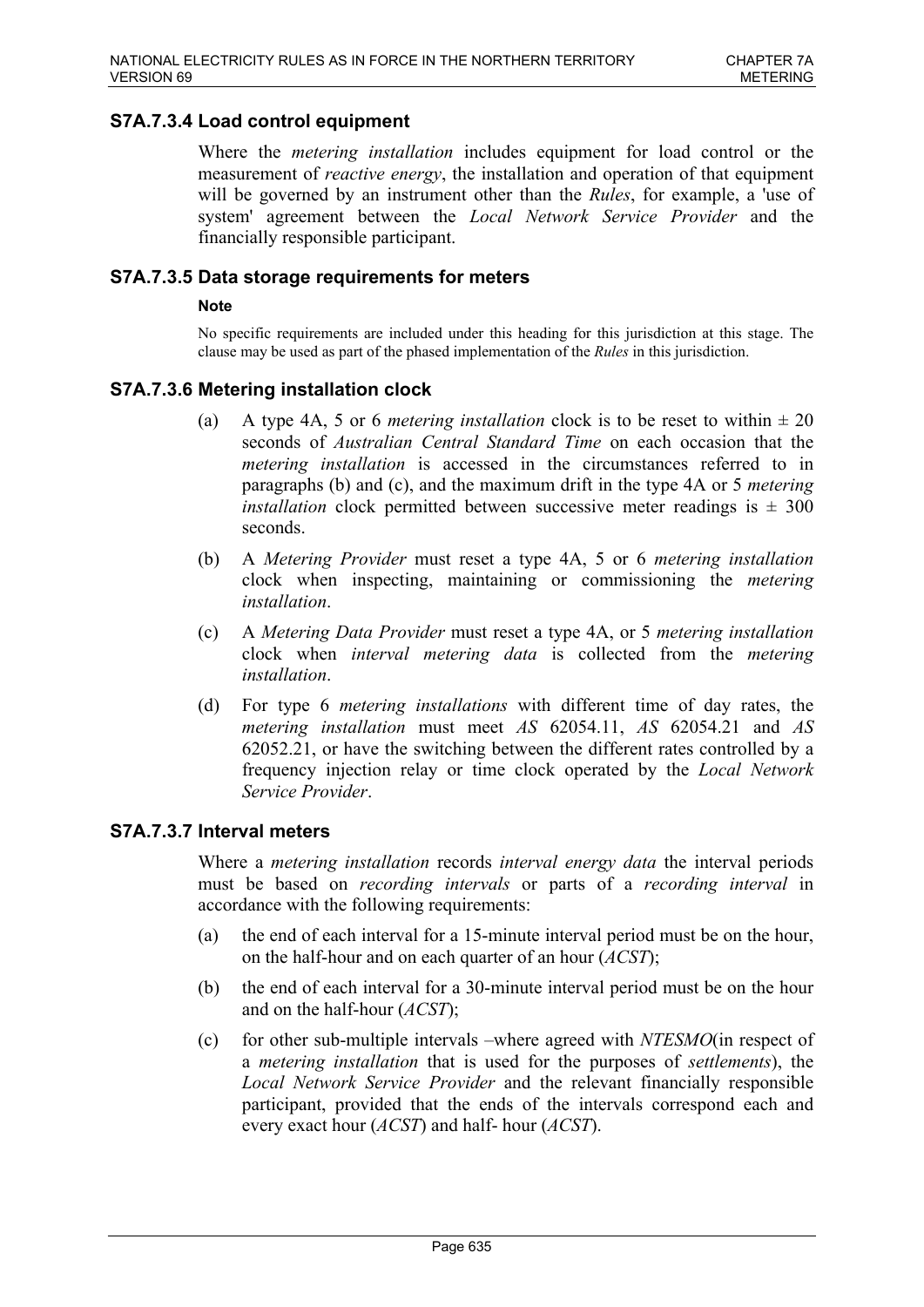### S7A.7.3.4 Load control equipment

Where the *metering installation* includes equipment for load control or the measurement of *reactive energy*, the installation and operation of that equipment will be governed by an instrument other than the *Rules*, for example, a 'use of system' agreement between the *Local Network Service Provider* and the financially responsible participant.

### S7A.7.3.5 Data storage requirements for meters

**Note**

No specific requirements are included under this heading for this jurisdiction at this stage. The clause may be used as part of the phased implementation of the *Rules* in this jurisdiction.

### S7A.7.3.6 Metering installation clock

(a) A type 4A, 5 or 6 *metering installation* clock is to be reset to within ± 20 seconds of *Australian Central Standard Time* on each occasion that the *metering installation* is accessed in the circumstances referred to in paragraphs (b) and (c), and the maximum drift in the type 4A or 5 *metering installation* clock permitted between successive meter readings is ± 300 seconds.

(b) A *Metering Provider* must reset a type 4A, 5 or 6 *metering installation* clock when inspecting, maintaining or commissioning the *metering installation*.

(c) A *Metering Data Provider* must reset a type 4A, or 5 *metering installation* clock when *interval metering data* is collected from the *metering installation*.

(d) For type 6 *metering installations* with different time of day rates, the *metering installation* must meet *AS* 62054.11, *AS* 62054.21 and *AS* 62052.21, or have the switching between the different rates controlled by a frequency injection relay or time clock operated by the *Local Network Service Provider*.

### S7A.7.3.7 Interval meters

Where a *metering installation* records *interval energy data* the interval periods must be based on *recording intervals* or parts of a *recording interval* in accordance with the following requirements:

(a) the end of each interval for a 15-minute interval period must be on the hour, on the half-hour and on each quarter of an hour (*ACST*);

(b) the end of each interval for a 30-minute interval period must be on the hour and on the half-hour (*ACST*);

(c) for other sub-multiple intervals –where agreed with *NTESMO*(in respect of a *metering installation* that is used for the purposes of *settlements*), the *Local Network Service Provider* and the relevant financially responsible participant, provided that the ends of the intervals correspond each and every exact hour (*ACST*) and half- hour (*ACST*).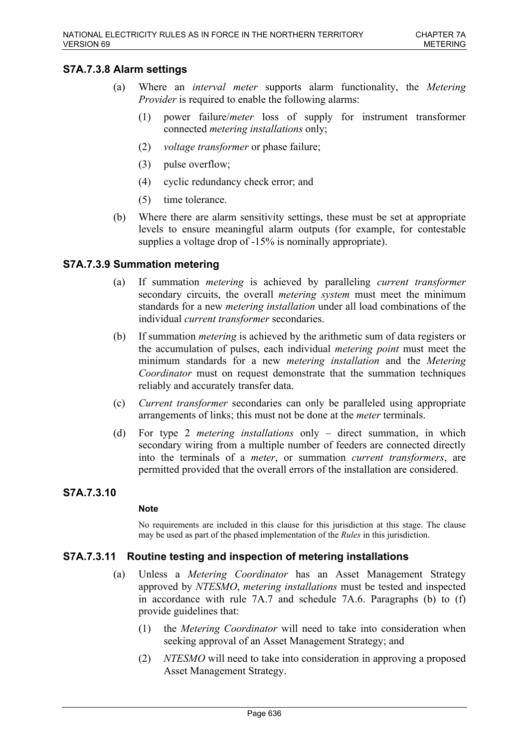### S7A.7.3.8 Alarm settings

(a) Where an *interval meter* supports alarm functionality, the *Metering Provider* is required to enable the following alarms:

(1) power failure/*meter* loss of supply for instrument transformer connected *metering installations* only;

(2) *voltage transformer* or phase failure;

(3) pulse overflow;

(4) cyclic redundancy check error; and

(5) time tolerance.

(b) Where there are alarm sensitivity settings, these must be set at appropriate levels to ensure meaningful alarm outputs (for example, for contestable supplies a voltage drop of -15% is nominally appropriate).

### S7A.7.3.9 Summation metering

(a) If summation *metering* is achieved by paralleling *current transformer* secondary circuits, the overall *metering system* must meet the minimum standards for a new *metering installation* under all load combinations of the individual *current transformer* secondaries.

(b) If summation *metering* is achieved by the arithmetic sum of data registers or the accumulation of pulses, each individual *metering point* must meet the minimum standards for a new *metering installation* and the *Metering Coordinator* must on request demonstrate that the summation techniques reliably and accurately transfer data.

(c) *Current transformer* secondaries can only be paralleled using appropriate arrangements of links; this must not be done at the *meter* terminals.

(d) For type 2 *metering installations* only – direct summation, in which secondary wiring from a multiple number of feeders are connected directly into the terminals of a *meter*, or summation *current transformers*, are permitted provided that the overall errors of the installation are considered.

### S7A.7.3.10

**Note**

No requirements are included in this clause for this jurisdiction at this stage. The clause may be used as part of the phased implementation of the *Rules* in this jurisdiction.

### S7A.7.3.11 Routine testing and inspection of metering installations

(a) Unless a *Metering Coordinator* has an Asset Management Strategy approved by *NTESMO*, *metering installations* must be tested and inspected in accordance with rule 7A.7 and schedule 7A.6. Paragraphs (b) to (f) provide guidelines that:

(1) the *Metering Coordinator* will need to take into consideration when seeking approval of an Asset Management Strategy; and

(2) *NTESMO* will need to take into consideration in approving a proposed Asset Management Strategy.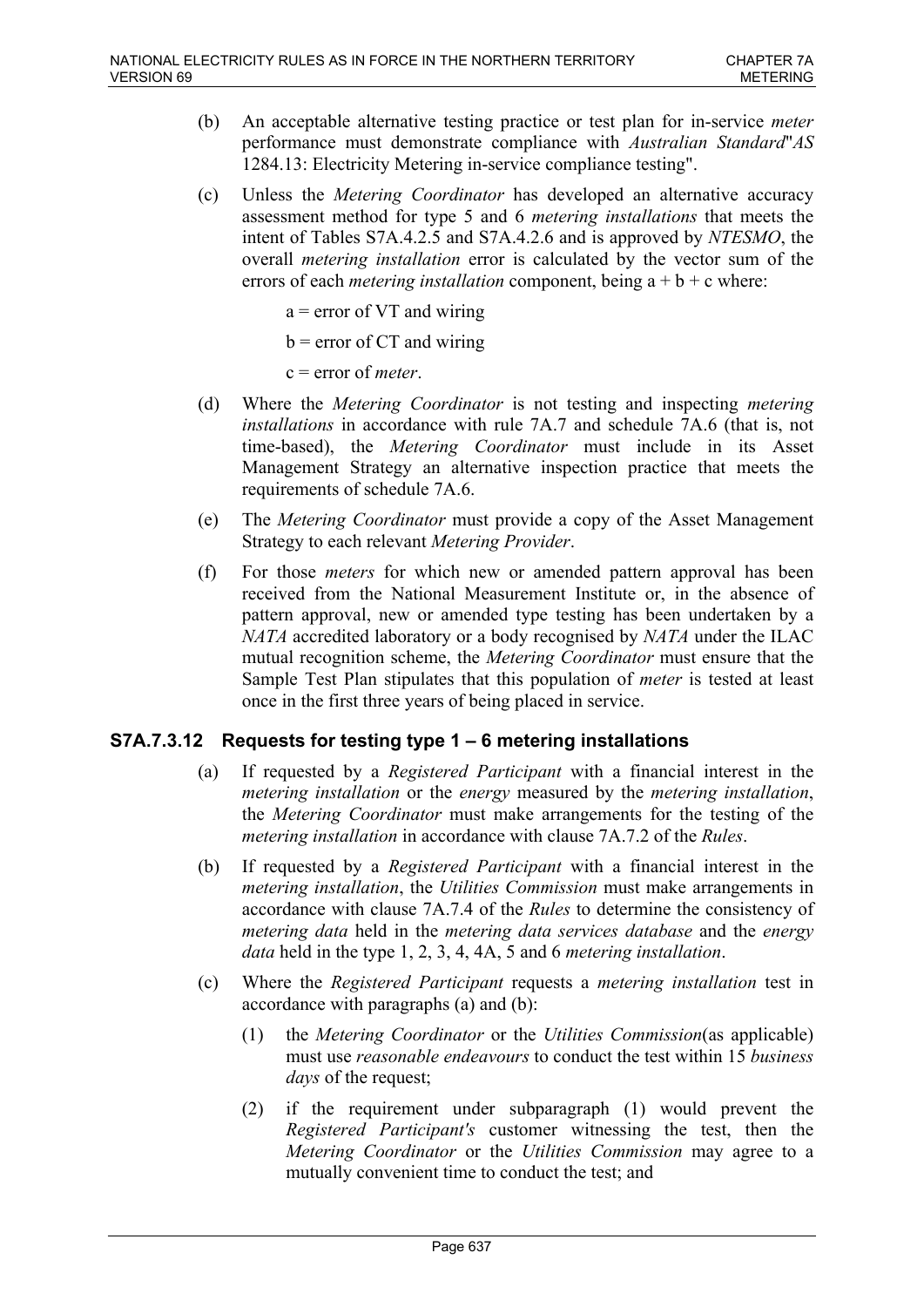(b) An acceptable alternative testing practice or test plan for in-service *meter* performance must demonstrate compliance with *Australian Standard*"*AS* 1284.13: Electricity Metering in-service compliance testing".

(c) Unless the *Metering Coordinator* has developed an alternative accuracy assessment method for type 5 and 6 *metering installations* that meets the intent of Tables S7A.4.2.5 and S7A.4.2.6 and is approved by *NTESMO*, the overall *metering installation* error is calculated by the vector sum of the errors of each *metering installation* component, being a + b + c where:

a = error of VT and wiring

b = error of CT and wiring

c = error of *meter*.

(d) Where the *Metering Coordinator* is not testing and inspecting *metering installations* in accordance with rule 7A.7 and schedule 7A.6 (that is, not time-based), the *Metering Coordinator* must include in its Asset Management Strategy an alternative inspection practice that meets the requirements of schedule 7A.6.

(e) The *Metering Coordinator* must provide a copy of the Asset Management Strategy to each relevant *Metering Provider*.

(f) For those *meters* for which new or amended pattern approval has been received from the National Measurement Institute or, in the absence of pattern approval, new or amended type testing has been undertaken by a *NATA* accredited laboratory or a body recognised by *NATA* under the ILAC mutual recognition scheme, the *Metering Coordinator* must ensure that the Sample Test Plan stipulates that this population of *meter* is tested at least once in the first three years of being placed in service.

### S7A.7.3.12 Requests for testing type 1 – 6 metering installations

(a) If requested by a *Registered Participant* with a financial interest in the *metering installation* or the *energy* measured by the *metering installation*, the *Metering Coordinator* must make arrangements for the testing of the *metering installation* in accordance with clause 7A.7.2 of the *Rules*.

(b) If requested by a *Registered Participant* with a financial interest in the *metering installation*, the *Utilities Commission* must make arrangements in accordance with clause 7A.7.4 of the *Rules* to determine the consistency of *metering data* held in the *metering data services database* and the *energy data* held in the type 1, 2, 3, 4, 4A, 5 and 6 *metering installation*.

(c) Where the *Registered Participant* requests a *metering installation* test in accordance with paragraphs (a) and (b):

(1) the *Metering Coordinator* or the *Utilities Commission*(as applicable) must use *reasonable endeavours* to conduct the test within 15 *business days* of the request;

(2) if the requirement under subparagraph (1) would prevent the *Registered Participant's* customer witnessing the test, then the *Metering Coordinator* or the *Utilities Commission* may agree to a mutually convenient time to conduct the test; and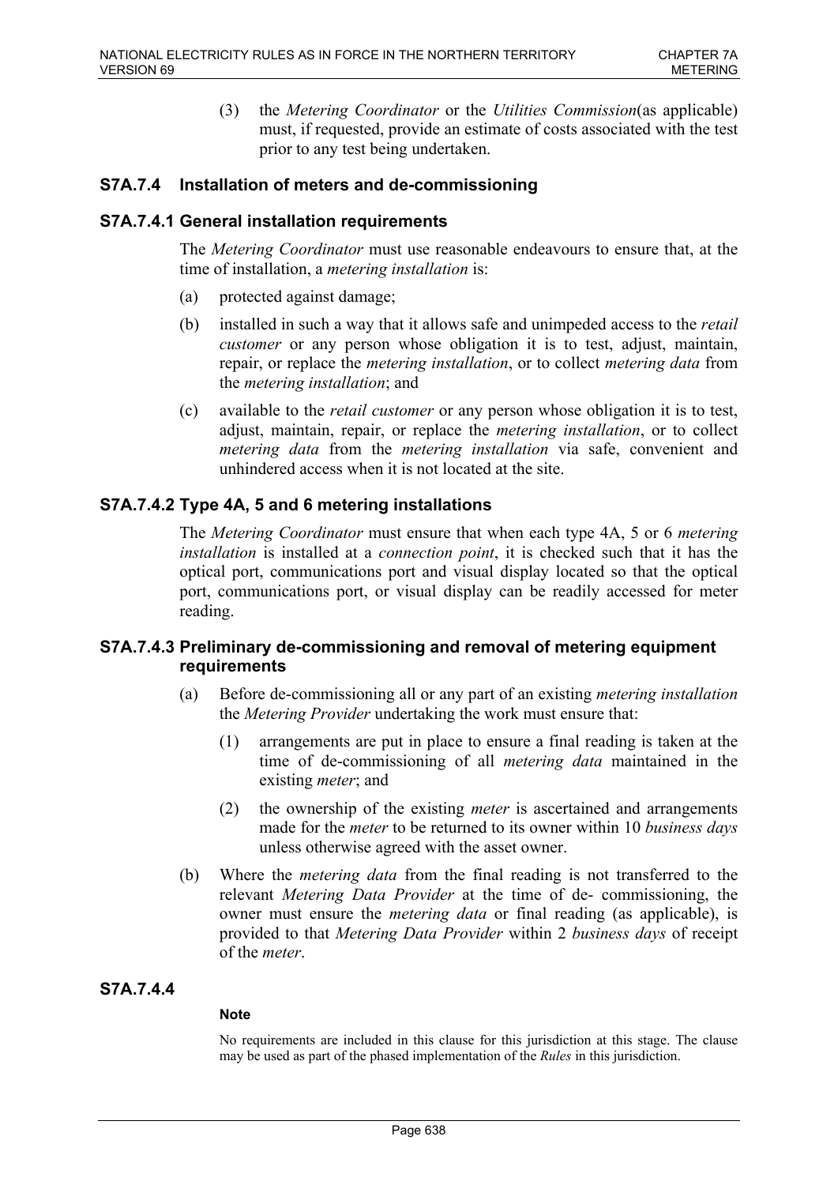(3) the *Metering Coordinator* or the *Utilities Commission*(as applicable) must, if requested, provide an estimate of costs associated with the test prior to any test being undertaken.

## S7A.7.4 Installation of meters and de-commissioning

### S7A.7.4.1 General installation requirements

The *Metering Coordinator* must use reasonable endeavours to ensure that, at the time of installation, a *metering installation* is:

(a) protected against damage;

(b) installed in such a way that it allows safe and unimpeded access to the *retail customer* or any person whose obligation it is to test, adjust, maintain, repair, or replace the *metering installation*, or to collect *metering data* from the *metering installation*; and

(c) available to the *retail customer* or any person whose obligation it is to test, adjust, maintain, repair, or replace the *metering installation*, or to collect *metering data* from the *metering installation* via safe, convenient and unhindered access when it is not located at the site.

### S7A.7.4.2 Type 4A, 5 and 6 metering installations

The *Metering Coordinator* must ensure that when each type 4A, 5 or 6 *metering installation* is installed at a *connection point*, it is checked such that it has the optical port, communications port and visual display located so that the optical port, communications port, or visual display can be readily accessed for meter reading.

### S7A.7.4.3 Preliminary de-commissioning and removal of metering equipment requirements

(a) Before de-commissioning all or any part of an existing *metering installation* the *Metering Provider* undertaking the work must ensure that:

(1) arrangements are put in place to ensure a final reading is taken at the time of de-commissioning of all *metering data* maintained in the existing *meter*; and

(2) the ownership of the existing *meter* is ascertained and arrangements made for the *meter* to be returned to its owner within 10 *business days* unless otherwise agreed with the asset owner.

(b) Where the *metering data* from the final reading is not transferred to the relevant *Metering Data Provider* at the time of de- commissioning, the owner must ensure the *metering data* or final reading (as applicable), is provided to that *Metering Data Provider* within 2 *business days* of receipt of the *meter*.

### S7A.7.4.4

**Note**

No requirements are included in this clause for this jurisdiction at this stage. The clause may be used as part of the phased implementation of the *Rules* in this jurisdiction.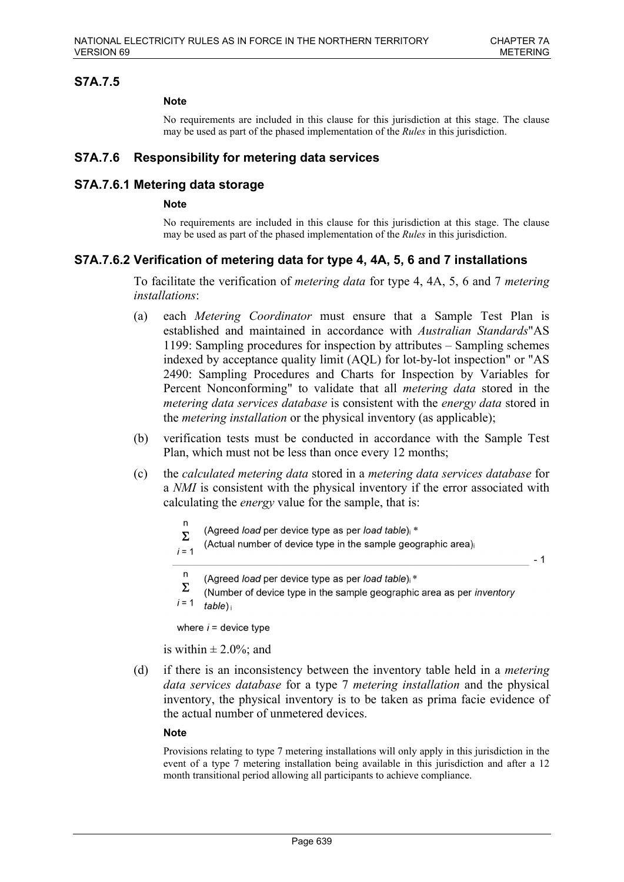## S7A.7.5

**Note**

No requirements are included in this clause for this jurisdiction at this stage. The clause may be used as part of the phased implementation of the *Rules* in this jurisdiction.

## S7A.7.6 Responsibility for metering data services

## S7A.7.6.1 Metering data storage

**Note**

No requirements are included in this clause for this jurisdiction at this stage. The clause may be used as part of the phased implementation of the *Rules* in this jurisdiction.

## S7A.7.6.2 Verification of metering data for type 4, 4A, 5, 6 and 7 installations

To facilitate the verification of *metering data* for type 4, 4A, 5, 6 and 7 *metering installations*:

(a) each *Metering Coordinator* must ensure that a Sample Test Plan is established and maintained in accordance with *Australian Standards*"AS 1199: Sampling procedures for inspection by attributes – Sampling schemes indexed by acceptance quality limit (AQL) for lot-by-lot inspection" or "AS 2490: Sampling Procedures and Charts for Inspection by Variables for Percent Nonconforming" to validate that all *metering data* stored in the *metering data services database* is consistent with the *energy data* stored in the *metering installation* or the physical inventory (as applicable);

(b) verification tests must be conducted in accordance with the Sample Test Plan, which must not be less than once every 12 months;

(c) the *calculated metering data* stored in a *metering data services database* for a *NMI* is consistent with the physical inventory if the error associated with calculating the *energy* value for the sample, that is:

$$\frac{\sum_{i=1}^{n} (\text{Agreed } load \text{ per device type as per } load\ table)_i \times (\text{Actual number of device type in the sample geographic area})_i}{\sum_{i=1}^{n} (\text{Agreed } load \text{ per device type as per } load\ table)_i \times (\text{Number of device type in the sample geographic area as per } inventory\ table)_i} - 1$$

where $i$ = device type

is within ± 2.0%; and

(d) if there is an inconsistency between the inventory table held in a *metering data services database* for a type 7 *metering installation* and the physical inventory, the physical inventory is to be taken as prima facie evidence of the actual number of unmetered devices.

**Note**

Provisions relating to type 7 metering installations will only apply in this jurisdiction in the event of a type 7 metering installation being available in this jurisdiction and after a 12 month transitional period allowing all participants to achieve compliance.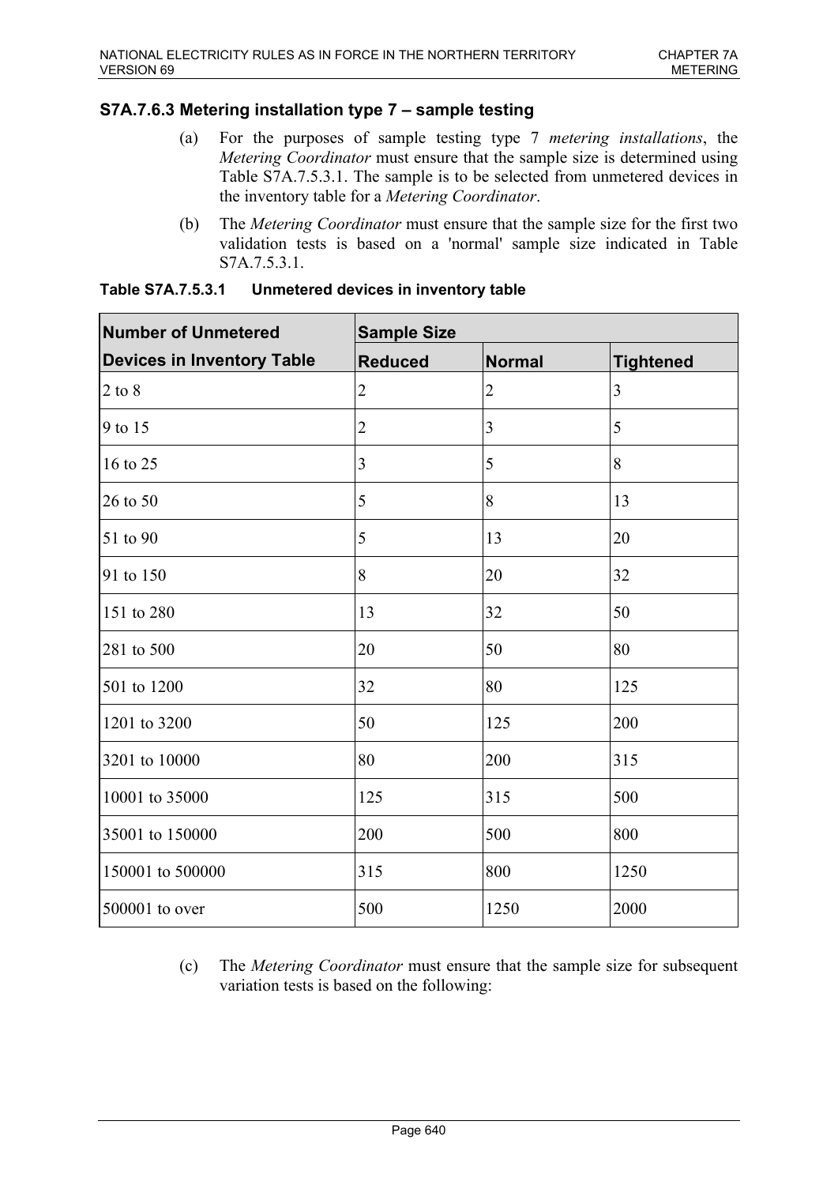### S7A.7.6.3 Metering installation type 7 – sample testing

(a) For the purposes of sample testing type 7 *metering installations*, the *Metering Coordinator* must ensure that the sample size is determined using Table S7A.7.5.3.1. The sample is to be selected from unmetered devices in the inventory table for a *Metering Coordinator*.

(b) The *Metering Coordinator* must ensure that the sample size for the first two validation tests is based on a 'normal' sample size indicated in Table S7A.7.5.3.1.

**Table S7A.7.5.3.1 Unmetered devices in inventory table**

| Number of Unmetered Devices in Inventory Table | Sample Size | | |
|---|---|---|---|
| | Reduced | Normal | Tightened |
| 2 to 8 | 2 | 2 | 3 |
| 9 to 15 | 2 | 3 | 5 |
| 16 to 25 | 3 | 5 | 8 |
| 26 to 50 | 5 | 8 | 13 |
| 51 to 90 | 5 | 13 | 20 |
| 91 to 150 | 8 | 20 | 32 |
| 151 to 280 | 13 | 32 | 50 |
| 281 to 500 | 20 | 50 | 80 |
| 501 to 1200 | 32 | 80 | 125 |
| 1201 to 3200 | 50 | 125 | 200 |
| 3201 to 10000 | 80 | 200 | 315 |
| 10001 to 35000 | 125 | 315 | 500 |
| 35001 to 150000 | 200 | 500 | 800 |
| 150001 to 500000 | 315 | 800 | 1250 |
| 500001 to over | 500 | 1250 | 2000 |

(c) The *Metering Coordinator* must ensure that the sample size for subsequent variation tests is based on the following: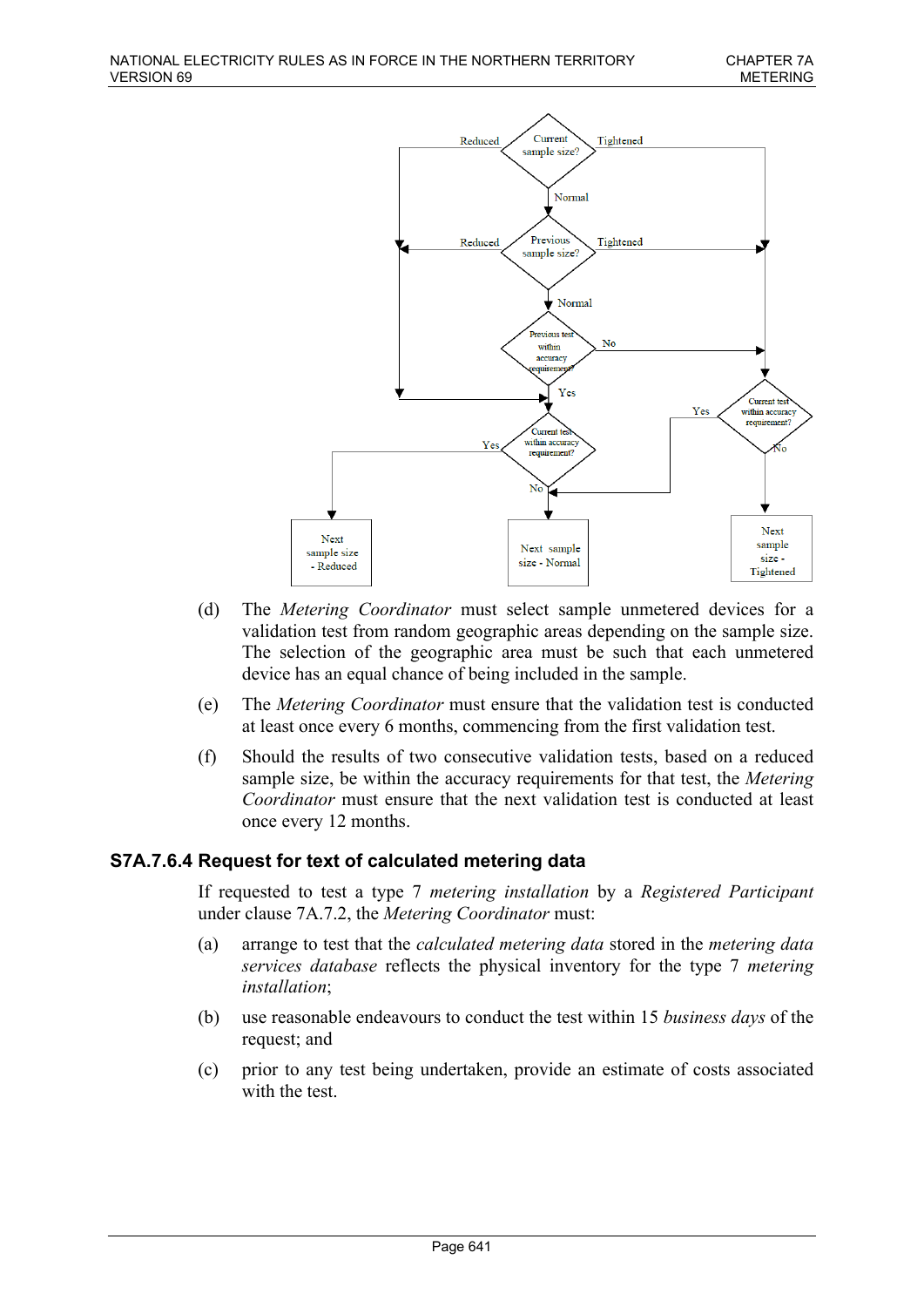(d) The *Metering Coordinator* must select sample unmetered devices for a validation test from random geographic areas depending on the sample size. The selection of the geographic area must be such that each unmetered device has an equal chance of being included in the sample.

(e) The *Metering Coordinator* must ensure that the validation test is conducted at least once every 6 months, commencing from the first validation test.

(f) Should the results of two consecutive validation tests, based on a reduced sample size, be within the accuracy requirements for that test, the *Metering Coordinator* must ensure that the next validation test is conducted at least once every 12 months.

### S7A.7.6.4 Request for text of calculated metering data

If requested to test a type 7 *metering installation* by a *Registered Participant* under clause 7A.7.2, the *Metering Coordinator* must:

(a) arrange to test that the *calculated metering data* stored in the *metering data services database* reflects the physical inventory for the type 7 *metering installation*;

(b) use reasonable endeavours to conduct the test within 15 *business days* of the request; and

(c) prior to any test being undertaken, provide an estimate of costs associated with the test.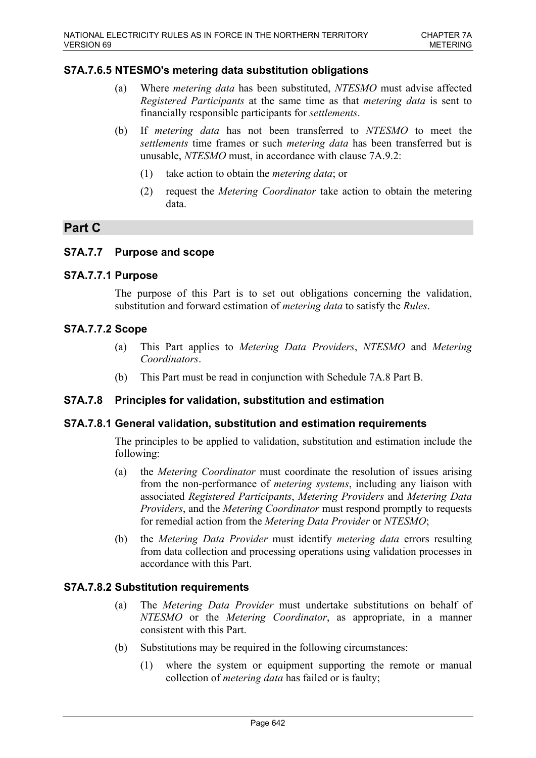### S7A.7.6.5 NTESMO's metering data substitution obligations

(a) Where *metering data* has been substituted, *NTESMO* must advise affected *Registered Participants* at the same time as that *metering data* is sent to financially responsible participants for *settlements*.

(b) If *metering data* has not been transferred to *NTESMO* to meet the *settlements* time frames or such *metering data* has been transferred but is unusable, *NTESMO* must, in accordance with clause 7A.9.2:

(1) take action to obtain the *metering data*; or

(2) request the *Metering Coordinator* take action to obtain the metering data.

## Part C

### S7A.7.7 Purpose and scope

### S7A.7.7.1 Purpose

The purpose of this Part is to set out obligations concerning the validation, substitution and forward estimation of *metering data* to satisfy the *Rules*.

### S7A.7.7.2 Scope

(a) This Part applies to *Metering Data Providers*, *NTESMO* and *Metering Coordinators*.

(b) This Part must be read in conjunction with Schedule 7A.8 Part B.

### S7A.7.8 Principles for validation, substitution and estimation

### S7A.7.8.1 General validation, substitution and estimation requirements

The principles to be applied to validation, substitution and estimation include the following:

(a) the *Metering Coordinator* must coordinate the resolution of issues arising from the non-performance of *metering systems*, including any liaison with associated *Registered Participants*, *Metering Providers* and *Metering Data Providers*, and the *Metering Coordinator* must respond promptly to requests for remedial action from the *Metering Data Provider* or *NTESMO*;

(b) the *Metering Data Provider* must identify *metering data* errors resulting from data collection and processing operations using validation processes in accordance with this Part.

### S7A.7.8.2 Substitution requirements

(a) The *Metering Data Provider* must undertake substitutions on behalf of *NTESMO* or the *Metering Coordinator*, as appropriate, in a manner consistent with this Part.

(b) Substitutions may be required in the following circumstances:

(1) where the system or equipment supporting the remote or manual collection of *metering data* has failed or is faulty;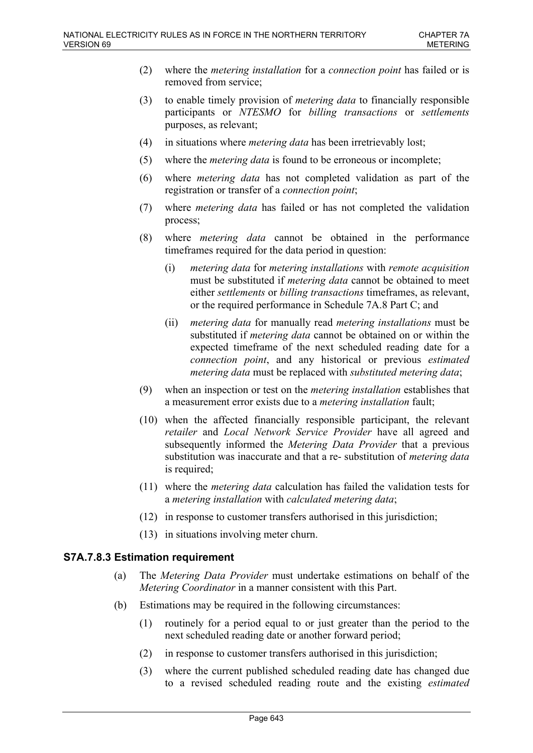(2) where the *metering installation* for a *connection point* has failed or is removed from service;

(3) to enable timely provision of *metering data* to financially responsible participants or *NTESMO* for *billing transactions* or *settlements* purposes, as relevant;

(4) in situations where *metering data* has been irretrievably lost;

(5) where the *metering data* is found to be erroneous or incomplete;

(6) where *metering data* has not completed validation as part of the registration or transfer of a *connection point*;

(7) where *metering data* has failed or has not completed the validation process;

(8) where *metering data* cannot be obtained in the performance timeframes required for the data period in question:

   (i) *metering data* for *metering installations* with *remote acquisition* must be substituted if *metering data* cannot be obtained to meet either *settlements* or *billing transactions* timeframes, as relevant, or the required performance in Schedule 7A.8 Part C; and

   (ii) *metering data* for manually read *metering installations* must be substituted if *metering data* cannot be obtained on or within the expected timeframe of the next scheduled reading date for a *connection point*, and any historical or previous *estimated metering data* must be replaced with *substituted metering data*;

(9) when an inspection or test on the *metering installation* establishes that a measurement error exists due to a *metering installation* fault;

(10) when the affected financially responsible participant, the relevant *retailer* and *Local Network Service Provider* have all agreed and subsequently informed the *Metering Data Provider* that a previous substitution was inaccurate and that a re- substitution of *metering data* is required;

(11) where the *metering data* calculation has failed the validation tests for a *metering installation* with *calculated metering data*;

(12) in response to customer transfers authorised in this jurisdiction;

(13) in situations involving meter churn.

### S7A.7.8.3 Estimation requirement

(a) The *Metering Data Provider* must undertake estimations on behalf of the *Metering Coordinator* in a manner consistent with this Part.

(b) Estimations may be required in the following circumstances:

   (1) routinely for a period equal to or just greater than the period to the next scheduled reading date or another forward period;

   (2) in response to customer transfers authorised in this jurisdiction;

   (3) where the current published scheduled reading date has changed due to a revised scheduled reading route and the existing *estimated*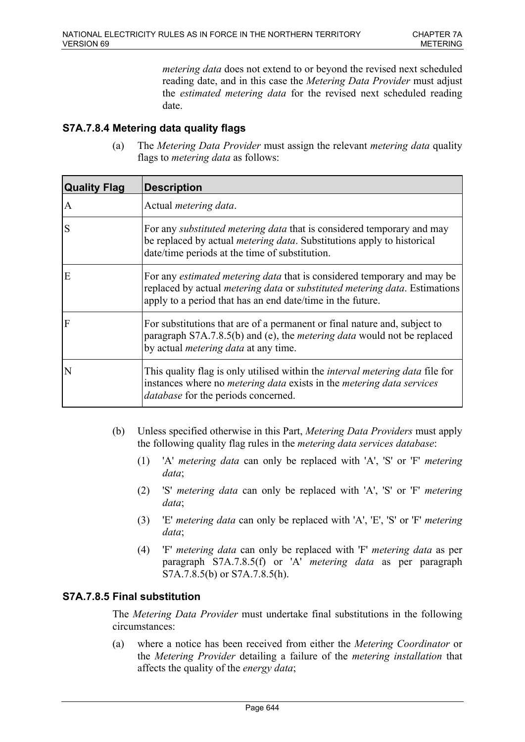*metering data* does not extend to or beyond the revised next scheduled reading date, and in this case the *Metering Data Provider* must adjust the *estimated metering data* for the revised next scheduled reading date.

### S7A.7.8.4 Metering data quality flags

(a) The *Metering Data Provider* must assign the relevant *metering data* quality flags to *metering data* as follows:

| Quality Flag | Description |
|---|---|
| A | Actual *metering data*. |
| S | For any *substituted metering data* that is considered temporary and may be replaced by actual *metering data*. Substitutions apply to historical date/time periods at the time of substitution. |
| E | For any *estimated metering data* that is considered temporary and may be replaced by actual *metering data* or *substituted metering data*. Estimations apply to a period that has an end date/time in the future. |
| F | For substitutions that are of a permanent or final nature and, subject to paragraph S7A.7.8.5(b) and (e), the *metering data* would not be replaced by actual *metering data* at any time. |
| N | This quality flag is only utilised within the *interval metering data* file for instances where no *metering data* exists in the *metering data services database* for the periods concerned. |

(b) Unless specified otherwise in this Part, *Metering Data Providers* must apply the following quality flag rules in the *metering data services database*:

(1) 'A' *metering data* can only be replaced with 'A', 'S' or 'F' *metering data*;

(2) 'S' *metering data* can only be replaced with 'A', 'S' or 'F' *metering data*;

(3) 'E' *metering data* can only be replaced with 'A', 'E', 'S' or 'F' *metering data*;

(4) 'F' *metering data* can only be replaced with 'F' *metering data* as per paragraph S7A.7.8.5(f) or 'A' *metering data* as per paragraph S7A.7.8.5(b) or S7A.7.8.5(h).

### S7A.7.8.5 Final substitution

The *Metering Data Provider* must undertake final substitutions in the following circumstances:

(a) where a notice has been received from either the *Metering Coordinator* or the *Metering Provider* detailing a failure of the *metering installation* that affects the quality of the *energy data*;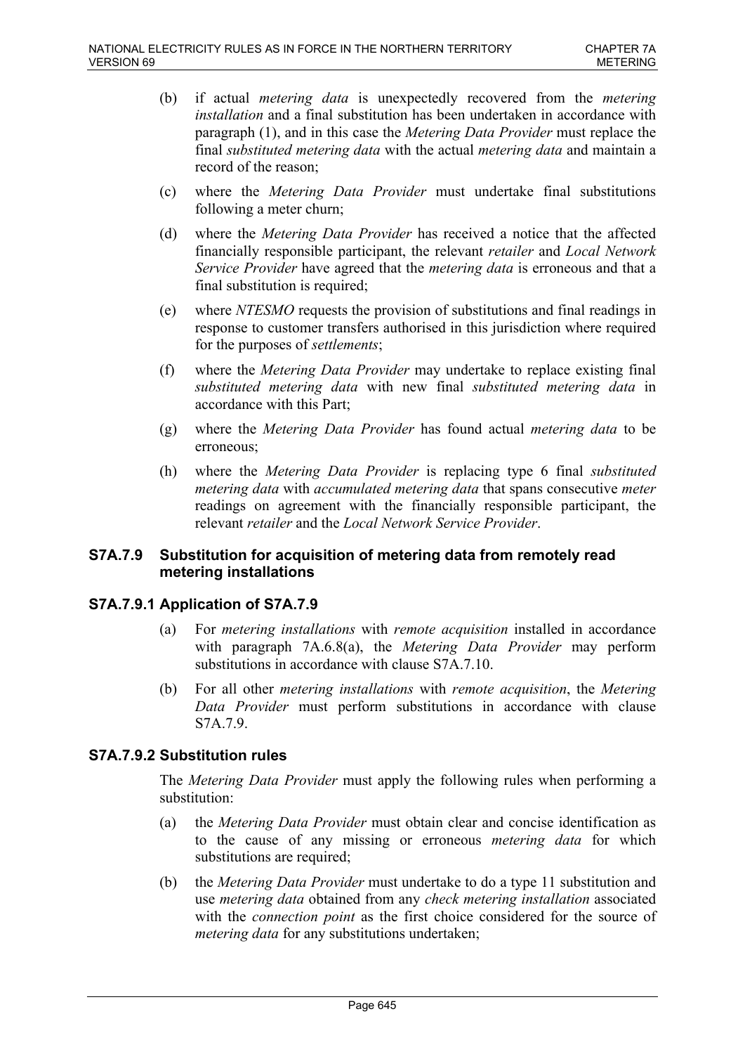(b) if actual *metering data* is unexpectedly recovered from the *metering installation* and a final substitution has been undertaken in accordance with paragraph (1), and in this case the *Metering Data Provider* must replace the final *substituted metering data* with the actual *metering data* and maintain a record of the reason;

(c) where the *Metering Data Provider* must undertake final substitutions following a meter churn;

(d) where the *Metering Data Provider* has received a notice that the affected financially responsible participant, the relevant *retailer* and *Local Network Service Provider* have agreed that the *metering data* is erroneous and that a final substitution is required;

(e) where *NTESMO* requests the provision of substitutions and final readings in response to customer transfers authorised in this jurisdiction where required for the purposes of *settlements*;

(f) where the *Metering Data Provider* may undertake to replace existing final *substituted metering data* with new final *substituted metering data* in accordance with this Part;

(g) where the *Metering Data Provider* has found actual *metering data* to be erroneous;

(h) where the *Metering Data Provider* is replacing type 6 final *substituted metering data* with *accumulated metering data* that spans consecutive *meter* readings on agreement with the financially responsible participant, the relevant *retailer* and the *Local Network Service Provider*.

## S7A.7.9 Substitution for acquisition of metering data from remotely read metering installations

### S7A.7.9.1 Application of S7A.7.9

(a) For *metering installations* with *remote acquisition* installed in accordance with paragraph 7A.6.8(a), the *Metering Data Provider* may perform substitutions in accordance with clause S7A.7.10.

(b) For all other *metering installations* with *remote acquisition*, the *Metering Data Provider* must perform substitutions in accordance with clause S7A.7.9.

### S7A.7.9.2 Substitution rules

The *Metering Data Provider* must apply the following rules when performing a substitution:

(a) the *Metering Data Provider* must obtain clear and concise identification as to the cause of any missing or erroneous *metering data* for which substitutions are required;

(b) the *Metering Data Provider* must undertake to do a type 11 substitution and use *metering data* obtained from any *check metering installation* associated with the *connection point* as the first choice considered for the source of *metering data* for any substitutions undertaken;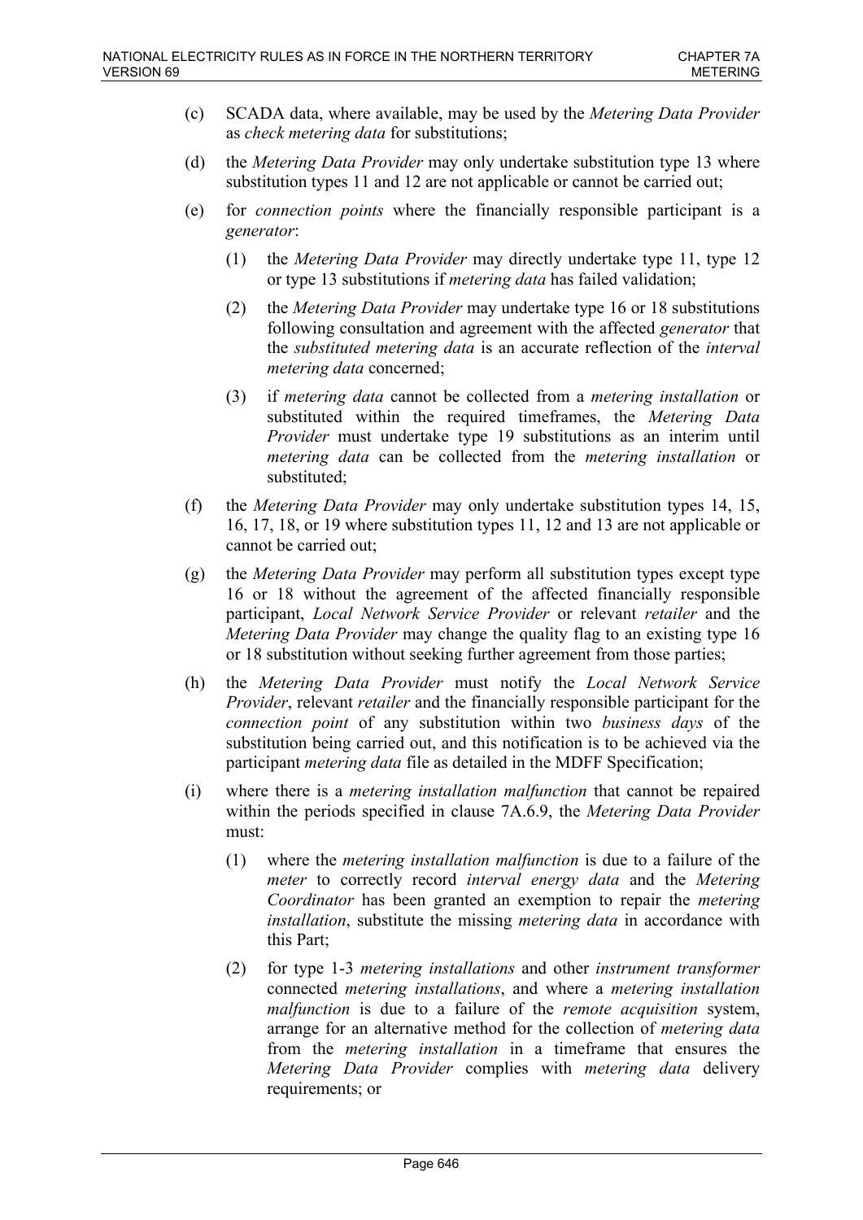(c) SCADA data, where available, may be used by the *Metering Data Provider* as *check metering data* for substitutions;

(d) the *Metering Data Provider* may only undertake substitution type 13 where substitution types 11 and 12 are not applicable or cannot be carried out;

(e) for *connection points* where the financially responsible participant is a *generator*:

   (1) the *Metering Data Provider* may directly undertake type 11, type 12 or type 13 substitutions if *metering data* has failed validation;

   (2) the *Metering Data Provider* may undertake type 16 or 18 substitutions following consultation and agreement with the affected *generator* that the *substituted metering data* is an accurate reflection of the *interval metering data* concerned;

   (3) if *metering data* cannot be collected from a *metering installation* or substituted within the required timeframes, the *Metering Data Provider* must undertake type 19 substitutions as an interim until *metering data* can be collected from the *metering installation* or substituted;

(f) the *Metering Data Provider* may only undertake substitution types 14, 15, 16, 17, 18, or 19 where substitution types 11, 12 and 13 are not applicable or cannot be carried out;

(g) the *Metering Data Provider* may perform all substitution types except type 16 or 18 without the agreement of the affected financially responsible participant, *Local Network Service Provider* or relevant *retailer* and the *Metering Data Provider* may change the quality flag to an existing type 16 or 18 substitution without seeking further agreement from those parties;

(h) the *Metering Data Provider* must notify the *Local Network Service Provider*, relevant *retailer* and the financially responsible participant for the *connection point* of any substitution within two *business days* of the substitution being carried out, and this notification is to be achieved via the participant *metering data* file as detailed in the MDFF Specification;

(i) where there is a *metering installation malfunction* that cannot be repaired within the periods specified in clause 7A.6.9, the *Metering Data Provider* must:

   (1) where the *metering installation malfunction* is due to a failure of the *meter* to correctly record *interval energy data* and the *Metering Coordinator* has been granted an exemption to repair the *metering installation*, substitute the missing *metering data* in accordance with this Part;

   (2) for type 1-3 *metering installations* and other *instrument transformer* connected *metering installations*, and where a *metering installation malfunction* is due to a failure of the *remote acquisition* system, arrange for an alternative method for the collection of *metering data* from the *metering installation* in a timeframe that ensures the *Metering Data Provider* complies with *metering data* delivery requirements; or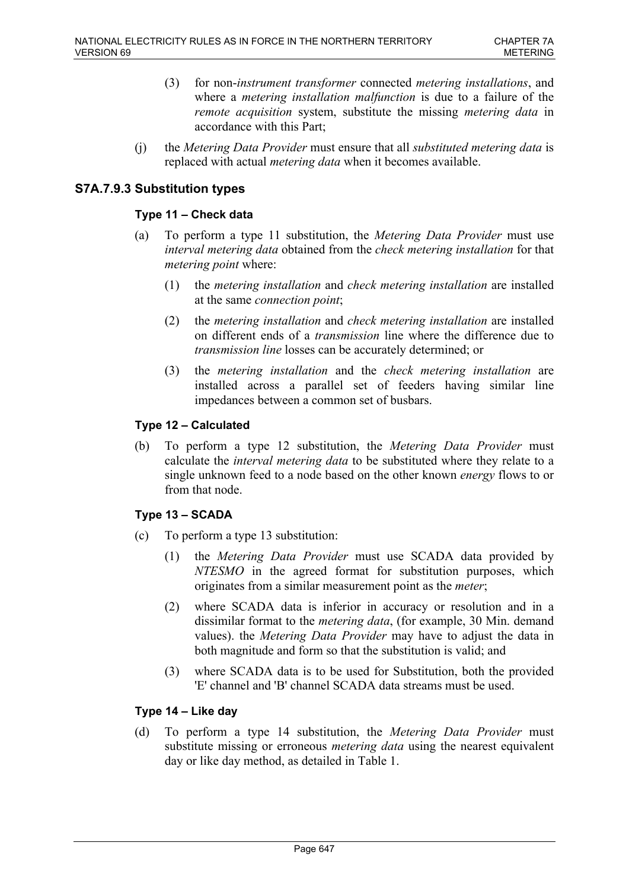(3) for non-*instrument transformer* connected *metering installations*, and where a *metering installation malfunction* is due to a failure of the *remote acquisition* system, substitute the missing *metering data* in accordance with this Part;

(j) the *Metering Data Provider* must ensure that all *substituted metering data* is replaced with actual *metering data* when it becomes available.

## S7A.7.9.3 Substitution types

### Type 11 – Check data

(a) To perform a type 11 substitution, the *Metering Data Provider* must use *interval metering data* obtained from the *check metering installation* for that *metering point* where:

(1) the *metering installation* and *check metering installation* are installed at the same *connection point*;

(2) the *metering installation* and *check metering installation* are installed on different ends of a *transmission* line where the difference due to *transmission line* losses can be accurately determined; or

(3) the *metering installation* and the *check metering installation* are installed across a parallel set of feeders having similar line impedances between a common set of busbars.

### Type 12 – Calculated

(b) To perform a type 12 substitution, the *Metering Data Provider* must calculate the *interval metering data* to be substituted where they relate to a single unknown feed to a node based on the other known *energy* flows to or from that node.

### Type 13 – SCADA

(c) To perform a type 13 substitution:

(1) the *Metering Data Provider* must use SCADA data provided by *NTESMO* in the agreed format for substitution purposes, which originates from a similar measurement point as the *meter*;

(2) where SCADA data is inferior in accuracy or resolution and in a dissimilar format to the *metering data*, (for example, 30 Min. demand values). the *Metering Data Provider* may have to adjust the data in both magnitude and form so that the substitution is valid; and

(3) where SCADA data is to be used for Substitution, both the provided 'E' channel and 'B' channel SCADA data streams must be used.

### Type 14 – Like day

(d) To perform a type 14 substitution, the *Metering Data Provider* must substitute missing or erroneous *metering data* using the nearest equivalent day or like day method, as detailed in Table 1.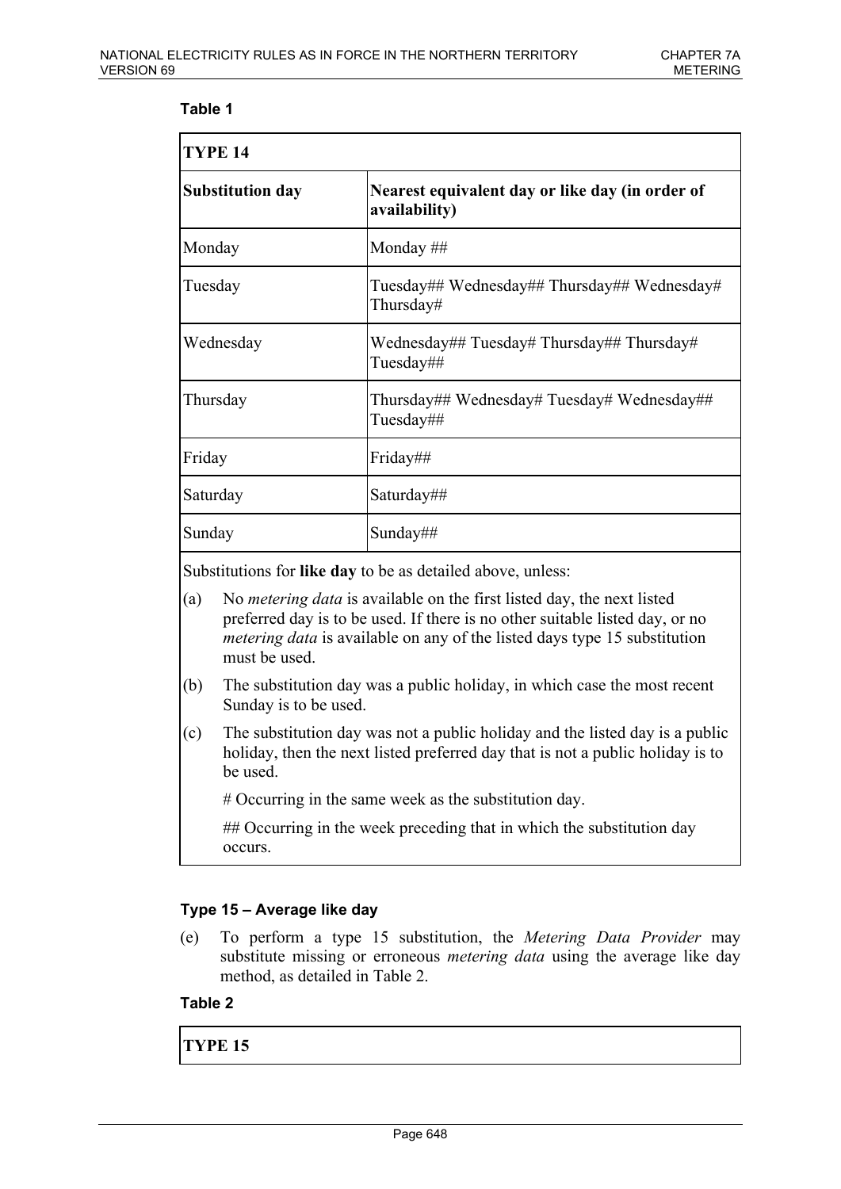**Table 1**

| TYPE 14 | |
|---|---|
| **Substitution day** | **Nearest equivalent day or like day (in order of availability)** |
| Monday | Monday ## |
| Tuesday | Tuesday## Wednesday## Thursday## Wednesday# Thursday# |
| Wednesday | Wednesday## Tuesday# Thursday## Thursday# Tuesday## |
| Thursday | Thursday## Wednesday# Tuesday# Wednesday## Tuesday## |
| Friday | Friday## |
| Saturday | Saturday## |
| Sunday | Sunday## |

Substitutions for **like day** to be as detailed above, unless:

(a) No *metering data* is available on the first listed day, the next listed preferred day is to be used. If there is no other suitable listed day, or no *metering data* is available on any of the listed days type 15 substitution must be used.

(b) The substitution day was a public holiday, in which case the most recent Sunday is to be used.

(c) The substitution day was not a public holiday and the listed day is a public holiday, then the next listed preferred day that is not a public holiday is to be used.

# Occurring in the same week as the substitution day.

## Occurring in the week preceding that in which the substitution day occurs.

**Type 15 – Average like day**

(e) To perform a type 15 substitution, the *Metering Data Provider* may substitute missing or erroneous *metering data* using the average like day method, as detailed in Table 2.

**Table 2**

| TYPE 15 |
|---|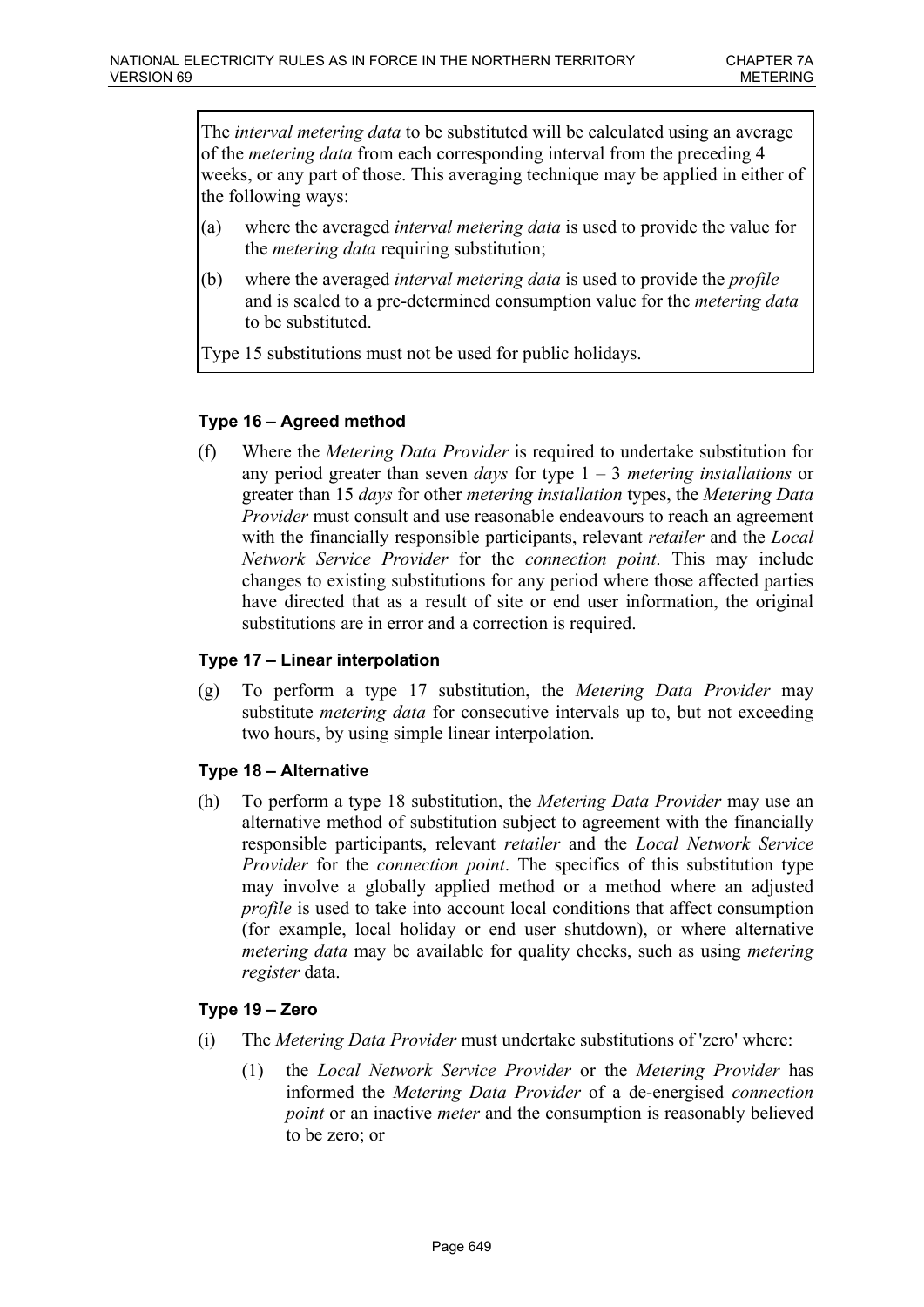The *interval metering data* to be substituted will be calculated using an average of the *metering data* from each corresponding interval from the preceding 4 weeks, or any part of those. This averaging technique may be applied in either of the following ways:

(a) where the averaged *interval metering data* is used to provide the value for the *metering data* requiring substitution;

(b) where the averaged *interval metering data* is used to provide the *profile* and is scaled to a pre-determined consumption value for the *metering data* to be substituted.

Type 15 substitutions must not be used for public holidays.

### Type 16 – Agreed method

(f) Where the *Metering Data Provider* is required to undertake substitution for any period greater than seven *days* for type 1 – 3 *metering installations* or greater than 15 *days* for other *metering installation* types, the *Metering Data Provider* must consult and use reasonable endeavours to reach an agreement with the financially responsible participants, relevant *retailer* and the *Local Network Service Provider* for the *connection point*. This may include changes to existing substitutions for any period where those affected parties have directed that as a result of site or end user information, the original substitutions are in error and a correction is required.

### Type 17 – Linear interpolation

(g) To perform a type 17 substitution, the *Metering Data Provider* may substitute *metering data* for consecutive intervals up to, but not exceeding two hours, by using simple linear interpolation.

### Type 18 – Alternative

(h) To perform a type 18 substitution, the *Metering Data Provider* may use an alternative method of substitution subject to agreement with the financially responsible participants, relevant *retailer* and the *Local Network Service Provider* for the *connection point*. The specifics of this substitution type may involve a globally applied method or a method where an adjusted *profile* is used to take into account local conditions that affect consumption (for example, local holiday or end user shutdown), or where alternative *metering data* may be available for quality checks, such as using *metering register* data.

### Type 19 – Zero

(i) The *Metering Data Provider* must undertake substitutions of 'zero' where:

  (1) the *Local Network Service Provider* or the *Metering Provider* has informed the *Metering Data Provider* of a de-energised *connection point* or an inactive *meter* and the consumption is reasonably believed to be zero; or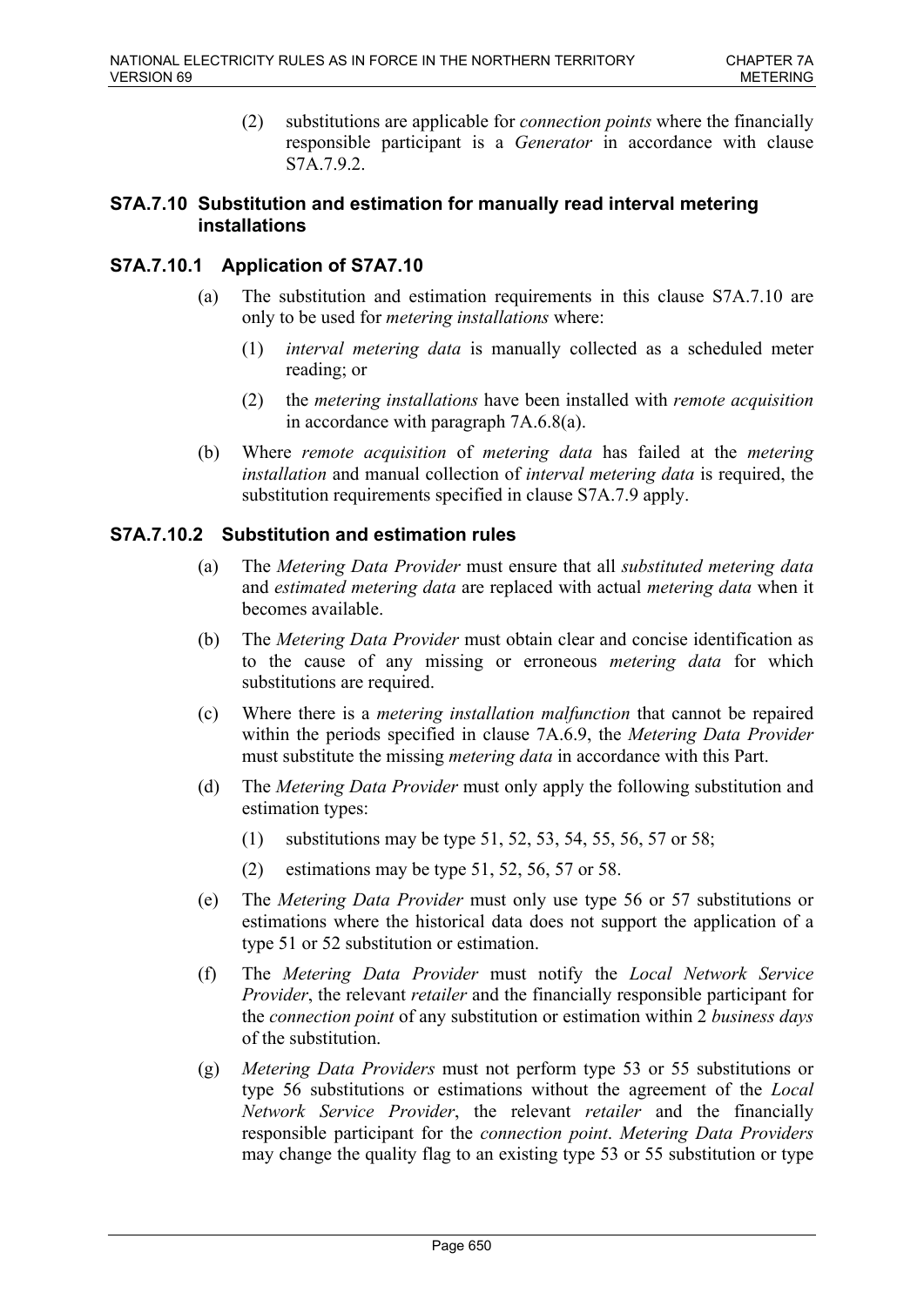(2) substitutions are applicable for *connection points* where the financially responsible participant is a *Generator* in accordance with clause S7A.7.9.2.

### S7A.7.10 Substitution and estimation for manually read interval metering installations

#### S7A.7.10.1 Application of S7A7.10

(a) The substitution and estimation requirements in this clause S7A.7.10 are only to be used for *metering installations* where:

(1) *interval metering data* is manually collected as a scheduled meter reading; or

(2) the *metering installations* have been installed with *remote acquisition* in accordance with paragraph 7A.6.8(a).

(b) Where *remote acquisition* of *metering data* has failed at the *metering installation* and manual collection of *interval metering data* is required, the substitution requirements specified in clause S7A.7.9 apply.

#### S7A.7.10.2 Substitution and estimation rules

(a) The *Metering Data Provider* must ensure that all *substituted metering data* and *estimated metering data* are replaced with actual *metering data* when it becomes available.

(b) The *Metering Data Provider* must obtain clear and concise identification as to the cause of any missing or erroneous *metering data* for which substitutions are required.

(c) Where there is a *metering installation malfunction* that cannot be repaired within the periods specified in clause 7A.6.9, the *Metering Data Provider* must substitute the missing *metering data* in accordance with this Part.

(d) The *Metering Data Provider* must only apply the following substitution and estimation types:

(1) substitutions may be type 51, 52, 53, 54, 55, 56, 57 or 58;

(2) estimations may be type 51, 52, 56, 57 or 58.

(e) The *Metering Data Provider* must only use type 56 or 57 substitutions or estimations where the historical data does not support the application of a type 51 or 52 substitution or estimation.

(f) The *Metering Data Provider* must notify the *Local Network Service Provider*, the relevant *retailer* and the financially responsible participant for the *connection point* of any substitution or estimation within 2 *business days* of the substitution.

(g) *Metering Data Providers* must not perform type 53 or 55 substitutions or type 56 substitutions or estimations without the agreement of the *Local Network Service Provider*, the relevant *retailer* and the financially responsible participant for the *connection point*. *Metering Data Providers* may change the quality flag to an existing type 53 or 55 substitution or type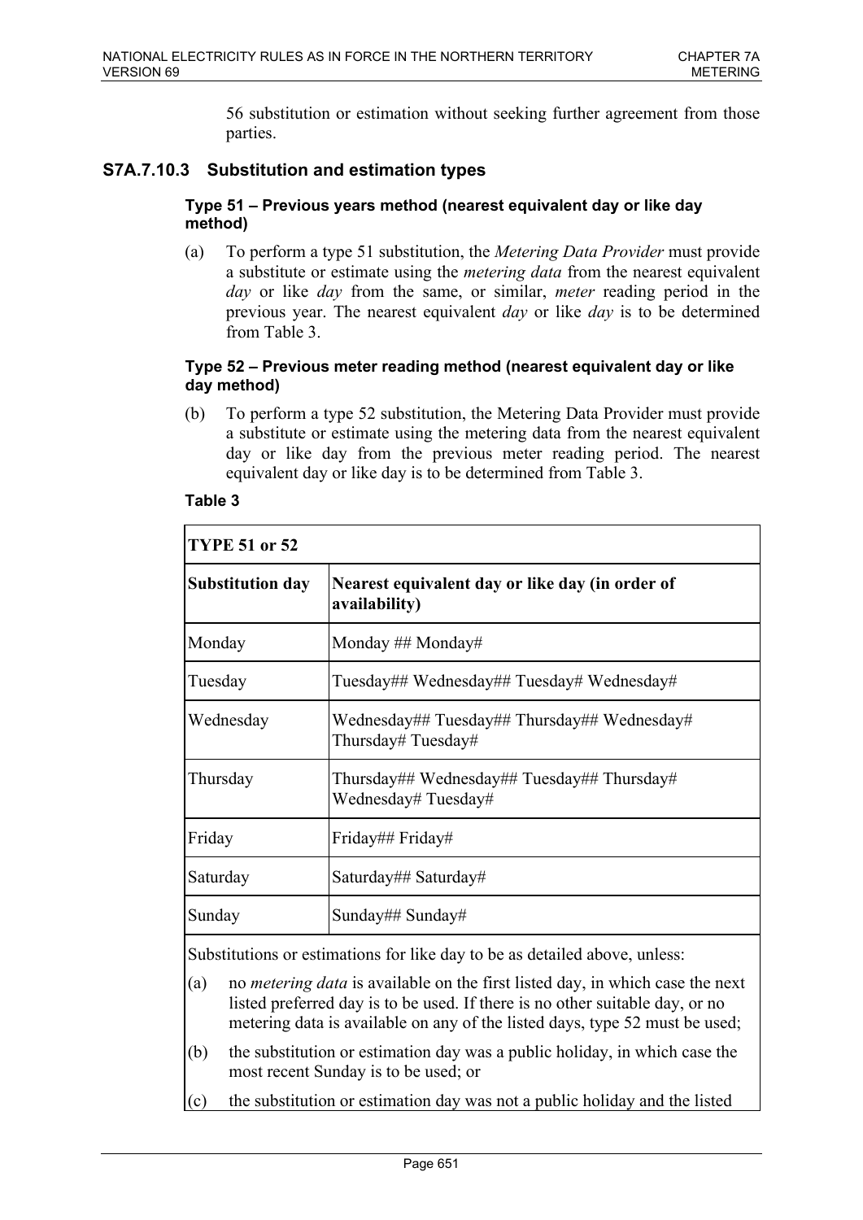56 substitution or estimation without seeking further agreement from those parties.

### S7A.7.10.3 Substitution and estimation types

**Type 51 – Previous years method (nearest equivalent day or like day method)**

(a) To perform a type 51 substitution, the *Metering Data Provider* must provide a substitute or estimate using the *metering data* from the nearest equivalent *day* or like *day* from the same, or similar, *meter* reading period in the previous year. The nearest equivalent *day* or like *day* is to be determined from Table 3.

**Type 52 – Previous meter reading method (nearest equivalent day or like day method)**

(b) To perform a type 52 substitution, the Metering Data Provider must provide a substitute or estimate using the metering data from the nearest equivalent day or like day from the previous meter reading period. The nearest equivalent day or like day is to be determined from Table 3.

**Table 3**

| **TYPE 51 or 52** | |
|---|---|
| **Substitution day** | **Nearest equivalent day or like day (in order of availability)** |
| Monday | Monday ## Monday# |
| Tuesday | Tuesday## Wednesday## Tuesday# Wednesday# |
| Wednesday | Wednesday## Tuesday## Thursday## Wednesday# Thursday# Tuesday# |
| Thursday | Thursday## Wednesday## Tuesday## Thursday# Wednesday# Tuesday# |
| Friday | Friday## Friday# |
| Saturday | Saturday## Saturday# |
| Sunday | Sunday## Sunday# |

Substitutions or estimations for like day to be as detailed above, unless:

(a) no *metering data* is available on the first listed day, in which case the next listed preferred day is to be used. If there is no other suitable day, or no metering data is available on any of the listed days, type 52 must be used;

(b) the substitution or estimation day was a public holiday, in which case the most recent Sunday is to be used; or

(c) the substitution or estimation day was not a public holiday and the listed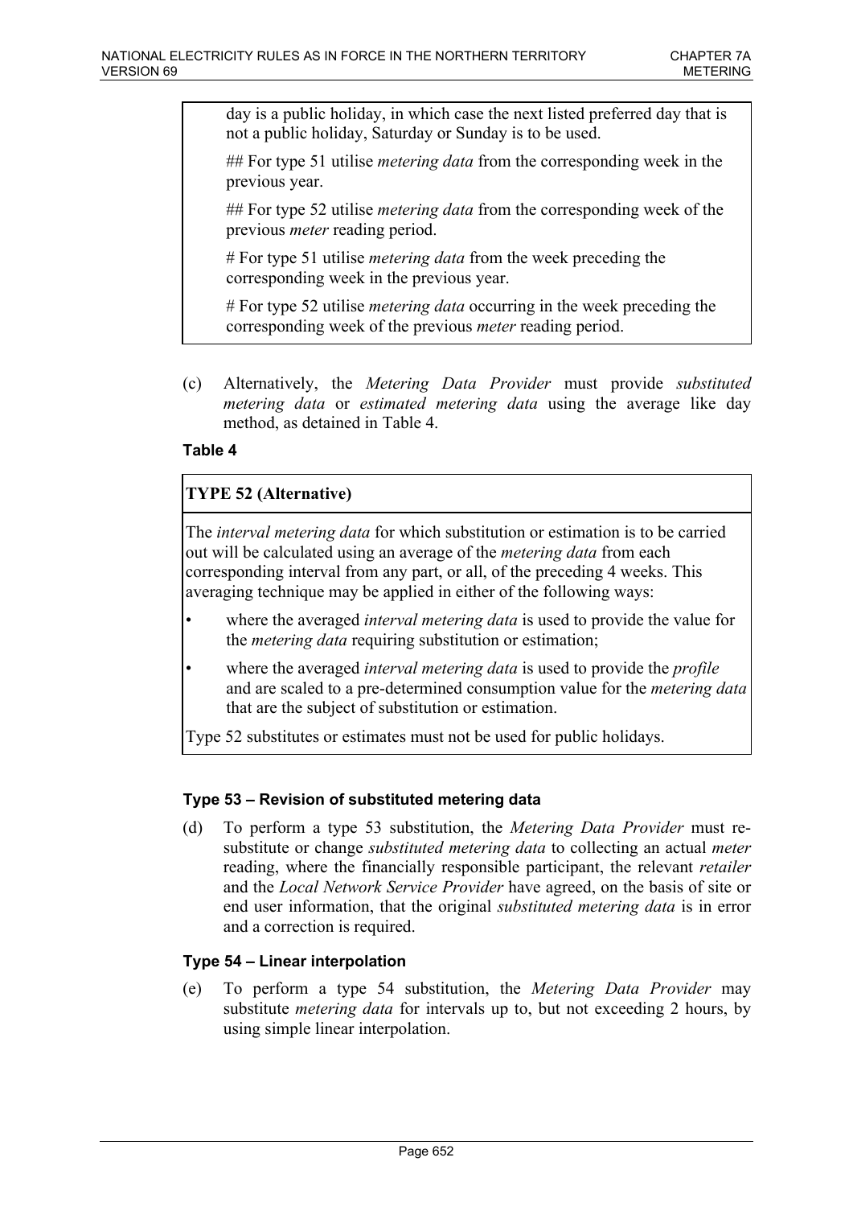| day is a public holiday, in which case the next listed preferred day that is not a public holiday, Saturday or Sunday is to be used.<br><br>## For type 51 utilise *metering data* from the corresponding week in the previous year.<br><br>## For type 52 utilise *metering data* from the corresponding week of the previous *meter* reading period.<br><br># For type 51 utilise *metering data* from the week preceding the corresponding week in the previous year.<br><br># For type 52 utilise *metering data* occurring in the week preceding the corresponding week of the previous *meter* reading period. |
|---|

(c) Alternatively, the *Metering Data Provider* must provide *substituted metering data* or *estimated metering data* using the average like day method, as detained in Table 4.

**Table 4**

| **TYPE 52 (Alternative)** |
|---|
| The *interval metering data* for which substitution or estimation is to be carried out will be calculated using an average of the *metering data* from each corresponding interval from any part, or all, of the preceding 4 weeks. This averaging technique may be applied in either of the following ways:<br>• where the averaged *interval metering data* is used to provide the value for the *metering data* requiring substitution or estimation;<br>• where the averaged *interval metering data* is used to provide the *profile* and are scaled to a pre-determined consumption value for the *metering data* that are the subject of substitution or estimation.<br>Type 52 substitutes or estimates must not be used for public holidays. |

### Type 53 – Revision of substituted metering data

(d) To perform a type 53 substitution, the *Metering Data Provider* must re-substitute or change *substituted metering data* to collecting an actual *meter* reading, where the financially responsible participant, the relevant *retailer* and the *Local Network Service Provider* have agreed, on the basis of site or end user information, that the original *substituted metering data* is in error and a correction is required.

### Type 54 – Linear interpolation

(e) To perform a type 54 substitution, the *Metering Data Provider* may substitute *metering data* for intervals up to, but not exceeding 2 hours, by using simple linear interpolation.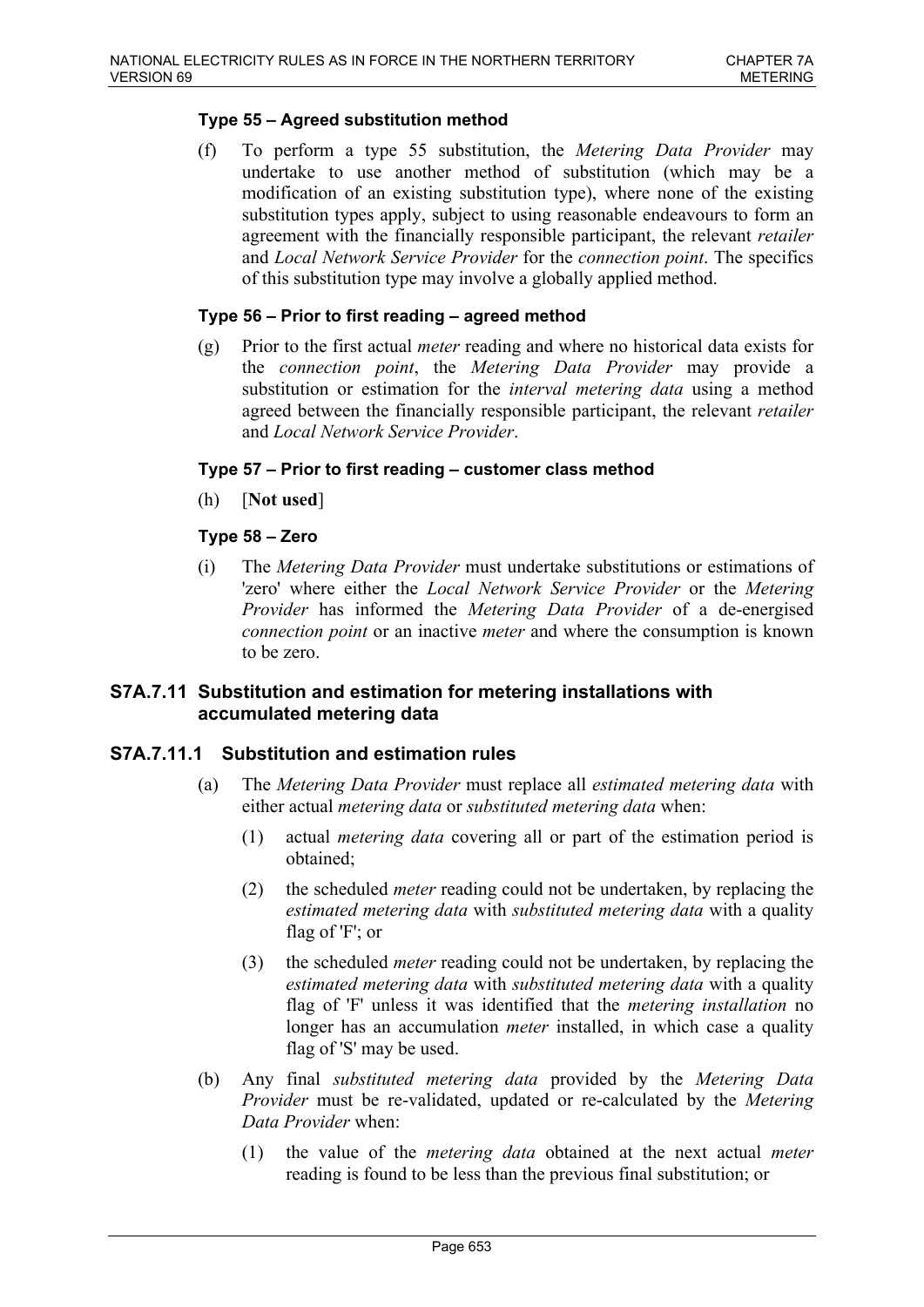#### Type 55 – Agreed substitution method

(f) To perform a type 55 substitution, the *Metering Data Provider* may undertake to use another method of substitution (which may be a modification of an existing substitution type), where none of the existing substitution types apply, subject to using reasonable endeavours to form an agreement with the financially responsible participant, the relevant *retailer* and *Local Network Service Provider* for the *connection point*. The specifics of this substitution type may involve a globally applied method.

#### Type 56 – Prior to first reading – agreed method

(g) Prior to the first actual *meter* reading and where no historical data exists for the *connection point*, the *Metering Data Provider* may provide a substitution or estimation for the *interval metering data* using a method agreed between the financially responsible participant, the relevant *retailer* and *Local Network Service Provider*.

#### Type 57 – Prior to first reading – customer class method

(h) [**Not used**]

#### Type 58 – Zero

(i) The *Metering Data Provider* must undertake substitutions or estimations of 'zero' where either the *Local Network Service Provider* or the *Metering Provider* has informed the *Metering Data Provider* of a de-energised *connection point* or an inactive *meter* and where the consumption is known to be zero.

## S7A.7.11 Substitution and estimation for metering installations with accumulated metering data

### S7A.7.11.1 Substitution and estimation rules

(a) The *Metering Data Provider* must replace all *estimated metering data* with either actual *metering data* or *substituted metering data* when:

(1) actual *metering data* covering all or part of the estimation period is obtained;

(2) the scheduled *meter* reading could not be undertaken, by replacing the *estimated metering data* with *substituted metering data* with a quality flag of 'F'; or

(3) the scheduled *meter* reading could not be undertaken, by replacing the *estimated metering data* with *substituted metering data* with a quality flag of 'F' unless it was identified that the *metering installation* no longer has an accumulation *meter* installed, in which case a quality flag of 'S' may be used.

(b) Any final *substituted metering data* provided by the *Metering Data Provider* must be re-validated, updated or re-calculated by the *Metering Data Provider* when:

(1) the value of the *metering data* obtained at the next actual *meter* reading is found to be less than the previous final substitution; or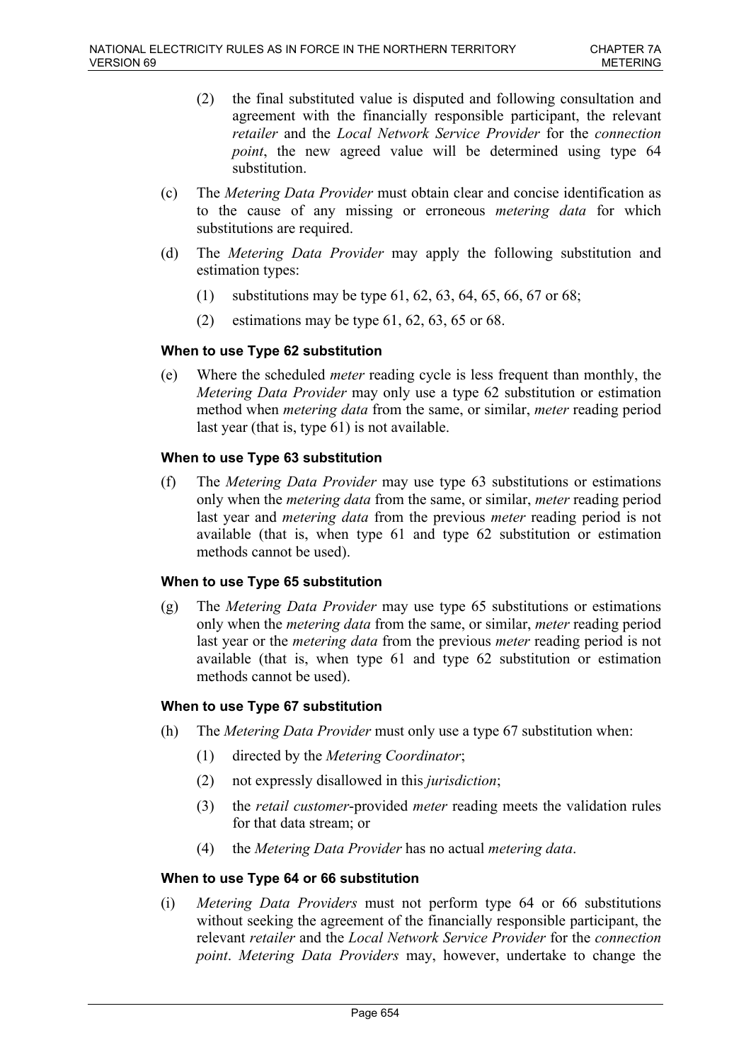(2) the final substituted value is disputed and following consultation and agreement with the financially responsible participant, the relevant *retailer* and the *Local Network Service Provider* for the *connection point*, the new agreed value will be determined using type 64 substitution.

(c) The *Metering Data Provider* must obtain clear and concise identification as to the cause of any missing or erroneous *metering data* for which substitutions are required.

(d) The *Metering Data Provider* may apply the following substitution and estimation types:

(1) substitutions may be type 61, 62, 63, 64, 65, 66, 67 or 68;

(2) estimations may be type 61, 62, 63, 65 or 68.

**When to use Type 62 substitution**

(e) Where the scheduled *meter* reading cycle is less frequent than monthly, the *Metering Data Provider* may only use a type 62 substitution or estimation method when *metering data* from the same, or similar, *meter* reading period last year (that is, type 61) is not available.

**When to use Type 63 substitution**

(f) The *Metering Data Provider* may use type 63 substitutions or estimations only when the *metering data* from the same, or similar, *meter* reading period last year and *metering data* from the previous *meter* reading period is not available (that is, when type 61 and type 62 substitution or estimation methods cannot be used).

**When to use Type 65 substitution**

(g) The *Metering Data Provider* may use type 65 substitutions or estimations only when the *metering data* from the same, or similar, *meter* reading period last year or the *metering data* from the previous *meter* reading period is not available (that is, when type 61 and type 62 substitution or estimation methods cannot be used).

**When to use Type 67 substitution**

(h) The *Metering Data Provider* must only use a type 67 substitution when:

(1) directed by the *Metering Coordinator*;

(2) not expressly disallowed in this *jurisdiction*;

(3) the *retail customer*-provided *meter* reading meets the validation rules for that data stream; or

(4) the *Metering Data Provider* has no actual *metering data*.

**When to use Type 64 or 66 substitution**

(i) *Metering Data Providers* must not perform type 64 or 66 substitutions without seeking the agreement of the financially responsible participant, the relevant *retailer* and the *Local Network Service Provider* for the *connection point*. *Metering Data Providers* may, however, undertake to change the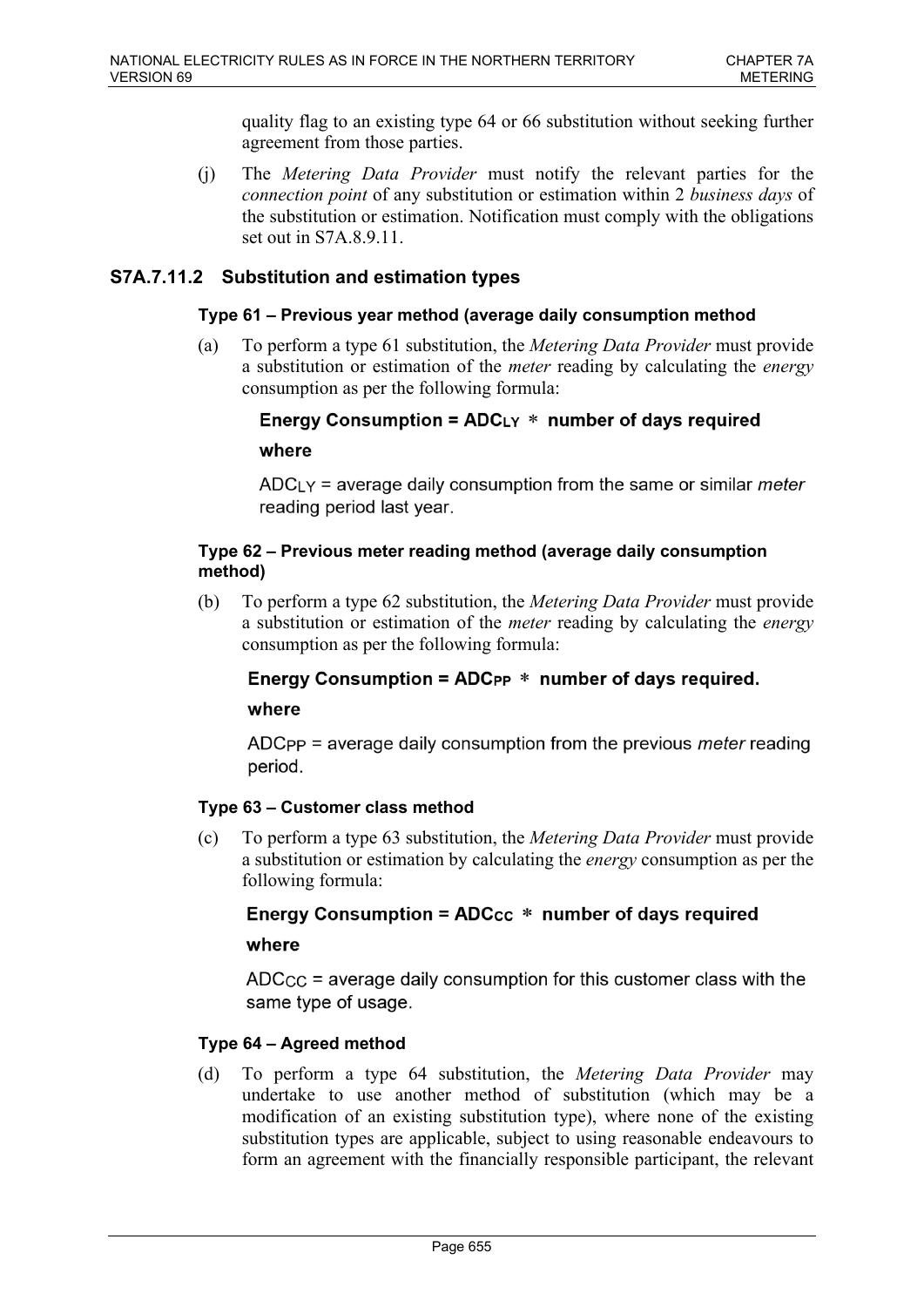quality flag to an existing type 64 or 66 substitution without seeking further agreement from those parties.

(j) The *Metering Data Provider* must notify the relevant parties for the *connection point* of any substitution or estimation within 2 *business days* of the substitution or estimation. Notification must comply with the obligations set out in S7A.8.9.11.

## S7A.7.11.2 Substitution and estimation types

#### Type 61 – Previous year method (average daily consumption method

(a) To perform a type 61 substitution, the *Metering Data Provider* must provide a substitution or estimation of the *meter* reading by calculating the *energy* consumption as per the following formula:

**Energy Consumption = $ADC_{LY}$ * number of days required**

**where**

$ADC_{LY}$ = average daily consumption from the same or similar *meter* reading period last year.

#### Type 62 – Previous meter reading method (average daily consumption method)

(b) To perform a type 62 substitution, the *Metering Data Provider* must provide a substitution or estimation of the *meter* reading by calculating the *energy* consumption as per the following formula:

**Energy Consumption = $ADC_{PP}$ * number of days required.**

**where**

$ADC_{PP}$ = average daily consumption from the previous *meter* reading period.

#### Type 63 – Customer class method

(c) To perform a type 63 substitution, the *Metering Data Provider* must provide a substitution or estimation by calculating the *energy* consumption as per the following formula:

**Energy Consumption = $ADC_{CC}$ * number of days required**

**where**

$ADC_{CC}$ = average daily consumption for this customer class with the same type of usage.

#### Type 64 – Agreed method

(d) To perform a type 64 substitution, the *Metering Data Provider* may undertake to use another method of substitution (which may be a modification of an existing substitution type), where none of the existing substitution types are applicable, subject to using reasonable endeavours to form an agreement with the financially responsible participant, the relevant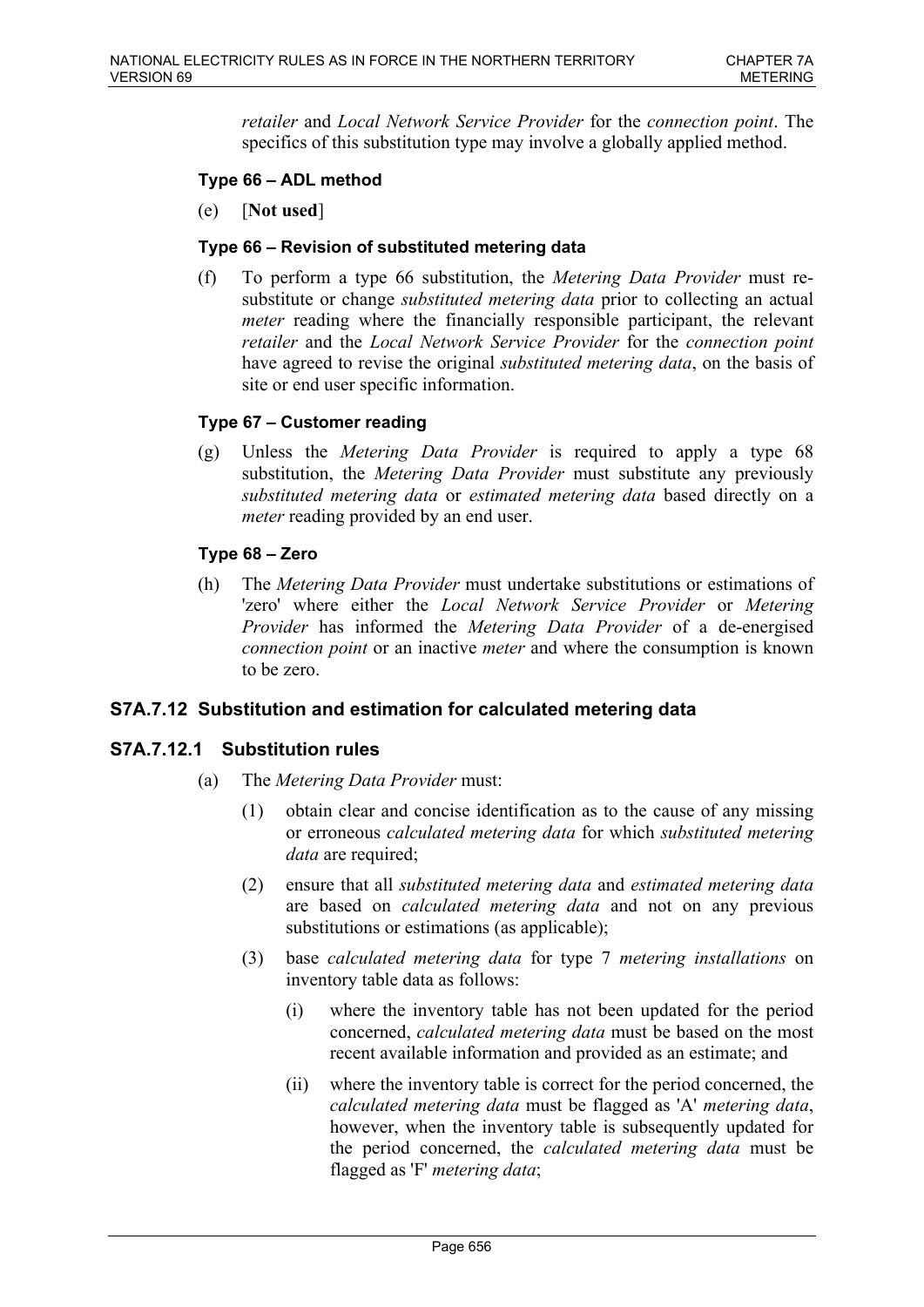*retailer* and *Local Network Service Provider* for the *connection point*. The specifics of this substitution type may involve a globally applied method.

#### Type 66 – ADL method

(e) [**Not used**]

#### Type 66 – Revision of substituted metering data

(f) To perform a type 66 substitution, the *Metering Data Provider* must re-substitute or change *substituted metering data* prior to collecting an actual *meter* reading where the financially responsible participant, the relevant *retailer* and the *Local Network Service Provider* for the *connection point* have agreed to revise the original *substituted metering data*, on the basis of site or end user specific information.

#### Type 67 – Customer reading

(g) Unless the *Metering Data Provider* is required to apply a type 68 substitution, the *Metering Data Provider* must substitute any previously *substituted metering data* or *estimated metering data* based directly on a *meter* reading provided by an end user.

#### Type 68 – Zero

(h) The *Metering Data Provider* must undertake substitutions or estimations of 'zero' where either the *Local Network Service Provider* or *Metering Provider* has informed the *Metering Data Provider* of a de-energised *connection point* or an inactive *meter* and where the consumption is known to be zero.

## S7A.7.12 Substitution and estimation for calculated metering data

### S7A.7.12.1 Substitution rules

(a) The *Metering Data Provider* must:

(1) obtain clear and concise identification as to the cause of any missing or erroneous *calculated metering data* for which *substituted metering data* are required;

(2) ensure that all *substituted metering data* and *estimated metering data* are based on *calculated metering data* and not on any previous substitutions or estimations (as applicable);

(3) base *calculated metering data* for type 7 *metering installations* on inventory table data as follows:

(i) where the inventory table has not been updated for the period concerned, *calculated metering data* must be based on the most recent available information and provided as an estimate; and

(ii) where the inventory table is correct for the period concerned, the *calculated metering data* must be flagged as 'A' *metering data*, however, when the inventory table is subsequently updated for the period concerned, the *calculated metering data* must be flagged as 'F' *metering data*;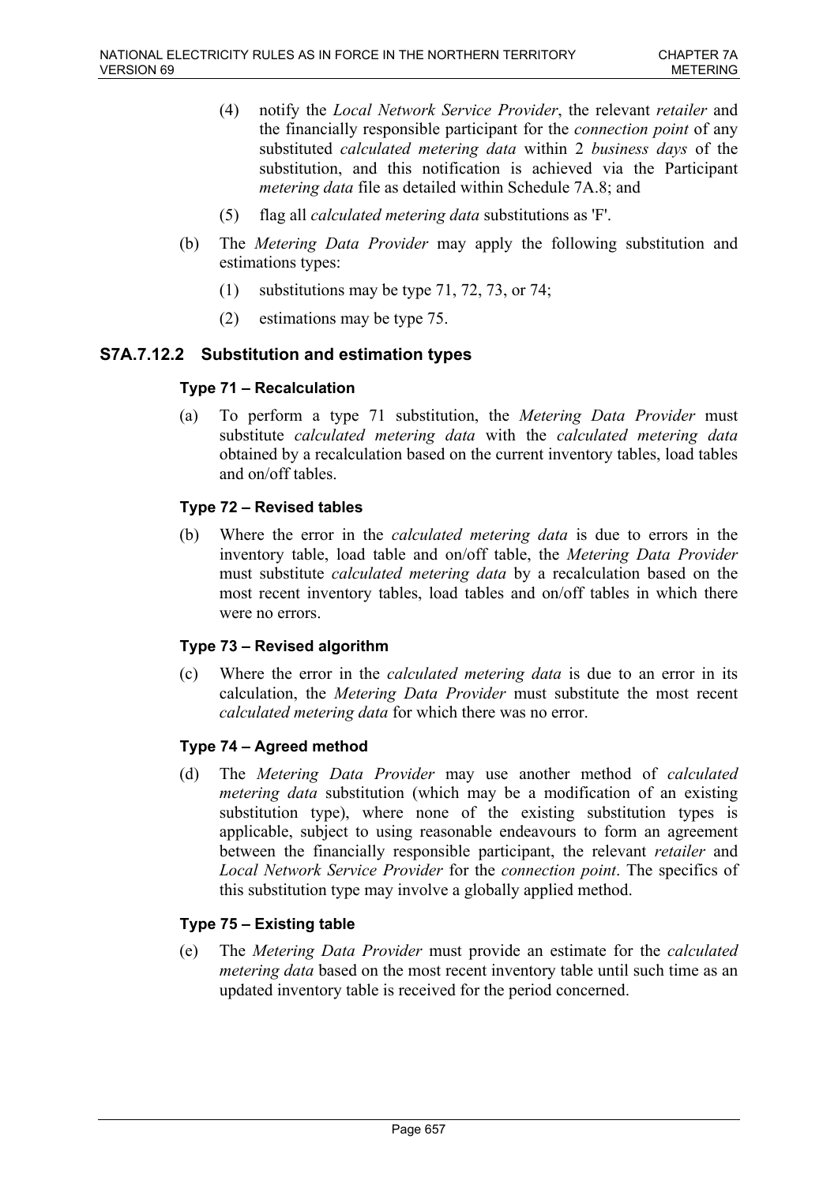(4) notify the *Local Network Service Provider*, the relevant *retailer* and the financially responsible participant for the *connection point* of any substituted *calculated metering data* within 2 *business days* of the substitution, and this notification is achieved via the Participant *metering data* file as detailed within Schedule 7A.8; and

(5) flag all *calculated metering data* substitutions as 'F'.

(b) The *Metering Data Provider* may apply the following substitution and estimations types:

(1) substitutions may be type 71, 72, 73, or 74;

(2) estimations may be type 75.

## S7A.7.12.2 Substitution and estimation types

### Type 71 – Recalculation

(a) To perform a type 71 substitution, the *Metering Data Provider* must substitute *calculated metering data* with the *calculated metering data* obtained by a recalculation based on the current inventory tables, load tables and on/off tables.

### Type 72 – Revised tables

(b) Where the error in the *calculated metering data* is due to errors in the inventory table, load table and on/off table, the *Metering Data Provider* must substitute *calculated metering data* by a recalculation based on the most recent inventory tables, load tables and on/off tables in which there were no errors.

### Type 73 – Revised algorithm

(c) Where the error in the *calculated metering data* is due to an error in its calculation, the *Metering Data Provider* must substitute the most recent *calculated metering data* for which there was no error.

### Type 74 – Agreed method

(d) The *Metering Data Provider* may use another method of *calculated metering data* substitution (which may be a modification of an existing substitution type), where none of the existing substitution types is applicable, subject to using reasonable endeavours to form an agreement between the financially responsible participant, the relevant *retailer* and *Local Network Service Provider* for the *connection point*. The specifics of this substitution type may involve a globally applied method.

### Type 75 – Existing table

(e) The *Metering Data Provider* must provide an estimate for the *calculated metering data* based on the most recent inventory table until such time as an updated inventory table is received for the period concerned.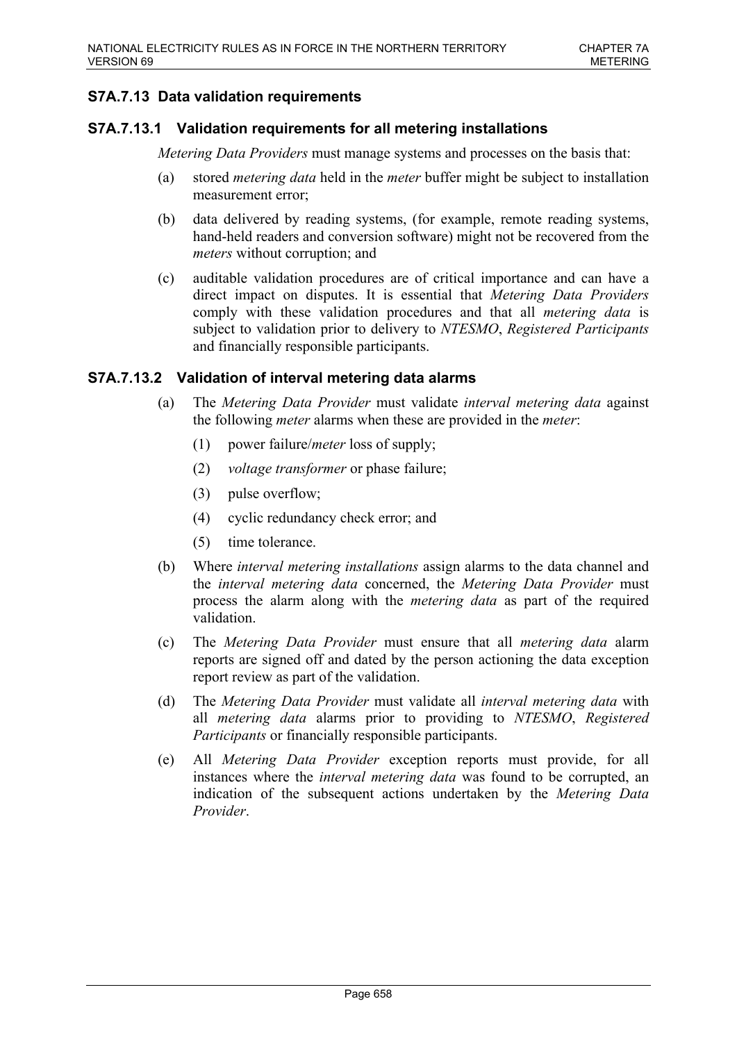## S7A.7.13 Data validation requirements

### S7A.7.13.1 Validation requirements for all metering installations

*Metering Data Providers* must manage systems and processes on the basis that:

(a) stored *metering data* held in the *meter* buffer might be subject to installation measurement error;

(b) data delivered by reading systems, (for example, remote reading systems, hand-held readers and conversion software) might not be recovered from the *meters* without corruption; and

(c) auditable validation procedures are of critical importance and can have a direct impact on disputes. It is essential that *Metering Data Providers* comply with these validation procedures and that all *metering data* is subject to validation prior to delivery to *NTESMO*, *Registered Participants* and financially responsible participants.

### S7A.7.13.2 Validation of interval metering data alarms

(a) The *Metering Data Provider* must validate *interval metering data* against the following *meter* alarms when these are provided in the *meter*:

(1) power failure/*meter* loss of supply;

(2) *voltage transformer* or phase failure;

(3) pulse overflow;

(4) cyclic redundancy check error; and

(5) time tolerance.

(b) Where *interval metering installations* assign alarms to the data channel and the *interval metering data* concerned, the *Metering Data Provider* must process the alarm along with the *metering data* as part of the required validation.

(c) The *Metering Data Provider* must ensure that all *metering data* alarm reports are signed off and dated by the person actioning the data exception report review as part of the validation.

(d) The *Metering Data Provider* must validate all *interval metering data* with all *metering data* alarms prior to providing to *NTESMO*, *Registered Participants* or financially responsible participants.

(e) All *Metering Data Provider* exception reports must provide, for all instances where the *interval metering data* was found to be corrupted, an indication of the subsequent actions undertaken by the *Metering Data Provider*.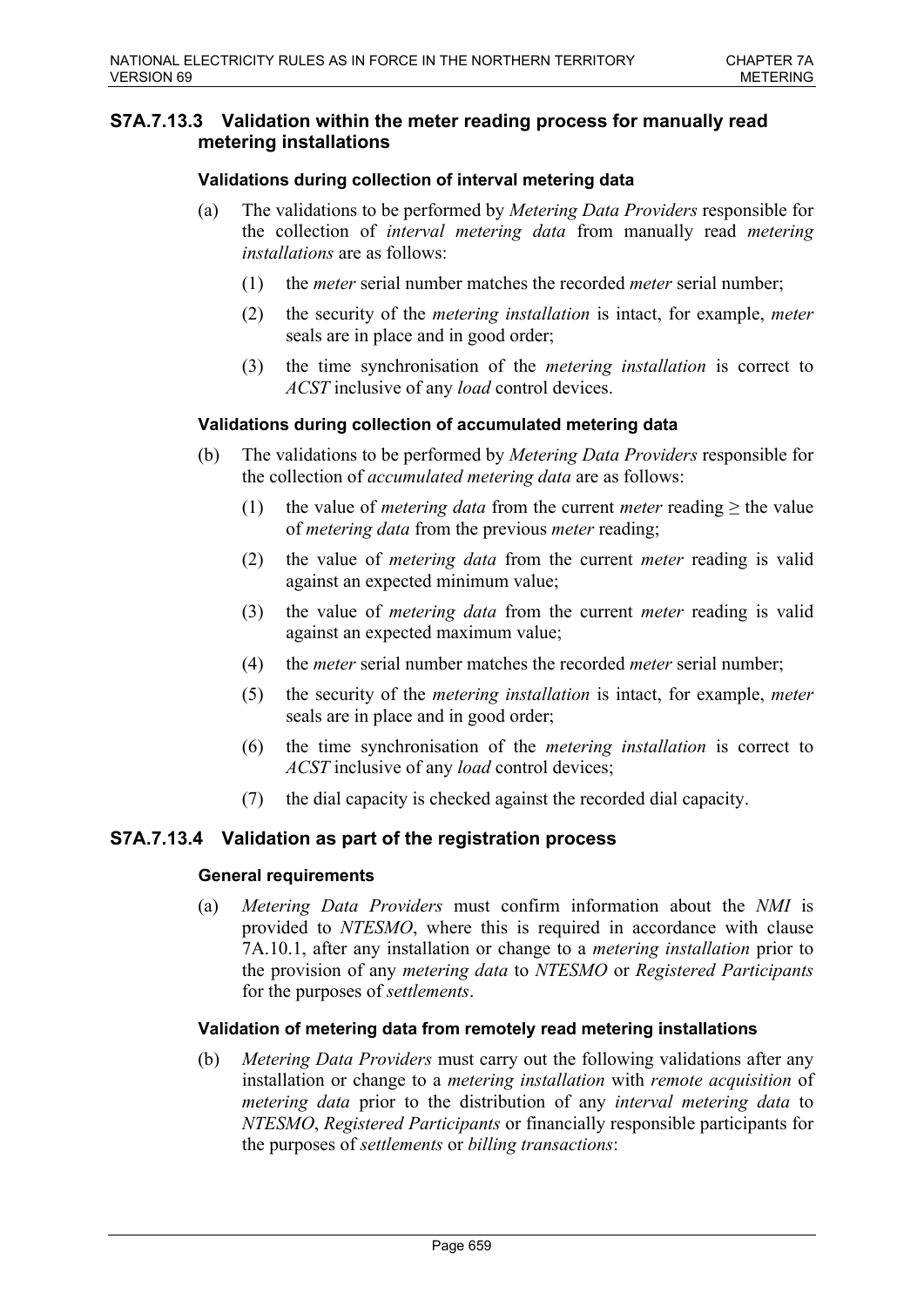### S7A.7.13.3 Validation within the meter reading process for manually read metering installations

#### Validations during collection of interval metering data

(a) The validations to be performed by *Metering Data Providers* responsible for the collection of *interval metering data* from manually read *metering installations* are as follows:

(1) the *meter* serial number matches the recorded *meter* serial number;

(2) the security of the *metering installation* is intact, for example, *meter* seals are in place and in good order;

(3) the time synchronisation of the *metering installation* is correct to *ACST* inclusive of any *load* control devices.

#### Validations during collection of accumulated metering data

(b) The validations to be performed by *Metering Data Providers* responsible for the collection of *accumulated metering data* are as follows:

(1) the value of *metering data* from the current *meter* reading ≥ the value of *metering data* from the previous *meter* reading;

(2) the value of *metering data* from the current *meter* reading is valid against an expected minimum value;

(3) the value of *metering data* from the current *meter* reading is valid against an expected maximum value;

(4) the *meter* serial number matches the recorded *meter* serial number;

(5) the security of the *metering installation* is intact, for example, *meter* seals are in place and in good order;

(6) the time synchronisation of the *metering installation* is correct to *ACST* inclusive of any *load* control devices;

(7) the dial capacity is checked against the recorded dial capacity.

### S7A.7.13.4 Validation as part of the registration process

#### General requirements

(a) *Metering Data Providers* must confirm information about the *NMI* is provided to *NTESMO*, where this is required in accordance with clause 7A.10.1, after any installation or change to a *metering installation* prior to the provision of any *metering data* to *NTESMO* or *Registered Participants* for the purposes of *settlements*.

#### Validation of metering data from remotely read metering installations

(b) *Metering Data Providers* must carry out the following validations after any installation or change to a *metering installation* with *remote acquisition* of *metering data* prior to the distribution of any *interval metering data* to *NTESMO*, *Registered Participants* or financially responsible participants for the purposes of *settlements* or *billing transactions*: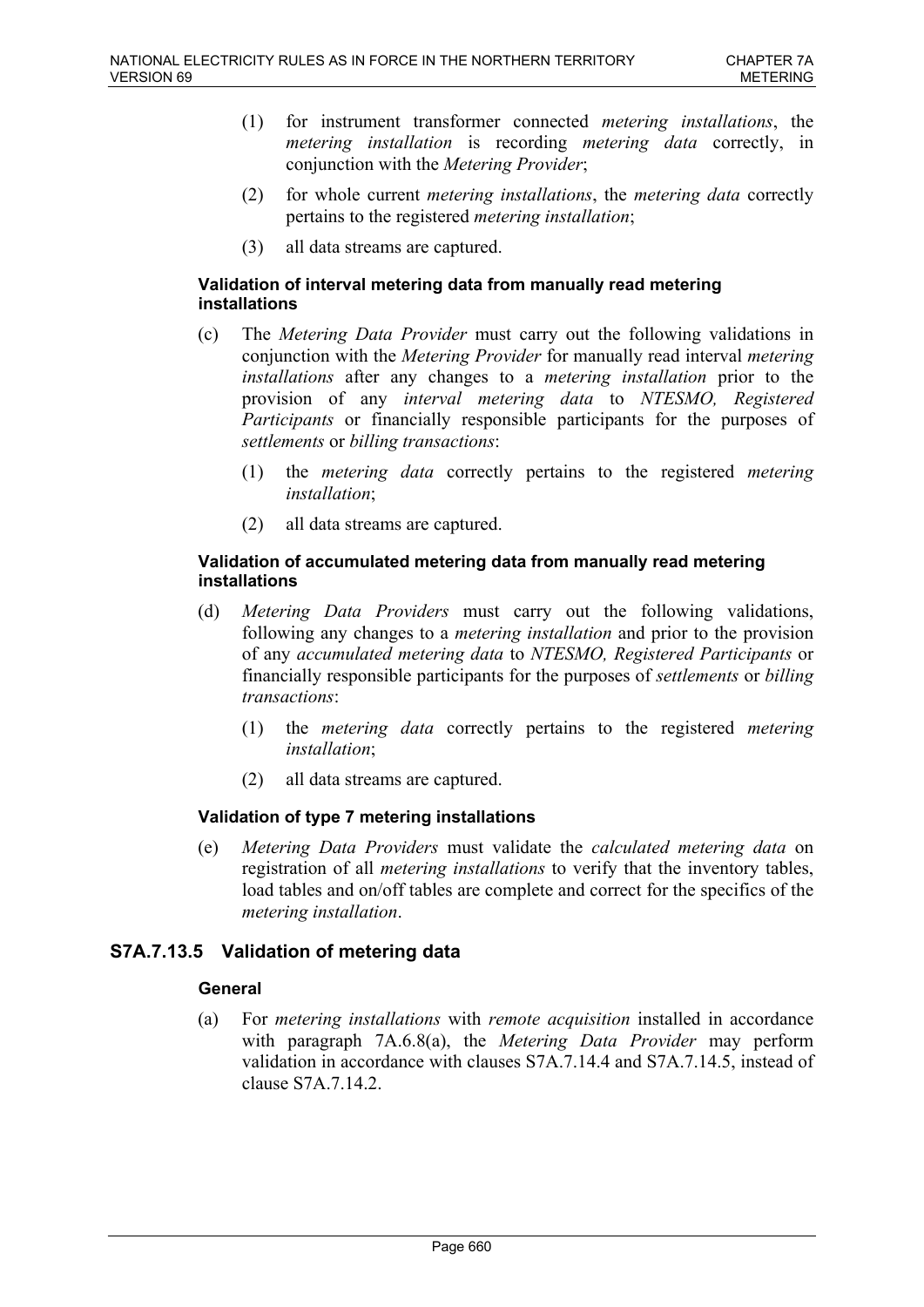(1) for instrument transformer connected *metering installations*, the *metering installation* is recording *metering data* correctly, in conjunction with the *Metering Provider*;

(2) for whole current *metering installations*, the *metering data* correctly pertains to the registered *metering installation*;

(3) all data streams are captured.

#### Validation of interval metering data from manually read metering installations

(c) The *Metering Data Provider* must carry out the following validations in conjunction with the *Metering Provider* for manually read interval *metering installations* after any changes to a *metering installation* prior to the provision of any *interval metering data* to *NTESMO, Registered Participants* or financially responsible participants for the purposes of *settlements* or *billing transactions*:

(1) the *metering data* correctly pertains to the registered *metering installation*;

(2) all data streams are captured.

#### Validation of accumulated metering data from manually read metering installations

(d) *Metering Data Providers* must carry out the following validations, following any changes to a *metering installation* and prior to the provision of any *accumulated metering data* to *NTESMO, Registered Participants* or financially responsible participants for the purposes of *settlements* or *billing transactions*:

(1) the *metering data* correctly pertains to the registered *metering installation*;

(2) all data streams are captured.

#### Validation of type 7 metering installations

(e) *Metering Data Providers* must validate the *calculated metering data* on registration of all *metering installations* to verify that the inventory tables, load tables and on/off tables are complete and correct for the specifics of the *metering installation*.

### S7A.7.13.5 Validation of metering data

#### General

(a) For *metering installations* with *remote acquisition* installed in accordance with paragraph 7A.6.8(a), the *Metering Data Provider* may perform validation in accordance with clauses S7A.7.14.4 and S7A.7.14.5, instead of clause S7A.7.14.2.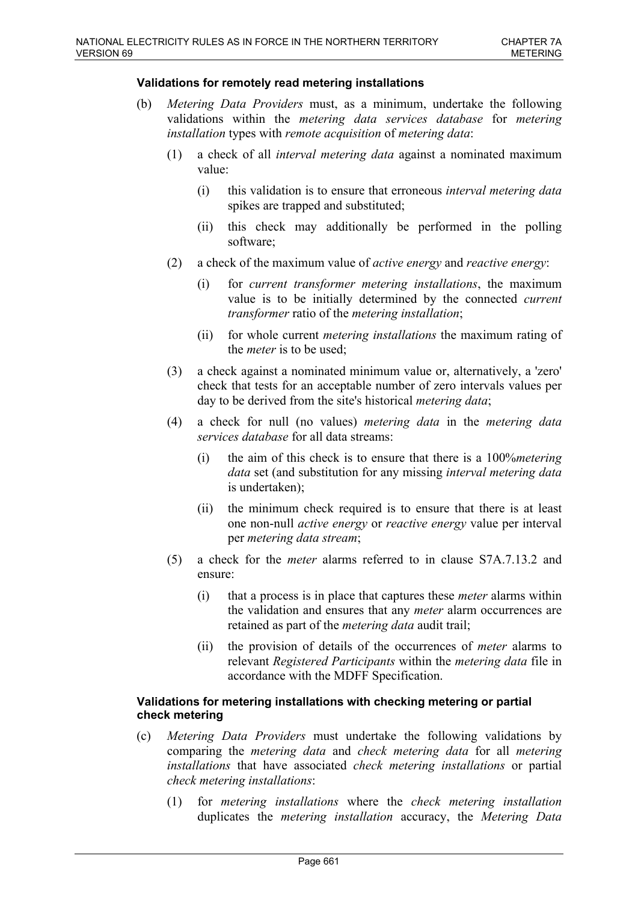#### Validations for remotely read metering installations

(b) *Metering Data Providers* must, as a minimum, undertake the following validations within the *metering data services database* for *metering installation* types with *remote acquisition* of *metering data*:

  (1) a check of all *interval metering data* against a nominated maximum value:

    (i) this validation is to ensure that erroneous *interval metering data* spikes are trapped and substituted;

    (ii) this check may additionally be performed in the polling software;

  (2) a check of the maximum value of *active energy* and *reactive energy*:

    (i) for *current transformer metering installations*, the maximum value is to be initially determined by the connected *current transformer* ratio of the *metering installation*;

    (ii) for whole current *metering installations* the maximum rating of the *meter* is to be used;

  (3) a check against a nominated minimum value or, alternatively, a 'zero' check that tests for an acceptable number of zero intervals values per day to be derived from the site's historical *metering data*;

  (4) a check for null (no values) *metering data* in the *metering data services database* for all data streams:

    (i) the aim of this check is to ensure that there is a 100%*metering data* set (and substitution for any missing *interval metering data* is undertaken);

    (ii) the minimum check required is to ensure that there is at least one non-null *active energy* or *reactive energy* value per interval per *metering data stream*;

  (5) a check for the *meter* alarms referred to in clause S7A.7.13.2 and ensure:

    (i) that a process is in place that captures these *meter* alarms within the validation and ensures that any *meter* alarm occurrences are retained as part of the *metering data* audit trail;

    (ii) the provision of details of the occurrences of *meter* alarms to relevant *Registered Participants* within the *metering data* file in accordance with the MDFF Specification.

#### Validations for metering installations with checking metering or partial check metering

(c) *Metering Data Providers* must undertake the following validations by comparing the *metering data* and *check metering data* for all *metering installations* that have associated *check metering installations* or partial *check metering installations*:

  (1) for *metering installations* where the *check metering installation* duplicates the *metering installation* accuracy, the *Metering Data*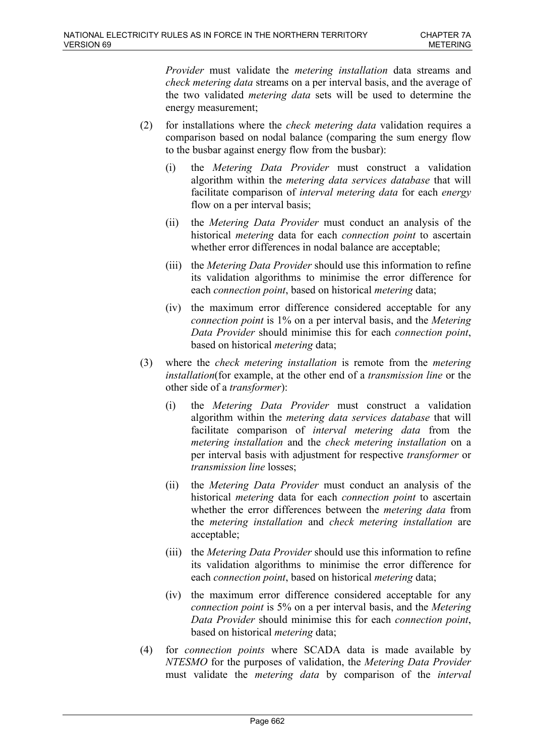*Provider* must validate the *metering installation* data streams and *check metering data* streams on a per interval basis, and the average of the two validated *metering data* sets will be used to determine the energy measurement;

(2) for installations where the *check metering data* validation requires a comparison based on nodal balance (comparing the sum energy flow to the busbar against energy flow from the busbar):

  (i) the *Metering Data Provider* must construct a validation algorithm within the *metering data services database* that will facilitate comparison of *interval metering data* for each *energy* flow on a per interval basis;

  (ii) the *Metering Data Provider* must conduct an analysis of the historical *metering* data for each *connection point* to ascertain whether error differences in nodal balance are acceptable;

  (iii) the *Metering Data Provider* should use this information to refine its validation algorithms to minimise the error difference for each *connection point*, based on historical *metering* data;

  (iv) the maximum error difference considered acceptable for any *connection point* is 1% on a per interval basis, and the *Metering Data Provider* should minimise this for each *connection point*, based on historical *metering* data;

(3) where the *check metering installation* is remote from the *metering installation*(for example, at the other end of a *transmission line* or the other side of a *transformer*):

  (i) the *Metering Data Provider* must construct a validation algorithm within the *metering data services database* that will facilitate comparison of *interval metering data* from the *metering installation* and the *check metering installation* on a per interval basis with adjustment for respective *transformer* or *transmission line* losses;

  (ii) the *Metering Data Provider* must conduct an analysis of the historical *metering* data for each *connection point* to ascertain whether the error differences between the *metering data* from the *metering installation* and *check metering installation* are acceptable;

  (iii) the *Metering Data Provider* should use this information to refine its validation algorithms to minimise the error difference for each *connection point*, based on historical *metering* data;

  (iv) the maximum error difference considered acceptable for any *connection point* is 5% on a per interval basis, and the *Metering Data Provider* should minimise this for each *connection point*, based on historical *metering* data;

(4) for *connection points* where SCADA data is made available by *NTESMO* for the purposes of validation, the *Metering Data Provider* must validate the *metering data* by comparison of the *interval*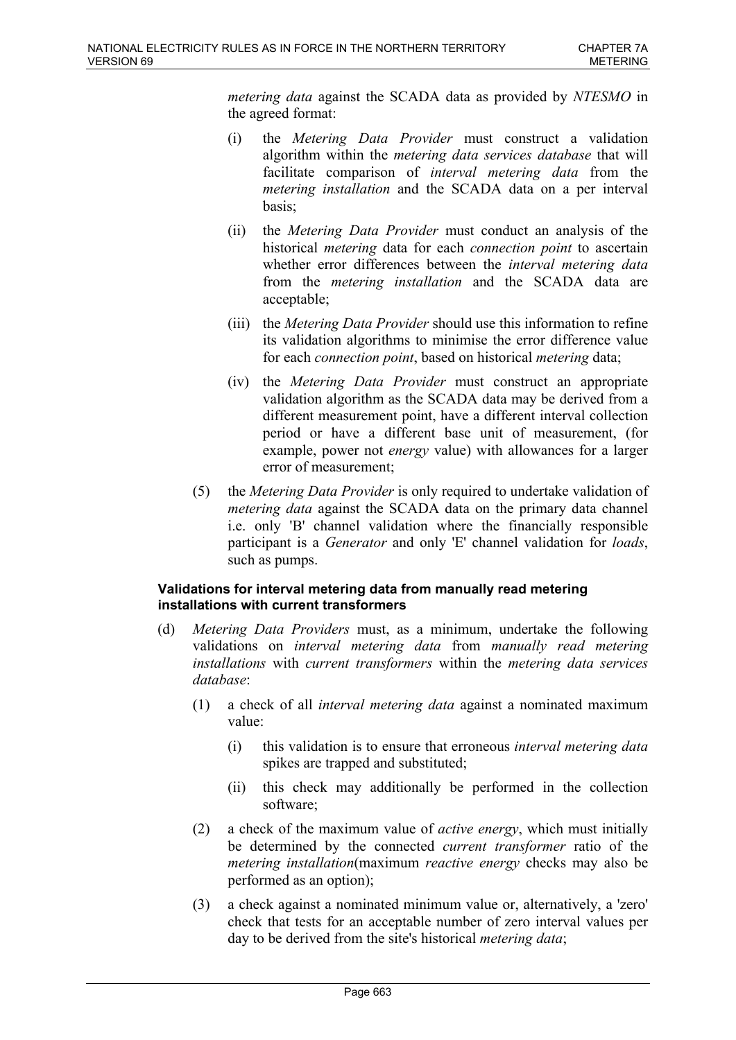*metering data* against the SCADA data as provided by *NTESMO* in the agreed format:

(i) the *Metering Data Provider* must construct a validation algorithm within the *metering data services database* that will facilitate comparison of *interval metering data* from the *metering installation* and the SCADA data on a per interval basis;

(ii) the *Metering Data Provider* must conduct an analysis of the historical *metering* data for each *connection point* to ascertain whether error differences between the *interval metering data* from the *metering installation* and the SCADA data are acceptable;

(iii) the *Metering Data Provider* should use this information to refine its validation algorithms to minimise the error difference value for each *connection point*, based on historical *metering* data;

(iv) the *Metering Data Provider* must construct an appropriate validation algorithm as the SCADA data may be derived from a different measurement point, have a different interval collection period or have a different base unit of measurement, (for example, power not *energy* value) with allowances for a larger error of measurement;

(5) the *Metering Data Provider* is only required to undertake validation of *metering data* against the SCADA data on the primary data channel i.e. only 'B' channel validation where the financially responsible participant is a *Generator* and only 'E' channel validation for *loads*, such as pumps.

**Validations for interval metering data from manually read metering installations with current transformers**

(d) *Metering Data Providers* must, as a minimum, undertake the following validations on *interval metering data* from *manually read metering installations* with *current transformers* within the *metering data services database*:

(1) a check of all *interval metering data* against a nominated maximum value:

(i) this validation is to ensure that erroneous *interval metering data* spikes are trapped and substituted;

(ii) this check may additionally be performed in the collection software;

(2) a check of the maximum value of *active energy*, which must initially be determined by the connected *current transformer* ratio of the *metering installation*(maximum *reactive energy* checks may also be performed as an option);

(3) a check against a nominated minimum value or, alternatively, a 'zero' check that tests for an acceptable number of zero interval values per day to be derived from the site's historical *metering data*;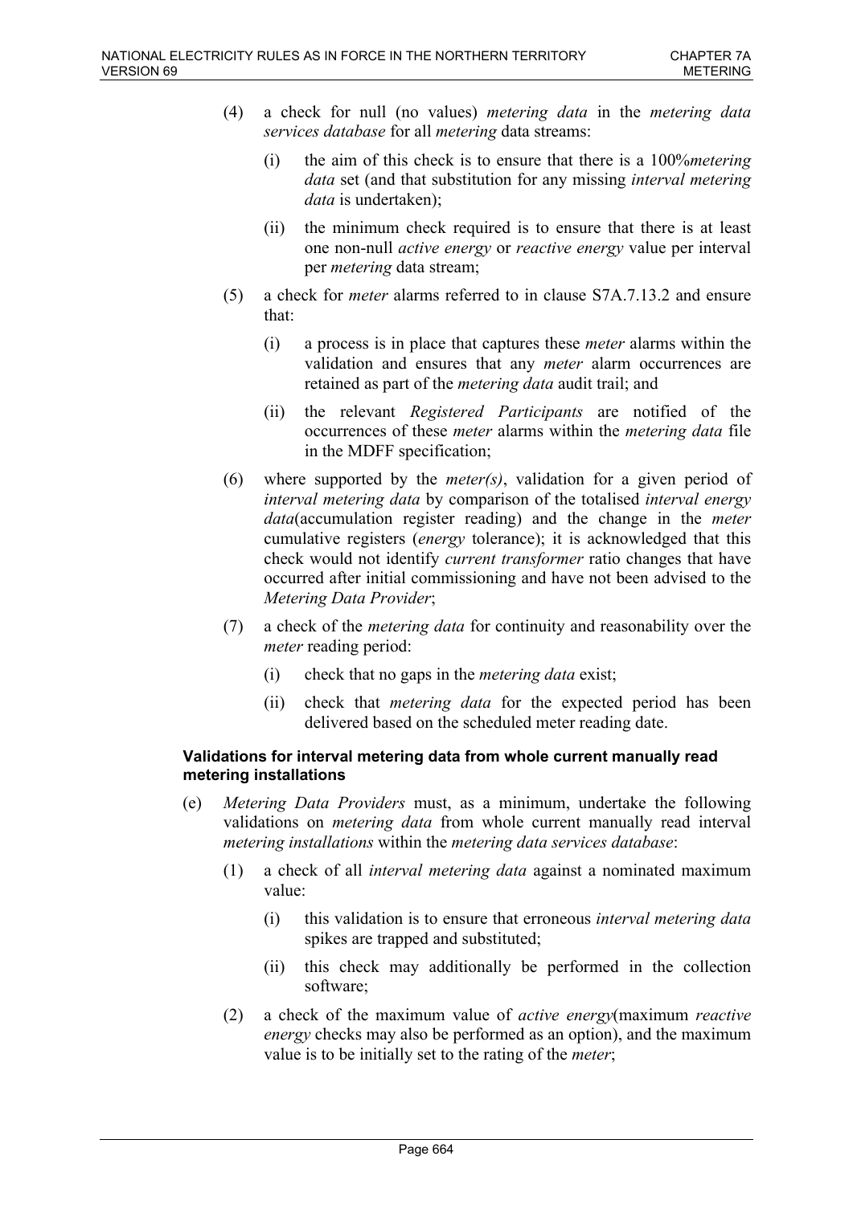(4) a check for null (no values) *metering data* in the *metering data services database* for all *metering* data streams:

   (i) the aim of this check is to ensure that there is a 100%*metering data* set (and that substitution for any missing *interval metering data* is undertaken);

   (ii) the minimum check required is to ensure that there is at least one non-null *active energy* or *reactive energy* value per interval per *metering* data stream;

(5) a check for *meter* alarms referred to in clause S7A.7.13.2 and ensure that:

   (i) a process is in place that captures these *meter* alarms within the validation and ensures that any *meter* alarm occurrences are retained as part of the *metering data* audit trail; and

   (ii) the relevant *Registered Participants* are notified of the occurrences of these *meter* alarms within the *metering data* file in the MDFF specification;

(6) where supported by the *meter(s)*, validation for a given period of *interval metering data* by comparison of the totalised *interval energy data*(accumulation register reading) and the change in the *meter* cumulative registers (*energy* tolerance); it is acknowledged that this check would not identify *current transformer* ratio changes that have occurred after initial commissioning and have not been advised to the *Metering Data Provider*;

(7) a check of the *metering data* for continuity and reasonability over the *meter* reading period:

   (i) check that no gaps in the *metering data* exist;

   (ii) check that *metering data* for the expected period has been delivered based on the scheduled meter reading date.

**Validations for interval metering data from whole current manually read metering installations**

(e) *Metering Data Providers* must, as a minimum, undertake the following validations on *metering data* from whole current manually read interval *metering installations* within the *metering data services database*:

(1) a check of all *interval metering data* against a nominated maximum value:

   (i) this validation is to ensure that erroneous *interval metering data* spikes are trapped and substituted;

   (ii) this check may additionally be performed in the collection software;

(2) a check of the maximum value of *active energy*(maximum *reactive energy* checks may also be performed as an option), and the maximum value is to be initially set to the rating of the *meter*;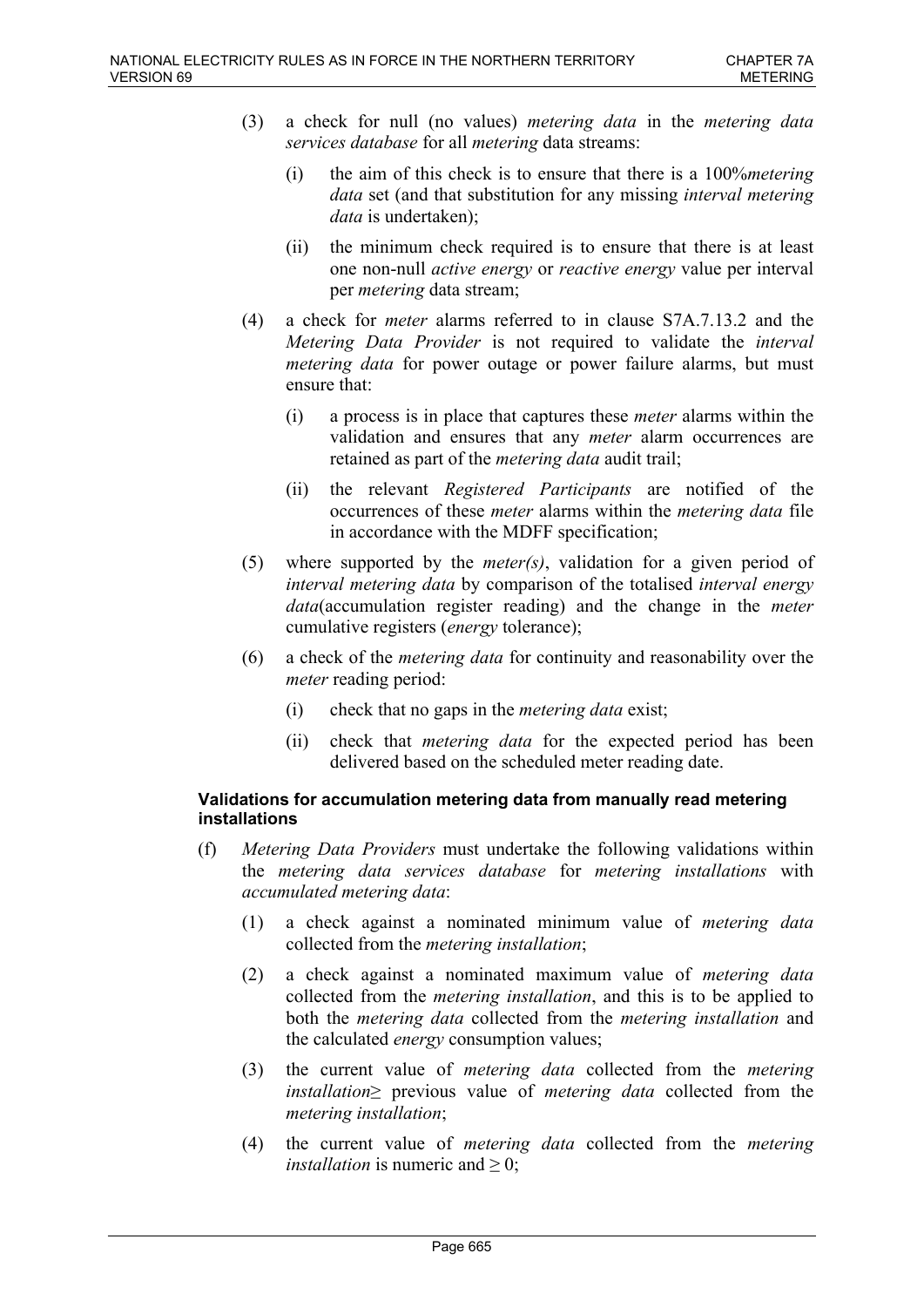(3) a check for null (no values) *metering data* in the *metering data services database* for all *metering* data streams:

   (i) the aim of this check is to ensure that there is a 100%*metering data* set (and that substitution for any missing *interval metering data* is undertaken);

   (ii) the minimum check required is to ensure that there is at least one non-null *active energy* or *reactive energy* value per interval per *metering* data stream;

(4) a check for *meter* alarms referred to in clause S7A.7.13.2 and the *Metering Data Provider* is not required to validate the *interval metering data* for power outage or power failure alarms, but must ensure that:

   (i) a process is in place that captures these *meter* alarms within the validation and ensures that any *meter* alarm occurrences are retained as part of the *metering data* audit trail;

   (ii) the relevant *Registered Participants* are notified of the occurrences of these *meter* alarms within the *metering data* file in accordance with the MDFF specification;

(5) where supported by the *meter(s)*, validation for a given period of *interval metering data* by comparison of the totalised *interval energy data*(accumulation register reading) and the change in the *meter* cumulative registers (*energy* tolerance);

(6) a check of the *metering data* for continuity and reasonability over the *meter* reading period:

   (i) check that no gaps in the *metering data* exist;

   (ii) check that *metering data* for the expected period has been delivered based on the scheduled meter reading date.

**Validations for accumulation metering data from manually read metering installations**

(f) *Metering Data Providers* must undertake the following validations within the *metering data services database* for *metering installations* with *accumulated metering data*:

   (1) a check against a nominated minimum value of *metering data* collected from the *metering installation*;

   (2) a check against a nominated maximum value of *metering data* collected from the *metering installation*, and this is to be applied to both the *metering data* collected from the *metering installation* and the calculated *energy* consumption values;

   (3) the current value of *metering data* collected from the *metering installation*≥ previous value of *metering data* collected from the *metering installation*;

   (4) the current value of *metering data* collected from the *metering installation* is numeric and ≥ 0;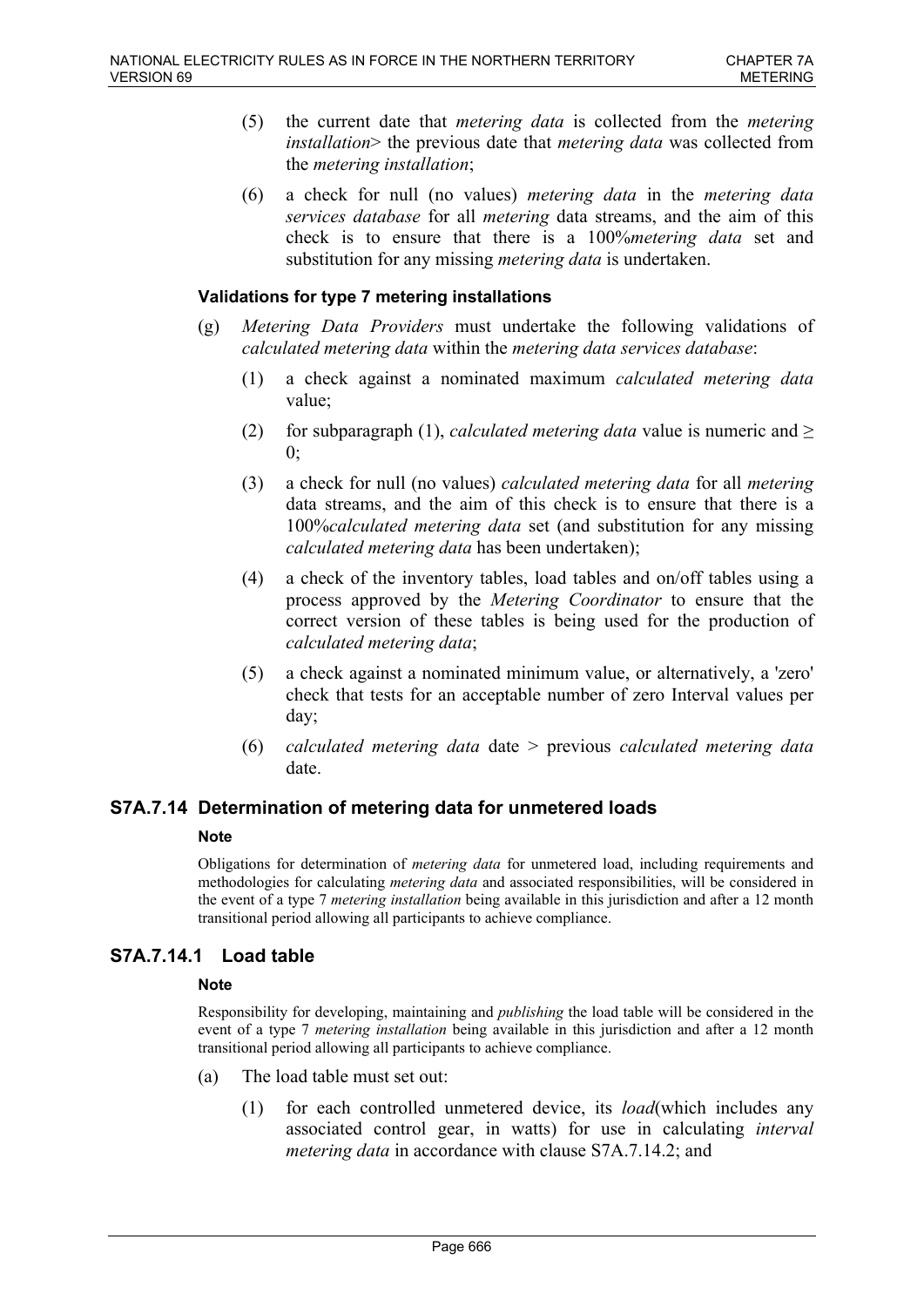(5) the current date that *metering data* is collected from the *metering installation*> the previous date that *metering data* was collected from the *metering installation*;

(6) a check for null (no values) *metering data* in the *metering data services database* for all *metering* data streams, and the aim of this check is to ensure that there is a 100%*metering data* set and substitution for any missing *metering data* is undertaken.

**Validations for type 7 metering installations**

(g) *Metering Data Providers* must undertake the following validations of *calculated metering data* within the *metering data services database*:

(1) a check against a nominated maximum *calculated metering data* value;

(2) for subparagraph (1), *calculated metering data* value is numeric and ≥ 0;

(3) a check for null (no values) *calculated metering data* for all *metering* data streams, and the aim of this check is to ensure that there is a 100%*calculated metering data* set (and substitution for any missing *calculated metering data* has been undertaken);

(4) a check of the inventory tables, load tables and on/off tables using a process approved by the *Metering Coordinator* to ensure that the correct version of these tables is being used for the production of *calculated metering data*;

(5) a check against a nominated minimum value, or alternatively, a 'zero' check that tests for an acceptable number of zero Interval values per day;

(6) *calculated metering data* date > previous *calculated metering data* date.

## S7A.7.14 Determination of metering data for unmetered loads

**Note**

Obligations for determination of *metering data* for unmetered load, including requirements and methodologies for calculating *metering data* and associated responsibilities, will be considered in the event of a type 7 *metering installation* being available in this jurisdiction and after a 12 month transitional period allowing all participants to achieve compliance.

## S7A.7.14.1 Load table

**Note**

Responsibility for developing, maintaining and *publishing* the load table will be considered in the event of a type 7 *metering installation* being available in this jurisdiction and after a 12 month transitional period allowing all participants to achieve compliance.

(a) The load table must set out:

(1) for each controlled unmetered device, its *load*(which includes any associated control gear, in watts) for use in calculating *interval metering data* in accordance with clause S7A.7.14.2; and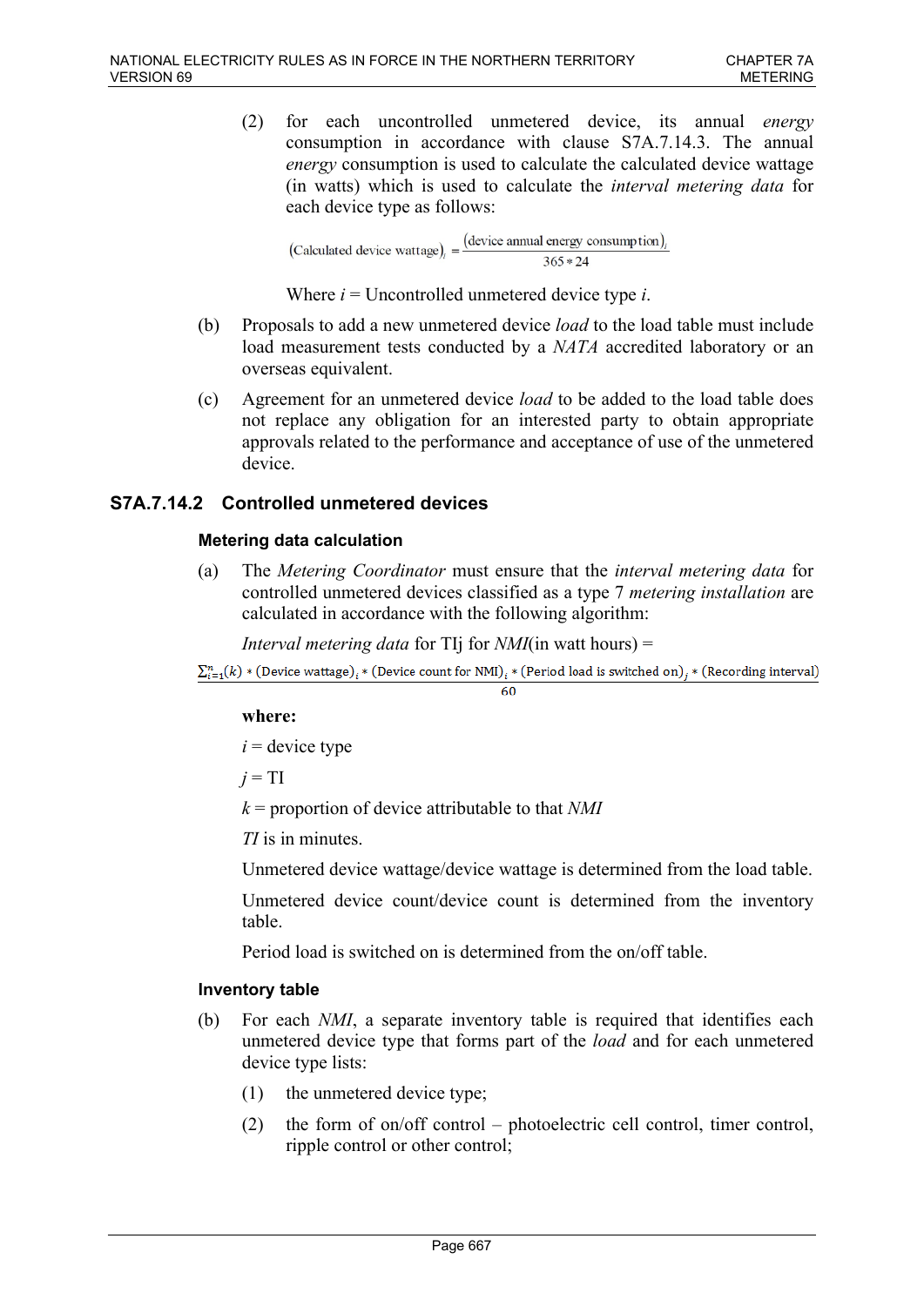(2) for each uncontrolled unmetered device, its annual *energy* consumption in accordance with clause S7A.7.14.3. The annual *energy* consumption is used to calculate the calculated device wattage (in watts) which is used to calculate the *interval metering data* for each device type as follows:

$$(\text{Calculated device wattage})_i = \frac{(\text{device annual energy consumption})_i}{365 * 24}$$

Where $i$ = Uncontrolled unmetered device type $i$.

(b) Proposals to add a new unmetered device *load* to the load table must include load measurement tests conducted by a *NATA* accredited laboratory or an overseas equivalent.

(c) Agreement for an unmetered device *load* to be added to the load table does not replace any obligation for an interested party to obtain appropriate approvals related to the performance and acceptance of use of the unmetered device.

## S7A.7.14.2 Controlled unmetered devices

### Metering data calculation

(a) The *Metering Coordinator* must ensure that the *interval metering data* for controlled unmetered devices classified as a type 7 *metering installation* are calculated in accordance with the following algorithm:

*Interval metering data* for TIj for *NMI*(in watt hours) =

$$\frac{\sum_{i=1}^{n}(k) * (\text{Device wattage})_i * (\text{Device count for NMI})_i * (\text{Period load is switched on})_j * (\text{Recording interval})}{60}$$

**where:**

$i$ = device type

$j$ = TI

$k$ = proportion of device attributable to that *NMI*

*TI* is in minutes.

Unmetered device wattage/device wattage is determined from the load table.

Unmetered device count/device count is determined from the inventory table.

Period load is switched on is determined from the on/off table.

### Inventory table

(b) For each *NMI*, a separate inventory table is required that identifies each unmetered device type that forms part of the *load* and for each unmetered device type lists:

(1) the unmetered device type;

(2) the form of on/off control – photoelectric cell control, timer control, ripple control or other control;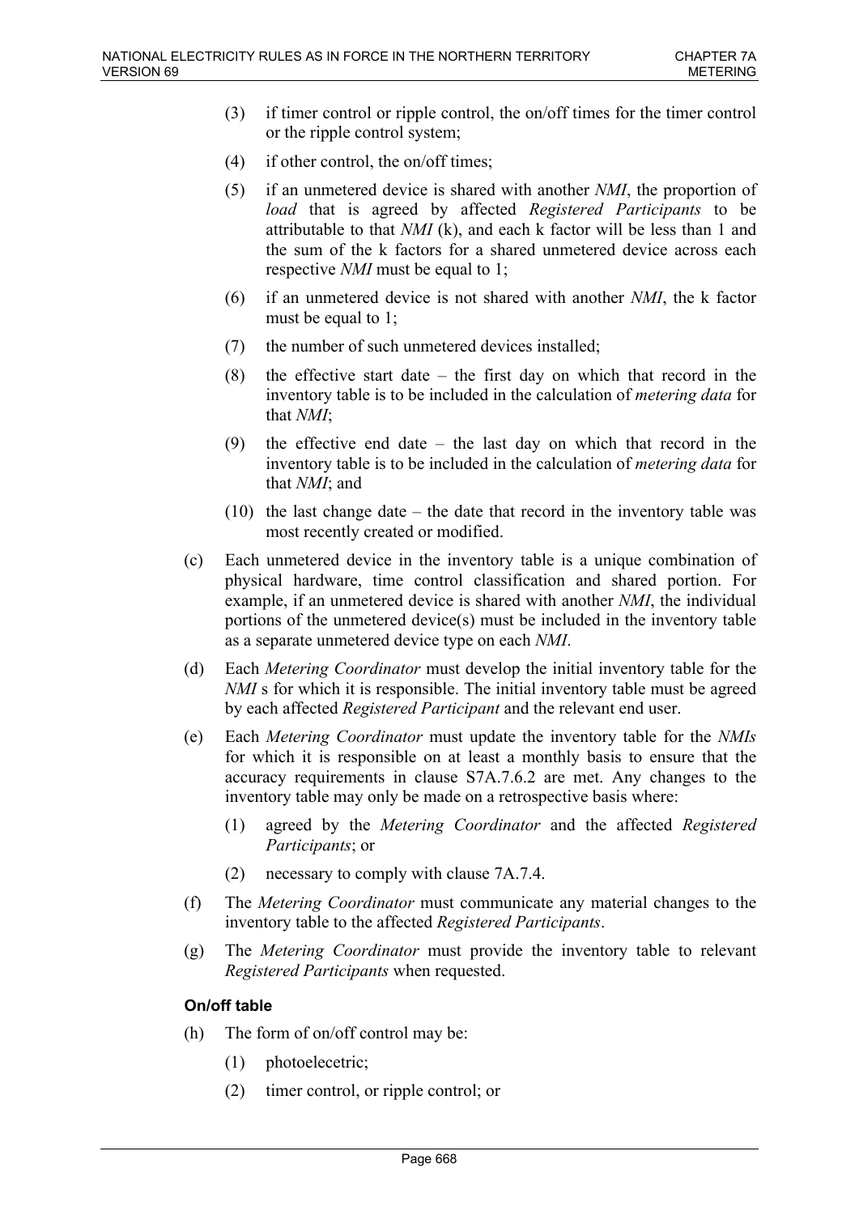(3) if timer control or ripple control, the on/off times for the timer control or the ripple control system;

(4) if other control, the on/off times;

(5) if an unmetered device is shared with another *NMI*, the proportion of *load* that is agreed by affected *Registered Participants* to be attributable to that *NMI* (k), and each k factor will be less than 1 and the sum of the k factors for a shared unmetered device across each respective *NMI* must be equal to 1;

(6) if an unmetered device is not shared with another *NMI*, the k factor must be equal to 1;

(7) the number of such unmetered devices installed;

(8) the effective start date – the first day on which that record in the inventory table is to be included in the calculation of *metering data* for that *NMI*;

(9) the effective end date – the last day on which that record in the inventory table is to be included in the calculation of *metering data* for that *NMI*; and

(10) the last change date – the date that record in the inventory table was most recently created or modified.

(c) Each unmetered device in the inventory table is a unique combination of physical hardware, time control classification and shared portion. For example, if an unmetered device is shared with another *NMI*, the individual portions of the unmetered device(s) must be included in the inventory table as a separate unmetered device type on each *NMI*.

(d) Each *Metering Coordinator* must develop the initial inventory table for the *NMI* s for which it is responsible. The initial inventory table must be agreed by each affected *Registered Participant* and the relevant end user.

(e) Each *Metering Coordinator* must update the inventory table for the *NMIs* for which it is responsible on at least a monthly basis to ensure that the accuracy requirements in clause S7A.7.6.2 are met. Any changes to the inventory table may only be made on a retrospective basis where:

(1) agreed by the *Metering Coordinator* and the affected *Registered Participants*; or

(2) necessary to comply with clause 7A.7.4.

(f) The *Metering Coordinator* must communicate any material changes to the inventory table to the affected *Registered Participants*.

(g) The *Metering Coordinator* must provide the inventory table to relevant *Registered Participants* when requested.

**On/off table**

(h) The form of on/off control may be:

(1) photoelecetric;

(2) timer control, or ripple control; or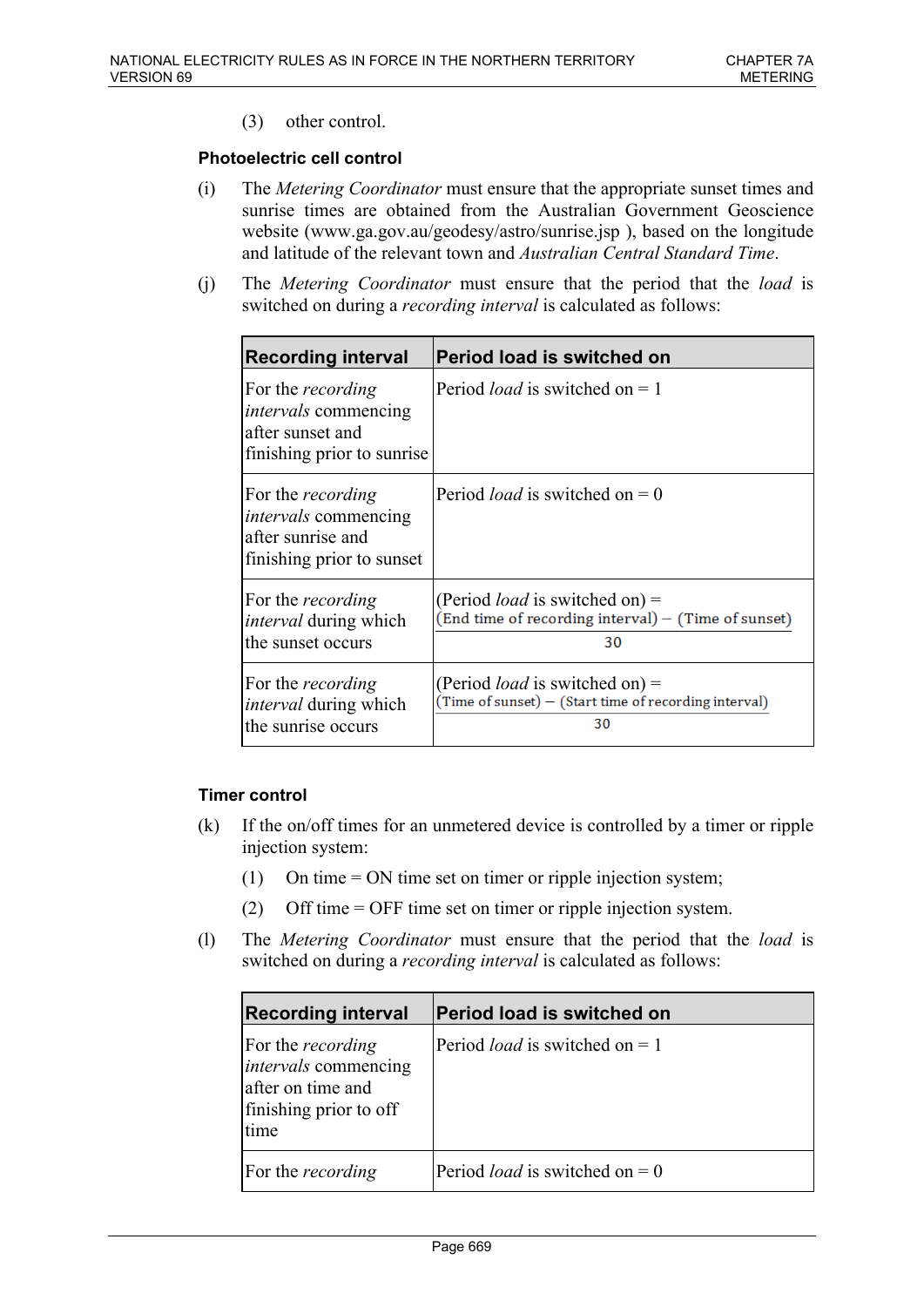(3) other control.

**Photoelectric cell control**

(i) The *Metering Coordinator* must ensure that the appropriate sunset times and sunrise times are obtained from the Australian Government Geoscience website (www.ga.gov.au/geodesy/astro/sunrise.jsp ), based on the longitude and latitude of the relevant town and *Australian Central Standard Time*.

(j) The *Metering Coordinator* must ensure that the period that the *load* is switched on during a *recording interval* is calculated as follows:

| Recording interval | Period load is switched on |
|---|---|
| For the *recording intervals* commencing after sunset and finishing prior to sunrise | Period *load* is switched on = 1 |
| For the *recording intervals* commencing after sunrise and finishing prior to sunset | Period *load* is switched on = 0 |
| For the *recording interval* during which the sunset occurs | (Period *load* is switched on) = $\frac{(\text{End time of recording interval}) - (\text{Time of sunset})}{30}$ |
| For the *recording interval* during which the sunrise occurs | (Period *load* is switched on) = $\frac{(\text{Time of sunset}) - (\text{Start time of recording interval})}{30}$ |

**Timer control**

(k) If the on/off times for an unmetered device is controlled by a timer or ripple injection system:

(1) On time = ON time set on timer or ripple injection system;

(2) Off time = OFF time set on timer or ripple injection system.

(l) The *Metering Coordinator* must ensure that the period that the *load* is switched on during a *recording interval* is calculated as follows:

| Recording interval | Period load is switched on |
|---|---|
| For the *recording intervals* commencing after on time and finishing prior to off time | Period *load* is switched on = 1 |
| For the *recording* | Period *load* is switched on = 0 |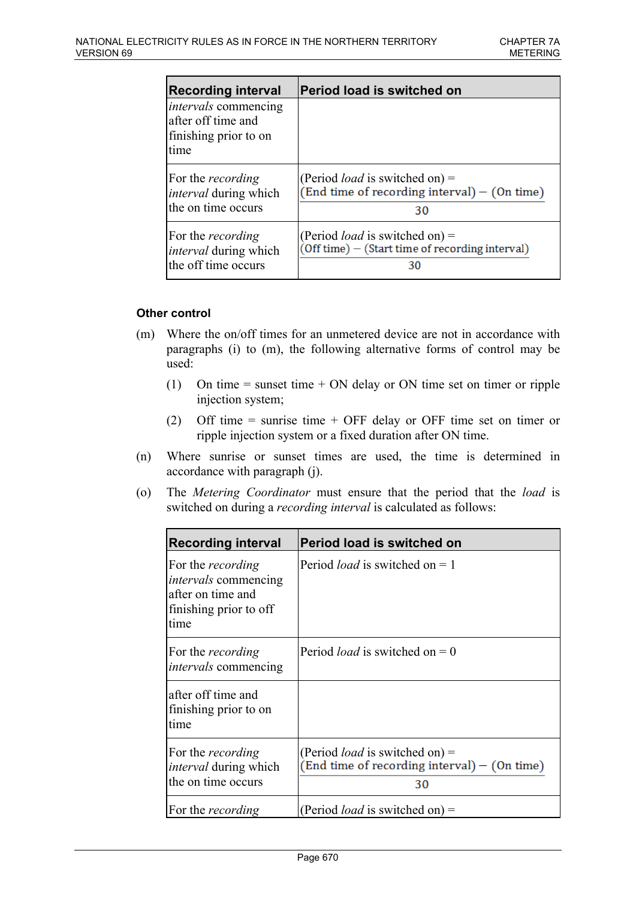| Recording interval | Period load is switched on |
| --- | --- |
| *intervals* commencing after off time and finishing prior to on time | |
| For the *recording interval* during which the on time occurs | (Period *load* is switched on) = $\frac{\text{(End time of recording interval)} - \text{(On time)}}{30}$ |
| For the *recording interval* during which the off time occurs | (Period *load* is switched on) = $\frac{\text{(Off time)} - \text{(Start time of recording interval)}}{30}$ |

**Other control**

(m) Where the on/off times for an unmetered device are not in accordance with paragraphs (i) to (m), the following alternative forms of control may be used:

(1) On time = sunset time + ON delay or ON time set on timer or ripple injection system;

(2) Off time = sunrise time + OFF delay or OFF time set on timer or ripple injection system or a fixed duration after ON time.

(n) Where sunrise or sunset times are used, the time is determined in accordance with paragraph (j).

(o) The *Metering Coordinator* must ensure that the period that the *load* is switched on during a *recording interval* is calculated as follows:

| Recording interval | Period load is switched on |
| --- | --- |
| For the *recording intervals* commencing after on time and finishing prior to off time | Period *load* is switched on = 1 |
| For the *recording intervals* commencing | Period *load* is switched on = 0 |
| after off time and finishing prior to on time | |
| For the *recording interval* during which the on time occurs | (Period *load* is switched on) = $\frac{\text{(End time of recording interval)} - \text{(On time)}}{30}$ |
| For the *recording* | (Period *load* is switched on) = |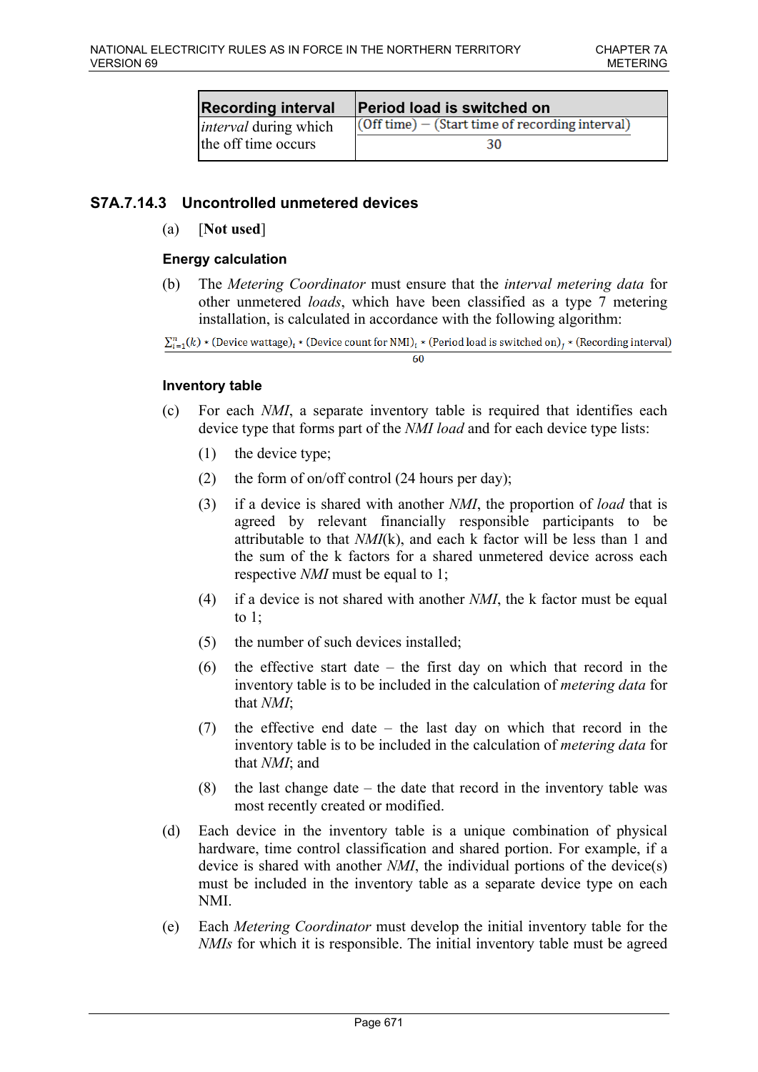| Recording interval | Period load is switched on |
| --- | --- |
| *interval* during which the off time occurs | $\frac{\text{(Off time)} - \text{(Start time of recording interval)}}{30}$ |

### S7A.7.14.3 Uncontrolled unmetered devices

(a) [**Not used**]

#### Energy calculation

(b) The *Metering Coordinator* must ensure that the *interval metering data* for other unmetered *loads*, which have been classified as a type 7 metering installation, is calculated in accordance with the following algorithm:

$$\frac{\sum_{i=1}^{n}(k) * \text{(Device wattage)}_i * \text{(Device count for NMI)}_i * \text{(Period load is switched on)}_j * \text{(Recording interval)}}{60}$$

#### Inventory table

(c) For each *NMI*, a separate inventory table is required that identifies each device type that forms part of the *NMI load* and for each device type lists:

(1) the device type;

(2) the form of on/off control (24 hours per day);

(3) if a device is shared with another *NMI*, the proportion of *load* that is agreed by relevant financially responsible participants to be attributable to that *NMI*(k), and each k factor will be less than 1 and the sum of the k factors for a shared unmetered device across each respective *NMI* must be equal to 1;

(4) if a device is not shared with another *NMI*, the k factor must be equal to 1;

(5) the number of such devices installed;

(6) the effective start date – the first day on which that record in the inventory table is to be included in the calculation of *metering data* for that *NMI*;

(7) the effective end date – the last day on which that record in the inventory table is to be included in the calculation of *metering data* for that *NMI*; and

(8) the last change date – the date that record in the inventory table was most recently created or modified.

(d) Each device in the inventory table is a unique combination of physical hardware, time control classification and shared portion. For example, if a device is shared with another *NMI*, the individual portions of the device(s) must be included in the inventory table as a separate device type on each NMI.

(e) Each *Metering Coordinator* must develop the initial inventory table for the *NMIs* for which it is responsible. The initial inventory table must be agreed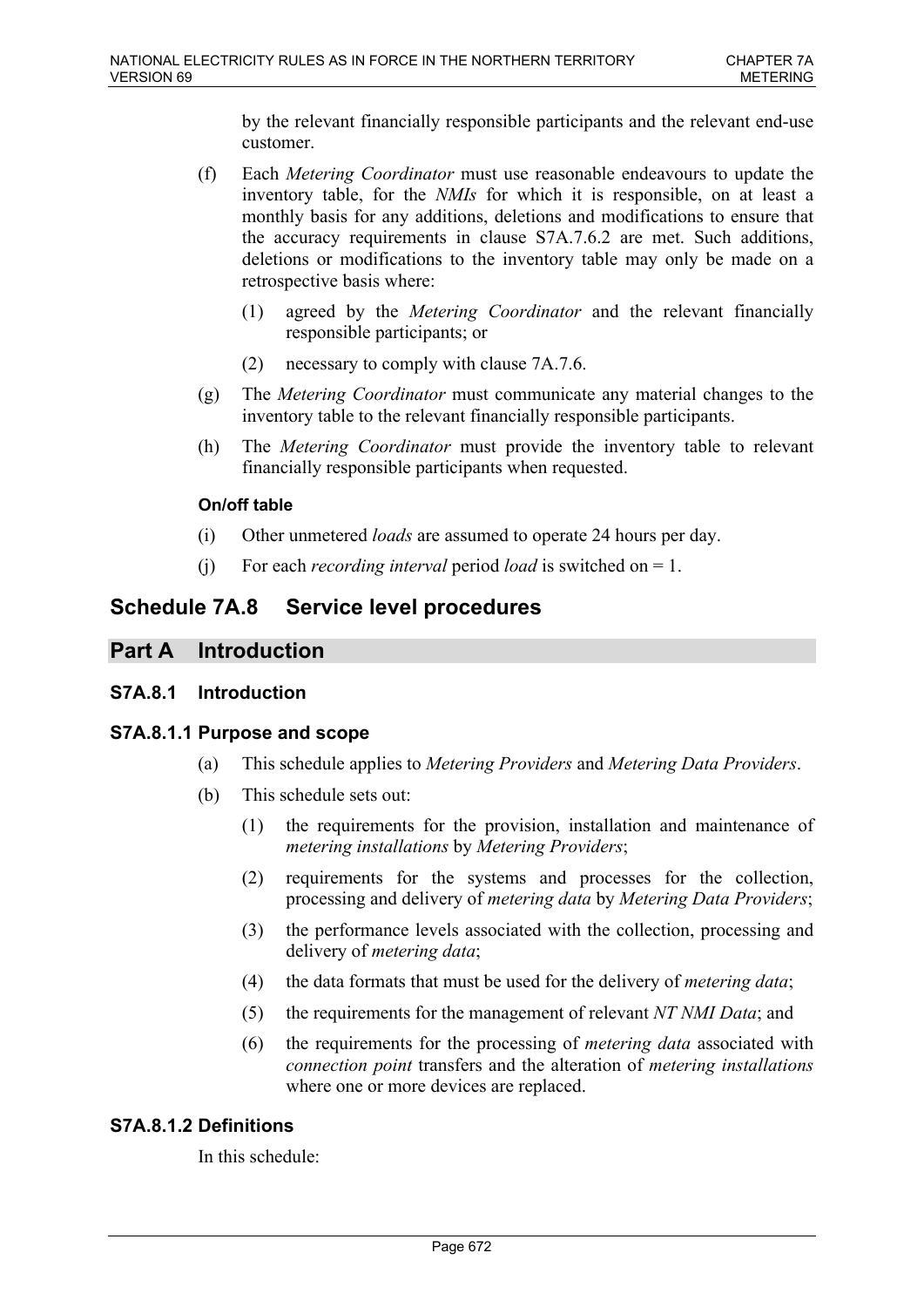by the relevant financially responsible participants and the relevant end-use customer.

(f) Each *Metering Coordinator* must use reasonable endeavours to update the inventory table, for the *NMIs* for which it is responsible, on at least a monthly basis for any additions, deletions and modifications to ensure that the accuracy requirements in clause S7A.7.6.2 are met. Such additions, deletions or modifications to the inventory table may only be made on a retrospective basis where:

(1) agreed by the *Metering Coordinator* and the relevant financially responsible participants; or

(2) necessary to comply with clause 7A.7.6.

(g) The *Metering Coordinator* must communicate any material changes to the inventory table to the relevant financially responsible participants.

(h) The *Metering Coordinator* must provide the inventory table to relevant financially responsible participants when requested.

**On/off table**

(i) Other unmetered *loads* are assumed to operate 24 hours per day.

(j) For each *recording interval* period *load* is switched on = 1.

## Schedule 7A.8 Service level procedures

## Part A Introduction

### S7A.8.1 Introduction

### S7A.8.1.1 Purpose and scope

(a) This schedule applies to *Metering Providers* and *Metering Data Providers*.

(b) This schedule sets out:

(1) the requirements for the provision, installation and maintenance of *metering installations* by *Metering Providers*;

(2) requirements for the systems and processes for the collection, processing and delivery of *metering data* by *Metering Data Providers*;

(3) the performance levels associated with the collection, processing and delivery of *metering data*;

(4) the data formats that must be used for the delivery of *metering data*;

(5) the requirements for the management of relevant *NT NMI Data*; and

(6) the requirements for the processing of *metering data* associated with *connection point* transfers and the alteration of *metering installations* where one or more devices are replaced.

### S7A.8.1.2 Definitions

In this schedule: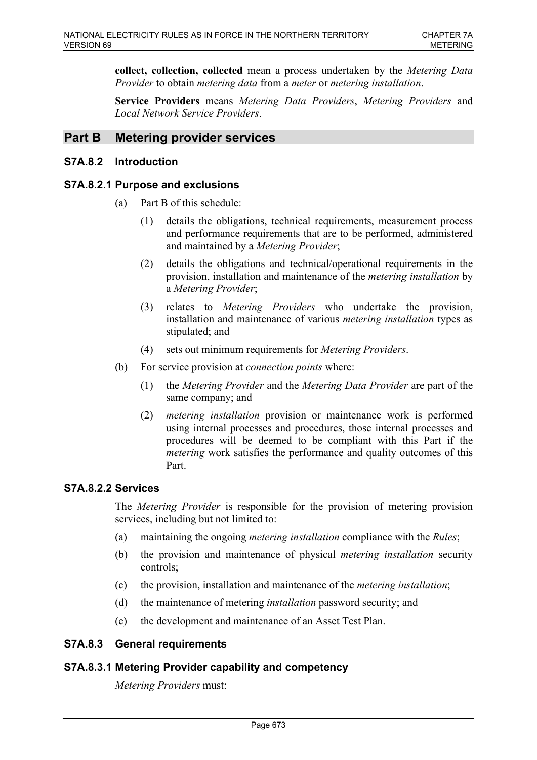**collect, collection, collected** mean a process undertaken by the *Metering Data Provider* to obtain *metering data* from a *meter* or *metering installation*.

**Service Providers** means *Metering Data Providers*, *Metering Providers* and *Local Network Service Providers*.

## Part B Metering provider services

### S7A.8.2 Introduction

### S7A.8.2.1 Purpose and exclusions

(a) Part B of this schedule:

(1) details the obligations, technical requirements, measurement process and performance requirements that are to be performed, administered and maintained by a *Metering Provider*;

(2) details the obligations and technical/operational requirements in the provision, installation and maintenance of the *metering installation* by a *Metering Provider*;

(3) relates to *Metering Providers* who undertake the provision, installation and maintenance of various *metering installation* types as stipulated; and

(4) sets out minimum requirements for *Metering Providers*.

(b) For service provision at *connection points* where:

(1) the *Metering Provider* and the *Metering Data Provider* are part of the same company; and

(2) *metering installation* provision or maintenance work is performed using internal processes and procedures, those internal processes and procedures will be deemed to be compliant with this Part if the *metering* work satisfies the performance and quality outcomes of this Part.

### S7A.8.2.2 Services

The *Metering Provider* is responsible for the provision of metering provision services, including but not limited to:

(a) maintaining the ongoing *metering installation* compliance with the *Rules*;

(b) the provision and maintenance of physical *metering installation* security controls;

(c) the provision, installation and maintenance of the *metering installation*;

(d) the maintenance of metering *installation* password security; and

(e) the development and maintenance of an Asset Test Plan.

### S7A.8.3 General requirements

### S7A.8.3.1 Metering Provider capability and competency

*Metering Providers* must: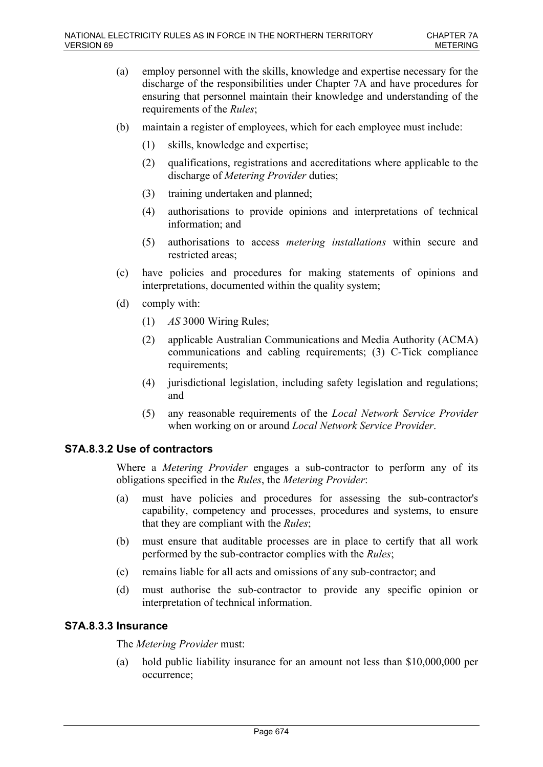(a) employ personnel with the skills, knowledge and expertise necessary for the discharge of the responsibilities under Chapter 7A and have procedures for ensuring that personnel maintain their knowledge and understanding of the requirements of the *Rules*;

(b) maintain a register of employees, which for each employee must include:

   (1) skills, knowledge and expertise;

   (2) qualifications, registrations and accreditations where applicable to the discharge of *Metering Provider* duties;

   (3) training undertaken and planned;

   (4) authorisations to provide opinions and interpretations of technical information; and

   (5) authorisations to access *metering installations* within secure and restricted areas;

(c) have policies and procedures for making statements of opinions and interpretations, documented within the quality system;

(d) comply with:

   (1) *AS* 3000 Wiring Rules;

   (2) applicable Australian Communications and Media Authority (ACMA) communications and cabling requirements; (3) C-Tick compliance requirements;

   (4) jurisdictional legislation, including safety legislation and regulations; and

   (5) any reasonable requirements of the *Local Network Service Provider* when working on or around *Local Network Service Provider*.

### S7A.8.3.2 Use of contractors

Where a *Metering Provider* engages a sub-contractor to perform any of its obligations specified in the *Rules*, the *Metering Provider*:

(a) must have policies and procedures for assessing the sub-contractor's capability, competency and processes, procedures and systems, to ensure that they are compliant with the *Rules*;

(b) must ensure that auditable processes are in place to certify that all work performed by the sub-contractor complies with the *Rules*;

(c) remains liable for all acts and omissions of any sub-contractor; and

(d) must authorise the sub-contractor to provide any specific opinion or interpretation of technical information.

### S7A.8.3.3 Insurance

The *Metering Provider* must:

(a) hold public liability insurance for an amount not less than $10,000,000 per occurrence;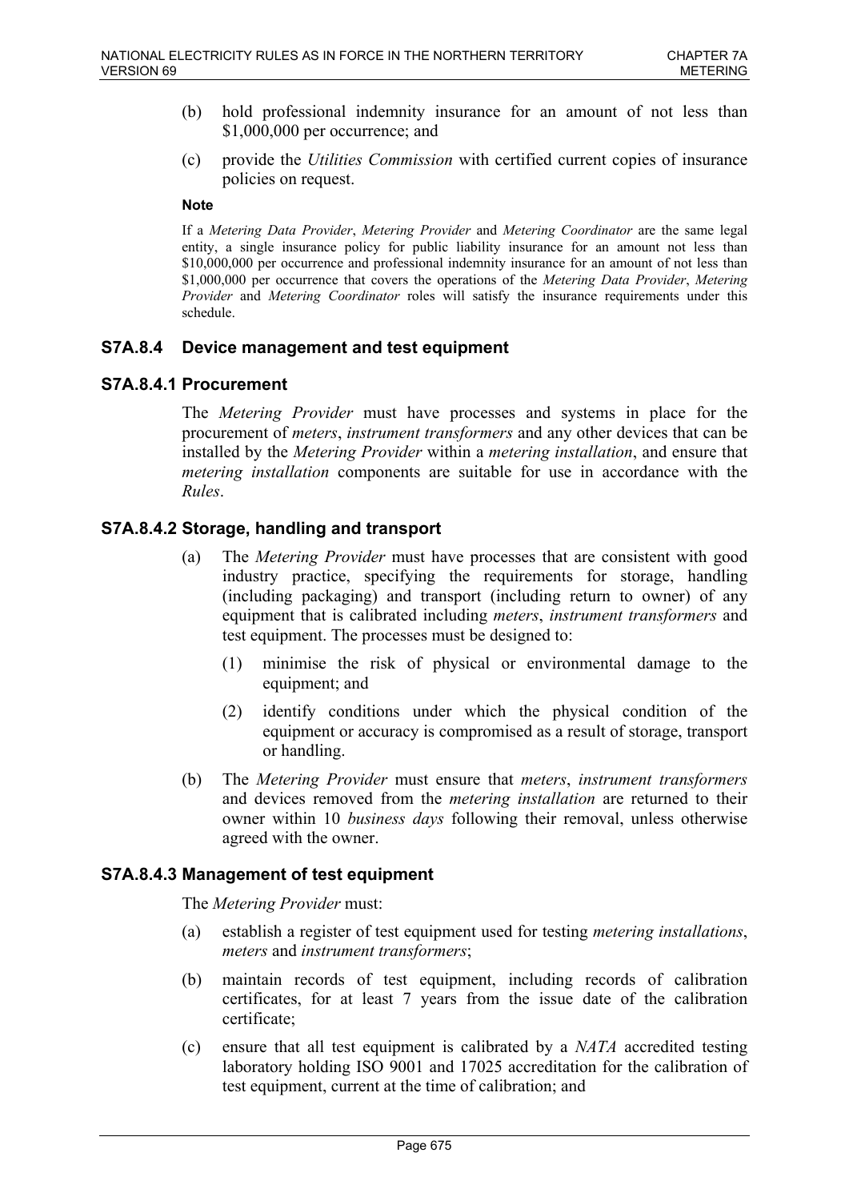(b) hold professional indemnity insurance for an amount of not less than $1,000,000 per occurrence; and

(c) provide the *Utilities Commission* with certified current copies of insurance policies on request.

**Note**

If a *Metering Data Provider*, *Metering Provider* and *Metering Coordinator* are the same legal entity, a single insurance policy for public liability insurance for an amount not less than $10,000,000 per occurrence and professional indemnity insurance for an amount of not less than $1,000,000 per occurrence that covers the operations of the *Metering Data Provider*, *Metering Provider* and *Metering Coordinator* roles will satisfy the insurance requirements under this schedule.

## S7A.8.4 Device management and test equipment

### S7A.8.4.1 Procurement

The *Metering Provider* must have processes and systems in place for the procurement of *meters*, *instrument transformers* and any other devices that can be installed by the *Metering Provider* within a *metering installation*, and ensure that *metering installation* components are suitable for use in accordance with the *Rules*.

### S7A.8.4.2 Storage, handling and transport

(a) The *Metering Provider* must have processes that are consistent with good industry practice, specifying the requirements for storage, handling (including packaging) and transport (including return to owner) of any equipment that is calibrated including *meters*, *instrument transformers* and test equipment. The processes must be designed to:

(1) minimise the risk of physical or environmental damage to the equipment; and

(2) identify conditions under which the physical condition of the equipment or accuracy is compromised as a result of storage, transport or handling.

(b) The *Metering Provider* must ensure that *meters*, *instrument transformers* and devices removed from the *metering installation* are returned to their owner within 10 *business days* following their removal, unless otherwise agreed with the owner.

### S7A.8.4.3 Management of test equipment

The *Metering Provider* must:

(a) establish a register of test equipment used for testing *metering installations*, *meters* and *instrument transformers*;

(b) maintain records of test equipment, including records of calibration certificates, for at least 7 years from the issue date of the calibration certificate;

(c) ensure that all test equipment is calibrated by a *NATA* accredited testing laboratory holding ISO 9001 and 17025 accreditation for the calibration of test equipment, current at the time of calibration; and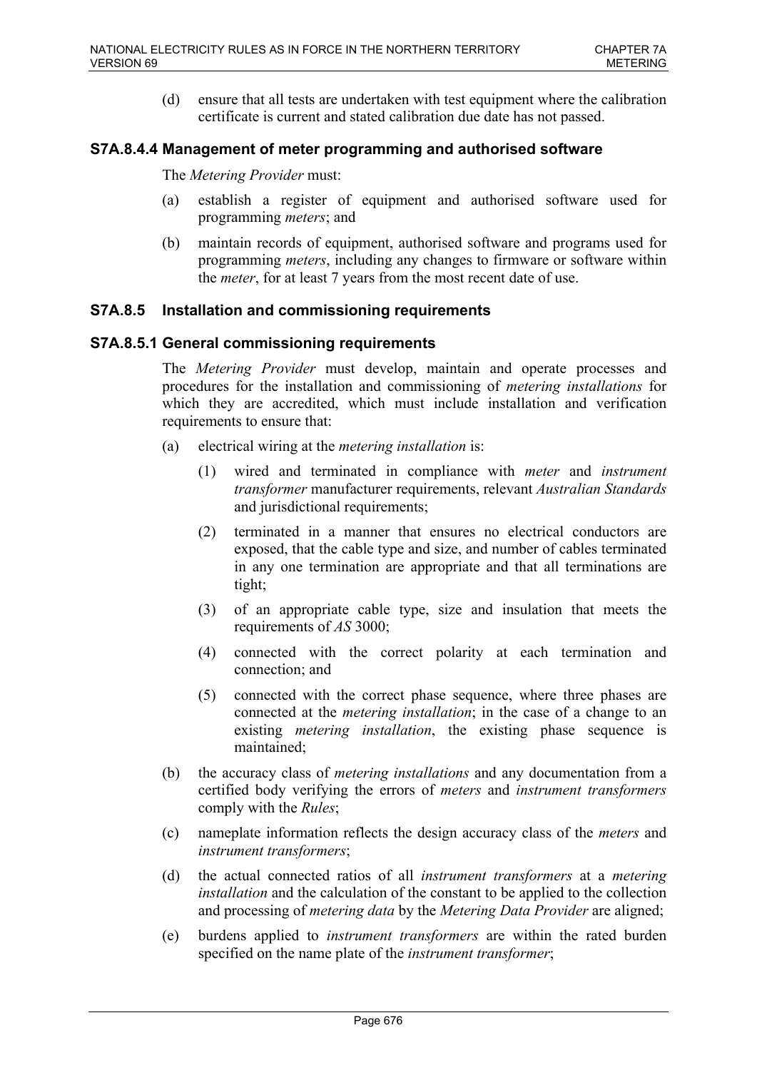(d) ensure that all tests are undertaken with test equipment where the calibration certificate is current and stated calibration due date has not passed.

### S7A.8.4.4 Management of meter programming and authorised software

The *Metering Provider* must:

(a) establish a register of equipment and authorised software used for programming *meters*; and

(b) maintain records of equipment, authorised software and programs used for programming *meters*, including any changes to firmware or software within the *meter*, for at least 7 years from the most recent date of use.

## S7A.8.5 Installation and commissioning requirements

### S7A.8.5.1 General commissioning requirements

The *Metering Provider* must develop, maintain and operate processes and procedures for the installation and commissioning of *metering installations* for which they are accredited, which must include installation and verification requirements to ensure that:

(a) electrical wiring at the *metering installation* is:

  (1) wired and terminated in compliance with *meter* and *instrument transformer* manufacturer requirements, relevant *Australian Standards* and jurisdictional requirements;

  (2) terminated in a manner that ensures no electrical conductors are exposed, that the cable type and size, and number of cables terminated in any one termination are appropriate and that all terminations are tight;

  (3) of an appropriate cable type, size and insulation that meets the requirements of *AS* 3000;

  (4) connected with the correct polarity at each termination and connection; and

  (5) connected with the correct phase sequence, where three phases are connected at the *metering installation*; in the case of a change to an existing *metering installation*, the existing phase sequence is maintained;

(b) the accuracy class of *metering installations* and any documentation from a certified body verifying the errors of *meters* and *instrument transformers* comply with the *Rules*;

(c) nameplate information reflects the design accuracy class of the *meters* and *instrument transformers*;

(d) the actual connected ratios of all *instrument transformers* at a *metering installation* and the calculation of the constant to be applied to the collection and processing of *metering data* by the *Metering Data Provider* are aligned;

(e) burdens applied to *instrument transformers* are within the rated burden specified on the name plate of the *instrument transformer*;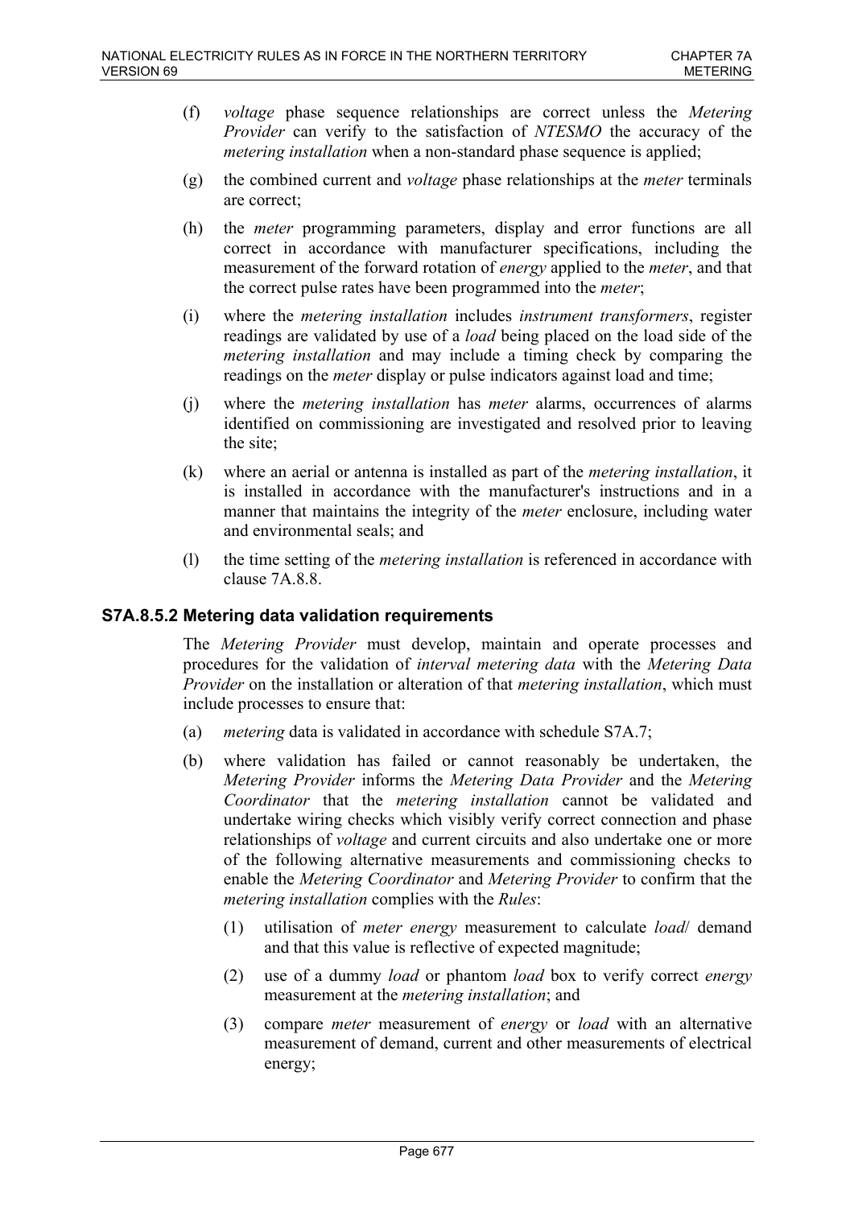(f) *voltage* phase sequence relationships are correct unless the *Metering Provider* can verify to the satisfaction of *NTESMO* the accuracy of the *metering installation* when a non-standard phase sequence is applied;

(g) the combined current and *voltage* phase relationships at the *meter* terminals are correct;

(h) the *meter* programming parameters, display and error functions are all correct in accordance with manufacturer specifications, including the measurement of the forward rotation of *energy* applied to the *meter*, and that the correct pulse rates have been programmed into the *meter*;

(i) where the *metering installation* includes *instrument transformers*, register readings are validated by use of a *load* being placed on the load side of the *metering installation* and may include a timing check by comparing the readings on the *meter* display or pulse indicators against load and time;

(j) where the *metering installation* has *meter* alarms, occurrences of alarms identified on commissioning are investigated and resolved prior to leaving the site;

(k) where an aerial or antenna is installed as part of the *metering installation*, it is installed in accordance with the manufacturer's instructions and in a manner that maintains the integrity of the *meter* enclosure, including water and environmental seals; and

(l) the time setting of the *metering installation* is referenced in accordance with clause 7A.8.8.

### S7A.8.5.2 Metering data validation requirements

The *Metering Provider* must develop, maintain and operate processes and procedures for the validation of *interval metering data* with the *Metering Data Provider* on the installation or alteration of that *metering installation*, which must include processes to ensure that:

(a) *metering* data is validated in accordance with schedule S7A.7;

(b) where validation has failed or cannot reasonably be undertaken, the *Metering Provider* informs the *Metering Data Provider* and the *Metering Coordinator* that the *metering installation* cannot be validated and undertake wiring checks which visibly verify correct connection and phase relationships of *voltage* and current circuits and also undertake one or more of the following alternative measurements and commissioning checks to enable the *Metering Coordinator* and *Metering Provider* to confirm that the *metering installation* complies with the *Rules*:

   (1) utilisation of *meter energy* measurement to calculate *load*/ demand and that this value is reflective of expected magnitude;

   (2) use of a dummy *load* or phantom *load* box to verify correct *energy* measurement at the *metering installation*; and

   (3) compare *meter* measurement of *energy* or *load* with an alternative measurement of demand, current and other measurements of electrical energy;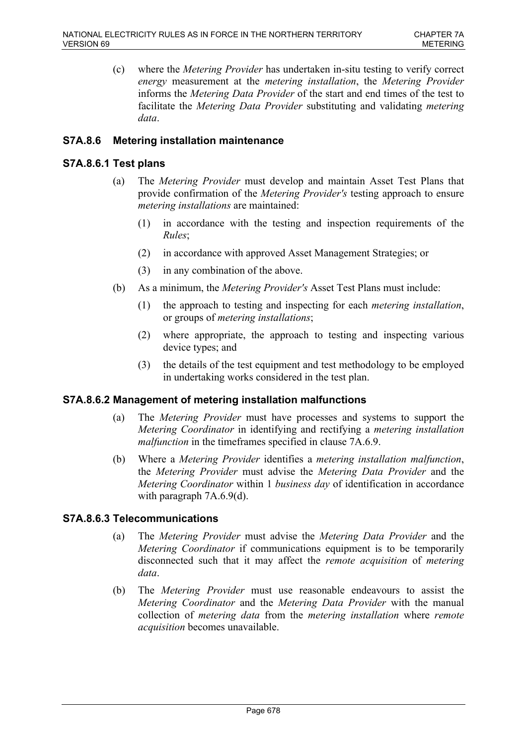(c) where the *Metering Provider* has undertaken in-situ testing to verify correct *energy* measurement at the *metering installation*, the *Metering Provider* informs the *Metering Data Provider* of the start and end times of the test to facilitate the *Metering Data Provider* substituting and validating *metering data*.

### S7A.8.6 Metering installation maintenance

### S7A.8.6.1 Test plans

(a) The *Metering Provider* must develop and maintain Asset Test Plans that provide confirmation of the *Metering Provider's* testing approach to ensure *metering installations* are maintained:

(1) in accordance with the testing and inspection requirements of the *Rules*;

(2) in accordance with approved Asset Management Strategies; or

(3) in any combination of the above.

(b) As a minimum, the *Metering Provider's* Asset Test Plans must include:

(1) the approach to testing and inspecting for each *metering installation*, or groups of *metering installations*;

(2) where appropriate, the approach to testing and inspecting various device types; and

(3) the details of the test equipment and test methodology to be employed in undertaking works considered in the test plan.

### S7A.8.6.2 Management of metering installation malfunctions

(a) The *Metering Provider* must have processes and systems to support the *Metering Coordinator* in identifying and rectifying a *metering installation malfunction* in the timeframes specified in clause 7A.6.9.

(b) Where a *Metering Provider* identifies a *metering installation malfunction*, the *Metering Provider* must advise the *Metering Data Provider* and the *Metering Coordinator* within 1 *business day* of identification in accordance with paragraph 7A.6.9(d).

### S7A.8.6.3 Telecommunications

(a) The *Metering Provider* must advise the *Metering Data Provider* and the *Metering Coordinator* if communications equipment is to be temporarily disconnected such that it may affect the *remote acquisition* of *metering data*.

(b) The *Metering Provider* must use reasonable endeavours to assist the *Metering Coordinator* and the *Metering Data Provider* with the manual collection of *metering data* from the *metering installation* where *remote acquisition* becomes unavailable.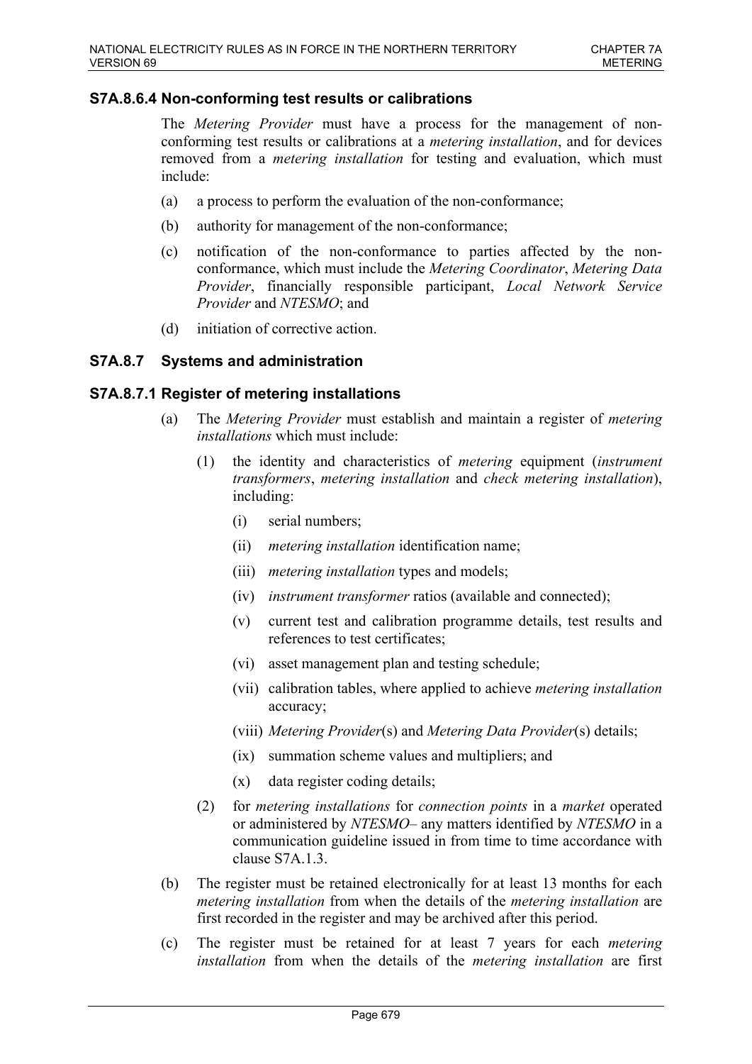### S7A.8.6.4 Non-conforming test results or calibrations

The *Metering Provider* must have a process for the management of non-conforming test results or calibrations at a *metering installation*, and for devices removed from a *metering installation* for testing and evaluation, which must include:

(a) a process to perform the evaluation of the non-conformance;

(b) authority for management of the non-conformance;

(c) notification of the non-conformance to parties affected by the non-conformance, which must include the *Metering Coordinator*, *Metering Data Provider*, financially responsible participant, *Local Network Service Provider* and *NTESMO*; and

(d) initiation of corrective action.

### S7A.8.7 Systems and administration

### S7A.8.7.1 Register of metering installations

(a) The *Metering Provider* must establish and maintain a register of *metering installations* which must include:

  (1) the identity and characteristics of *metering* equipment (*instrument transformers*, *metering installation* and *check metering installation*), including:

    (i) serial numbers;

    (ii) *metering installation* identification name;

    (iii) *metering installation* types and models;

    (iv) *instrument transformer* ratios (available and connected);

    (v) current test and calibration programme details, test results and references to test certificates;

    (vi) asset management plan and testing schedule;

    (vii) calibration tables, where applied to achieve *metering installation* accuracy;

    (viii) *Metering Provider*(s) and *Metering Data Provider*(s) details;

    (ix) summation scheme values and multipliers; and

    (x) data register coding details;

  (2) for *metering installations* for *connection points* in a *market* operated or administered by *NTESMO*– any matters identified by *NTESMO* in a communication guideline issued in from time to time accordance with clause S7A.1.3.

(b) The register must be retained electronically for at least 13 months for each *metering installation* from when the details of the *metering installation* are first recorded in the register and may be archived after this period.

(c) The register must be retained for at least 7 years for each *metering installation* from when the details of the *metering installation* are first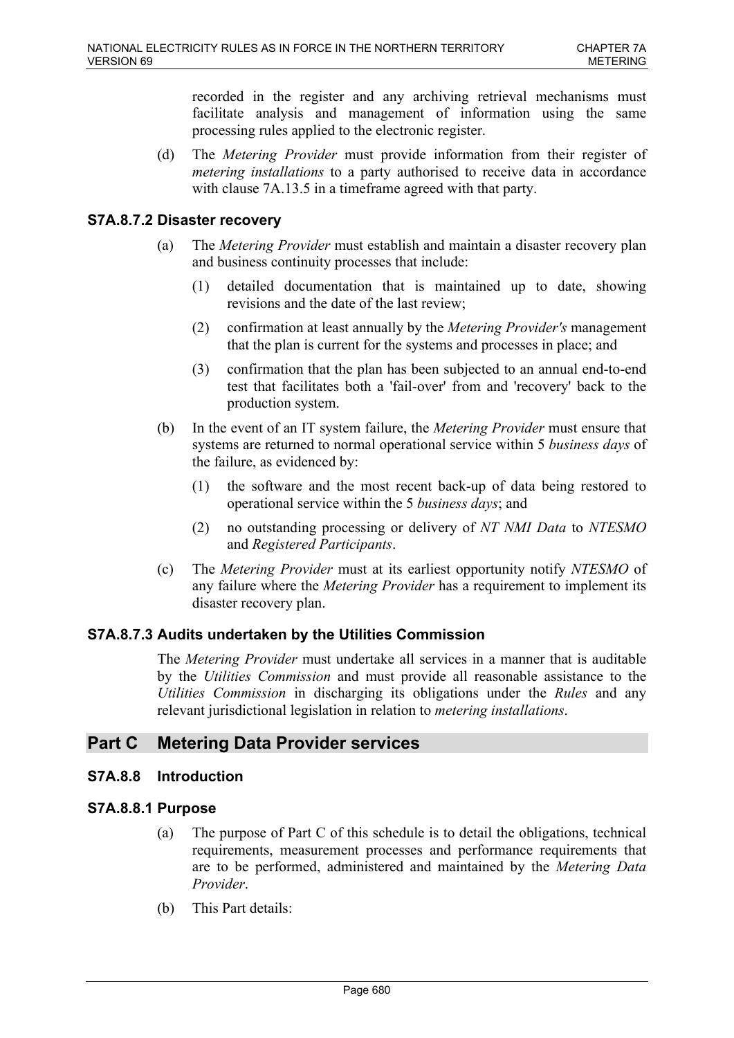recorded in the register and any archiving retrieval mechanisms must facilitate analysis and management of information using the same processing rules applied to the electronic register.

(d) The *Metering Provider* must provide information from their register of *metering installations* to a party authorised to receive data in accordance with clause 7A.13.5 in a timeframe agreed with that party.

### S7A.8.7.2 Disaster recovery

(a) The *Metering Provider* must establish and maintain a disaster recovery plan and business continuity processes that include:

(1) detailed documentation that is maintained up to date, showing revisions and the date of the last review;

(2) confirmation at least annually by the *Metering Provider's* management that the plan is current for the systems and processes in place; and

(3) confirmation that the plan has been subjected to an annual end-to-end test that facilitates both a 'fail-over' from and 'recovery' back to the production system.

(b) In the event of an IT system failure, the *Metering Provider* must ensure that systems are returned to normal operational service within 5 *business days* of the failure, as evidenced by:

(1) the software and the most recent back-up of data being restored to operational service within the 5 *business days*; and

(2) no outstanding processing or delivery of *NT NMI Data* to *NTESMO* and *Registered Participants*.

(c) The *Metering Provider* must at its earliest opportunity notify *NTESMO* of any failure where the *Metering Provider* has a requirement to implement its disaster recovery plan.

### S7A.8.7.3 Audits undertaken by the Utilities Commission

The *Metering Provider* must undertake all services in a manner that is auditable by the *Utilities Commission* and must provide all reasonable assistance to the *Utilities Commission* in discharging its obligations under the *Rules* and any relevant jurisdictional legislation in relation to *metering installations*.

## Part C Metering Data Provider services

### S7A.8.8 Introduction

### S7A.8.8.1 Purpose

(a) The purpose of Part C of this schedule is to detail the obligations, technical requirements, measurement processes and performance requirements that are to be performed, administered and maintained by the *Metering Data Provider*.

(b) This Part details: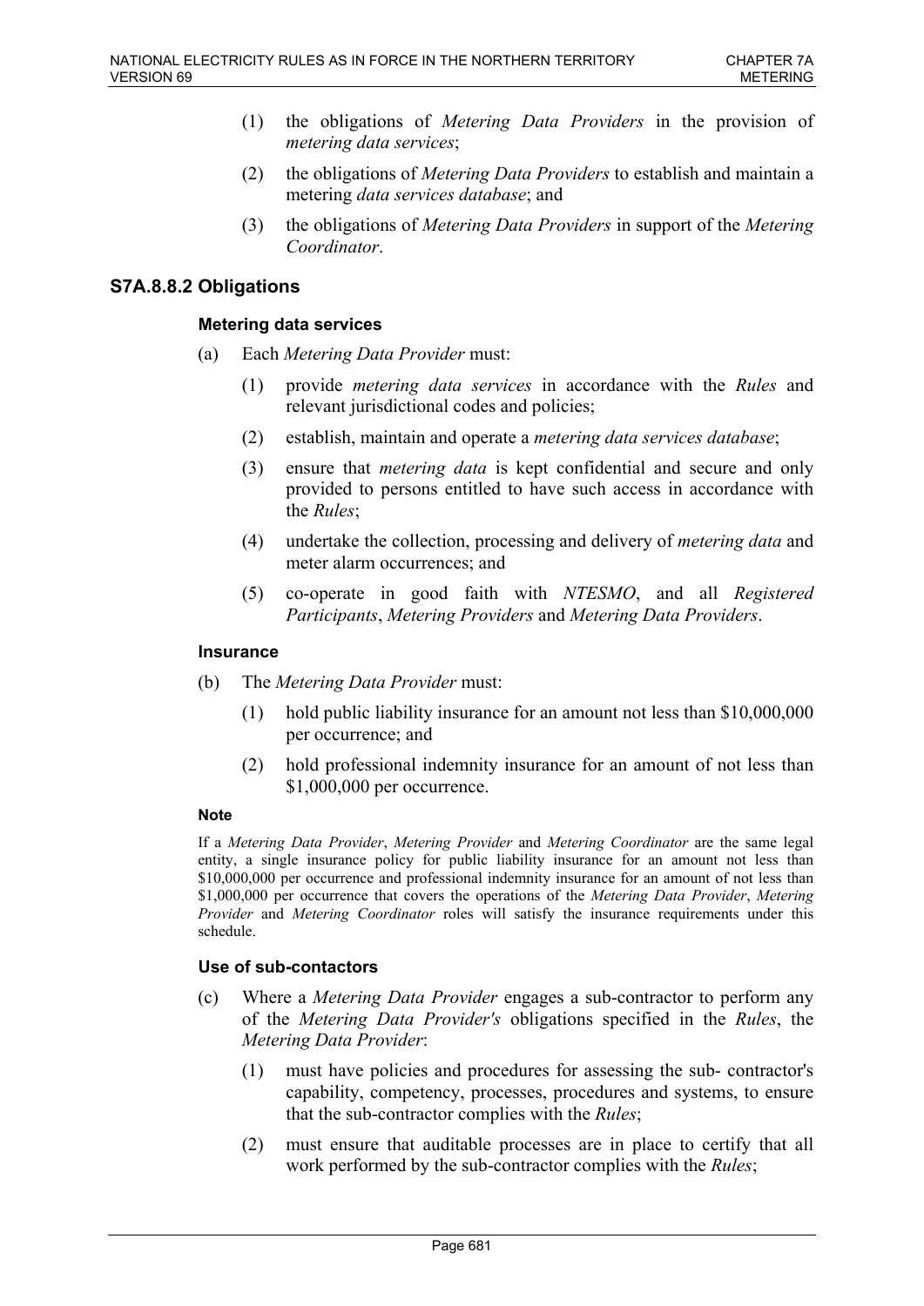(1) the obligations of *Metering Data Providers* in the provision of *metering data services*;

(2) the obligations of *Metering Data Providers* to establish and maintain a metering *data services database*; and

(3) the obligations of *Metering Data Providers* in support of the *Metering Coordinator*.

## S7A.8.8.2 Obligations

#### Metering data services

(a) Each *Metering Data Provider* must:

(1) provide *metering data services* in accordance with the *Rules* and relevant jurisdictional codes and policies;

(2) establish, maintain and operate a *metering data services database*;

(3) ensure that *metering data* is kept confidential and secure and only provided to persons entitled to have such access in accordance with the *Rules*;

(4) undertake the collection, processing and delivery of *metering data* and meter alarm occurrences; and

(5) co-operate in good faith with *NTESMO*, and all *Registered Participants*, *Metering Providers* and *Metering Data Providers*.

#### Insurance

(b) The *Metering Data Provider* must:

(1) hold public liability insurance for an amount not less than $10,000,000 per occurrence; and

(2) hold professional indemnity insurance for an amount of not less than $1,000,000 per occurrence.

**Note**

If a *Metering Data Provider*, *Metering Provider* and *Metering Coordinator* are the same legal entity, a single insurance policy for public liability insurance for an amount not less than $10,000,000 per occurrence and professional indemnity insurance for an amount of not less than $1,000,000 per occurrence that covers the operations of the *Metering Data Provider*, *Metering Provider* and *Metering Coordinator* roles will satisfy the insurance requirements under this schedule.

#### Use of sub-contactors

(c) Where a *Metering Data Provider* engages a sub-contractor to perform any of the *Metering Data Provider's* obligations specified in the *Rules*, the *Metering Data Provider*:

(1) must have policies and procedures for assessing the sub- contractor's capability, competency, processes, procedures and systems, to ensure that the sub-contractor complies with the *Rules*;

(2) must ensure that auditable processes are in place to certify that all work performed by the sub-contractor complies with the *Rules*;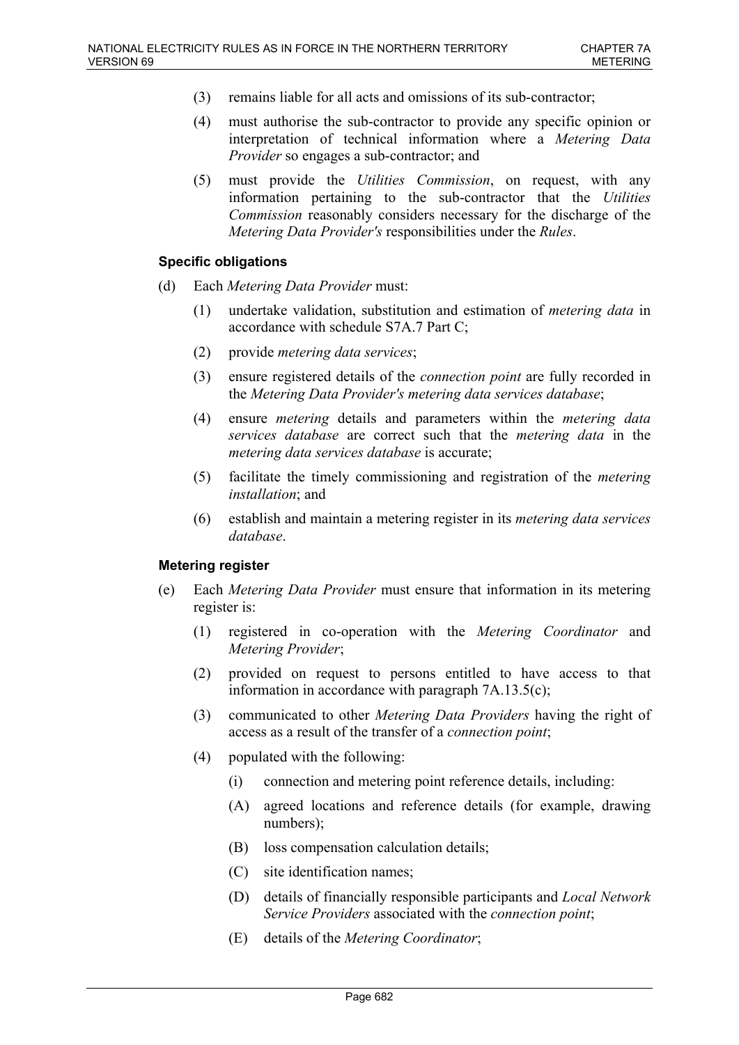(3) remains liable for all acts and omissions of its sub-contractor;

(4) must authorise the sub-contractor to provide any specific opinion or interpretation of technical information where a *Metering Data Provider* so engages a sub-contractor; and

(5) must provide the *Utilities Commission*, on request, with any information pertaining to the sub-contractor that the *Utilities Commission* reasonably considers necessary for the discharge of the *Metering Data Provider's* responsibilities under the *Rules*.

#### Specific obligations

(d) Each *Metering Data Provider* must:

(1) undertake validation, substitution and estimation of *metering data* in accordance with schedule S7A.7 Part C;

(2) provide *metering data services*;

(3) ensure registered details of the *connection point* are fully recorded in the *Metering Data Provider's metering data services database*;

(4) ensure *metering* details and parameters within the *metering data services database* are correct such that the *metering data* in the *metering data services database* is accurate;

(5) facilitate the timely commissioning and registration of the *metering installation*; and

(6) establish and maintain a metering register in its *metering data services database*.

#### Metering register

(e) Each *Metering Data Provider* must ensure that information in its metering register is:

(1) registered in co-operation with the *Metering Coordinator* and *Metering Provider*;

(2) provided on request to persons entitled to have access to that information in accordance with paragraph 7A.13.5(c);

(3) communicated to other *Metering Data Providers* having the right of access as a result of the transfer of a *connection point*;

(4) populated with the following:

(i) connection and metering point reference details, including:

(A) agreed locations and reference details (for example, drawing numbers);

(B) loss compensation calculation details;

(C) site identification names;

(D) details of financially responsible participants and *Local Network Service Providers* associated with the *connection point*;

(E) details of the *Metering Coordinator*;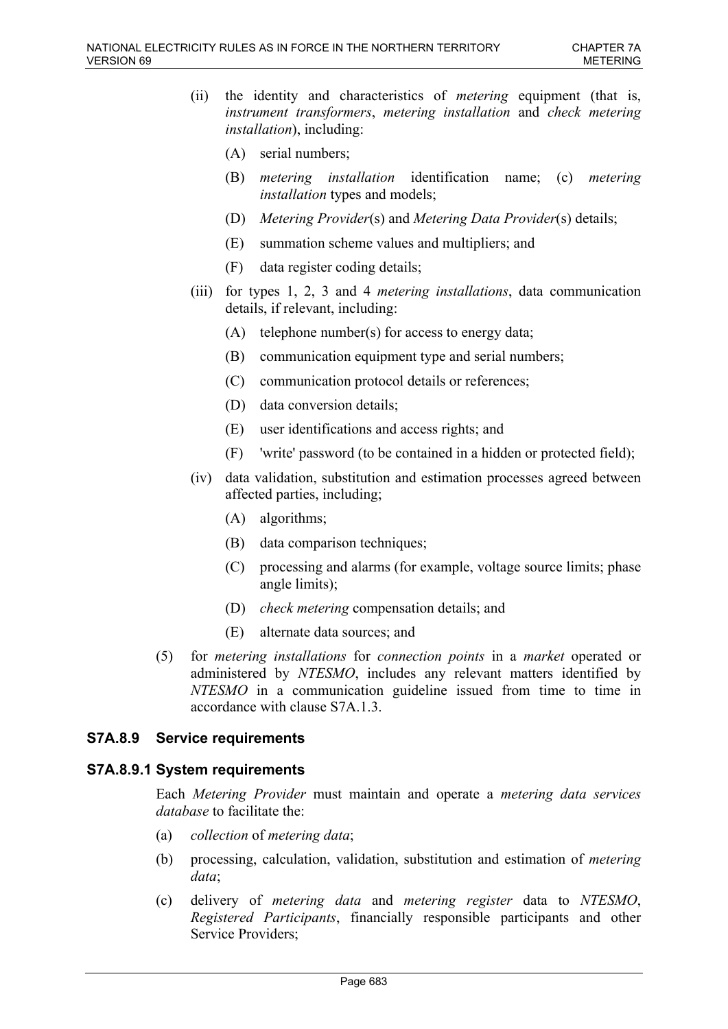(ii) the identity and characteristics of *metering* equipment (that is, *instrument transformers*, *metering installation* and *check metering installation*), including:

(A) serial numbers;

(B) *metering installation* identification name; (c) *metering installation* types and models;

(D) *Metering Provider*(s) and *Metering Data Provider*(s) details;

(E) summation scheme values and multipliers; and

(F) data register coding details;

(iii) for types 1, 2, 3 and 4 *metering installations*, data communication details, if relevant, including:

(A) telephone number(s) for access to energy data;

(B) communication equipment type and serial numbers;

(C) communication protocol details or references;

(D) data conversion details;

(E) user identifications and access rights; and

(F) 'write' password (to be contained in a hidden or protected field);

(iv) data validation, substitution and estimation processes agreed between affected parties, including;

(A) algorithms;

(B) data comparison techniques;

(C) processing and alarms (for example, voltage source limits; phase angle limits);

(D) *check metering* compensation details; and

(E) alternate data sources; and

(5) for *metering installations* for *connection points* in a *market* operated or administered by *NTESMO*, includes any relevant matters identified by *NTESMO* in a communication guideline issued from time to time in accordance with clause S7A.1.3.

## S7A.8.9 Service requirements

### S7A.8.9.1 System requirements

Each *Metering Provider* must maintain and operate a *metering data services database* to facilitate the:

(a) *collection* of *metering data*;

(b) processing, calculation, validation, substitution and estimation of *metering data*;

(c) delivery of *metering data* and *metering register* data to *NTESMO*, *Registered Participants*, financially responsible participants and other Service Providers;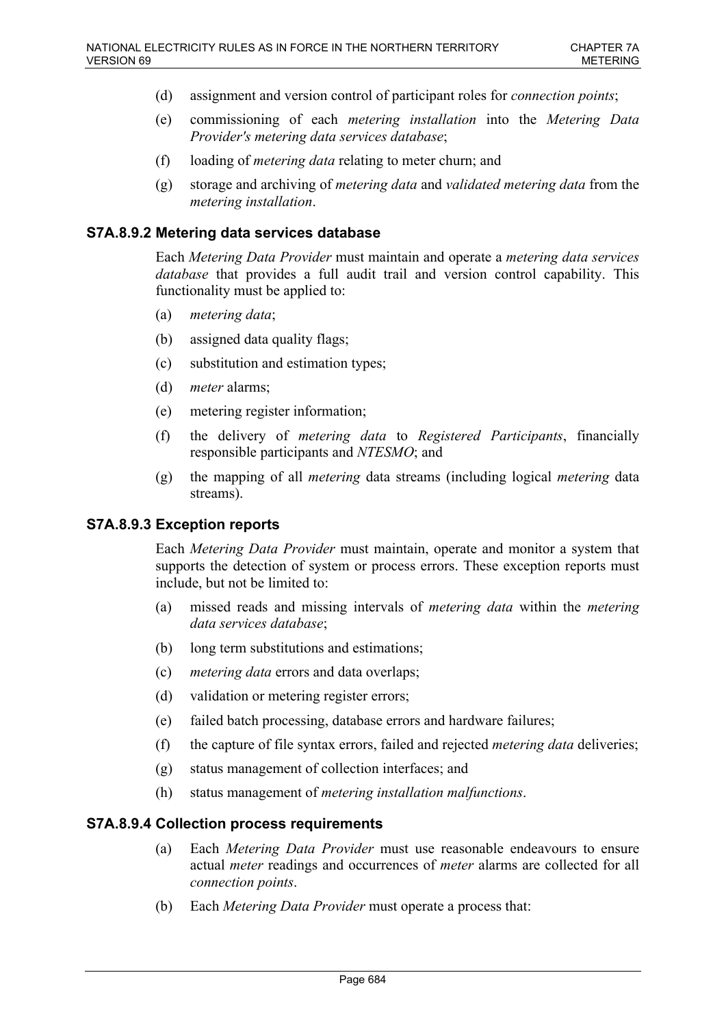(d) assignment and version control of participant roles for *connection points*;

(e) commissioning of each *metering installation* into the *Metering Data Provider's metering data services database*;

(f) loading of *metering data* relating to meter churn; and

(g) storage and archiving of *metering data* and *validated metering data* from the *metering installation*.

### S7A.8.9.2 Metering data services database

Each *Metering Data Provider* must maintain and operate a *metering data services database* that provides a full audit trail and version control capability. This functionality must be applied to:

(a) *metering data*;

(b) assigned data quality flags;

(c) substitution and estimation types;

(d) *meter* alarms;

(e) metering register information;

(f) the delivery of *metering data* to *Registered Participants*, financially responsible participants and *NTESMO*; and

(g) the mapping of all *metering* data streams (including logical *metering* data streams).

### S7A.8.9.3 Exception reports

Each *Metering Data Provider* must maintain, operate and monitor a system that supports the detection of system or process errors. These exception reports must include, but not be limited to:

(a) missed reads and missing intervals of *metering data* within the *metering data services database*;

(b) long term substitutions and estimations;

(c) *metering data* errors and data overlaps;

(d) validation or metering register errors;

(e) failed batch processing, database errors and hardware failures;

(f) the capture of file syntax errors, failed and rejected *metering data* deliveries;

(g) status management of collection interfaces; and

(h) status management of *metering installation malfunctions*.

### S7A.8.9.4 Collection process requirements

(a) Each *Metering Data Provider* must use reasonable endeavours to ensure actual *meter* readings and occurrences of *meter* alarms are collected for all *connection points*.

(b) Each *Metering Data Provider* must operate a process that: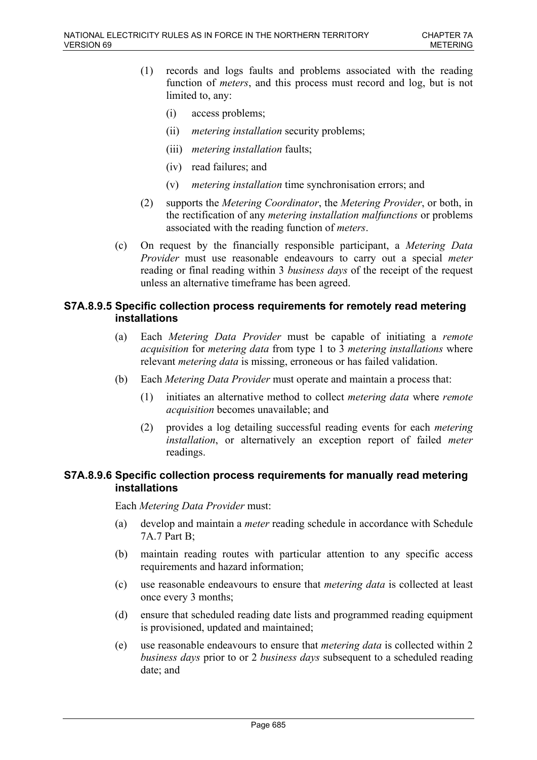(1) records and logs faults and problems associated with the reading function of *meters*, and this process must record and log, but is not limited to, any:

  (i) access problems;

  (ii) *metering installation* security problems;

  (iii) *metering installation* faults;

  (iv) read failures; and

  (v) *metering installation* time synchronisation errors; and

(2) supports the *Metering Coordinator*, the *Metering Provider*, or both, in the rectification of any *metering installation malfunctions* or problems associated with the reading function of *meters*.

(c) On request by the financially responsible participant, a *Metering Data Provider* must use reasonable endeavours to carry out a special *meter* reading or final reading within 3 *business days* of the receipt of the request unless an alternative timeframe has been agreed.

### S7A.8.9.5 Specific collection process requirements for remotely read metering installations

(a) Each *Metering Data Provider* must be capable of initiating a *remote acquisition* for *metering data* from type 1 to 3 *metering installations* where relevant *metering data* is missing, erroneous or has failed validation.

(b) Each *Metering Data Provider* must operate and maintain a process that:

  (1) initiates an alternative method to collect *metering data* where *remote acquisition* becomes unavailable; and

  (2) provides a log detailing successful reading events for each *metering installation*, or alternatively an exception report of failed *meter* readings.

### S7A.8.9.6 Specific collection process requirements for manually read metering installations

Each *Metering Data Provider* must:

(a) develop and maintain a *meter* reading schedule in accordance with Schedule 7A.7 Part B;

(b) maintain reading routes with particular attention to any specific access requirements and hazard information;

(c) use reasonable endeavours to ensure that *metering data* is collected at least once every 3 months;

(d) ensure that scheduled reading date lists and programmed reading equipment is provisioned, updated and maintained;

(e) use reasonable endeavours to ensure that *metering data* is collected within 2 *business days* prior to or 2 *business days* subsequent to a scheduled reading date; and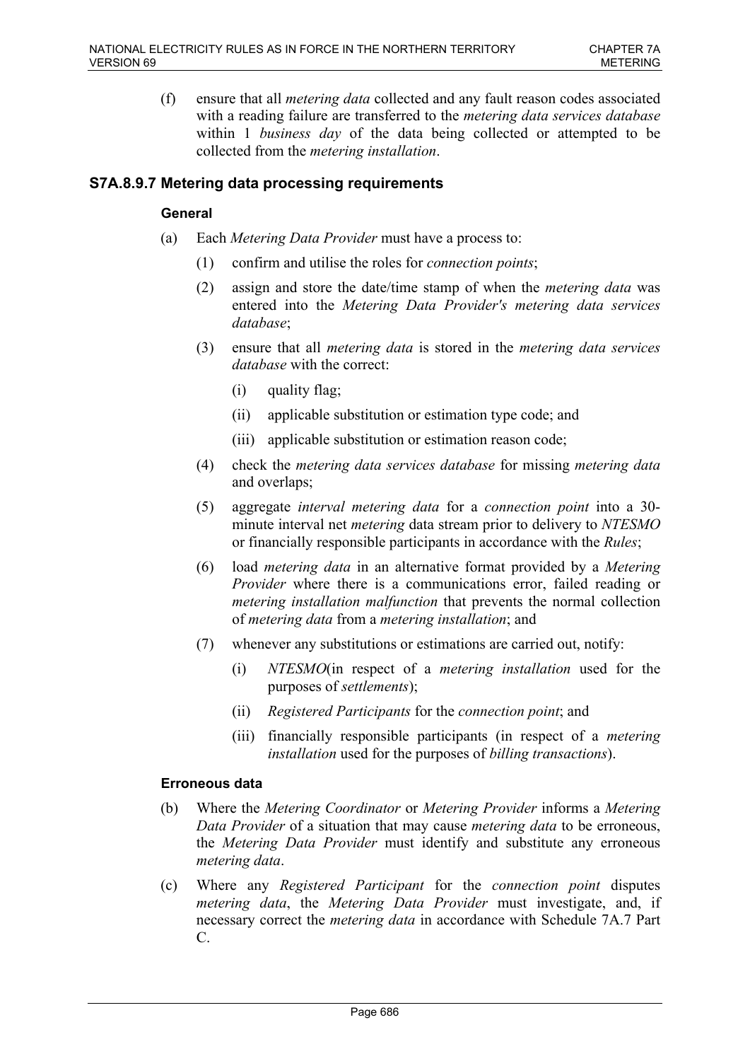(f) ensure that all *metering data* collected and any fault reason codes associated with a reading failure are transferred to the *metering data services database* within 1 *business day* of the data being collected or attempted to be collected from the *metering installation*.

### S7A.8.9.7 Metering data processing requirements

#### General

(a) Each *Metering Data Provider* must have a process to:

(1) confirm and utilise the roles for *connection points*;

(2) assign and store the date/time stamp of when the *metering data* was entered into the *Metering Data Provider's metering data services database*;

(3) ensure that all *metering data* is stored in the *metering data services database* with the correct:

(i) quality flag;

(ii) applicable substitution or estimation type code; and

(iii) applicable substitution or estimation reason code;

(4) check the *metering data services database* for missing *metering data* and overlaps;

(5) aggregate *interval metering data* for a *connection point* into a 30-minute interval net *metering* data stream prior to delivery to *NTESMO* or financially responsible participants in accordance with the *Rules*;

(6) load *metering data* in an alternative format provided by a *Metering Provider* where there is a communications error, failed reading or *metering installation malfunction* that prevents the normal collection of *metering data* from a *metering installation*; and

(7) whenever any substitutions or estimations are carried out, notify:

(i) *NTESMO*(in respect of a *metering installation* used for the purposes of *settlements*);

(ii) *Registered Participants* for the *connection point*; and

(iii) financially responsible participants (in respect of a *metering installation* used for the purposes of *billing transactions*).

#### Erroneous data

(b) Where the *Metering Coordinator* or *Metering Provider* informs a *Metering Data Provider* of a situation that may cause *metering data* to be erroneous, the *Metering Data Provider* must identify and substitute any erroneous *metering data*.

(c) Where any *Registered Participant* for the *connection point* disputes *metering data*, the *Metering Data Provider* must investigate, and, if necessary correct the *metering data* in accordance with Schedule 7A.7 Part C.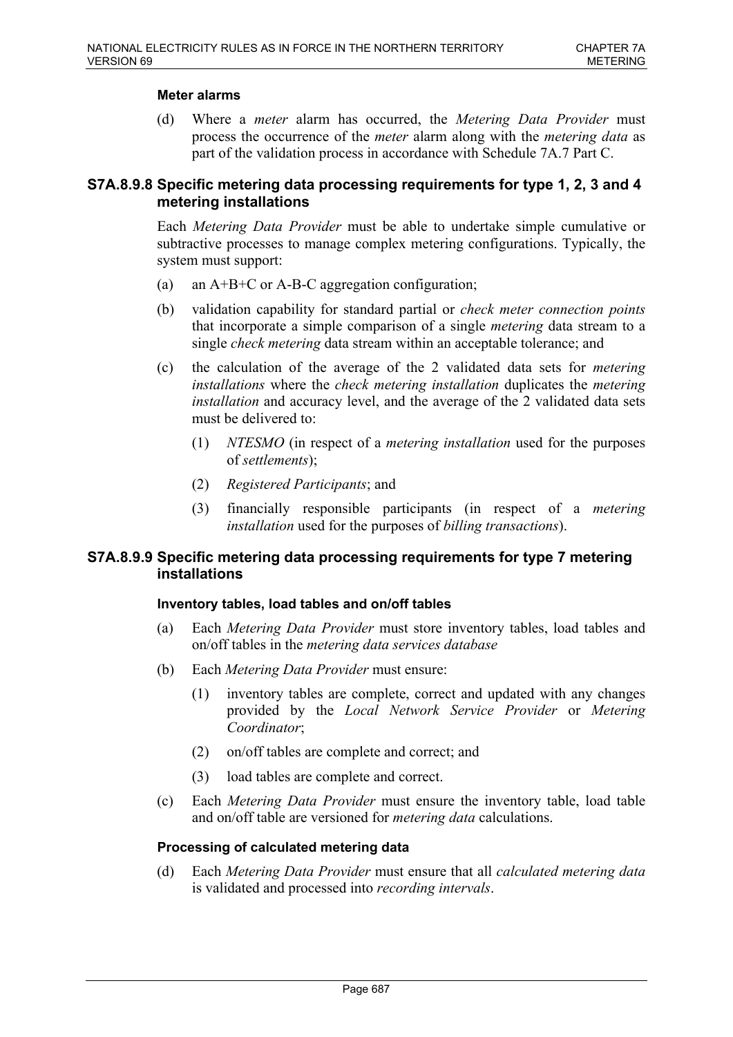#### Meter alarms

(d) Where a *meter* alarm has occurred, the *Metering Data Provider* must process the occurrence of the *meter* alarm along with the *metering data* as part of the validation process in accordance with Schedule 7A.7 Part C.

### S7A.8.9.8 Specific metering data processing requirements for type 1, 2, 3 and 4 metering installations

Each *Metering Data Provider* must be able to undertake simple cumulative or subtractive processes to manage complex metering configurations. Typically, the system must support:

(a) an A+B+C or A-B-C aggregation configuration;

(b) validation capability for standard partial or *check meter connection points* that incorporate a simple comparison of a single *metering* data stream to a single *check metering* data stream within an acceptable tolerance; and

(c) the calculation of the average of the 2 validated data sets for *metering installations* where the *check metering installation* duplicates the *metering installation* and accuracy level, and the average of the 2 validated data sets must be delivered to:

   (1) *NTESMO* (in respect of a *metering installation* used for the purposes of *settlements*);

   (2) *Registered Participants*; and

   (3) financially responsible participants (in respect of a *metering installation* used for the purposes of *billing transactions*).

### S7A.8.9.9 Specific metering data processing requirements for type 7 metering installations

#### Inventory tables, load tables and on/off tables

(a) Each *Metering Data Provider* must store inventory tables, load tables and on/off tables in the *metering data services database*

(b) Each *Metering Data Provider* must ensure:

   (1) inventory tables are complete, correct and updated with any changes provided by the *Local Network Service Provider* or *Metering Coordinator*;

   (2) on/off tables are complete and correct; and

   (3) load tables are complete and correct.

(c) Each *Metering Data Provider* must ensure the inventory table, load table and on/off table are versioned for *metering data* calculations.

#### Processing of calculated metering data

(d) Each *Metering Data Provider* must ensure that all *calculated metering data* is validated and processed into *recording intervals*.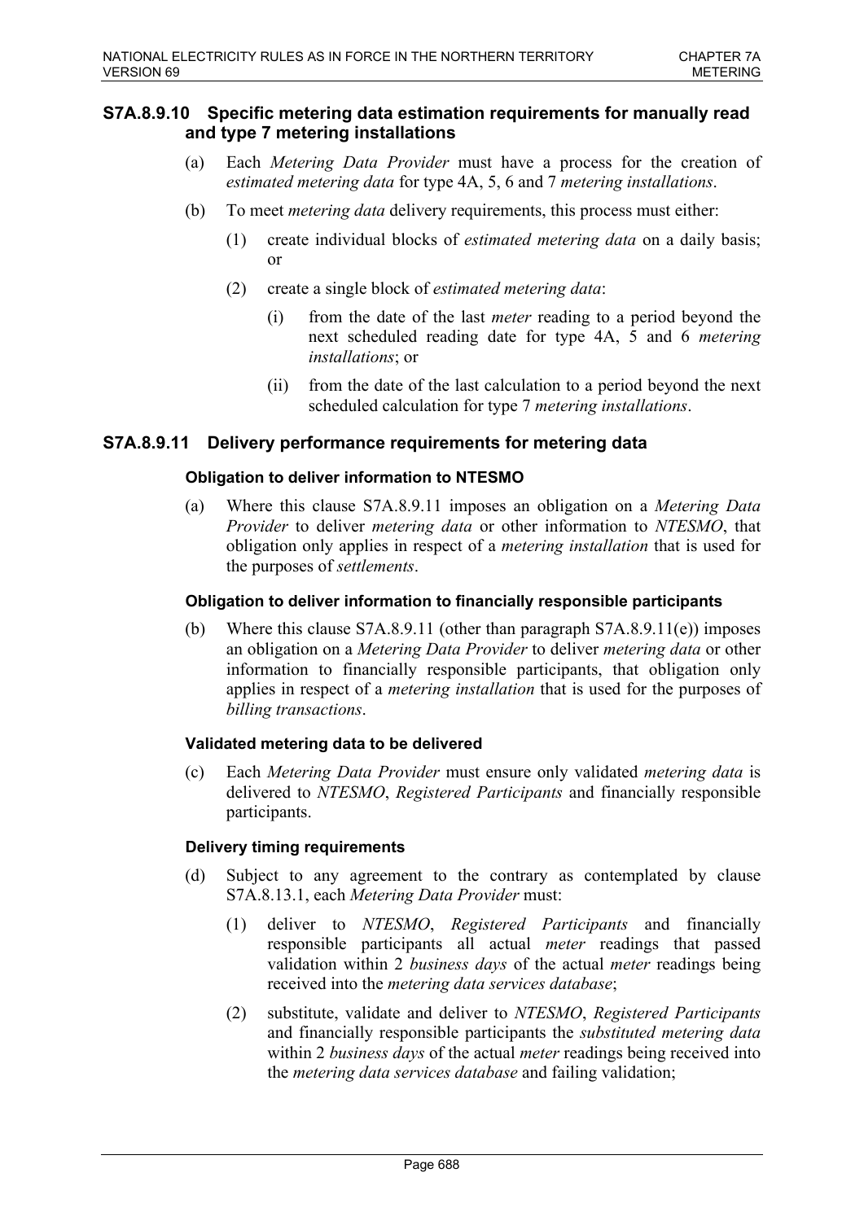### S7A.8.9.10 Specific metering data estimation requirements for manually read and type 7 metering installations

(a) Each *Metering Data Provider* must have a process for the creation of *estimated metering data* for type 4A, 5, 6 and 7 *metering installations*.

(b) To meet *metering data* delivery requirements, this process must either:

(1) create individual blocks of *estimated metering data* on a daily basis; or

(2) create a single block of *estimated metering data*:

(i) from the date of the last *meter* reading to a period beyond the next scheduled reading date for type 4A, 5 and 6 *metering installations*; or

(ii) from the date of the last calculation to a period beyond the next scheduled calculation for type 7 *metering installations*.

### S7A.8.9.11 Delivery performance requirements for metering data

**Obligation to deliver information to NTESMO**

(a) Where this clause S7A.8.9.11 imposes an obligation on a *Metering Data Provider* to deliver *metering data* or other information to *NTESMO*, that obligation only applies in respect of a *metering installation* that is used for the purposes of *settlements*.

**Obligation to deliver information to financially responsible participants**

(b) Where this clause S7A.8.9.11 (other than paragraph S7A.8.9.11(e)) imposes an obligation on a *Metering Data Provider* to deliver *metering data* or other information to financially responsible participants, that obligation only applies in respect of a *metering installation* that is used for the purposes of *billing transactions*.

**Validated metering data to be delivered**

(c) Each *Metering Data Provider* must ensure only validated *metering data* is delivered to *NTESMO*, *Registered Participants* and financially responsible participants.

**Delivery timing requirements**

(d) Subject to any agreement to the contrary as contemplated by clause S7A.8.13.1, each *Metering Data Provider* must:

(1) deliver to *NTESMO*, *Registered Participants* and financially responsible participants all actual *meter* readings that passed validation within 2 *business days* of the actual *meter* readings being received into the *metering data services database*;

(2) substitute, validate and deliver to *NTESMO*, *Registered Participants* and financially responsible participants the *substituted metering data* within 2 *business days* of the actual *meter* readings being received into the *metering data services database* and failing validation;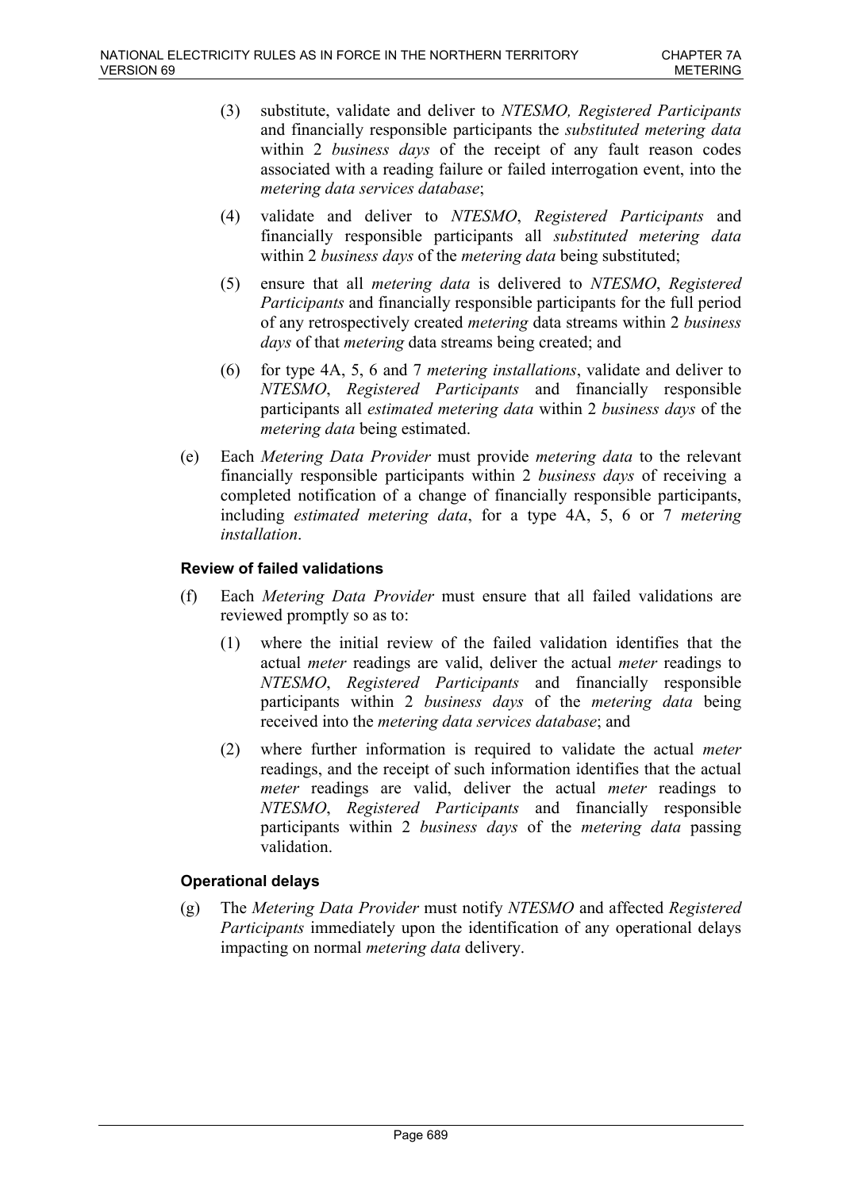(3) substitute, validate and deliver to *NTESMO, Registered Participants* and financially responsible participants the *substituted metering data* within 2 *business days* of the receipt of any fault reason codes associated with a reading failure or failed interrogation event, into the *metering data services database*;

(4) validate and deliver to *NTESMO*, *Registered Participants* and financially responsible participants all *substituted metering data* within 2 *business days* of the *metering data* being substituted;

(5) ensure that all *metering data* is delivered to *NTESMO*, *Registered Participants* and financially responsible participants for the full period of any retrospectively created *metering* data streams within 2 *business days* of that *metering* data streams being created; and

(6) for type 4A, 5, 6 and 7 *metering installations*, validate and deliver to *NTESMO*, *Registered Participants* and financially responsible participants all *estimated metering data* within 2 *business days* of the *metering data* being estimated.

(e) Each *Metering Data Provider* must provide *metering data* to the relevant financially responsible participants within 2 *business days* of receiving a completed notification of a change of financially responsible participants, including *estimated metering data*, for a type 4A, 5, 6 or 7 *metering installation*.

#### Review of failed validations

(f) Each *Metering Data Provider* must ensure that all failed validations are reviewed promptly so as to:

(1) where the initial review of the failed validation identifies that the actual *meter* readings are valid, deliver the actual *meter* readings to *NTESMO*, *Registered Participants* and financially responsible participants within 2 *business days* of the *metering data* being received into the *metering data services database*; and

(2) where further information is required to validate the actual *meter* readings, and the receipt of such information identifies that the actual *meter* readings are valid, deliver the actual *meter* readings to *NTESMO*, *Registered Participants* and financially responsible participants within 2 *business days* of the *metering data* passing validation.

#### Operational delays

(g) The *Metering Data Provider* must notify *NTESMO* and affected *Registered Participants* immediately upon the identification of any operational delays impacting on normal *metering data* delivery.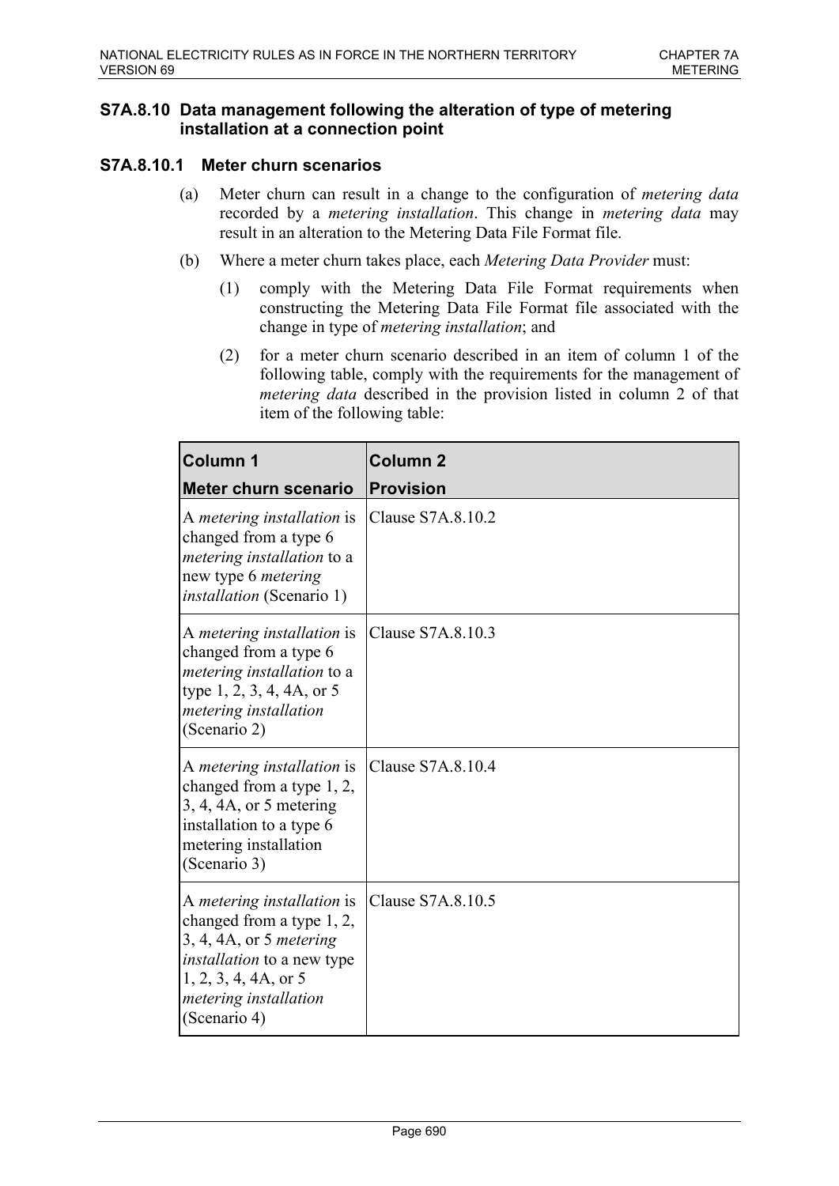## S7A.8.10 Data management following the alteration of type of metering installation at a connection point

### S7A.8.10.1 Meter churn scenarios

(a) Meter churn can result in a change to the configuration of *metering data* recorded by a *metering installation*. This change in *metering data* may result in an alteration to the Metering Data File Format file.

(b) Where a meter churn takes place, each *Metering Data Provider* must:

(1) comply with the Metering Data File Format requirements when constructing the Metering Data File Format file associated with the change in type of *metering installation*; and

(2) for a meter churn scenario described in an item of column 1 of the following table, comply with the requirements for the management of *metering data* described in the provision listed in column 2 of that item of the following table:

| **Column 1**<br>**Meter churn scenario** | **Column 2**<br>**Provision** |
|---|---|
| A *metering installation* is changed from a type 6 *metering installation* to a new type 6 *metering installation* (Scenario 1) | Clause S7A.8.10.2 |
| A *metering installation* is changed from a type 6 *metering installation* to a type 1, 2, 3, 4, 4A, or 5 *metering installation* (Scenario 2) | Clause S7A.8.10.3 |
| A *metering installation* is changed from a type 1, 2, 3, 4, 4A, or 5 metering installation to a type 6 metering installation (Scenario 3) | Clause S7A.8.10.4 |
| A *metering installation* is changed from a type 1, 2, 3, 4, 4A, or 5 *metering installation* to a new type 1, 2, 3, 4, 4A, or 5 *metering installation* (Scenario 4) | Clause S7A.8.10.5 |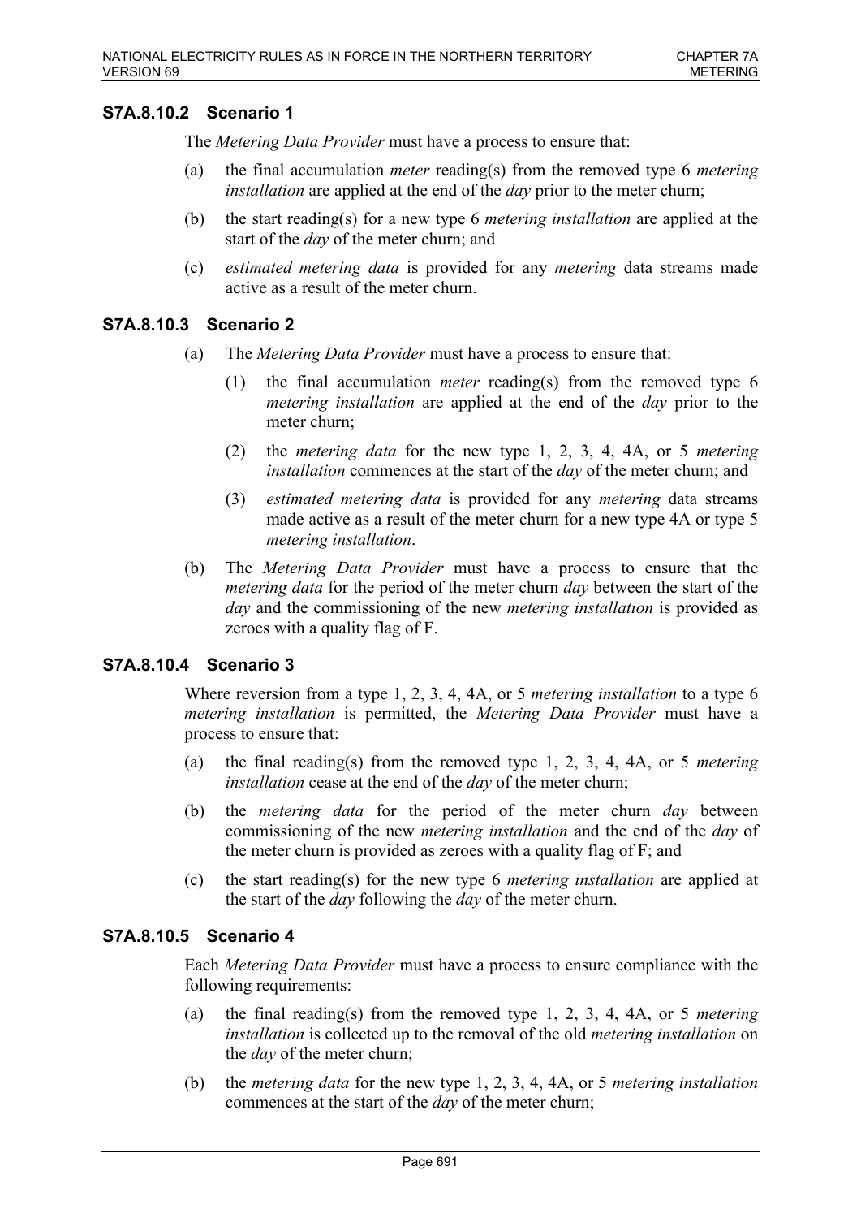### S7A.8.10.2 Scenario 1

The *Metering Data Provider* must have a process to ensure that:

(a) the final accumulation *meter* reading(s) from the removed type 6 *metering installation* are applied at the end of the *day* prior to the meter churn;

(b) the start reading(s) for a new type 6 *metering installation* are applied at the start of the *day* of the meter churn; and

(c) *estimated metering data* is provided for any *metering* data streams made active as a result of the meter churn.

### S7A.8.10.3 Scenario 2

(a) The *Metering Data Provider* must have a process to ensure that:

(1) the final accumulation *meter* reading(s) from the removed type 6 *metering installation* are applied at the end of the *day* prior to the meter churn;

(2) the *metering data* for the new type 1, 2, 3, 4, 4A, or 5 *metering installation* commences at the start of the *day* of the meter churn; and

(3) *estimated metering data* is provided for any *metering* data streams made active as a result of the meter churn for a new type 4A or type 5 *metering installation*.

(b) The *Metering Data Provider* must have a process to ensure that the *metering data* for the period of the meter churn *day* between the start of the *day* and the commissioning of the new *metering installation* is provided as zeroes with a quality flag of F.

### S7A.8.10.4 Scenario 3

Where reversion from a type 1, 2, 3, 4, 4A, or 5 *metering installation* to a type 6 *metering installation* is permitted, the *Metering Data Provider* must have a process to ensure that:

(a) the final reading(s) from the removed type 1, 2, 3, 4, 4A, or 5 *metering installation* cease at the end of the *day* of the meter churn;

(b) the *metering data* for the period of the meter churn *day* between commissioning of the new *metering installation* and the end of the *day* of the meter churn is provided as zeroes with a quality flag of F; and

(c) the start reading(s) for the new type 6 *metering installation* are applied at the start of the *day* following the *day* of the meter churn.

### S7A.8.10.5 Scenario 4

Each *Metering Data Provider* must have a process to ensure compliance with the following requirements:

(a) the final reading(s) from the removed type 1, 2, 3, 4, 4A, or 5 *metering installation* is collected up to the removal of the old *metering installation* on the *day* of the meter churn;

(b) the *metering data* for the new type 1, 2, 3, 4, 4A, or 5 *metering installation* commences at the start of the *day* of the meter churn;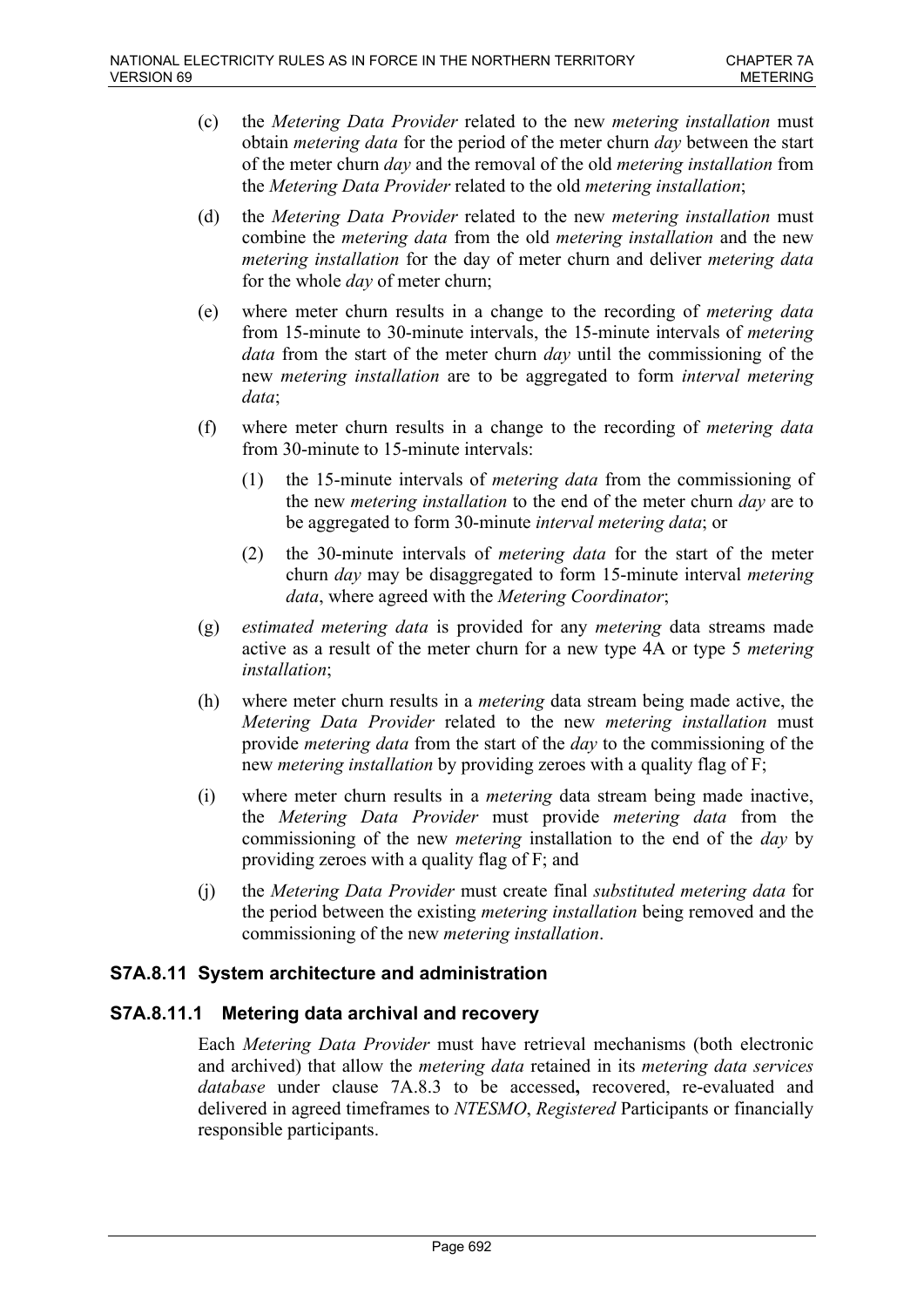(c) the *Metering Data Provider* related to the new *metering installation* must obtain *metering data* for the period of the meter churn *day* between the start of the meter churn *day* and the removal of the old *metering installation* from the *Metering Data Provider* related to the old *metering installation*;

(d) the *Metering Data Provider* related to the new *metering installation* must combine the *metering data* from the old *metering installation* and the new *metering installation* for the day of meter churn and deliver *metering data* for the whole *day* of meter churn;

(e) where meter churn results in a change to the recording of *metering data* from 15-minute to 30-minute intervals, the 15-minute intervals of *metering data* from the start of the meter churn *day* until the commissioning of the new *metering installation* are to be aggregated to form *interval metering data*;

(f) where meter churn results in a change to the recording of *metering data* from 30-minute to 15-minute intervals:

  (1) the 15-minute intervals of *metering data* from the commissioning of the new *metering installation* to the end of the meter churn *day* are to be aggregated to form 30-minute *interval metering data*; or

  (2) the 30-minute intervals of *metering data* for the start of the meter churn *day* may be disaggregated to form 15-minute interval *metering data*, where agreed with the *Metering Coordinator*;

(g) *estimated metering data* is provided for any *metering* data streams made active as a result of the meter churn for a new type 4A or type 5 *metering installation*;

(h) where meter churn results in a *metering* data stream being made active, the *Metering Data Provider* related to the new *metering installation* must provide *metering data* from the start of the *day* to the commissioning of the new *metering installation* by providing zeroes with a quality flag of F;

(i) where meter churn results in a *metering* data stream being made inactive, the *Metering Data Provider* must provide *metering data* from the commissioning of the new *metering* installation to the end of the *day* by providing zeroes with a quality flag of F; and

(j) the *Metering Data Provider* must create final *substituted metering data* for the period between the existing *metering installation* being removed and the commissioning of the new *metering installation*.

## S7A.8.11 System architecture and administration

### S7A.8.11.1 Metering data archival and recovery

Each *Metering Data Provider* must have retrieval mechanisms (both electronic and archived) that allow the *metering data* retained in its *metering data services database* under clause 7A.8.3 to be accessed**,** recovered, re-evaluated and delivered in agreed timeframes to *NTESMO*, *Registered* Participants or financially responsible participants.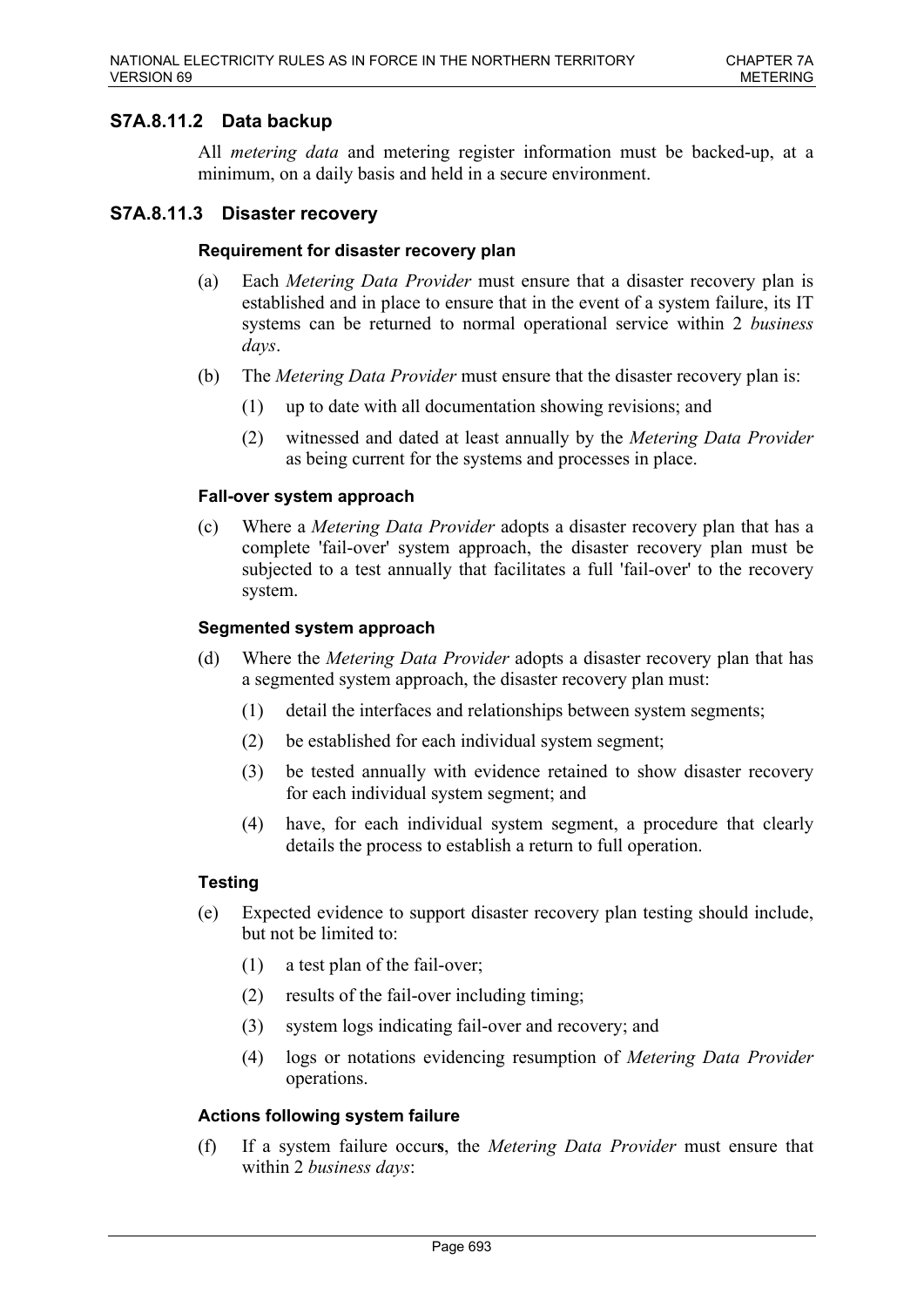### S7A.8.11.2 Data backup

All *metering data* and metering register information must be backed-up, at a minimum, on a daily basis and held in a secure environment.

### S7A.8.11.3 Disaster recovery

#### Requirement for disaster recovery plan

(a) Each *Metering Data Provider* must ensure that a disaster recovery plan is established and in place to ensure that in the event of a system failure, its IT systems can be returned to normal operational service within 2 *business days*.

(b) The *Metering Data Provider* must ensure that the disaster recovery plan is:

(1) up to date with all documentation showing revisions; and

(2) witnessed and dated at least annually by the *Metering Data Provider* as being current for the systems and processes in place.

#### Fall-over system approach

(c) Where a *Metering Data Provider* adopts a disaster recovery plan that has a complete 'fail-over' system approach, the disaster recovery plan must be subjected to a test annually that facilitates a full 'fail-over' to the recovery system.

#### Segmented system approach

(d) Where the *Metering Data Provider* adopts a disaster recovery plan that has a segmented system approach, the disaster recovery plan must:

(1) detail the interfaces and relationships between system segments;

(2) be established for each individual system segment;

(3) be tested annually with evidence retained to show disaster recovery for each individual system segment; and

(4) have, for each individual system segment, a procedure that clearly details the process to establish a return to full operation.

#### Testing

(e) Expected evidence to support disaster recovery plan testing should include, but not be limited to:

(1) a test plan of the fail-over;

(2) results of the fail-over including timing;

(3) system logs indicating fail-over and recovery; and

(4) logs or notations evidencing resumption of *Metering Data Provider* operations.

#### Actions following system failure

(f) If a system failure occurs, the *Metering Data Provider* must ensure that within 2 *business days*: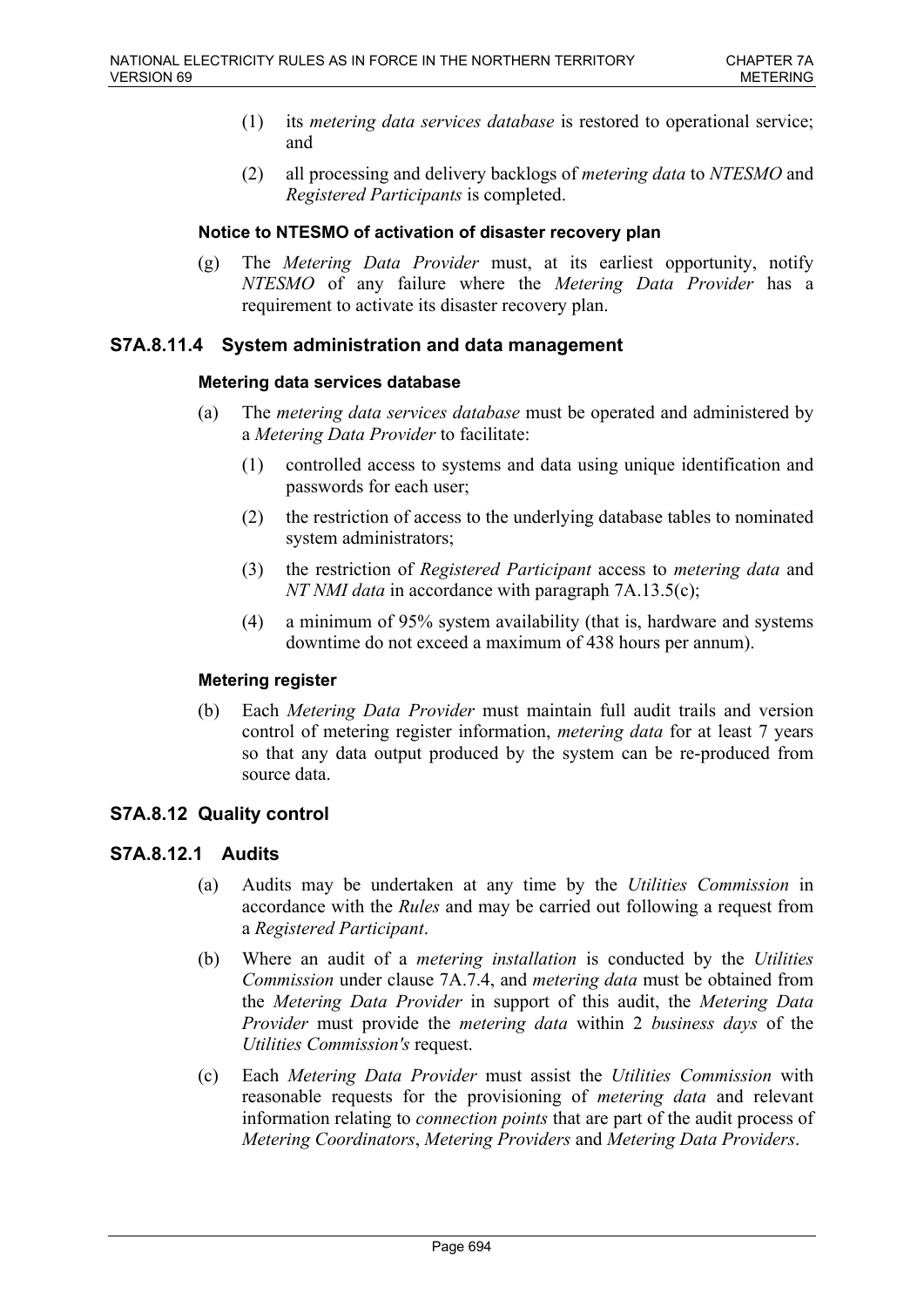(1) its *metering data services database* is restored to operational service; and

(2) all processing and delivery backlogs of *metering data* to *NTESMO* and *Registered Participants* is completed.

**Notice to NTESMO of activation of disaster recovery plan**

(g) The *Metering Data Provider* must, at its earliest opportunity, notify *NTESMO* of any failure where the *Metering Data Provider* has a requirement to activate its disaster recovery plan.

### S7A.8.11.4 System administration and data management

**Metering data services database**

(a) The *metering data services database* must be operated and administered by a *Metering Data Provider* to facilitate:

(1) controlled access to systems and data using unique identification and passwords for each user;

(2) the restriction of access to the underlying database tables to nominated system administrators;

(3) the restriction of *Registered Participant* access to *metering data* and *NT NMI data* in accordance with paragraph 7A.13.5(c);

(4) a minimum of 95% system availability (that is, hardware and systems downtime do not exceed a maximum of 438 hours per annum).

**Metering register**

(b) Each *Metering Data Provider* must maintain full audit trails and version control of metering register information, *metering data* for at least 7 years so that any data output produced by the system can be re-produced from source data.

## S7A.8.12 Quality control

### S7A.8.12.1 Audits

(a) Audits may be undertaken at any time by the *Utilities Commission* in accordance with the *Rules* and may be carried out following a request from a *Registered Participant*.

(b) Where an audit of a *metering installation* is conducted by the *Utilities Commission* under clause 7A.7.4, and *metering data* must be obtained from the *Metering Data Provider* in support of this audit, the *Metering Data Provider* must provide the *metering data* within 2 *business days* of the *Utilities Commission's* request.

(c) Each *Metering Data Provider* must assist the *Utilities Commission* with reasonable requests for the provisioning of *metering data* and relevant information relating to *connection points* that are part of the audit process of *Metering Coordinators*, *Metering Providers* and *Metering Data Providers*.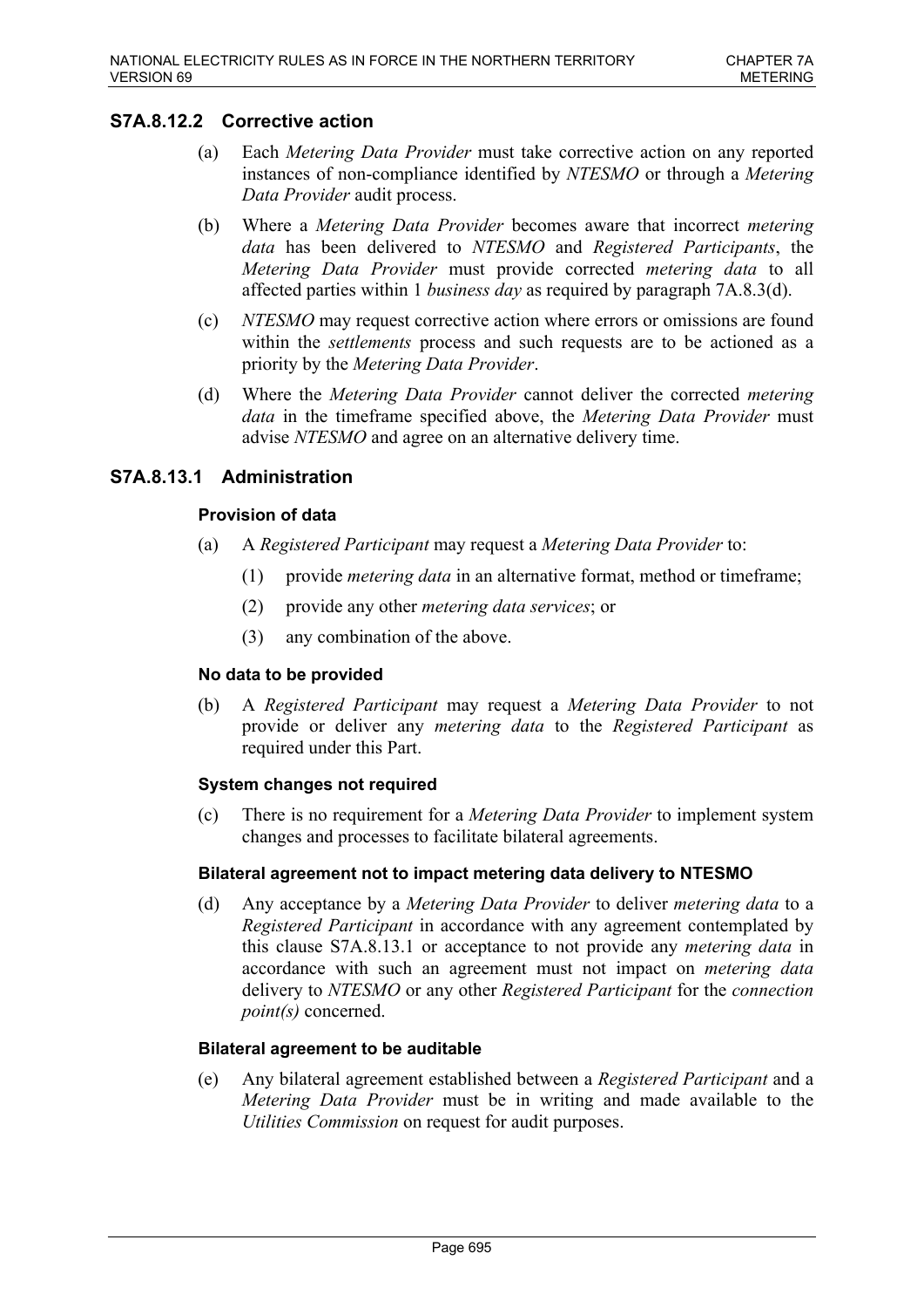### S7A.8.12.2 Corrective action

(a) Each *Metering Data Provider* must take corrective action on any reported instances of non-compliance identified by *NTESMO* or through a *Metering Data Provider* audit process.

(b) Where a *Metering Data Provider* becomes aware that incorrect *metering data* has been delivered to *NTESMO* and *Registered Participants*, the *Metering Data Provider* must provide corrected *metering data* to all affected parties within 1 *business day* as required by paragraph 7A.8.3(d).

(c) *NTESMO* may request corrective action where errors or omissions are found within the *settlements* process and such requests are to be actioned as a priority by the *Metering Data Provider*.

(d) Where the *Metering Data Provider* cannot deliver the corrected *metering data* in the timeframe specified above, the *Metering Data Provider* must advise *NTESMO* and agree on an alternative delivery time.

### S7A.8.13.1 Administration

**Provision of data**

(a) A *Registered Participant* may request a *Metering Data Provider* to:

(1) provide *metering data* in an alternative format, method or timeframe;

(2) provide any other *metering data services*; or

(3) any combination of the above.

**No data to be provided**

(b) A *Registered Participant* may request a *Metering Data Provider* to not provide or deliver any *metering data* to the *Registered Participant* as required under this Part.

**System changes not required**

(c) There is no requirement for a *Metering Data Provider* to implement system changes and processes to facilitate bilateral agreements.

**Bilateral agreement not to impact metering data delivery to NTESMO**

(d) Any acceptance by a *Metering Data Provider* to deliver *metering data* to a *Registered Participant* in accordance with any agreement contemplated by this clause S7A.8.13.1 or acceptance to not provide any *metering data* in accordance with such an agreement must not impact on *metering data* delivery to *NTESMO* or any other *Registered Participant* for the *connection point(s)* concerned.

**Bilateral agreement to be auditable**

(e) Any bilateral agreement established between a *Registered Participant* and a *Metering Data Provider* must be in writing and made available to the *Utilities Commission* on request for audit purposes.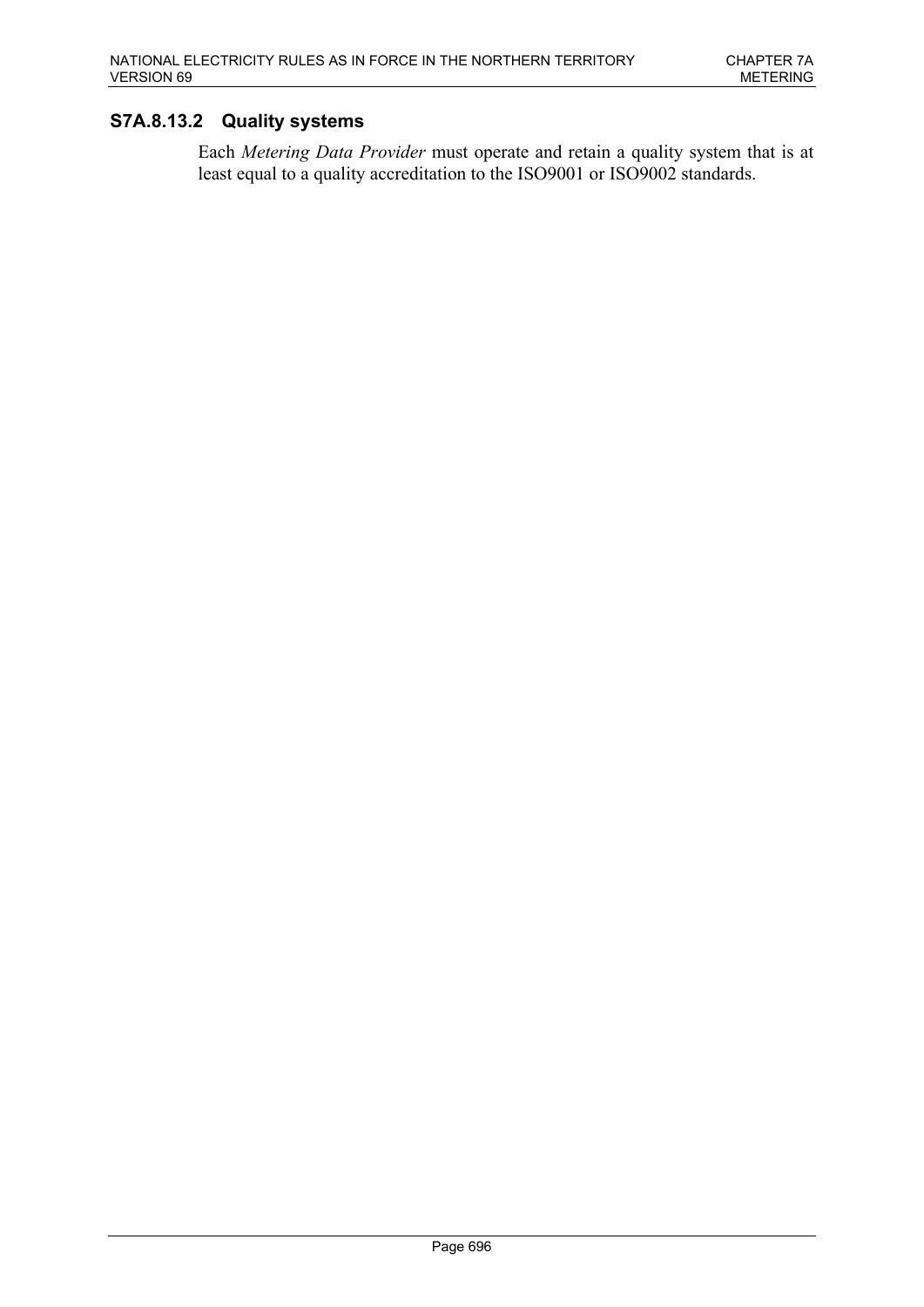### S7A.8.13.2 Quality systems

Each *Metering Data Provider* must operate and retain a quality system that is at least equal to a quality accreditation to the ISO9001 or ISO9002 standards.